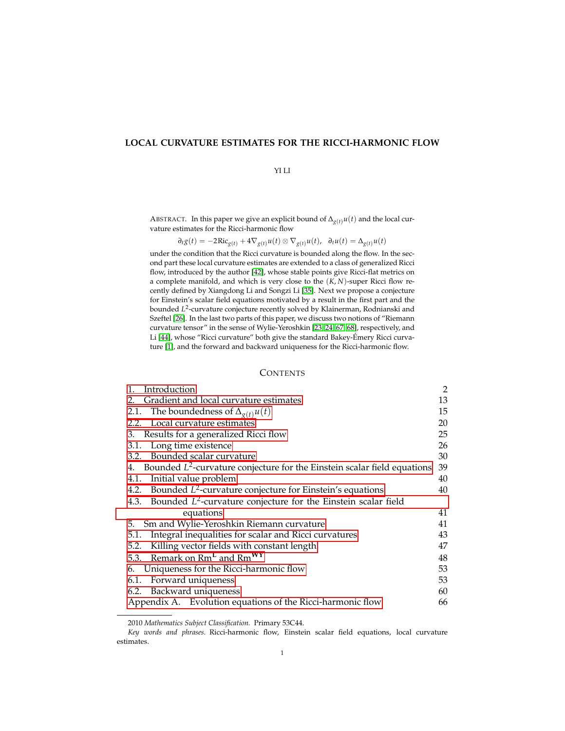# LOCAL CURVATURE ESTIMATES FOR THE RICCI-HARMONIC FLOW

YI LI

ABSTRACT. In this paper we give an explicit bound of $\Delta_{g(t)}u(t)$ and the local curvature estimates for the Ricci-harmonic flow

$$\partial_t g(t) = -2\text{Ric}_{g(t)} + 4\nabla_{g(t)}u(t) \otimes \nabla_{g(t)}u(t), \quad \partial_t u(t) = \Delta_{g(t)}u(t)$$

under the condition that the Ricci curvature is bounded along the flow. In the second part these local curvature estimates are extended to a class of generalized Ricci flow, introduced by the author [42], whose stable points give Ricci-flat metrics on a complete manifold, and which is very close to the $(K, N)$-super Ricci flow recently defined by Xiangdong Li and Songzi Li [35]. Next we propose a conjecture for Einstein's scalar field equations motivated by a result in the first part and the bounded $L^2$-curvature conjecture recently solved by Klainerman, Rodnianski and Szeftel [26]. In the last two parts of this paper, we discuss two notions of "Riemann curvature tensor" in the sense of Wylie-Yeroshkin [23, 24, 67, 68], respectively, and Li [44], whose "Ricci curvature" both give the standard Bakey-Émery Ricci curvature [1], and the forward and backward uniqueness for the Ricci-harmonic flow.

## CONTENTS

- 1. Introduction — 2
- 2. Gradient and local curvature estimates — 13
  - 2.1. The boundedness of $\Delta_{g(t)}u(t)$ — 15
  - 2.2. Local curvature estimates — 20
- 3. Results for a generalized Ricci flow — 25
  - 3.1. Long time existence — 26
  - 3.2. Bounded scalar curvature — 30
- 4. Bounded $L^2$-curvature conjecture for the Einstein scalar field equations — 39
  - 4.1. Initial value problem — 40
  - 4.2. Bounded $L^2$-curvature conjecture for Einstein's equations — 40
  - 4.3. Bounded $L^2$-curvature conjecture for the Einstein scalar field equations — 41
- 5. Sm and Wylie-Yeroshkin Riemann curvature — 41
  - 5.1. Integral inequalities for scalar and Ricci curvatures — 43
  - 5.2. Killing vector fields with constant length — 47
  - 5.3. Remark on $\text{Rm}^{\mathbf{L}}$ and $\text{Rm}^{\mathbf{WY}}$ — 48
- 6. Uniqueness for the Ricci-harmonic flow — 53
  - 6.1. Forward uniqueness — 53
  - 6.2. Backward uniqueness — 60
- Appendix A. Evolution equations of the Ricci-harmonic flow — 66

---

2010 *Mathematics Subject Classification.* Primary 53C44.

*Key words and phrases.* Ricci-harmonic flow, Einstein scalar field equations, local curvature estimates.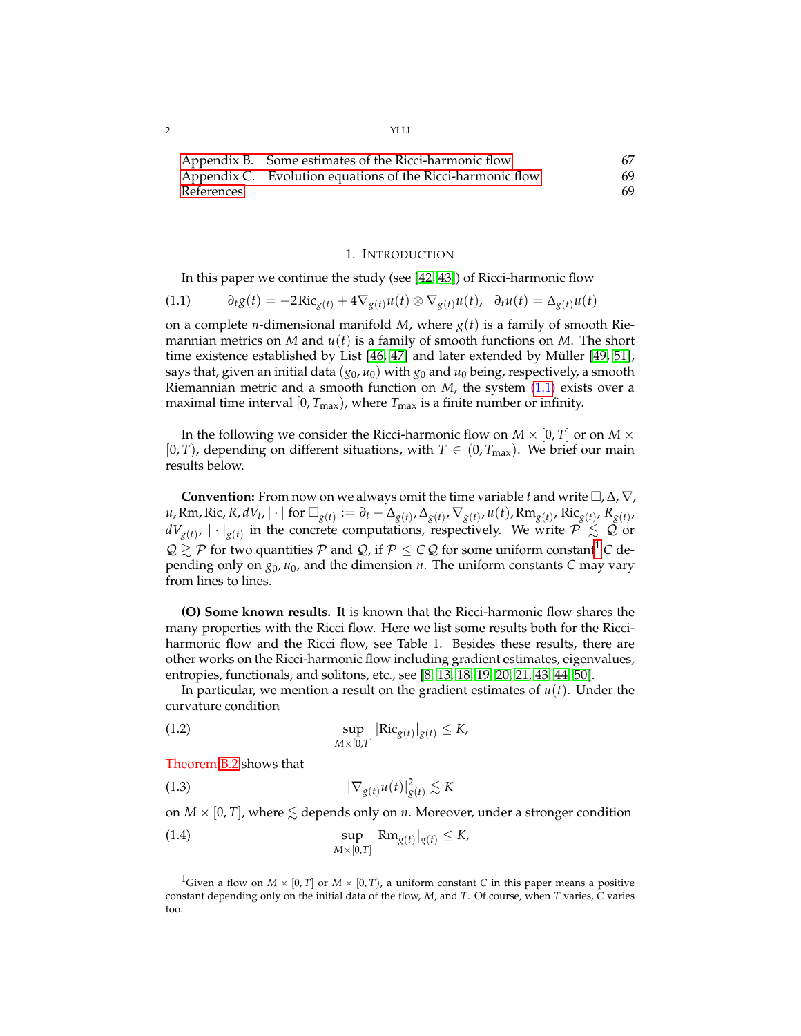Appendix B. Some estimates of the Ricci-harmonic flow 67
Appendix C. Evolution equations of the Ricci-harmonic flow 69
References 69

## 1. Introduction

In this paper we continue the study (see [42, 43]) of Ricci-harmonic flow

$$\partial_t g(t) = -2\mathrm{Ric}_{g(t)} + 4\nabla_{g(t)} u(t) \otimes \nabla_{g(t)} u(t), \quad \partial_t u(t) = \Delta_{g(t)} u(t) \tag{1.1}$$

on a complete $n$-dimensional manifold $M$, where $g(t)$ is a family of smooth Riemannian metrics on $M$ and $u(t)$ is a family of smooth functions on $M$. The short time existence established by List [46, 47] and later extended by Müller [49, 51], says that, given an initial data $(g_0, u_0)$ with $g_0$ and $u_0$ being, respectively, a smooth Riemannian metric and a smooth function on $M$, the system (1.1) exists over a maximal time interval $[0, T_{\max})$, where $T_{\max}$ is a finite number or infinity.

In the following we consider the Ricci-harmonic flow on $M \times [0, T]$ or on $M \times [0, T)$, depending on different situations, with $T \in (0, T_{\max})$. We brief our main results below.

**Convention:** From now on we always omit the time variable $t$ and write $\square, \Delta, \nabla, u, \mathrm{Rm}, \mathrm{Ric}, R, dV_t, |\cdot|$ for $\square_{g(t)} := \partial_t - \Delta_{g(t)}, \Delta_{g(t)}, \nabla_{g(t)}, u(t), \mathrm{Rm}_{g(t)}, \mathrm{Ric}_{g(t)}, R_{g(t)}, dV_{g(t)}, |\cdot|_{g(t)}$ in the concrete computations, respectively. We write $\mathcal{P} \lesssim \mathcal{Q}$ or $\mathcal{Q} \gtrsim \mathcal{P}$ for two quantities $\mathcal{P}$ and $\mathcal{Q}$, if $\mathcal{P} \le C\,\mathcal{Q}$ for some uniform constant[1] $C$ depending only on $g_0, u_0$, and the dimension $n$. The uniform constants $C$ may vary from lines to lines.

**(O) Some known results.** It is known that the Ricci-harmonic flow shares the many properties with the Ricci flow. Here we list some results both for the Ricci-harmonic flow and the Ricci flow, see Table 1. Besides these results, there are other works on the Ricci-harmonic flow including gradient estimates, eigenvalues, entropies, functionals, and solitons, etc., see [8, 13, 18, 19, 20, 21, 43, 44, 50].

In particular, we mention a result on the gradient estimates of $u(t)$. Under the curvature condition

$$\sup_{M \times [0,T]} |\mathrm{Ric}_{g(t)}|_{g(t)} \le K, \tag{1.2}$$

Theorem B.2 shows that

$$|\nabla_{g(t)} u(t)|^2_{g(t)} \lesssim K \tag{1.3}$$

on $M \times [0, T]$, where $\lesssim$ depends only on $n$. Moreover, under a stronger condition

$$\sup_{M \times [0,T]} |\mathrm{Rm}_{g(t)}|_{g(t)} \le K, \tag{1.4}$$

[1] Given a flow on $M \times [0, T]$ or $M \times [0, T)$, a uniform constant $C$ in this paper means a positive constant depending only on the initial data of the flow, $M$, and $T$. Of course, when $T$ varies, $C$ varies too.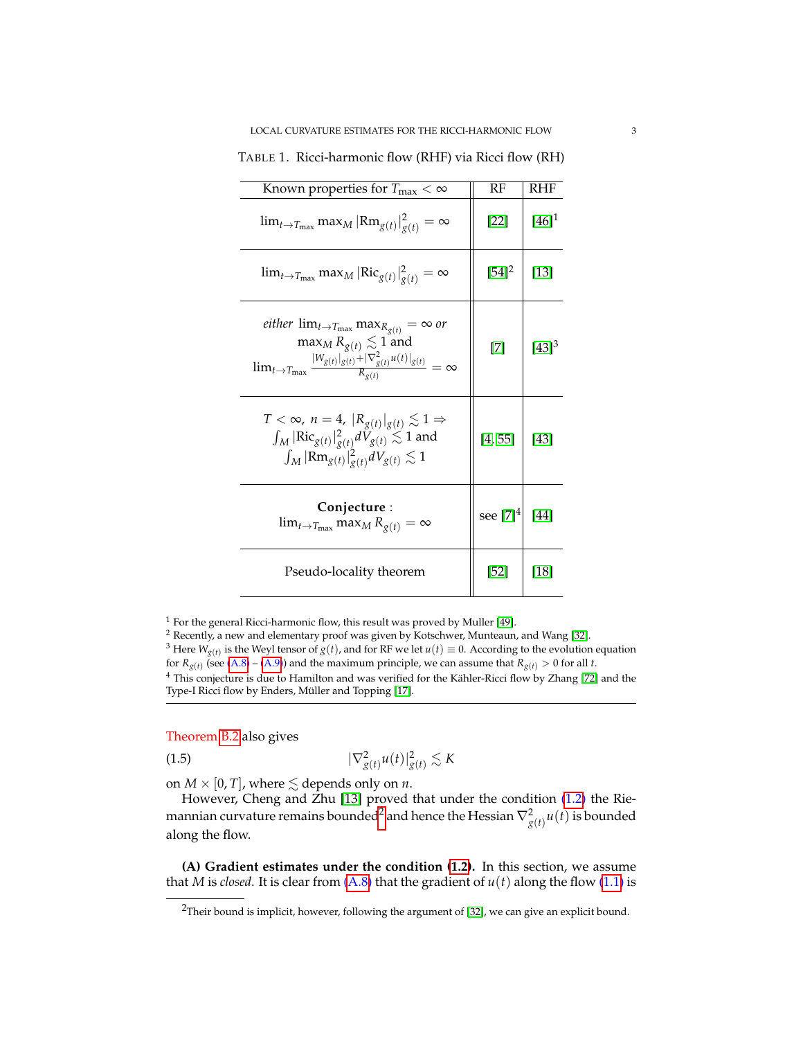TABLE 1. Ricci-harmonic flow (RHF) via Ricci flow (RH)

| Known properties for $T_{\max} < \infty$ | RF | RHF |
|---|---|---|
| $\lim_{t\to T_{\max}} \max_M \lvert \mathrm{Rm}_{g(t)} \rvert^2_{g(t)} = \infty$ | [22] | [46][1] |
| $\lim_{t\to T_{\max}} \max_M \lvert \mathrm{Ric}_{g(t)} \rvert^2_{g(t)} = \infty$ | [54][2] | [13] |
| *either* $\lim_{t\to T_{\max}} \max_{R_{g(t)}} = \infty$ *or* $\max_M R_{g(t)} \lesssim 1$ and $\lim_{t\to T_{\max}} \frac{\lvert W_{g(t)}\rvert_{g(t)} + \lvert \nabla^2_{g(t)} u(t)\rvert_{g(t)}}{R_{g(t)}} = \infty$ | [7] | [43][3] |
| $T < \infty$, $n = 4$, $\lvert R_{g(t)} \rvert_{g(t)} \lesssim 1 \Rightarrow$ $\int_M \lvert \mathrm{Ric}_{g(t)}\rvert^2_{g(t)} dV_{g(t)} \lesssim 1$ and $\int_M \lvert \mathrm{Rm}_{g(t)}\rvert^2_{g(t)} dV_{g(t)} \lesssim 1$ | [4, 55] | [43] |
| **Conjecture** : $\lim_{t\to T_{\max}} \max_M R_{g(t)} = \infty$ | see [7][4] | [44] |
| Pseudo-locality theorem | [52] | [18] |

[1] For the general Ricci-harmonic flow, this result was proved by Muller [49].
[2] Recently, a new and elementary proof was given by Kotschwer, Munteaun, and Wang [32].
[3] Here $W_{g(t)}$ is the Weyl tensor of $g(t)$, and for RF we let $u(t) \equiv 0$. According to the evolution equation for $R_{g(t)}$ (see (A.8) – (A.9)) and the maximum principle, we can assume that $R_{g(t)} > 0$ for all $t$.
[4] This conjecture is due to Hamilton and was verified for the Kähler-Ricci flow by Zhang [72] and the Type-I Ricci flow by Enders, Müller and Topping [17].

Theorem B.2 also gives

$$|\nabla^2_{g(t)} u(t)|^2_{g(t)} \lesssim K \tag{1.5}$$

on $M \times [0, T]$, where $\lesssim$ depends only on $n$.

However, Cheng and Zhu [13] proved that under the condition (1.2) the Riemannian curvature remains bounded[2] and hence the Hessian $\nabla^2_{g(t)} u(t)$ is bounded along the flow.

**(A) Gradient estimates under the condition (1.2).** In this section, we assume that $M$ is *closed*. It is clear from (A.8) that the gradient of $u(t)$ along the flow (1.1) is

[2] Their bound is implicit, however, following the argument of [32], we can give an explicit bound.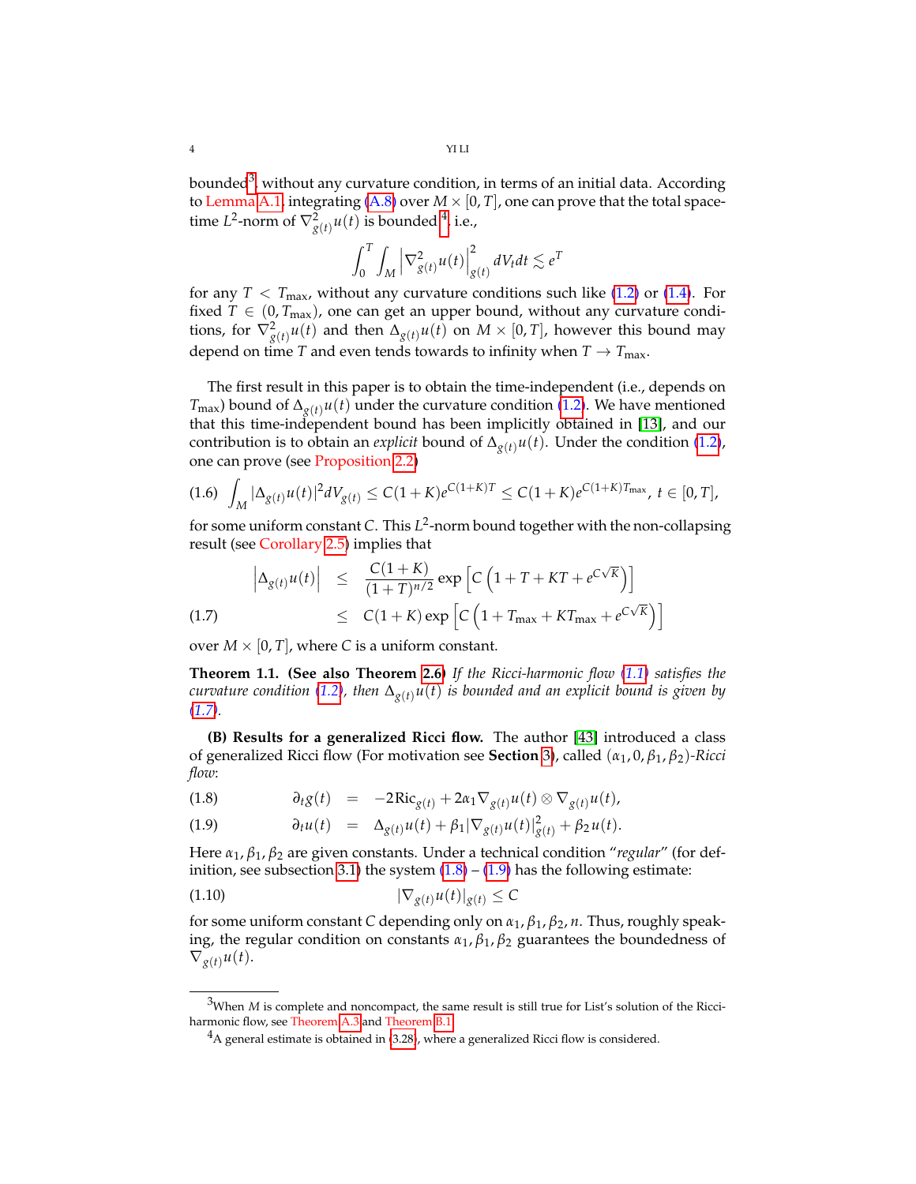bounded[3], without any curvature condition, in terms of an initial data. According to Lemma A.1, integrating (A.8) over $M \times [0,T]$, one can prove that the total space-time $L^2$-norm of $\nabla^2_{g(t)} u(t)$ is bounded [4], i.e.,

$$\int_0^T \int_M \left|\nabla^2_{g(t)} u(t)\right|^2_{g(t)} dV_t dt \lesssim e^T$$

for any $T < T_{\max}$, without any curvature conditions such like (1.2) or (1.4). For fixed $T \in (0, T_{\max})$, one can get an upper bound, without any curvature conditions, for $\nabla^2_{g(t)} u(t)$ and then $\Delta_{g(t)} u(t)$ on $M \times [0,T]$, however this bound may depend on time $T$ and even tends towards to infinity when $T \to T_{\max}$.

The first result in this paper is to obtain the time-independent (i.e., depends on $T_{\max}$) bound of $\Delta_{g(t)} u(t)$ under the curvature condition (1.2). We have mentioned that this time-independent bound has been implicitly obtained in [13], and our contribution is to obtain an *explicit* bound of $\Delta_{g(t)} u(t)$. Under the condition (1.2), one can prove (see Proposition 2.2)

$$\int_M |\Delta_{g(t)} u(t)|^2 dV_{g(t)} \le C(1+K)e^{C(1+K)T} \le C(1+K)e^{C(1+K)T_{\max}}, \ t \in [0,T], \tag{1.6}$$

for some uniform constant $C$. This $L^2$-norm bound together with the non-collapsing result (see Corollary 2.5) implies that

$$\begin{aligned}
\left|\Delta_{g(t)} u(t)\right| &\le \frac{C(1+K)}{(1+T)^{n/2}} \exp\left[C\left(1+T+KT+e^{C\sqrt{K}}\right)\right] \\
&\le C(1+K)\exp\left[C\left(1+T_{\max}+KT_{\max}+e^{C\sqrt{K}}\right)\right]
\end{aligned} \tag{1.7}$$

over $M \times [0,T]$, where $C$ is a uniform constant.

**Theorem 1.1. (See also Theorem 2.6)** *If the Ricci-harmonic flow (1.1) satisfies the curvature condition (1.2), then $\Delta_{g(t)} u(t)$ is bounded and an explicit bound is given by (1.7).*

**(B) Results for a generalized Ricci flow.** The author [43] introduced a class of generalized Ricci flow (For motivation see **Section 3**), called $(\alpha_1, 0, \beta_1, \beta_2)$-*Ricci flow*:

$$\partial_t g(t) = -2\mathrm{Ric}_{g(t)} + 2\alpha_1 \nabla_{g(t)} u(t) \otimes \nabla_{g(t)} u(t), \tag{1.8}$$

$$\partial_t u(t) = \Delta_{g(t)} u(t) + \beta_1 |\nabla_{g(t)} u(t)|^2_{g(t)} + \beta_2 u(t). \tag{1.9}$$

Here $\alpha_1, \beta_1, \beta_2$ are given constants. Under a technical condition "*regular*" (for definition, see subsection 3.1) the system (1.8) – (1.9) has the following estimate:

$$|\nabla_{g(t)} u(t)|_{g(t)} \le C \tag{1.10}$$

for some uniform constant $C$ depending only on $\alpha_1, \beta_1, \beta_2, n$. Thus, roughly speaking, the regular condition on constants $\alpha_1, \beta_1, \beta_2$ guarantees the boundedness of $\nabla_{g(t)} u(t)$.

---

[3] When $M$ is complete and noncompact, the same result is still true for List's solution of the Ricci-harmonic flow, see Theorem A.3 and Theorem B.1.

[4] A general estimate is obtained in (3.28), where a generalized Ricci flow is considered.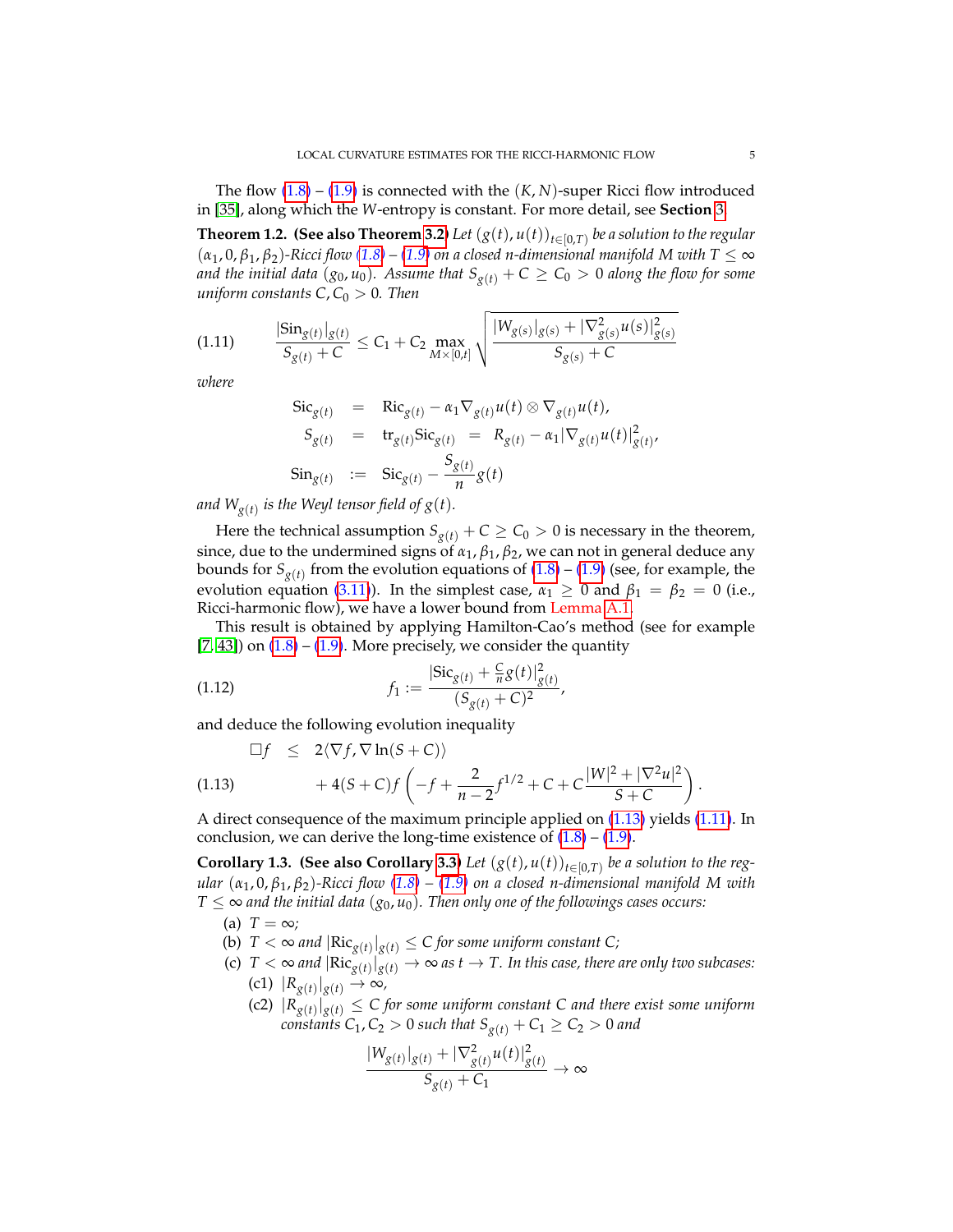The flow (1.8) – (1.9) is connected with the $(K, N)$-super Ricci flow introduced in [35], along which the $W$-entropy is constant. For more detail, see **Section** 3.

**Theorem 1.2. (See also Theorem 3.2)** *Let $(g(t), u(t))_{t\in[0,T)}$ be a solution to the regular $(\alpha_1, 0, \beta_1, \beta_2)$-Ricci flow (1.8) – (1.9) on a closed $n$-dimensional manifold $M$ with $T \leq \infty$ and the initial data $(g_0, u_0)$. Assume that $S_{g(t)} + C \geq C_0 > 0$ along the flow for some uniform constants $C, C_0 > 0$. Then*

$$\frac{|\mathrm{Sin}_{g(t)}|_{g(t)}}{S_{g(t)} + C} \leq C_1 + C_2 \max_{M\times[0,t]} \sqrt{\frac{|W_{g(s)}|_{g(s)} + |\nabla^2_{g(s)} u(s)|^2_{g(s)}}{S_{g(s)} + C}} \tag{1.11}$$

*where*

$$\begin{aligned}
\mathrm{Sic}_{g(t)} &= \mathrm{Ric}_{g(t)} - \alpha_1 \nabla_{g(t)} u(t) \otimes \nabla_{g(t)} u(t), \\
S_{g(t)} &= \mathrm{tr}_{g(t)} \mathrm{Sic}_{g(t)} \;=\; R_{g(t)} - \alpha_1 |\nabla_{g(t)} u(t)|^2_{g(t)}, \\
\mathrm{Sin}_{g(t)} &:= \mathrm{Sic}_{g(t)} - \frac{S_{g(t)}}{n} g(t)
\end{aligned}$$

*and $W_{g(t)}$ is the Weyl tensor field of $g(t)$.*

Here the technical assumption $S_{g(t)} + C \geq C_0 > 0$ is necessary in the theorem, since, due to the undermined signs of $\alpha_1, \beta_1, \beta_2$, we can not in general deduce any bounds for $S_{g(t)}$ from the evolution equations of (1.8) – (1.9) (see, for example, the evolution equation (3.11)). In the simplest case, $\alpha_1 \geq 0$ and $\beta_1 = \beta_2 = 0$ (i.e., Ricci-harmonic flow), we have a lower bound from Lemma A.1.

This result is obtained by applying Hamilton-Cao's method (see for example [7, 43]) on (1.8) – (1.9). More precisely, we consider the quantity

$$f_1 := \frac{|\mathrm{Sic}_{g(t)} + \frac{C}{n} g(t)|^2_{g(t)}}{(S_{g(t)} + C)^2}, \tag{1.12}$$

and deduce the following evolution inequality

$$\begin{aligned}
\Box f \;\leq\;& 2\langle \nabla f, \nabla \ln(S + C)\rangle \\
&+ 4(S + C) f \left( -f + \frac{2}{n-2} f^{1/2} + C + C\frac{|W|^2 + |\nabla^2 u|^2}{S + C} \right).
\end{aligned} \tag{1.13}$$

A direct consequence of the maximum principle applied on (1.13) yields (1.11). In conclusion, we can derive the long-time existence of (1.8) – (1.9).

**Corollary 1.3. (See also Corollary 3.3)** *Let $(g(t), u(t))_{t\in[0,T)}$ be a solution to the regular $(\alpha_1, 0, \beta_1, \beta_2)$-Ricci flow (1.8) – (1.9) on a closed $n$-dimensional manifold $M$ with $T \leq \infty$ and the initial data $(g_0, u_0)$. Then only one of the followings cases occurs:*

- (a) *$T = \infty$;*
- (b) *$T < \infty$ and $|\mathrm{Ric}_{g(t)}|_{g(t)} \leq C$ for some uniform constant $C$;*
- (c) *$T < \infty$ and $|\mathrm{Ric}_{g(t)}|_{g(t)} \to \infty$ as $t \to T$. In this case, there are only two subcases:*
  - (c1) *$|R_{g(t)}|_{g(t)} \to \infty$,*
  - (c2) *$|R_{g(t)}|_{g(t)} \leq C$ for some uniform constant $C$ and there exist some uniform constants $C_1, C_2 > 0$ such that $S_{g(t)} + C_1 \geq C_2 > 0$ and*

$$\frac{|W_{g(t)}|_{g(t)} + |\nabla^2_{g(t)} u(t)|^2_{g(t)}}{S_{g(t)} + C_1} \to \infty$$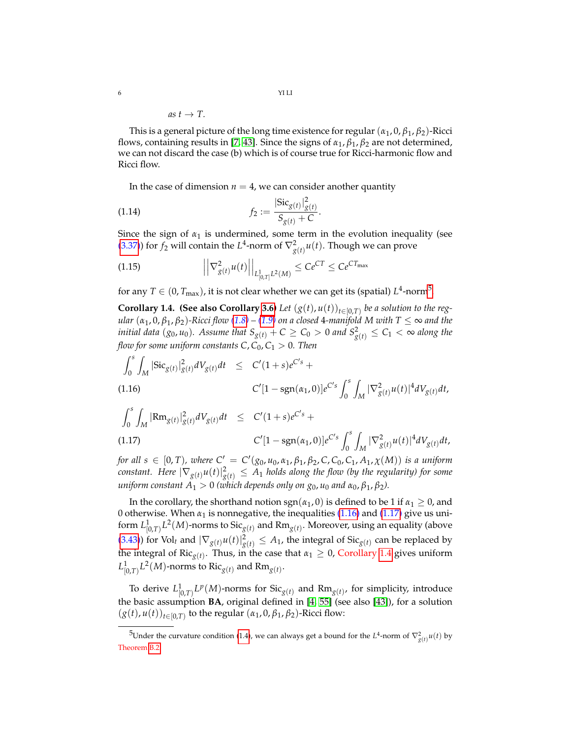*as* $t \to T$.

This is a general picture of the long time existence for regular $(\alpha_1, 0, \beta_1, \beta_2)$-Ricci flows, containing results in [7, 43]. Since the signs of $\alpha_1, \beta_1, \beta_2$ are not determined, we can not discard the case (b) which is of course true for Ricci-harmonic flow and Ricci flow.

In the case of dimension $n = 4$, we can consider another quantity

$$f_2 := \frac{|\mathrm{Sic}_{g(t)}|^2_{g(t)}}{S_{g(t)} + C}. \tag{1.14}$$

Since the sign of $\alpha_1$ is undermined, some term in the evolution inequality (see (3.37)) for $f_2$ will contain the $L^4$-norm of $\nabla^2_{g(t)} u(t)$. Though we can prove

$$\left|\left|\nabla^2_{g(t)} u(t)\right|\right|_{L^1_{[0,T]} L^2(M)} \le Ce^{CT} \le Ce^{CT_{\max}} \tag{1.15}$$

for any $T \in (0, T_{\max})$, it is not clear whether we can get its (spatial) $L^4$-norm[5].

**Corollary 1.4. (See also Corollary 3.6)** *Let $(g(t), u(t))_{t\in[0,T)}$ be a solution to the regular $(\alpha_1, 0, \beta_1, \beta_2)$-Ricci flow (1.8) – (1.9) on a closed 4-manifold $M$ with $T \le \infty$ and the initial data $(g_0, u_0)$. Assume that $S_{g(t)} + C \ge C_0 > 0$ and $S^2_{g(t)} \le C_1 < \infty$ along the flow for some uniform constants $C, C_0, C_1 > 0$. Then*

$$\begin{aligned}
\int_0^s \int_M |\mathrm{Sic}_{g(t)}|^2_{g(t)} dV_{g(t)} dt &\le C'(1+s)e^{C's} + \\
&\quad C'[1 - \mathrm{sgn}(\alpha_1, 0)]e^{C's} \int_0^s \int_M |\nabla^2_{g(t)} u(t)|^4 dV_{g(t)} dt,
\end{aligned} \tag{1.16}$$

$$\begin{aligned}
\int_0^s \int_M |\mathrm{Rm}_{g(t)}|^2_{g(t)} dV_{g(t)} dt &\le C'(1+s)e^{C's} + \\
&\quad C'[1 - \mathrm{sgn}(\alpha_1, 0)]e^{C's} \int_0^s \int_M |\nabla^2_{g(t)} u(t)|^4 dV_{g(t)} dt,
\end{aligned} \tag{1.17}$$

*for all $s \in [0, T)$, where $C' = C'(g_0, u_0, \alpha_1, \beta_1, \beta_2, C, C_0, C_1, A_1, \chi(M))$ is a uniform constant. Here $|\nabla_{g(t)} u(t)|^2_{g(t)} \le A_1$ holds along the flow (by the regularity) for some uniform constant $A_1 > 0$ (which depends only on $g_0, u_0$ and $\alpha_0, \beta_1, \beta_2$).*

In the corollary, the shorthand notion $\mathrm{sgn}(\alpha_1, 0)$ is defined to be 1 if $\alpha_1 \ge 0$, and 0 otherwise. When $\alpha_1$ is nonnegative, the inequalities (1.16) and (1.17) give us uniform $L^1_{[0,T)} L^2(M)$-norms to $\mathrm{Sic}_{g(t)}$ and $\mathrm{Rm}_{g(t)}$. Moreover, using an equality (above (3.43)) for $\mathrm{Vol}_t$ and $|\nabla_{g(t)} u(t)|^2_{g(t)} \le A_1$, the integral of $\mathrm{Sic}_{g(t)}$ can be replaced by the integral of $\mathrm{Ric}_{g(t)}$. Thus, in the case that $\alpha_1 \ge 0$, Corollary 1.4 gives uniform $L^1_{[0,T)} L^2(M)$-norms to $\mathrm{Ric}_{g(t)}$ and $\mathrm{Rm}_{g(t)}$.

To derive $L^1_{[0,T)} L^p(M)$-norms for $\mathrm{Sic}_{g(t)}$ and $\mathrm{Rm}_{g(t)}$, for simplicity, introduce the basic assumption **BA**, original defined in [4, 55] (see also [43]), for a solution $(g(t), u(t))_{t\in[0,T)}$ to the regular $(\alpha_1, 0, \beta_1, \beta_2)$-Ricci flow:

---

[5] Under the curvature condition (1.4), we can always get a bound for the $L^4$-norm of $\nabla^2_{g(t)} u(t)$ by Theorem B.2.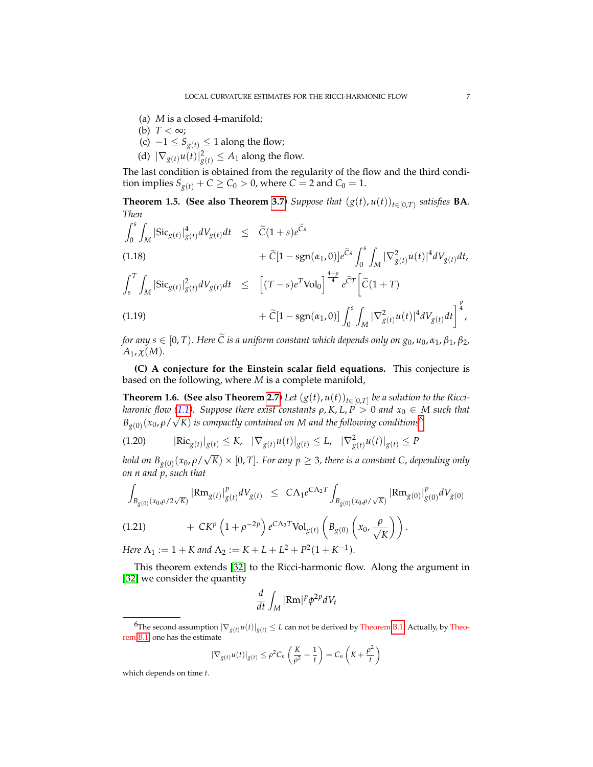(a) $M$ is a closed 4-manifold;
(b) $T < \infty$;
(c) $-1 \leq S_{g(t)} \leq 1$ along the flow;
(d) $|\nabla_{g(t)} u(t)|^2_{g(t)} \leq A_1$ along the flow.

The last condition is obtained from the regularity of the flow and the third condition implies $S_{g(t)} + C \geq C_0 > 0$, where $C = 2$ and $C_0 = 1$.

**Theorem 1.5. (See also Theorem 3.7)** *Suppose that $(g(t), u(t))_{t\in[0,T)}$ satisfies* **BA**. *Then*

$$
\begin{aligned}
\int_0^s \int_M |\mathrm{Sic}_{g(t)}|^4_{g(t)} dV_{g(t)} dt \quad &\leq \quad \widetilde{C}(1+s)e^{\widetilde{C}s} \\
&\quad + \widetilde{C}[1 - \mathrm{sgn}(\alpha_1, 0)]e^{\widetilde{C}s} \int_0^s \int_M |\nabla^2_{g(t)} u(t)|^4 dV_{g(t)} dt, \qquad (1.18)
\end{aligned}
$$

$$
\begin{aligned}
\int_s^T \int_M |\mathrm{Sic}_{g(t)}|^2_{g(t)} dV_{g(t)} dt \quad &\leq \quad \left[(T-s)e^T \mathrm{Vol}_0\right]^{\frac{4-p}{4}} e^{\widetilde{C}T} \Bigg[\widetilde{C}(1+T) \\
&\quad + \widetilde{C}[1 - \mathrm{sgn}(\alpha_1, 0)] \int_0^s \int_M |\nabla^2_{g(t)} u(t)|^4 dV_{g(t)} dt\Bigg]^{\frac{p}{4}}, \qquad (1.19)
\end{aligned}
$$

*for any $s \in [0, T)$. Here $\widetilde{C}$ is a uniform constant which depends only on $g_0, u_0, \alpha_1, \beta_1, \beta_2, A_1, \chi(M)$.*

**(C) A conjecture for the Einstein scalar field equations.** This conjecture is based on the following, where $M$ is a complete manifold,

**Theorem 1.6. (See also Theorem 2.7)** *Let $(g(t), u(t))_{t\in[0,T]}$ be a solution to the Ricci-haronic flow (1.1). Suppose there exist constants $\rho, K, L, P > 0$ and $x_0 \in M$ such that $B_{g(0)}(x_0, \rho/\sqrt{K})$ is compactly contained on $M$ and the following conditions*[6]

$$
|\mathrm{Ric}_{g(t)}|_{g(t)} \leq K, \quad |\nabla_{g(t)} u(t)|_{g(t)} \leq L, \quad |\nabla^2_{g(t)} u(t)|_{g(t)} \leq P \qquad (1.20)
$$

*hold on $B_{g(0)}(x_0, \rho/\sqrt{K}) \times [0, T]$. For any $p \geq 3$, there is a constant $C$, depending only on $n$ and $p$, such that*

$$
\begin{aligned}
\int_{B_{g(0)}(x_0, \rho/2\sqrt{K})} |\mathrm{Rm}_{g(t)}|^p_{g(t)} dV_{g(t)} \quad &\leq \quad C\Lambda_1 e^{C\Lambda_2 T} \int_{B_{g(0)}(x_0, \rho/\sqrt{K})} |\mathrm{Rm}_{g(0)}|^p_{g(0)} dV_{g(0)} \\
&\quad + CK^p \left(1 + \rho^{-2p}\right) e^{C\Lambda_2 T} \mathrm{Vol}_{g(t)} \left(B_{g(0)} \left(x_0, \frac{\rho}{\sqrt{K}}\right)\right). \qquad (1.21)
\end{aligned}
$$

*Here $\Lambda_1 := 1 + K$ and $\Lambda_2 := K + L + L^2 + P^2(1 + K^{-1})$.*

This theorem extends [32] to the Ricci-harmonic flow. Along the argument in [32] we consider the quantity

$$
\frac{d}{dt} \int_M |\mathrm{Rm}|^p \phi^{2p} dV_t
$$

---

[6] The second assumption $|\nabla_{g(t)} u(t)|_{g(t)} \leq L$ can not be derived by Theorem B.1. Actually, by Theorem B.1, one has the estimate

$$
|\nabla_{g(t)} u(t)|_{g(t)} \leq \rho^2 C_n \left(\frac{K}{\rho^2} + \frac{1}{t}\right) = C_n \left(K + \frac{\rho^2}{t}\right)
$$

which depends on time $t$.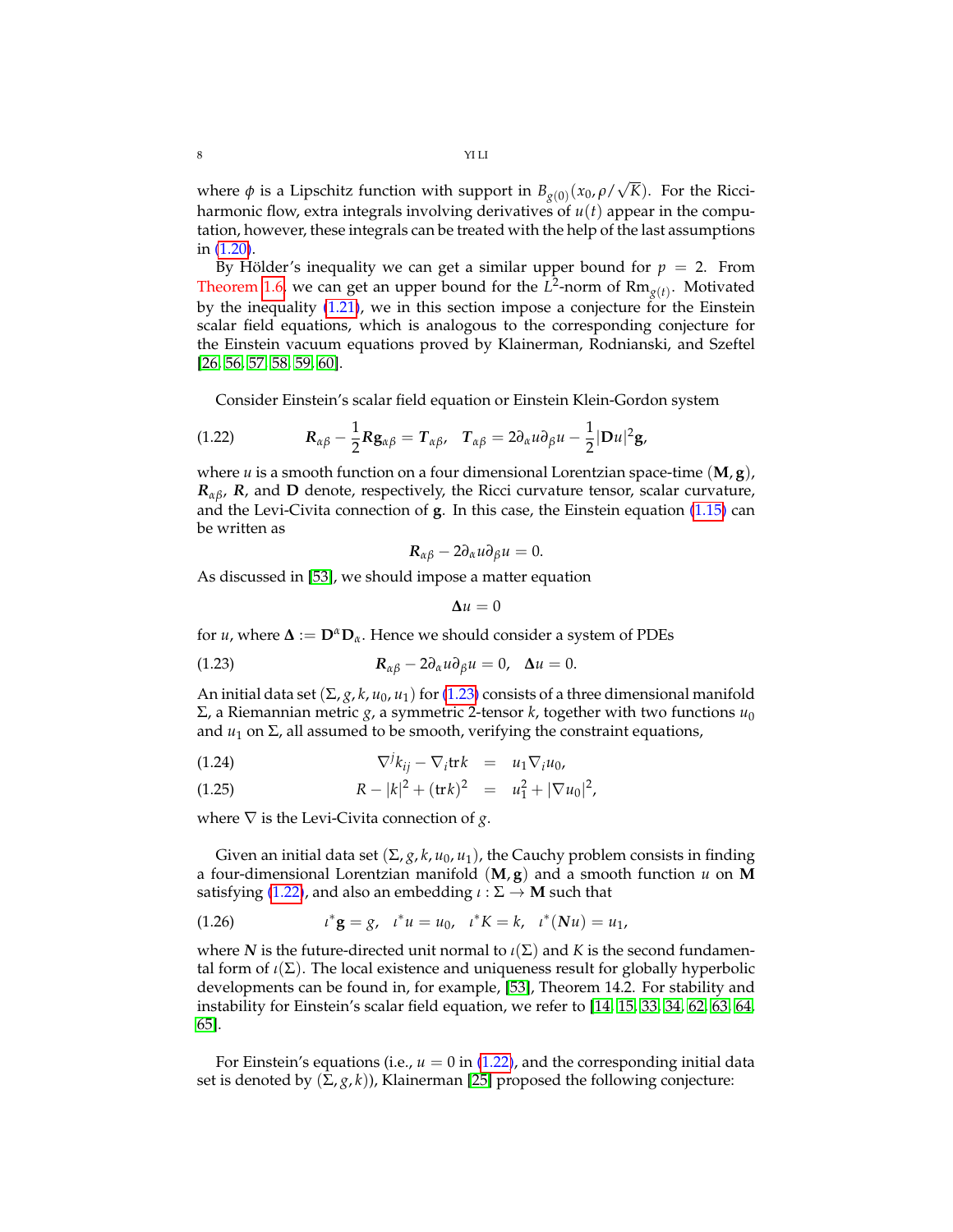where $\phi$ is a Lipschitz function with support in $B_{g(0)}(x_0, \rho/\sqrt{K})$. For the Ricci-harmonic flow, extra integrals involving derivatives of $u(t)$ appear in the computation, however, these integrals can be treated with the help of the last assumptions in (1.20).

By Hölder's inequality we can get a similar upper bound for $p = 2$. From Theorem 1.6, we can get an upper bound for the $L^2$-norm of $\mathrm{Rm}_{g(t)}$. Motivated by the inequality (1.21), we in this section impose a conjecture for the Einstein scalar field equations, which is analogous to the corresponding conjecture for the Einstein vacuum equations proved by Klainerman, Rodnianski, and Szeftel [26, 56, 57, 58, 59, 60].

Consider Einstein's scalar field equation or Einstein Klein-Gordon system

$$
\boldsymbol{R}_{\alpha\beta} - \frac{1}{2}\boldsymbol{R}\mathbf{g}_{\alpha\beta} = \boldsymbol{T}_{\alpha\beta}, \quad \boldsymbol{T}_{\alpha\beta} = 2\partial_\alpha u \partial_\beta u - \frac{1}{2}|\mathbf{D}u|^2\mathbf{g}, \tag{1.22}
$$

where $u$ is a smooth function on a four dimensional Lorentzian space-time $(\mathbf{M}, \mathbf{g})$, $\boldsymbol{R}_{\alpha\beta}$, $\boldsymbol{R}$, and $\mathbf{D}$ denote, respectively, the Ricci curvature tensor, scalar curvature, and the Levi-Civita connection of $\mathbf{g}$. In this case, the Einstein equation (1.15) can be written as

$$
\boldsymbol{R}_{\alpha\beta} - 2\partial_\alpha u \partial_\beta u = 0.
$$

As discussed in [53], we should impose a matter equation

$$
\boldsymbol{\Delta} u = 0
$$

for $u$, where $\boldsymbol{\Delta} := \mathbf{D}^\alpha \mathbf{D}_\alpha$. Hence we should consider a system of PDEs

$$
\boldsymbol{R}_{\alpha\beta} - 2\partial_\alpha u \partial_\beta u = 0, \quad \boldsymbol{\Delta} u = 0. \tag{1.23}
$$

An initial data set $(\Sigma, g, k, u_0, u_1)$ for (1.23) consists of a three dimensional manifold $\Sigma$, a Riemannian metric $g$, a symmetric 2-tensor $k$, together with two functions $u_0$ and $u_1$ on $\Sigma$, all assumed to be smooth, verifying the constraint equations,

$$
\nabla^j k_{ij} - \nabla_i \mathrm{tr} k = u_1 \nabla_i u_0, \tag{1.24}
$$

$$
R - |k|^2 + (\mathrm{tr} k)^2 = u_1^2 + |\nabla u_0|^2, \tag{1.25}
$$

where $\nabla$ is the Levi-Civita connection of $g$.

Given an initial data set $(\Sigma, g, k, u_0, u_1)$, the Cauchy problem consists in finding a four-dimensional Lorentzian manifold $(\mathbf{M}, \mathbf{g})$ and a smooth function $u$ on $\mathbf{M}$ satisfying (1.22), and also an embedding $\iota : \Sigma \to \mathbf{M}$ such that

$$
\iota^*\mathbf{g} = g, \quad \iota^* u = u_0, \quad \iota^* K = k, \quad \iota^*(\boldsymbol{N} u) = u_1, \tag{1.26}
$$

where $\boldsymbol{N}$ is the future-directed unit normal to $\iota(\Sigma)$ and $K$ is the second fundamental form of $\iota(\Sigma)$. The local existence and uniqueness result for globally hyperbolic developments can be found in, for example, [53], Theorem 14.2. For stability and instability for Einstein's scalar field equation, we refer to [14, 15, 33, 34, 62, 63, 64, 65].

For Einstein's equations (i.e., $u = 0$ in (1.22), and the corresponding initial data set is denoted by $(\Sigma, g, k)$), Klainerman [25] proposed the following conjecture: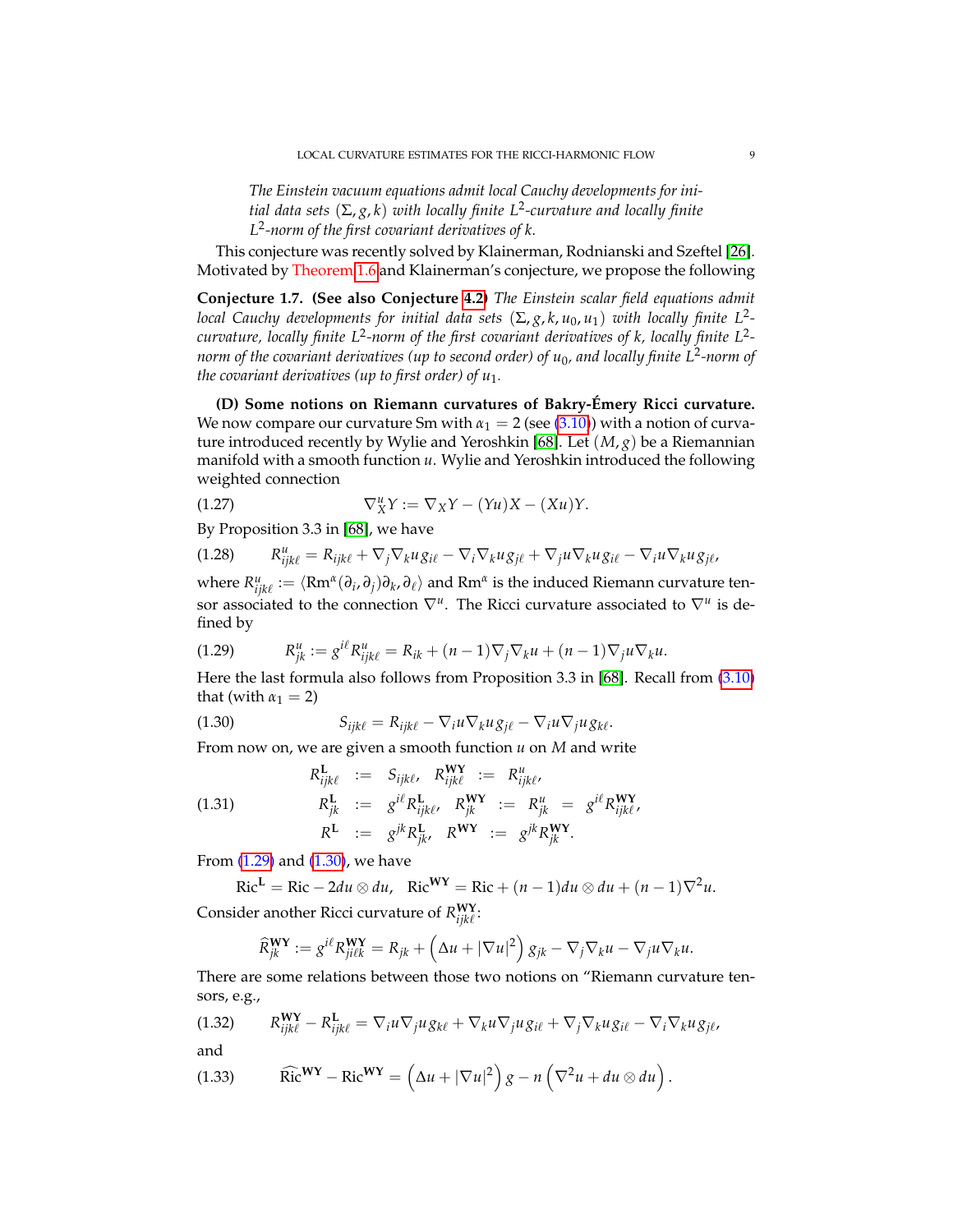*The Einstein vacuum equations admit local Cauchy developments for initial data sets $(\Sigma, g, k)$ with locally finite $L^2$-curvature and locally finite $L^2$-norm of the first covariant derivatives of $k$.*

This conjecture was recently solved by Klainerman, Rodnianski and Szeftel [26]. Motivated by Theorem 1.6 and Klainerman's conjecture, we propose the following

**Conjecture 1.7. (See also Conjecture 4.2)** *The Einstein scalar field equations admit local Cauchy developments for initial data sets $(\Sigma, g, k, u_0, u_1)$ with locally finite $L^2$-curvature, locally finite $L^2$-norm of the first covariant derivatives of $k$, locally finite $L^2$-norm of the covariant derivatives (up to second order) of $u_0$, and locally finite $L^2$-norm of the covariant derivatives (up to first order) of $u_1$.*

**(D) Some notions on Riemann curvatures of Bakry-Émery Ricci curvature.** We now compare our curvature Sm with $\alpha_1 = 2$ (see (3.10)) with a notion of curvature introduced recently by Wylie and Yeroshkin [68]. Let $(M, g)$ be a Riemannian manifold with a smooth function $u$. Wylie and Yeroshkin introduced the following weighted connection

$$\nabla^u_X Y := \nabla_X Y - (Yu)X - (Xu)Y. \tag{1.27}$$

By Proposition 3.3 in [68], we have

$$R^u_{ijk\ell} = R_{ijk\ell} + \nabla_j \nabla_k u \, g_{i\ell} - \nabla_i \nabla_k u \, g_{j\ell} + \nabla_j u \nabla_k u \, g_{i\ell} - \nabla_i u \nabla_k u \, g_{j\ell}, \tag{1.28}$$

where $R^u_{ijk\ell} := \langle \mathrm{Rm}^\alpha(\partial_i, \partial_j)\partial_k, \partial_\ell \rangle$ and $\mathrm{Rm}^\alpha$ is the induced Riemann curvature tensor associated to the connection $\nabla^u$. The Ricci curvature associated to $\nabla^u$ is defined by

$$R^u_{jk} := g^{i\ell} R^u_{ijk\ell} = R_{ik} + (n-1)\nabla_j \nabla_k u + (n-1)\nabla_j u \nabla_k u. \tag{1.29}$$

Here the last formula also follows from Proposition 3.3 in [68]. Recall from (3.10) that (with $\alpha_1 = 2$)

$$S_{ijk\ell} = R_{ijk\ell} - \nabla_i u \nabla_k u \, g_{j\ell} - \nabla_i u \nabla_j u \, g_{k\ell}. \tag{1.30}$$

From now on, we are given a smooth function $u$ on $M$ and write

$$\begin{array}{rclrcl} R^{\mathbf{L}}_{ijk\ell} & := & S_{ijk\ell}, & R^{\mathbf{WY}}_{ijk\ell} & := & R^u_{ijk\ell}, \\ R^{\mathbf{L}}_{jk} & := & g^{i\ell} R^{\mathbf{L}}_{ijk\ell}, & R^{\mathbf{WY}}_{jk} & := & R^u_{jk} \ = \ g^{i\ell} R^{\mathbf{WY}}_{ijk\ell}, \\ R^{\mathbf{L}} & := & g^{jk} R^{\mathbf{L}}_{jk}, & R^{\mathbf{WY}} & := & g^{jk} R^{\mathbf{WY}}_{jk}. \end{array} \tag{1.31}$$

From (1.29) and (1.30), we have

$$\mathrm{Ric}^{\mathbf{L}} = \mathrm{Ric} - 2 du \otimes du, \quad \mathrm{Ric}^{\mathbf{WY}} = \mathrm{Ric} + (n-1) du \otimes du + (n-1)\nabla^2 u.$$

Consider another Ricci curvature of $R^{\mathbf{WY}}_{ijk\ell}$:

$$\widehat{R}^{\mathbf{WY}}_{jk} := g^{i\ell} R^{\mathbf{WY}}_{ji\ell k} = R_{jk} + \left( \Delta u + |\nabla u|^2 \right) g_{jk} - \nabla_j \nabla_k u - \nabla_j u \nabla_k u.$$

There are some relations between those two notions on "Riemann curvature tensors, e.g.,

$$R^{\mathbf{WY}}_{ijk\ell} - R^{\mathbf{L}}_{ijk\ell} = \nabla_i u \nabla_j u \, g_{k\ell} + \nabla_k u \nabla_j u \, g_{i\ell} + \nabla_j \nabla_k u \, g_{i\ell} - \nabla_i \nabla_k u \, g_{j\ell}, \tag{1.32}$$

and

$$\widehat{\mathrm{Ric}}^{\mathbf{WY}} - \mathrm{Ric}^{\mathbf{WY}} = \left( \Delta u + |\nabla u|^2 \right) g - n \left( \nabla^2 u + du \otimes du \right). \tag{1.33}$$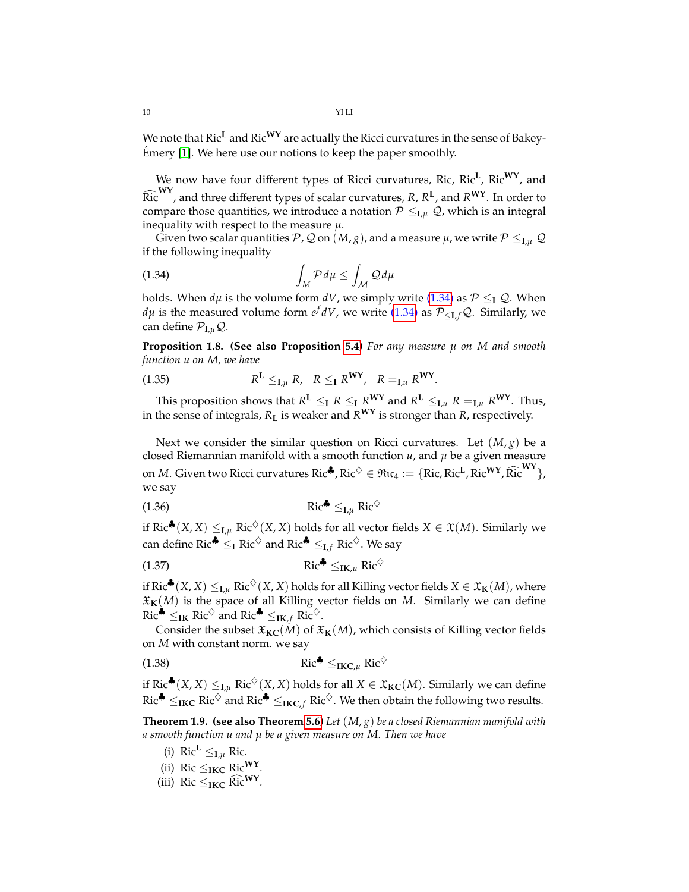We note that $\mathrm{Ric}^{\mathbf{L}}$ and $\mathrm{Ric}^{\mathbf{WY}}$ are actually the Ricci curvatures in the sense of Bakey-Émery [1]. We here use our notions to keep the paper smoothly.

We now have four different types of Ricci curvatures, Ric, $\mathrm{Ric}^{\mathbf{L}}$, $\mathrm{Ric}^{\mathbf{WY}}$, and $\widehat{\mathrm{Ric}}^{\mathbf{WY}}$, and three different types of scalar curvatures, $R$, $R^{\mathbf{L}}$, and $R^{\mathbf{WY}}$. In order to compare those quantities, we introduce a notation $\mathcal{P} \leq_{\mathbf{I},\mu} \mathcal{Q}$, which is an integral inequality with respect to the measure $\mu$.

Given two scalar quantities $\mathcal{P}, \mathcal{Q}$ on $(M, g)$, and a measure $\mu$, we write $\mathcal{P} \leq_{\mathbf{I},\mu} \mathcal{Q}$ if the following inequality

$$\int_M \mathcal{P} \, d\mu \leq \int_{\mathcal{M}} \mathcal{Q} \, d\mu \tag{1.34}$$

holds. When $d\mu$ is the volume form $dV$, we simply write (1.34) as $\mathcal{P} \leq_{\mathbf{I}} \mathcal{Q}$. When $d\mu$ is the measured volume form $e^f dV$, we write (1.34) as $\mathcal{P}_{\leq_{\mathbf{I},f}} \mathcal{Q}$. Similarly, we can define $\mathcal{P}_{\mathbf{I},\mu} \mathcal{Q}$.

**Proposition 1.8. (See also Proposition 5.4)** *For any measure $\mu$ on $M$ and smooth function $u$ on $M$, we have*

$$R^{\mathbf{L}} \leq_{\mathbf{I},\mu} R, \quad R \leq_{\mathbf{I}} R^{\mathbf{WY}}, \quad R =_{\mathbf{I},\mu} R^{\mathbf{WY}}. \tag{1.35}$$

This proposition shows that $R^{\mathbf{L}} \leq_{\mathbf{I}} R \leq_{\mathbf{I}} R^{\mathbf{WY}}$ and $R^{\mathbf{L}} \leq_{\mathbf{I},u} R =_{\mathbf{I},u} R^{\mathbf{WY}}$. Thus, in the sense of integrals, $R_{\mathbf{L}}$ is weaker and $R^{\mathbf{WY}}$ is stronger than $R$, respectively.

Next we consider the similar question on Ricci curvatures. Let $(M, g)$ be a closed Riemannian manifold with a smooth function $u$, and $\mu$ be a given measure on $M$. Given two Ricci curvatures $\mathrm{Ric}^{\clubsuit}, \mathrm{Ric}^{\diamondsuit} \in \mathfrak{Ric}_4 := \{\mathrm{Ric}, \mathrm{Ric}^{\mathbf{L}}, \mathrm{Ric}^{\mathbf{WY}}, \widehat{\mathrm{Ric}}^{\mathbf{WY}}\}$, we say

$$\mathrm{Ric}^{\clubsuit} \leq_{\mathbf{I},\mu} \mathrm{Ric}^{\diamondsuit} \tag{1.36}$$

if $\mathrm{Ric}^{\clubsuit}(X, X) \leq_{\mathbf{I},\mu} \mathrm{Ric}^{\diamondsuit}(X, X)$ holds for all vector fields $X \in \mathfrak{X}(M)$. Similarly we can define $\mathrm{Ric}^{\clubsuit} \leq_{\mathbf{I}} \mathrm{Ric}^{\diamondsuit}$ and $\mathrm{Ric}^{\clubsuit} \leq_{\mathbf{I},f} \mathrm{Ric}^{\diamondsuit}$. We say

$$\mathrm{Ric}^{\clubsuit} \leq_{\mathbf{IK},\mu} \mathrm{Ric}^{\diamondsuit} \tag{1.37}$$

if $\mathrm{Ric}^{\clubsuit}(X, X) \leq_{\mathbf{I},\mu} \mathrm{Ric}^{\diamondsuit}(X, X)$ holds for all Killing vector fields $X \in \mathfrak{X}_{\mathbf{K}}(M)$, where $\mathfrak{X}_{\mathbf{K}}(M)$ is the space of all Killing vector fields on $M$. Similarly we can define $\mathrm{Ric}^{\clubsuit} \leq_{\mathbf{IK}} \mathrm{Ric}^{\diamondsuit}$ and $\mathrm{Ric}^{\clubsuit} \leq_{\mathbf{IK},f} \mathrm{Ric}^{\diamondsuit}$.

Consider the subset $\mathfrak{X}_{\mathbf{KC}}(M)$ of $\mathfrak{X}_{\mathbf{K}}(M)$, which consists of Killing vector fields on $M$ with constant norm. we say

$$\mathrm{Ric}^{\clubsuit} \leq_{\mathbf{IKC},\mu} \mathrm{Ric}^{\diamondsuit} \tag{1.38}$$

if $\mathrm{Ric}^{\clubsuit}(X, X) \leq_{\mathbf{I},\mu} \mathrm{Ric}^{\diamondsuit}(X, X)$ holds for all $X \in \mathfrak{X}_{\mathbf{KC}}(M)$. Similarly we can define $\mathrm{Ric}^{\clubsuit} \leq_{\mathbf{IKC}} \mathrm{Ric}^{\diamondsuit}$ and $\mathrm{Ric}^{\clubsuit} \leq_{\mathbf{IKC},f} \mathrm{Ric}^{\diamondsuit}$. We then obtain the following two results.

**Theorem 1.9. (see also Theorem 5.6)** *Let $(M, g)$ be a closed Riemannian manifold with a smooth function $u$ and $\mu$ be a given measure on $M$. Then we have*

(i) $\mathrm{Ric}^{\mathbf{L}} \leq_{\mathbf{I},\mu} \mathrm{Ric}$.
(ii) $\mathrm{Ric} \leq_{\mathbf{IKC}} \mathrm{Ric}^{\mathbf{WY}}$.
(iii) $\mathrm{Ric} \leq_{\mathbf{IKC}} \widehat{\mathrm{Ric}}^{\mathbf{WY}}$.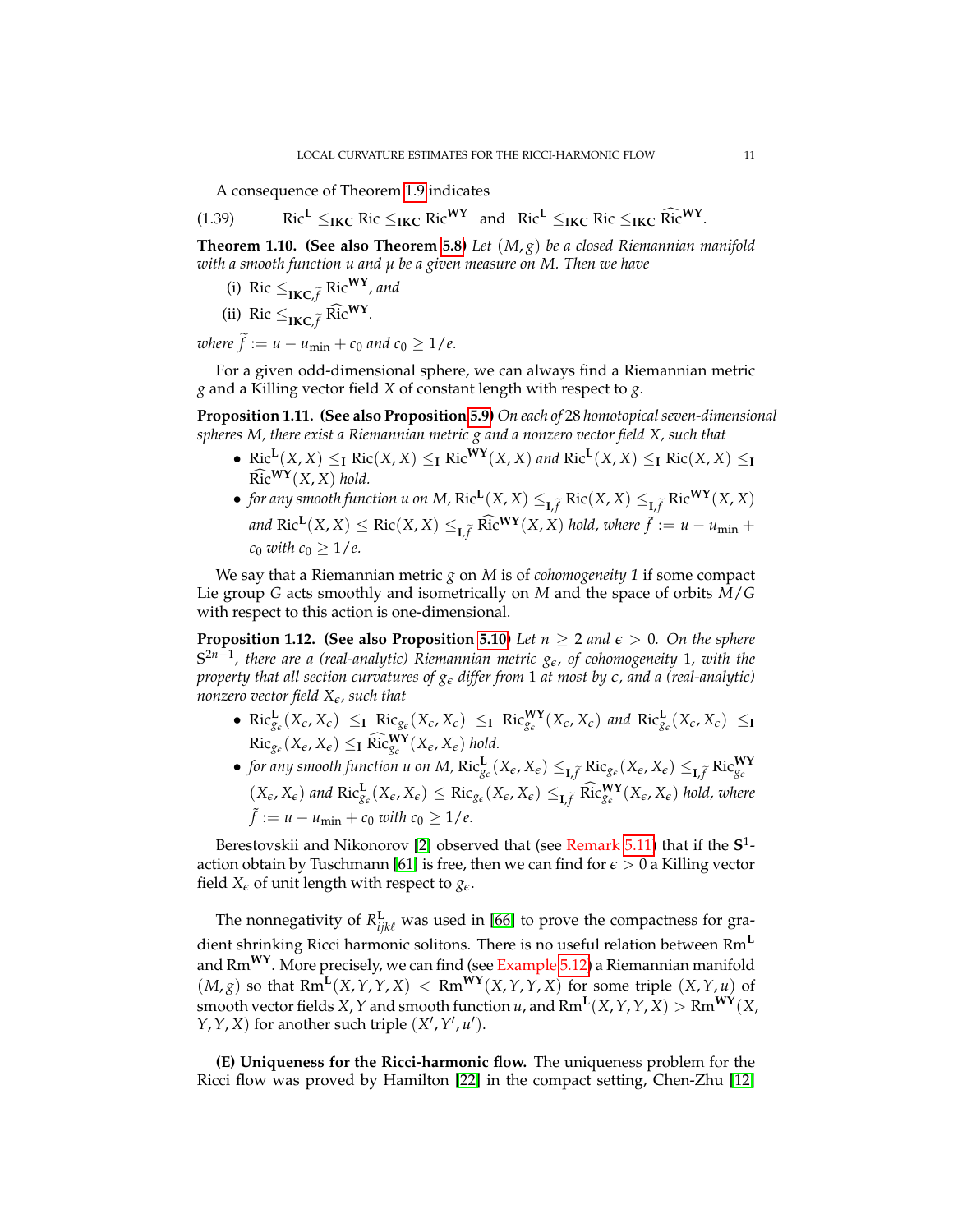A consequence of Theorem 1.9 indicates

$$\mathrm{Ric}^{\mathbf{L}} \leq_{\mathbf{IKC}} \mathrm{Ric} \leq_{\mathbf{IKC}} \mathrm{Ric}^{\mathbf{WY}} \quad \text{and} \quad \mathrm{Ric}^{\mathbf{L}} \leq_{\mathbf{IKC}} \mathrm{Ric} \leq_{\mathbf{IKC}} \widehat{\mathrm{Ric}}^{\mathbf{WY}}. \tag{1.39}$$

**Theorem 1.10. (See also Theorem 5.8)** *Let $(M, g)$ be a closed Riemannian manifold with a smooth function $u$ and $\mu$ be a given measure on $M$. Then we have*

(i) $\mathrm{Ric} \leq_{\mathbf{IKC},\widetilde{f}} \mathrm{Ric}^{\mathbf{WY}}$, *and*

(ii) $\mathrm{Ric} \leq_{\mathbf{IKC},\widetilde{f}} \widehat{\mathrm{Ric}}^{\mathbf{WY}}$.

*where $\widetilde{f} := u - u_{\min} + c_0$ and $c_0 \geq 1/e$.*

For a given odd-dimensional sphere, we can always find a Riemannian metric $g$ and a Killing vector field $X$ of constant length with respect to $g$.

**Proposition 1.11. (See also Proposition 5.9)** *On each of 28 homotopical seven-dimensional spheres $M$, there exist a Riemannian metric $g$ and a nonzero vector field $X$, such that*

- $\mathrm{Ric}^{\mathbf{L}}(X, X) \leq_{\mathbf{I}} \mathrm{Ric}(X, X) \leq_{\mathbf{I}} \mathrm{Ric}^{\mathbf{WY}}(X, X)$ *and* $\mathrm{Ric}^{\mathbf{L}}(X, X) \leq_{\mathbf{I}} \mathrm{Ric}(X, X) \leq_{\mathbf{I}} \widehat{\mathrm{Ric}}^{\mathbf{WY}}(X, X)$ *hold.*
- *for any smooth function $u$ on $M$,* $\mathrm{Ric}^{\mathbf{L}}(X, X) \leq_{\mathbf{I},\widetilde{f}} \mathrm{Ric}(X, X) \leq_{\mathbf{I},\widetilde{f}} \mathrm{Ric}^{\mathbf{WY}}(X, X)$ *and* $\mathrm{Ric}^{\mathbf{L}}(X, X) \leq \mathrm{Ric}(X, X) \leq_{\mathbf{I},\widetilde{f}} \widehat{\mathrm{Ric}}^{\mathbf{WY}}(X, X)$ *hold, where $\widetilde{f} := u - u_{\min} + c_0$ with $c_0 \geq 1/e$.*

We say that a Riemannian metric $g$ on $M$ is of *cohomogeneity 1* if some compact Lie group $G$ acts smoothly and isometrically on $M$ and the space of orbits $M/G$ with respect to this action is one-dimensional.

**Proposition 1.12. (See also Proposition 5.10)** *Let $n \geq 2$ and $\epsilon > 0$. On the sphere $\mathbb{S}^{2n-1}$, there are a (real-analytic) Riemannian metric $g_\epsilon$, of cohomogeneity 1, with the property that all section curvatures of $g_\epsilon$ differ from 1 at most by $\epsilon$, and a (real-analytic) nonzero vector field $X_\epsilon$, such that*

- $\mathrm{Ric}^{\mathbf{L}}_{g_\epsilon}(X_\epsilon, X_\epsilon) \leq_{\mathbf{I}} \mathrm{Ric}_{g_\epsilon}(X_\epsilon, X_\epsilon) \leq_{\mathbf{I}} \mathrm{Ric}^{\mathbf{WY}}_{g_\epsilon}(X_\epsilon, X_\epsilon)$ *and* $\mathrm{Ric}^{\mathbf{L}}_{g_\epsilon}(X_\epsilon, X_\epsilon) \leq_{\mathbf{I}} \mathrm{Ric}_{g_\epsilon}(X_\epsilon, X_\epsilon) \leq_{\mathbf{I}} \widehat{\mathrm{Ric}}^{\mathbf{WY}}_{g_\epsilon}(X_\epsilon, X_\epsilon)$ *hold.*
- *for any smooth function $u$ on $M$,* $\mathrm{Ric}^{\mathbf{L}}_{g_\epsilon}(X_\epsilon, X_\epsilon) \leq_{\mathbf{I},\tilde{f}} \mathrm{Ric}_{g_\epsilon}(X_\epsilon, X_\epsilon) \leq_{\mathbf{I},\tilde{f}} \mathrm{Ric}^{\mathbf{WY}}_{g_\epsilon}(X_\epsilon, X_\epsilon)$ *and* $\mathrm{Ric}^{\mathbf{L}}_{g_\epsilon}(X_\epsilon, X_\epsilon) \leq \mathrm{Ric}_{g_\epsilon}(X_\epsilon, X_\epsilon) \leq_{\mathbf{I},\tilde{f}} \widehat{\mathrm{Ric}}^{\mathbf{WY}}_{g_\epsilon}(X_\epsilon, X_\epsilon)$ *hold, where $\tilde{f} := u - u_{\min} + c_0$ with $c_0 \geq 1/e$.*

Berestovskii and Nikonorov [2] observed that (see Remark 5.11) that if the $\mathbf{S}^1$-action obtain by Tuschmann [61] is free, then we can find for $\epsilon > 0$ a Killing vector field $X_\epsilon$ of unit length with respect to $g_\epsilon$.

The nonnegativity of $R^{\mathbf{L}}_{ijk\ell}$ was used in [66] to prove the compactness for gradient shrinking Ricci harmonic solitons. There is no useful relation between $\mathrm{Rm}^{\mathbf{L}}$ and $\mathrm{Rm}^{\mathbf{WY}}$. More precisely, we can find (see Example 5.12) a Riemannian manifold $(M, g)$ so that $\mathrm{Rm}^{\mathbf{L}}(X, Y, Y, X) < \mathrm{Rm}^{\mathbf{WY}}(X, Y, Y, X)$ for some triple $(X, Y, u)$ of smooth vector fields $X, Y$ and smooth function $u$, and $\mathrm{Rm}^{\mathbf{L}}(X, Y, Y, X) > \mathrm{Rm}^{\mathbf{WY}}(X, Y, Y, X)$ for another such triple $(X', Y', u')$.

**(E) Uniqueness for the Ricci-harmonic flow.** The uniqueness problem for the Ricci flow was proved by Hamilton [22] in the compact setting, Chen-Zhu [12]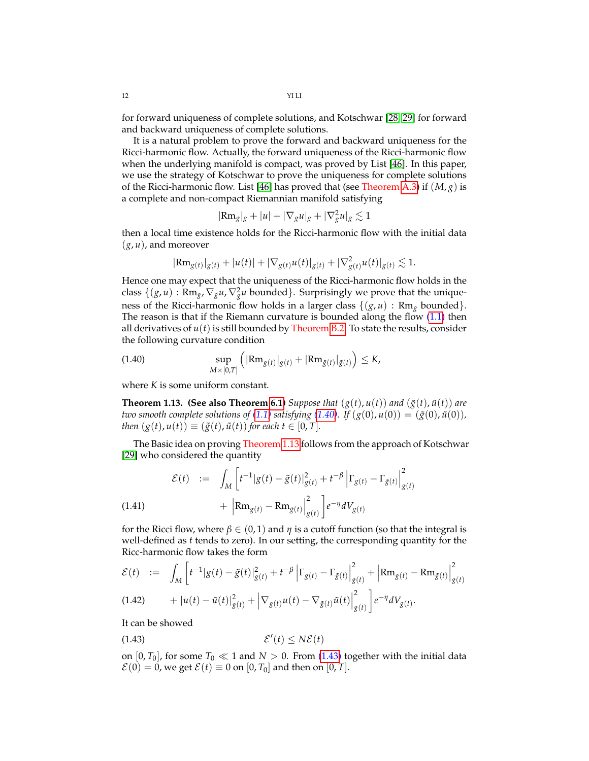for forward uniqueness of complete solutions, and Kotschwar [28, 29] for forward and backward uniqueness of complete solutions.

It is a natural problem to prove the forward and backward uniqueness for the Ricci-harmonic flow. Actually, the forward uniqueness of the Ricci-harmonic flow when the underlying manifold is compact, was proved by List [46]. In this paper, we use the strategy of Kotschwar to prove the uniqueness for complete solutions of the Ricci-harmonic flow. List [46] has proved that (see Theorem A.3) if $(M, g)$ is a complete and non-compact Riemannian manifold satisfying

$$|\mathrm{Rm}_g|_g + |u| + |\nabla_g u|_g + |\nabla^2_g u|_g \lesssim 1$$

then a local time existence holds for the Ricci-harmonic flow with the initial data $(g, u)$, and moreover

$$|\mathrm{Rm}_{g(t)}|_{g(t)} + |u(t)| + |\nabla_{g(t)} u(t)|_{g(t)} + |\nabla^2_{g(t)} u(t)|_{g(t)} \lesssim 1.$$

Hence one may expect that the uniqueness of the Ricci-harmonic flow holds in the class $\{(g, u) : \mathrm{Rm}_g, \nabla_g u, \nabla^2_g u \text{ bounded}\}$. Surprisingly we prove that the uniqueness of the Ricci-harmonic flow holds in a larger class $\{(g, u) : \mathrm{Rm}_g \text{ bounded}\}$. The reason is that if the Riemann curvature is bounded along the flow (1.1) then all derivatives of $u(t)$ is still bounded by Theorem B.2. To state the results, consider the following curvature condition

$$\sup_{M\times[0,T]} \left( |\mathrm{Rm}_{g(t)}|_{g(t)} + |\mathrm{Rm}_{\tilde{g}(t)}|_{\tilde{g}(t)} \right) \leq K, \tag{1.40}$$

where $K$ is some uniform constant.

**Theorem 1.13. (See also Theorem 6.1)** *Suppose that $(g(t), u(t))$ and $(\tilde{g}(t), \tilde{u}(t))$ are two smooth complete solutions of (1.1) satisfying (1.40). If $(g(0), u(0)) = (\tilde{g}(0), \tilde{u}(0))$, then $(g(t), u(t)) \equiv (\tilde{g}(t), \tilde{u}(t))$ for each $t \in [0, T]$.*

The Basic idea on proving Theorem 1.13 follows from the approach of Kotschwar [29] who considered the quantity

$$\begin{aligned}
\mathcal{E}(t) \;\; &:= \;\; \int_M \left[ t^{-1} |g(t) - \tilde{g}(t)|^2_{g(t)} + t^{-\beta} \left| \Gamma_{g(t)} - \Gamma_{\tilde{g}(t)} \right|^2_{g(t)} \right. \\
&\qquad\quad \left. + \left| \mathrm{Rm}_{g(t)} - \mathrm{Rm}_{\tilde{g}(t)} \right|^2_{g(t)} \right] e^{-\eta} dV_{g(t)}
\end{aligned} \tag{1.41}$$

for the Ricci flow, where $\beta \in (0, 1)$ and $\eta$ is a cutoff function (so that the integral is well-defined as $t$ tends to zero). In our setting, the corresponding quantity for the Ricc-harmonic flow takes the form

$$\begin{aligned}
\mathcal{E}(t) \;\; &:= \;\; \int_M \left[ t^{-1} |g(t) - \tilde{g}(t)|^2_{\tilde{g}(t)} + t^{-\beta} \left| \Gamma_{g(t)} - \Gamma_{\tilde{g}(t)} \right|^2_{g(t)} + \left| \mathrm{Rm}_{g(t)} - \mathrm{Rm}_{\tilde{g}(t)} \right|^2_{g(t)} \right. \\
&\qquad \left. + |u(t) - \tilde{u}(t)|^2_{\tilde{g}(t)} + \left| \nabla_{g(t)} u(t) - \nabla_{\tilde{g}(t)} \tilde{u}(t) \right|^2_{g(t)} \right] e^{-\eta} dV_{g(t)}.
\end{aligned} \tag{1.42}$$

It can be showed

$$\mathcal{E}'(t) \leq N \mathcal{E}(t) \tag{1.43}$$

on $[0, T_0]$, for some $T_0 \ll 1$ and $N > 0$. From (1.43) together with the initial data $\mathcal{E}(0) = 0$, we get $\mathcal{E}(t) \equiv 0$ on $[0, T_0]$ and then on $[0, T]$.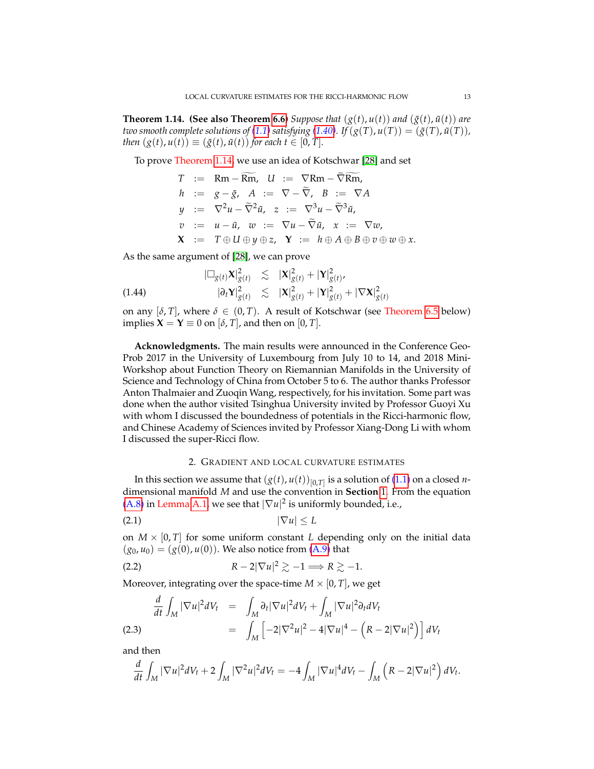**Theorem 1.14.** **(See also Theorem 6.6)** *Suppose that $(g(t), u(t))$ and $(\tilde{g}(t), \tilde{u}(t))$ are two smooth complete solutions of (1.1) satisfying (1.40). If $(g(T), u(T)) = (\tilde{g}(T), \tilde{u}(T))$, then $(g(t), u(t)) \equiv (\tilde{g}(t), \tilde{u}(t))$ for each $t \in [0, T]$.*

To prove Theorem 1.14, we use an idea of Kotschwar [28] and set

$$
\begin{aligned}
T &:= \mathrm{Rm} - \widetilde{\mathrm{Rm}}, \quad U := \nabla \mathrm{Rm} - \widetilde{\nabla}\widetilde{\mathrm{Rm}}, \\
h &:= g - \tilde{g}, \quad A := \nabla - \widetilde{\nabla}, \quad B := \nabla A \\
y &:= \nabla^2 u - \widetilde{\nabla}^2 \tilde{u}, \quad z := \nabla^3 u - \widetilde{\nabla}^3 \tilde{u}, \\
v &:= u - \tilde{u}, \quad w := \nabla u - \widetilde{\nabla}\tilde{u}, \quad x := \nabla w, \\
\mathbf{X} &:= T \oplus U \oplus y \oplus z, \quad \mathbf{Y} := h \oplus A \oplus B \oplus v \oplus w \oplus x.
\end{aligned}
$$

As the same argument of [28], we can prove

$$
\begin{aligned}
|\Box_{g(t)} \mathbf{X}|^2_{g(t)} &\lesssim |\mathbf{X}|^2_{g(t)} + |\mathbf{Y}|^2_{g(t)}, \\
|\partial_t \mathbf{Y}|^2_{g(t)} &\lesssim |\mathbf{X}|^2_{g(t)} + |\mathbf{Y}|^2_{g(t)} + |\nabla \mathbf{X}|^2_{g(t)}
\end{aligned}
\tag{1.44}
$$

on any $[\delta, T]$, where $\delta \in (0, T)$. A result of Kotschwar (see Theorem 6.5 below) implies $\mathbf{X} = \mathbf{Y} \equiv 0$ on $[\delta, T]$, and then on $[0, T]$.

**Acknowledgments.** The main results were announced in the Conference GeoProb 2017 in the University of Luxembourg from July 10 to 14, and 2018 Mini-Workshop about Function Theory on Riemannian Manifolds in the University of Science and Technology of China from October 5 to 6. The author thanks Professor Anton Thalmaier and Zuoqin Wang, respectively, for his invitation. Some part was done when the author visited Tsinghua University invited by Professor Guoyi Xu with whom I discussed the boundedness of potentials in the Ricci-harmonic flow, and Chinese Academy of Sciences invited by Professor Xiang-Dong Li with whom I discussed the super-Ricci flow.

## 2. Gradient and local curvature estimates

In this section we assume that $(g(t), u(t))_{[0,T]}$ is a solution of (1.1) on a closed $n$-dimensional manifold $M$ and use the convention in **Section** 1. From the equation (A.8) in Lemma A.1, we see that $|\nabla u|^2$ is uniformly bounded, i.e.,

$$
|\nabla u| \leq L \tag{2.1}
$$

on $M \times [0, T]$ for some uniform constant $L$ depending only on the initial data $(g_0, u_0) = (g(0), u(0))$. We also notice from (A.9) that

$$
R - 2|\nabla u|^2 \gtrsim -1 \Longrightarrow R \gtrsim -1. \tag{2.2}
$$

Moreover, integrating over the space-time $M \times [0, T]$, we get

$$
\begin{aligned}
\frac{d}{dt} \int_M |\nabla u|^2 dV_t &= \int_M \partial_t |\nabla u|^2 dV_t + \int_M |\nabla u|^2 \partial_t dV_t \\
&= \int_M \left[ -2|\nabla^2 u|^2 - 4|\nabla u|^4 - \left( R - 2|\nabla u|^2 \right) \right] dV_t
\end{aligned}
\tag{2.3}
$$

and then

$$
\frac{d}{dt} \int_M |\nabla u|^2 dV_t + 2 \int_M |\nabla^2 u|^2 dV_t = -4 \int_M |\nabla u|^4 dV_t - \int_M \left( R - 2|\nabla u|^2 \right) dV_t.
$$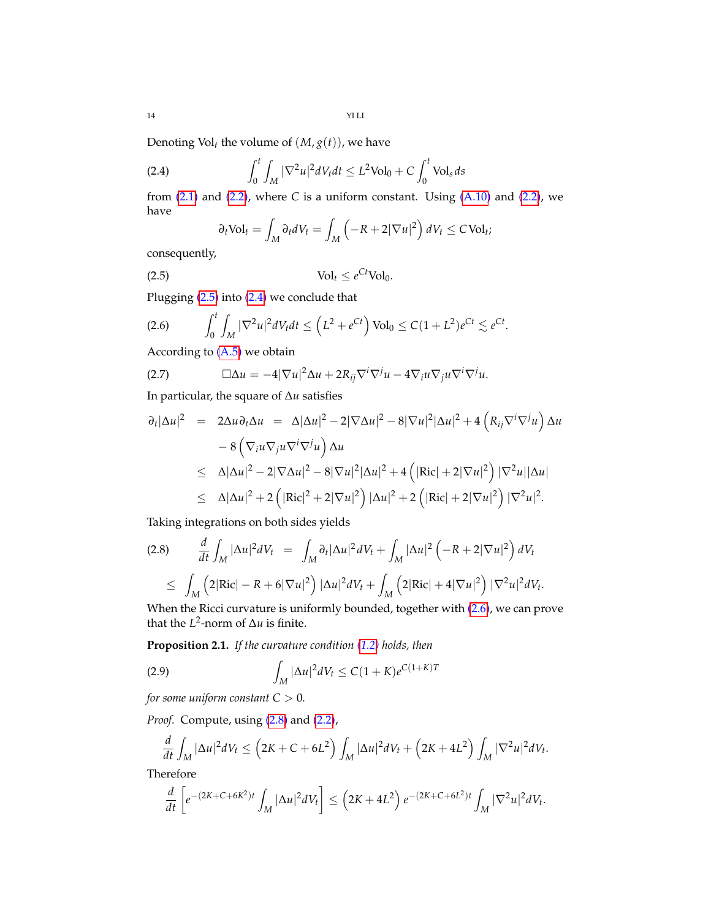Denoting $\text{Vol}_t$ the volume of $(M, g(t))$, we have

$$\int_0^t \int_M |\nabla^2 u|^2 dV_t dt \leq L^2 \text{Vol}_0 + C \int_0^t \text{Vol}_s ds \tag{2.4}$$

from (2.1) and (2.2), where $C$ is a uniform constant. Using (A.10) and (2.2), we have

$$\partial_t \text{Vol}_t = \int_M \partial_t dV_t = \int_M \left(-R + 2|\nabla u|^2\right) dV_t \leq C\,\text{Vol}_t;$$

consequently,

$$\text{Vol}_t \leq e^{Ct} \text{Vol}_0. \tag{2.5}$$

Plugging (2.5) into (2.4) we conclude that

$$\int_0^t \int_M |\nabla^2 u|^2 dV_t dt \leq \left(L^2 + e^{Ct}\right) \text{Vol}_0 \leq C(1 + L^2) e^{Ct} \lesssim e^{Ct}. \tag{2.6}$$

According to (A.5) we obtain

$$\Box \Delta u = -4|\nabla u|^2 \Delta u + 2R_{ij} \nabla^i \nabla^j u - 4\nabla_i u \nabla_j u \nabla^i \nabla^j u. \tag{2.7}$$

In particular, the square of $\Delta u$ satisfies

$$\begin{aligned}
\partial_t |\Delta u|^2 &= 2\Delta u \partial_t \Delta u = \Delta |\Delta u|^2 - 2|\nabla \Delta u|^2 - 8|\nabla u|^2 |\Delta u|^2 + 4\left(R_{ij} \nabla^i \nabla^j u\right) \Delta u \\
&\quad - 8\left(\nabla_i u \nabla_j u \nabla^i \nabla^j u\right) \Delta u \\
&\leq \Delta |\Delta u|^2 - 2|\nabla \Delta u|^2 - 8|\nabla u|^2 |\Delta u|^2 + 4\left(|\text{Ric}| + 2|\nabla u|^2\right) |\nabla^2 u| |\Delta u| \\
&\leq \Delta |\Delta u|^2 + 2\left(|\text{Ric}|^2 + 2|\nabla u|^2\right) |\Delta u|^2 + 2\left(|\text{Ric}| + 2|\nabla u|^2\right) |\nabla^2 u|^2.
\end{aligned}$$

Taking integrations on both sides yields

$$\begin{aligned}
\frac{d}{dt} \int_M |\Delta u|^2 dV_t &= \int_M \partial_t |\Delta u|^2 dV_t + \int_M |\Delta u|^2 \left(-R + 2|\nabla u|^2\right) dV_t \\
\leq \int_M \left(2|\text{Ric}| - R + 6|\nabla u|^2\right) &|\Delta u|^2 dV_t + \int_M \left(2|\text{Ric}| + 4|\nabla u|^2\right) |\nabla^2 u|^2 dV_t.
\end{aligned} \tag{2.8}$$

When the Ricci curvature is uniformly bounded, together with (2.6), we can prove that the $L^2$-norm of $\Delta u$ is finite.

**Proposition 2.1.** *If the curvature condition (1.2) holds, then*

$$\int_M |\Delta u|^2 dV_t \leq C(1 + K) e^{C(1+K)T} \tag{2.9}$$

*for some uniform constant $C > 0$.*

*Proof.* Compute, using (2.8) and (2.2),

$$\frac{d}{dt} \int_M |\Delta u|^2 dV_t \leq \left(2K + C + 6L^2\right) \int_M |\Delta u|^2 dV_t + \left(2K + 4L^2\right) \int_M |\nabla^2 u|^2 dV_t.$$

Therefore

$$\frac{d}{dt}\left[e^{-(2K+C+6K^2)t} \int_M |\Delta u|^2 dV_t\right] \leq \left(2K + 4L^2\right) e^{-(2K+C+6L^2)t} \int_M |\nabla^2 u|^2 dV_t.$$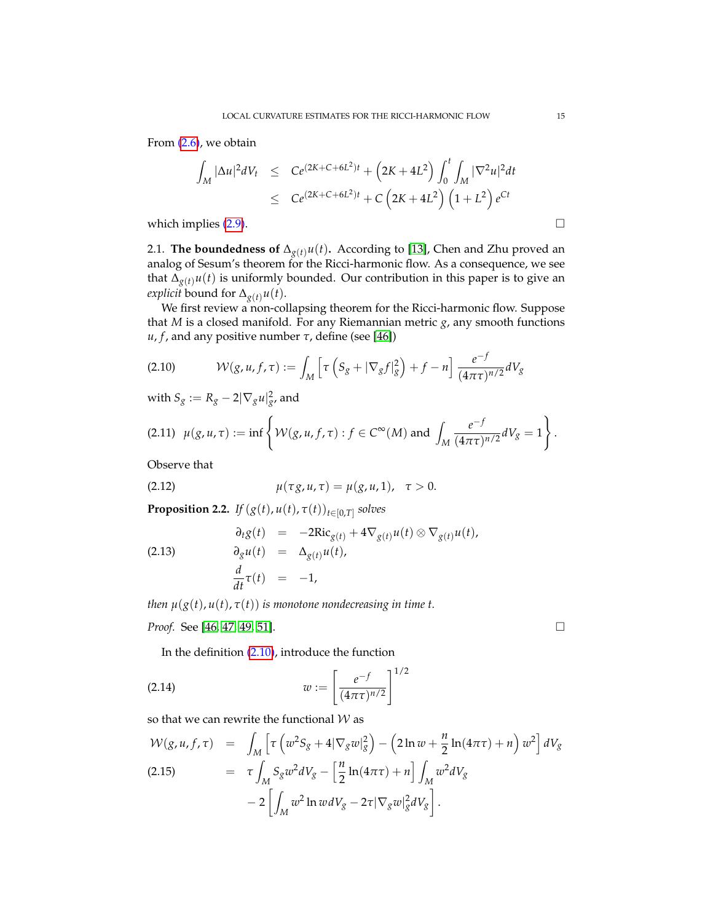From (2.6), we obtain

$$
\begin{aligned}
\int_M |\Delta u|^2 dV_t &\leq Ce^{(2K+C+6L^2)t} + \left(2K+4L^2\right)\int_0^t \int_M |\nabla^2 u|^2 dt \\
&\leq Ce^{(2K+C+6L^2)t} + C\left(2K+4L^2\right)\left(1+L^2\right)e^{Ct}
\end{aligned}
$$

which implies (2.9). ☐

2.1. **The boundedness of $\Delta_{g(t)}u(t)$.** According to [13], Chen and Zhu proved an analog of Sesum's theorem for the Ricci-harmonic flow. As a consequence, we see that $\Delta_{g(t)}u(t)$ is uniformly bounded. Our contribution in this paper is to give an *explicit* bound for $\Delta_{g(t)}u(t)$.

We first review a non-collapsing theorem for the Ricci-harmonic flow. Suppose that $M$ is a closed manifold. For any Riemannian metric $g$, any smooth functions $u, f$, and any positive number $\tau$, define (see [46])

$$
\mathcal{W}(g,u,f,\tau) := \int_M \left[\tau\left(S_g + |\nabla_g f|_g^2\right) + f - n\right]\frac{e^{-f}}{(4\pi\tau)^{n/2}}dV_g \tag{2.10}
$$

with $S_g := R_g - 2|\nabla_g u|_g^2$, and

$$
\mu(g,u,\tau) := \inf\left\{\mathcal{W}(g,u,f,\tau) : f\in C^\infty(M) \text{ and } \int_M \frac{e^{-f}}{(4\pi\tau)^{n/2}}dV_g = 1\right\}. \tag{2.11}
$$

Observe that

$$
\mu(\tau g, u, \tau) = \mu(g,u,1), \quad \tau > 0. \tag{2.12}
$$

**Proposition 2.2.** *If $(g(t), u(t), \tau(t))_{t\in[0,T]}$ solves*

$$
\begin{aligned}
\partial_t g(t) &= -2\mathrm{Ric}_{g(t)} + 4\nabla_{g(t)}u(t)\otimes\nabla_{g(t)}u(t), \\
\partial_g u(t) &= \Delta_{g(t)}u(t), \\
\frac{d}{dt}\tau(t) &= -1,
\end{aligned} \tag{2.13}
$$

*then $\mu(g(t), u(t), \tau(t))$ is monotone nondecreasing in time $t$.*

*Proof.* See [46, 47, 49, 51]. ☐

In the definition (2.10), introduce the function

$$
w := \left[\frac{e^{-f}}{(4\pi\tau)^{n/2}}\right]^{1/2} \tag{2.14}
$$

so that we can rewrite the functional $\mathcal{W}$ as

$$
\begin{aligned}
\mathcal{W}(g,u,f,\tau) &= \int_M \left[\tau\left(w^2 S_g + 4|\nabla_g w|_g^2\right) - \left(2\ln w + \frac{n}{2}\ln(4\pi\tau) + n\right)w^2\right]dV_g \\
&= \tau\int_M S_g w^2 dV_g - \left[\frac{n}{2}\ln(4\pi\tau) + n\right]\int_M w^2 dV_g \\
&\quad - 2\left[\int_M w^2 \ln w \, dV_g - 2\tau|\nabla_g w|_g^2 dV_g\right].
\end{aligned} \tag{2.15}
$$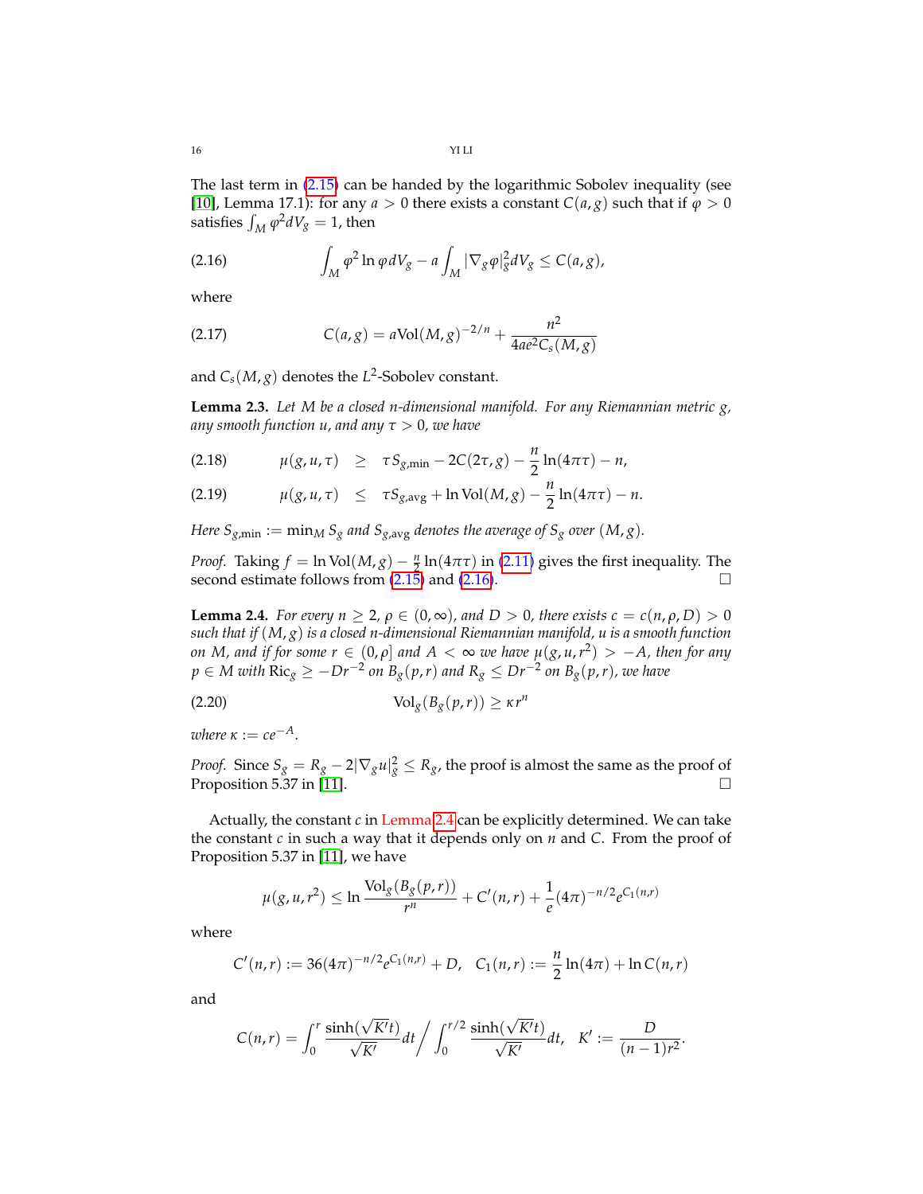The last term in (2.15) can be handed by the logarithmic Sobolev inequality (see [10], Lemma 17.1): for any $a > 0$ there exists a constant $C(a, g)$ such that if $\varphi > 0$ satisfies $\int_M \varphi^2 dV_g = 1$, then

$$\int_M \varphi^2 \ln \varphi \, dV_g - a \int_M |\nabla_g \varphi|_g^2 dV_g \leq C(a, g), \tag{2.16}$$

where

$$C(a, g) = a \mathrm{Vol}(M, g)^{-2/n} + \frac{n^2}{4ae^2 C_s(M, g)} \tag{2.17}$$

and $C_s(M, g)$ denotes the $L^2$-Sobolev constant.

**Lemma 2.3.** *Let $M$ be a closed $n$-dimensional manifold. For any Riemannian metric $g$, any smooth function $u$, and any $\tau > 0$, we have*

$$\mu(g, u, \tau) \geq \tau S_{g,\min} - 2C(2\tau, g) - \frac{n}{2} \ln(4\pi\tau) - n, \tag{2.18}$$

$$\mu(g, u, \tau) \leq \tau S_{g,\mathrm{avg}} + \ln \mathrm{Vol}(M, g) - \frac{n}{2} \ln(4\pi\tau) - n. \tag{2.19}$$

*Here $S_{g,\min} := \min_M S_g$ and $S_{g,\mathrm{avg}}$ denotes the average of $S_g$ over $(M, g)$.*

*Proof.* Taking $f = \ln \mathrm{Vol}(M, g) - \frac{n}{2} \ln(4\pi\tau)$ in (2.11) gives the first inequality. The second estimate follows from (2.15) and (2.16). □

**Lemma 2.4.** *For every $n \geq 2$, $\rho \in (0, \infty)$, and $D > 0$, there exists $c = c(n, \rho, D) > 0$ such that if $(M, g)$ is a closed $n$-dimensional Riemannian manifold, $u$ is a smooth function on $M$, and if for some $r \in (0, \rho]$ and $A < \infty$ we have $\mu(g, u, r^2) > -A$, then for any $p \in M$ with $\mathrm{Ric}_g \geq -Dr^{-2}$ on $B_g(p, r)$ and $R_g \leq Dr^{-2}$ on $B_g(p, r)$, we have*

$$\mathrm{Vol}_g(B_g(p, r)) \geq \kappa r^n \tag{2.20}$$

*where $\kappa := ce^{-A}$.*

*Proof.* Since $S_g = R_g - 2|\nabla_g u|_g^2 \leq R_g$, the proof is almost the same as the proof of Proposition 5.37 in [11]. □

Actually, the constant $c$ in Lemma 2.4 can be explicitly determined. We can take the constant $c$ in such a way that it depends only on $n$ and $C$. From the proof of Proposition 5.37 in [11], we have

$$\mu(g, u, r^2) \leq \ln \frac{\mathrm{Vol}_g(B_g(p, r))}{r^n} + C'(n, r) + \frac{1}{e}(4\pi)^{-n/2} e^{C_1(n,r)}$$

where

$$C'(n, r) := 36(4\pi)^{-n/2} e^{C_1(n,r)} + D, \quad C_1(n, r) := \frac{n}{2} \ln(4\pi) + \ln C(n, r)$$

and

$$C(n, r) = \int_0^r \frac{\sinh(\sqrt{K'}t)}{\sqrt{K'}} dt \Big/ \int_0^{r/2} \frac{\sinh(\sqrt{K'}t)}{\sqrt{K'}} dt, \quad K' := \frac{D}{(n-1)r^2}.$$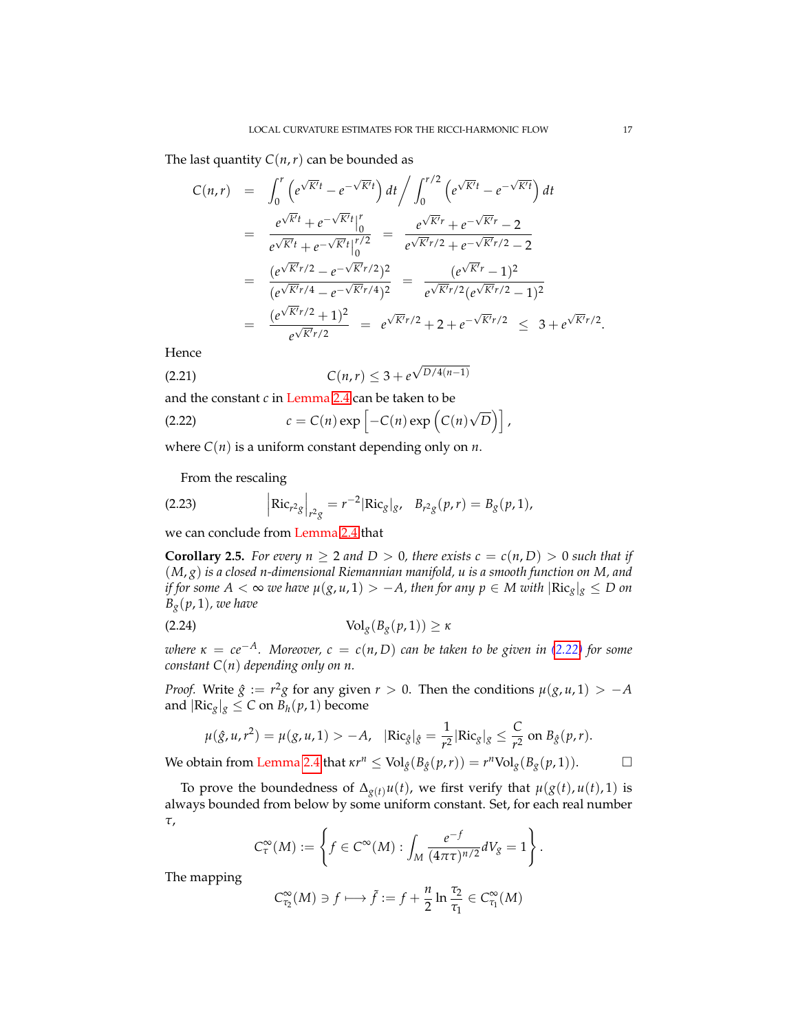The last quantity $C(n,r)$ can be bounded as

$$
\begin{aligned}
C(n,r) &= \int_0^r \left(e^{\sqrt{K'}t} - e^{-\sqrt{K'}t}\right) dt \Big/ \int_0^{r/2} \left(e^{\sqrt{K'}t} - e^{-\sqrt{K'}t}\right) dt \\
&= \frac{e^{\sqrt{K'}t} + e^{-\sqrt{K'}t}\big|_0^r}{e^{\sqrt{K'}t} + e^{-\sqrt{K'}t}\big|_0^{r/2}} = \frac{e^{\sqrt{K'}r} + e^{-\sqrt{K'}r} - 2}{e^{\sqrt{K'}r/2} + e^{-\sqrt{K'}r/2} - 2} \\
&= \frac{(e^{\sqrt{K'}r/2} - e^{-\sqrt{K'}r/2})^2}{(e^{\sqrt{K'}r/4} - e^{-\sqrt{K'}r/4})^2} = \frac{(e^{\sqrt{K'}r} - 1)^2}{e^{\sqrt{K'}r/2}(e^{\sqrt{K'}r/2} - 1)^2} \\
&= \frac{(e^{\sqrt{K'}r/2} + 1)^2}{e^{\sqrt{K'}r/2}} = e^{\sqrt{K'}r/2} + 2 + e^{-\sqrt{K'}r/2} \le 3 + e^{\sqrt{K'}r/2}.
\end{aligned}
$$

Hence

$$
C(n,r) \le 3 + e^{\sqrt{D/4(n-1)}} \tag{2.21}
$$

and the constant $c$ in Lemma 2.4 can be taken to be

$$
c = C(n) \exp\left[-C(n)\exp\left(C(n)\sqrt{D}\right)\right], \tag{2.22}
$$

where $C(n)$ is a uniform constant depending only on $n$.

From the rescaling

$$
\left|\mathrm{Ric}_{r^2 g}\right|_{r^2 g} = r^{-2}|\mathrm{Ric}_g|_g, \quad B_{r^2 g}(p,r) = B_g(p,1), \tag{2.23}
$$

we can conclude from Lemma 2.4 that

**Corollary 2.5.** *For every $n \ge 2$ and $D > 0$, there exists $c = c(n,D) > 0$ such that if $(M,g)$ is a closed $n$-dimensional Riemannian manifold, $u$ is a smooth function on $M$, and if for some $A < \infty$ we have $\mu(g,u,1) > -A$, then for any $p \in M$ with $|\mathrm{Ric}_g|_g \le D$ on $B_g(p,1)$, we have*

$$
\mathrm{Vol}_g(B_g(p,1)) \ge \kappa \tag{2.24}
$$

*where $\kappa = ce^{-A}$. Moreover, $c = c(n,D)$ can be taken to be given in (2.22) for some constant $C(n)$ depending only on $n$.*

*Proof.* Write $\hat{g} := r^2 g$ for any given $r > 0$. Then the conditions $\mu(g,u,1) > -A$ and $|\mathrm{Ric}_g|_g \le C$ on $B_h(p,1)$ become

$$
\mu(\hat{g},u,r^2) = \mu(g,u,1) > -A, \quad |\mathrm{Ric}_{\hat{g}}|_{\hat{g}} = \frac{1}{r^2}|\mathrm{Ric}_g|_g \le \frac{C}{r^2} \text{ on } B_{\hat{g}}(p,r).
$$

We obtain from Lemma 2.4 that $\kappa r^n \le \mathrm{Vol}_{\hat{g}}(B_{\hat{g}}(p,r)) = r^n \mathrm{Vol}_g(B_g(p,1))$. $\square$

To prove the boundedness of $\Delta_{g(t)}u(t)$, we first verify that $\mu(g(t),u(t),1)$ is always bounded from below by some uniform constant. Set, for each real number $\tau$,

$$
C_\tau^\infty(M) := \left\{ f \in C^\infty(M) : \int_M \frac{e^{-f}}{(4\pi\tau)^{n/2}} dV_g = 1 \right\}.
$$

The mapping

$$
C_{\tau_2}^\infty(M) \ni f \longmapsto \tilde{f} := f + \frac{n}{2}\ln\frac{\tau_2}{\tau_1} \in C_{\tau_1}^\infty(M)
$$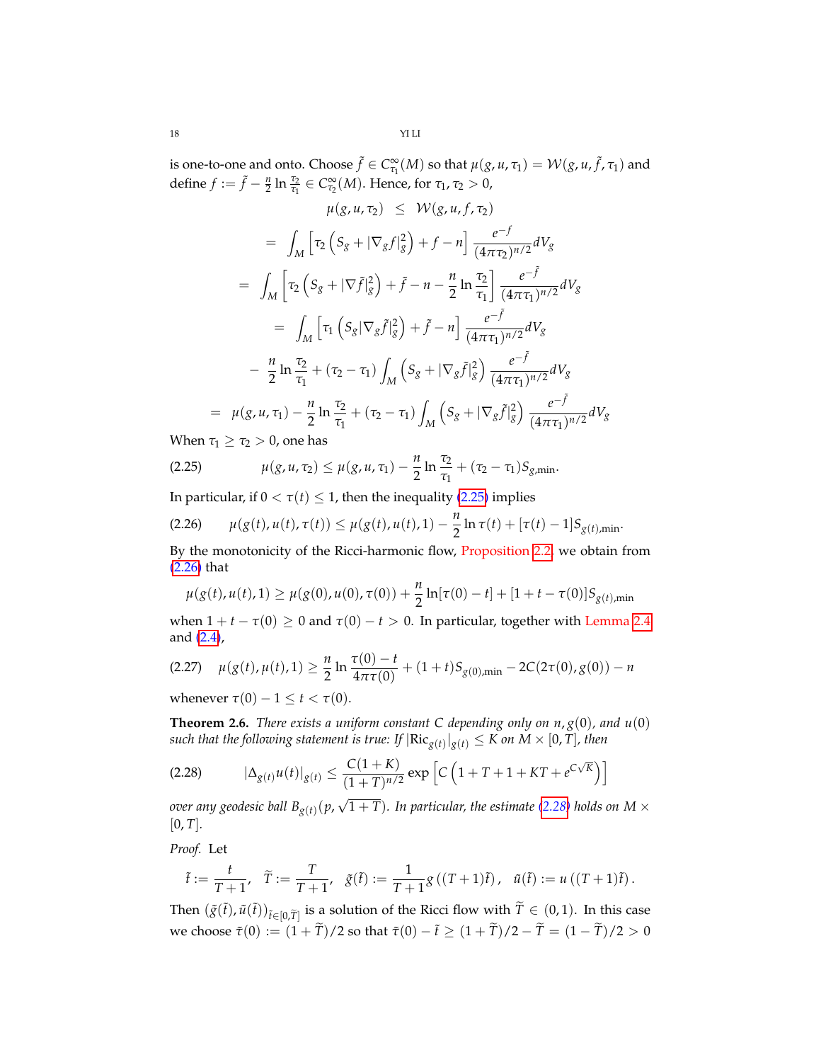is one-to-one and onto. Choose $\tilde{f} \in C^{\infty}_{\tau_1}(M)$ so that $\mu(g, u, \tau_1) = \mathcal{W}(g, u, \tilde{f}, \tau_1)$ and define $f := \tilde{f} - \frac{n}{2}\ln\frac{\tau_2}{\tau_1} \in C^{\infty}_{\tau_2}(M)$. Hence, for $\tau_1, \tau_2 > 0$,

$$
\begin{aligned}
\mu(g, u, \tau_2) &\leq \mathcal{W}(g, u, f, \tau_2) \\
&= \int_M \left[\tau_2\left(S_g + |\nabla_g f|^2_g\right) + f - n\right] \frac{e^{-f}}{(4\pi\tau_2)^{n/2}} dV_g \\
&= \int_M \left[\tau_2\left(S_g + |\nabla \tilde{f}|^2_g\right) + \tilde{f} - n - \frac{n}{2}\ln\frac{\tau_2}{\tau_1}\right] \frac{e^{-\tilde{f}}}{(4\pi\tau_1)^{n/2}} dV_g \\
&= \int_M \left[\tau_1\left(S_g |\nabla_g \tilde{f}|^2_g\right) + \tilde{f} - n\right] \frac{e^{-\tilde{f}}}{(4\pi\tau_1)^{n/2}} dV_g \\
&\quad - \frac{n}{2}\ln\frac{\tau_2}{\tau_1} + (\tau_2 - \tau_1)\int_M \left(S_g + |\nabla_g \tilde{f}|^2_g\right) \frac{e^{-\tilde{f}}}{(4\pi\tau_1)^{n/2}} dV_g \\
&= \mu(g, u, \tau_1) - \frac{n}{2}\ln\frac{\tau_2}{\tau_1} + (\tau_2 - \tau_1)\int_M \left(S_g + |\nabla_g \tilde{f}|^2_g\right) \frac{e^{-\tilde{f}}}{(4\pi\tau_1)^{n/2}} dV_g
\end{aligned}
$$

When $\tau_1 \geq \tau_2 > 0$, one has

$$
\mu(g, u, \tau_2) \leq \mu(g, u, \tau_1) - \frac{n}{2}\ln\frac{\tau_2}{\tau_1} + (\tau_2 - \tau_1) S_{g,\min}. \tag{2.25}
$$

In particular, if $0 < \tau(t) \leq 1$, then the inequality (2.25) implies

$$
\mu(g(t), u(t), \tau(t)) \leq \mu(g(t), u(t), 1) - \frac{n}{2}\ln\tau(t) + [\tau(t) - 1] S_{g(t),\min}. \tag{2.26}
$$

By the monotonicity of the Ricci-harmonic flow, Proposition 2.2, we obtain from (2.26) that

$$
\mu(g(t), u(t), 1) \geq \mu(g(0), u(0), \tau(0)) + \frac{n}{2}\ln[\tau(0) - t] + [1 + t - \tau(0)] S_{g(t),\min}
$$

when $1 + t - \tau(0) \geq 0$ and $\tau(0) - t > 0$. In particular, together with Lemma 2.4 and (2.4),

$$
\mu(g(t), \mu(t), 1) \geq \frac{n}{2}\ln\frac{\tau(0) - t}{4\pi\tau(0)} + (1 + t) S_{g(0),\min} - 2C(2\tau(0), g(0)) - n \tag{2.27}
$$

whenever $\tau(0) - 1 \leq t < \tau(0)$.

**Theorem 2.6.** *There exists a uniform constant $C$ depending only on $n, g(0)$, and $u(0)$ such that the following statement is true: If $|\mathrm{Ric}_{g(t)}|_{g(t)} \leq K$ on $M \times [0, T]$, then*

$$
|\Delta_{g(t)} u(t)|_{g(t)} \leq \frac{C(1 + K)}{(1 + T)^{n/2}} \exp\left[C\left(1 + T + 1 + KT + e^{C\sqrt{K}}\right)\right] \tag{2.28}
$$

*over any geodesic ball $B_{g(t)}(p, \sqrt{1 + T})$. In particular, the estimate (2.28) holds on $M \times [0, T]$.*

*Proof.* Let

$$
\tilde{t} := \frac{t}{T + 1}, \quad \widetilde{T} := \frac{T}{T + 1}, \quad \tilde{g}(\tilde{t}) := \frac{1}{T + 1} g\left((T + 1)\tilde{t}\right), \quad \tilde{u}(\tilde{t}) := u\left((T + 1)\tilde{t}\right).
$$

Then $(\tilde{g}(\tilde{t}), \tilde{u}(\tilde{t}))_{\tilde{t} \in [0, \widetilde{T}]}$ is a solution of the Ricci flow with $\widetilde{T} \in (0, 1)$. In this case we choose $\tilde{\tau}(0) := (1 + \widetilde{T})/2$ so that $\tilde{\tau}(0) - \tilde{t} \geq (1 + \widetilde{T})/2 - \widetilde{T} = (1 - \widetilde{T})/2 > 0$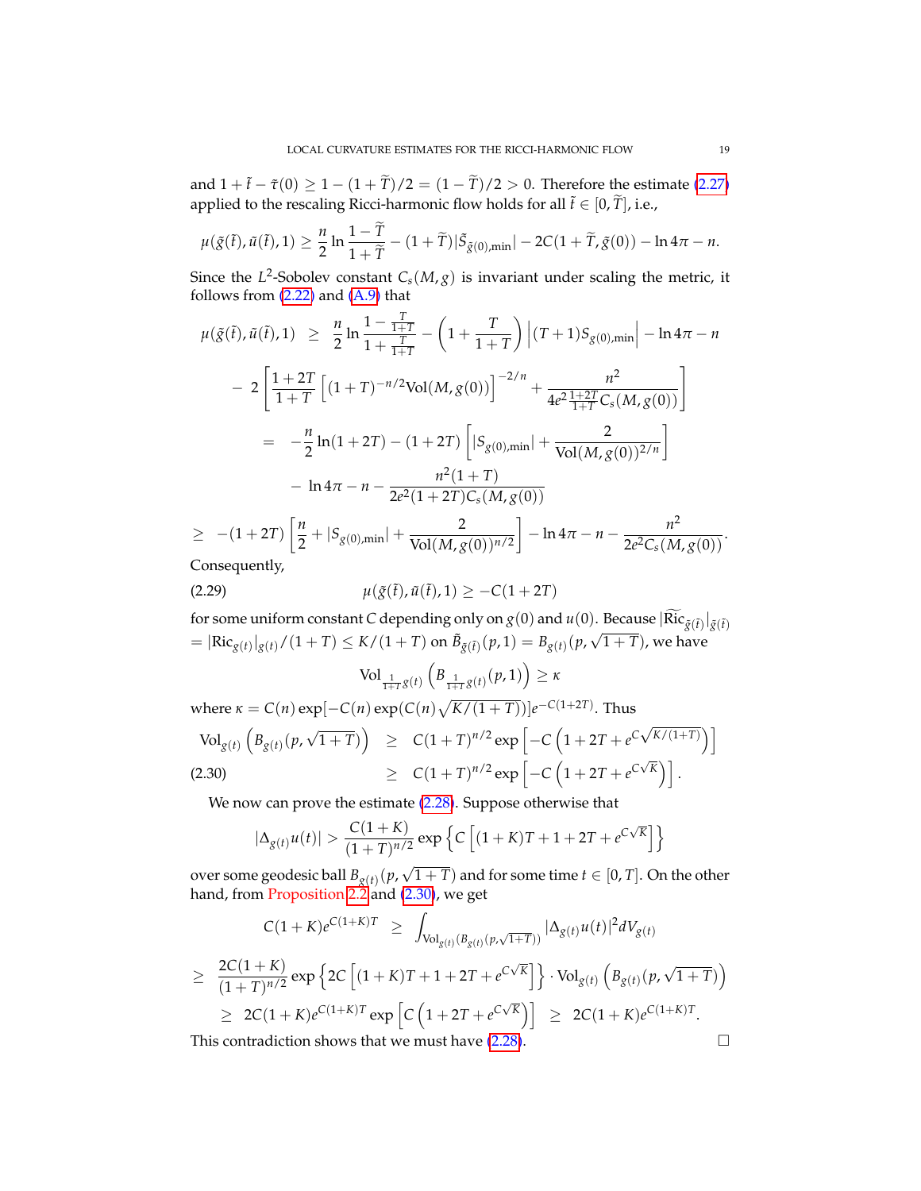and $1 + \tilde{t} - \tilde{\tau}(0) \geq 1 - (1 + \widetilde{T})/2 = (1 - \widetilde{T})/2 > 0$. Therefore the estimate (2.27) applied to the rescaling Ricci-harmonic flow holds for all $\tilde{t} \in [0, \widetilde{T}]$, i.e.,

$$\mu(\tilde{g}(\tilde{t}), \tilde{u}(\tilde{t}), 1) \geq \frac{n}{2} \ln \frac{1 - \widetilde{T}}{1 + \widetilde{T}} - (1 + \widetilde{T})|\tilde{S}_{\tilde{g}(0),\min}| - 2C(1 + \widetilde{T}, \tilde{g}(0)) - \ln 4\pi - n.$$

Since the $L^2$-Sobolev constant $C_s(M, g)$ is invariant under scaling the metric, it follows from (2.22) and (A.9) that

$$\begin{aligned}
\mu(\tilde{g}(\tilde{t}), \tilde{u}(\tilde{t}), 1) \;\; &\geq \;\; \frac{n}{2} \ln \frac{1 - \frac{T}{1+T}}{1 + \frac{T}{1+T}} - \left(1 + \frac{T}{1+T}\right)\left|(T+1)S_{g(0),\min}\right| - \ln 4\pi - n \\
&- \;\; 2\left[\frac{1+2T}{1+T}\left[(1+T)^{-n/2}\mathrm{Vol}(M, g(0))\right]^{-2/n} + \frac{n^2}{4e^2\frac{1+2T}{1+T}C_s(M, g(0))}\right] \\
&= \;\; -\frac{n}{2}\ln(1+2T) - (1+2T)\left[|S_{g(0),\min}| + \frac{2}{\mathrm{Vol}(M, g(0))^{2/n}}\right] \\
&\;\;\;\; - \ln 4\pi - n - \frac{n^2(1+T)}{2e^2(1+2T)C_s(M, g(0))} \\
\geq \;\; &-(1+2T)\left[\frac{n}{2} + |S_{g(0),\min}| + \frac{2}{\mathrm{Vol}(M, g(0))^{n/2}}\right] - \ln 4\pi - n - \frac{n^2}{2e^2 C_s(M, g(0))}.
\end{aligned}$$

Consequently,

$$\mu(\tilde{g}(\tilde{t}), \tilde{u}(\tilde{t}), 1) \geq -C(1+2T) \tag{2.29}$$

for some uniform constant $C$ depending only on $g(0)$ and $u(0)$. Because $|\widetilde{\mathrm{Ric}}_{\tilde{g}(\tilde{t})}|_{\tilde{g}(\tilde{t})} = |\mathrm{Ric}_{g(t)}|_{g(t)}/(1+T) \leq K/(1+T)$ on $\tilde{B}_{\tilde{g}(\tilde{t})}(p, 1) = B_{g(t)}(p, \sqrt{1+T})$, we have

$$\mathrm{Vol}_{\frac{1}{1+T}g(t)}\left(B_{\frac{1}{1+T}g(t)}(p, 1)\right) \geq \kappa$$

where $\kappa = C(n)\exp[-C(n)\exp(C(n)\sqrt{K/(1+T)})]e^{-C(1+2T)}$. Thus

$$\begin{aligned}
\mathrm{Vol}_{g(t)}\left(B_{g(t)}(p, \sqrt{1+T})\right) \;\; &\geq \;\; C(1+T)^{n/2}\exp\left[-C\left(1 + 2T + e^{C\sqrt{K/(1+T)}}\right)\right] \\
&\geq \;\; C(1+T)^{n/2}\exp\left[-C\left(1 + 2T + e^{C\sqrt{K}}\right)\right].
\end{aligned} \tag{2.30}$$

We now can prove the estimate (2.28). Suppose otherwise that

$$|\Delta_{g(t)}u(t)| > \frac{C(1+K)}{(1+T)^{n/2}}\exp\left\{C\left[(1+K)T + 1 + 2T + e^{C\sqrt{K}}\right]\right\}$$

over some geodesic ball $B_{g(t)}(p, \sqrt{1+T})$ and for some time $t \in [0, T]$. On the other hand, from Proposition 2.2 and (2.30), we get

$$\begin{aligned}
C(1+K)e^{C(1+K)T} \;\; &\geq \;\; \int_{\mathrm{Vol}_{g(t)}(B_{g(t)}(p,\sqrt{1+T}))} |\Delta_{g(t)}u(t)|^2 dV_{g(t)} \\
\geq \;\; &\frac{2C(1+K)}{(1+T)^{n/2}}\exp\left\{2C\left[(1+K)T + 1 + 2T + e^{C\sqrt{K}}\right]\right\} \cdot \mathrm{Vol}_{g(t)}\left(B_{g(t)}(p, \sqrt{1+T})\right) \\
&\geq \;\; 2C(1+K)e^{C(1+K)T}\exp\left[C\left(1 + 2T + e^{C\sqrt{K}}\right)\right] \;\; \geq \;\; 2C(1+K)e^{C(1+K)T}.
\end{aligned}$$

This contradiction shows that we must have (2.28). □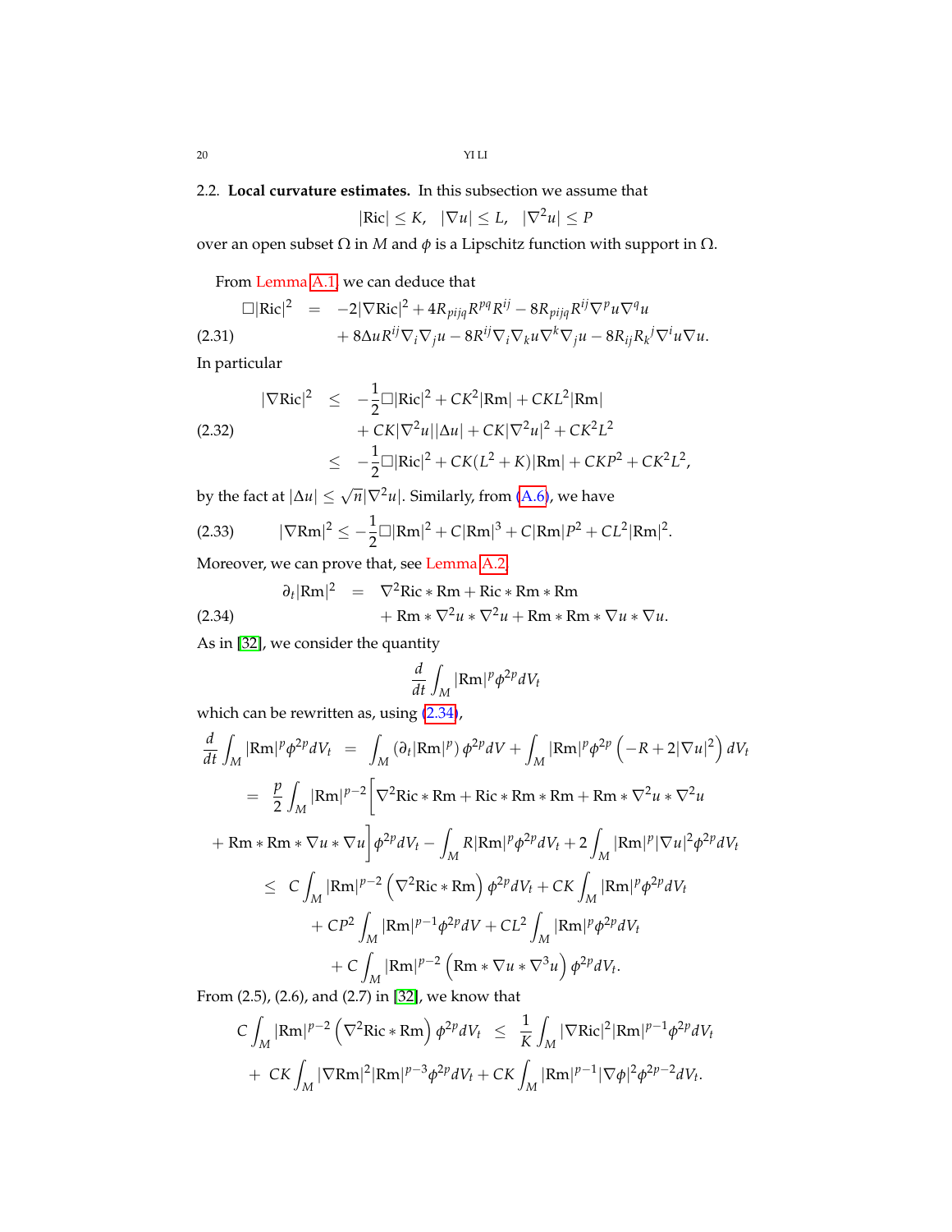2.2. **Local curvature estimates.** In this subsection we assume that

$$|\mathrm{Ric}| \le K, \quad |\nabla u| \le L, \quad |\nabla^2 u| \le P$$

over an open subset $\Omega$ in $M$ and $\phi$ is a Lipschitz function with support in $\Omega$.

From Lemma A.1 we can deduce that

$$\begin{aligned} \Box|\mathrm{Ric}|^2 &= -2|\nabla \mathrm{Ric}|^2 + 4R_{pijq}R^{pq}R^{ij} - 8R_{pijq}R^{ij}\nabla^p u \nabla^q u \\ &\quad + 8\Delta u R^{ij}\nabla_i\nabla_j u - 8R^{ij}\nabla_i\nabla_k u \nabla^k \nabla_j u - 8R_{ij}R_k{}^j \nabla^i u \nabla u. \end{aligned} \tag{2.31}$$

In particular

$$\begin{aligned} |\nabla \mathrm{Ric}|^2 &\le -\frac{1}{2}\Box|\mathrm{Ric}|^2 + CK^2|\mathrm{Rm}| + CKL^2|\mathrm{Rm}| \\ &\quad + CK|\nabla^2 u||\Delta u| + CK|\nabla^2 u|^2 + CK^2L^2 \\ &\le -\frac{1}{2}\Box|\mathrm{Ric}|^2 + CK(L^2+K)|\mathrm{Rm}| + CKP^2 + CK^2L^2, \end{aligned} \tag{2.32}$$

by the fact at $|\Delta u| \le \sqrt{n}|\nabla^2 u|$. Similarly, from (A.6), we have

$$|\nabla \mathrm{Rm}|^2 \le -\frac{1}{2}\Box|\mathrm{Rm}|^2 + C|\mathrm{Rm}|^3 + C|\mathrm{Rm}|P^2 + CL^2|\mathrm{Rm}|^2. \tag{2.33}$$

Moreover, we can prove that, see Lemma A.2,

$$\begin{aligned} \partial_t |\mathrm{Rm}|^2 &= \nabla^2 \mathrm{Ric} * \mathrm{Rm} + \mathrm{Ric} * \mathrm{Rm} * \mathrm{Rm} \\ &\quad + \mathrm{Rm} * \nabla^2 u * \nabla^2 u + \mathrm{Rm} * \mathrm{Rm} * \nabla u * \nabla u. \end{aligned} \tag{2.34}$$

As in [32], we consider the quantity

$$\frac{d}{dt}\int_M |\mathrm{Rm}|^p \phi^{2p} dV_t$$

which can be rewritten as, using (2.34),

$$\begin{aligned} \frac{d}{dt}\int_M |\mathrm{Rm}|^p \phi^{2p} dV_t &= \int_M \left(\partial_t |\mathrm{Rm}|^p\right)\phi^{2p} dV + \int_M |\mathrm{Rm}|^p \phi^{2p}\left(-R + 2|\nabla u|^2\right) dV_t \\ &= \frac{p}{2}\int_M |\mathrm{Rm}|^{p-2}\Big[\nabla^2 \mathrm{Ric} * \mathrm{Rm} + \mathrm{Ric} * \mathrm{Rm} * \mathrm{Rm} + \mathrm{Rm} * \nabla^2 u * \nabla^2 u \\ &\quad + \mathrm{Rm} * \mathrm{Rm} * \nabla u * \nabla u\Big]\phi^{2p} dV_t - \int_M R|\mathrm{Rm}|^p \phi^{2p} dV_t + 2\int_M |\mathrm{Rm}|^p |\nabla u|^2 \phi^{2p} dV_t \\ &\le C\int_M |\mathrm{Rm}|^{p-2}\left(\nabla^2 \mathrm{Ric} * \mathrm{Rm}\right)\phi^{2p} dV_t + CK\int_M |\mathrm{Rm}|^p \phi^{2p} dV_t \\ &\quad + CP^2\int_M |\mathrm{Rm}|^{p-1}\phi^{2p} dV + CL^2\int_M |\mathrm{Rm}|^p \phi^{2p} dV_t \\ &\quad + C\int_M |\mathrm{Rm}|^{p-2}\left(\mathrm{Rm} * \nabla u * \nabla^3 u\right)\phi^{2p} dV_t. \end{aligned}$$

From (2.5), (2.6), and (2.7) in [32], we know that

$$\begin{aligned} C\int_M |\mathrm{Rm}|^{p-2}\left(\nabla^2 \mathrm{Ric} * \mathrm{Rm}\right)\phi^{2p} dV_t &\le \frac{1}{K}\int_M |\nabla \mathrm{Ric}|^2 |\mathrm{Rm}|^{p-1}\phi^{2p} dV_t \\ + CK\int_M |\nabla \mathrm{Rm}|^2 |\mathrm{Rm}|^{p-3}\phi^{2p} dV_t &+ CK\int_M |\mathrm{Rm}|^{p-1}|\nabla \phi|^2 \phi^{2p-2} dV_t. \end{aligned}$$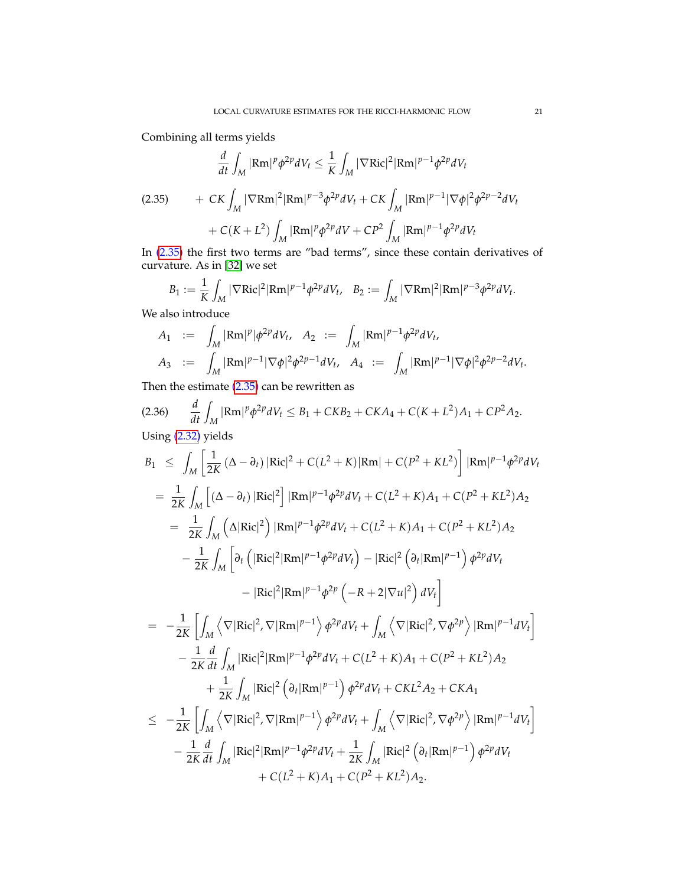Combining all terms yields

$$
\begin{aligned}
\frac{d}{dt}\int_M |\mathrm{Rm}|^p \phi^{2p} dV_t &\le \frac{1}{K}\int_M |\nabla \mathrm{Ric}|^2 |\mathrm{Rm}|^{p-1}\phi^{2p} dV_t \\
&+ CK\int_M |\nabla \mathrm{Rm}|^2 |\mathrm{Rm}|^{p-3}\phi^{2p} dV_t + CK\int_M |\mathrm{Rm}|^{p-1}|\nabla\phi|^2\phi^{2p-2} dV_t \\
&+ C(K+L^2)\int_M |\mathrm{Rm}|^p\phi^{2p} dV + CP^2\int_M |\mathrm{Rm}|^{p-1}\phi^{2p} dV_t
\end{aligned} \tag{2.35}
$$

In (2.35) the first two terms are "bad terms", since these contain derivatives of curvature. As in [32] we set

$$
B_1 := \frac{1}{K}\int_M |\nabla \mathrm{Ric}|^2 |\mathrm{Rm}|^{p-1}\phi^{2p} dV_t, \quad B_2 := \int_M |\nabla \mathrm{Rm}|^2 |\mathrm{Rm}|^{p-3}\phi^{2p} dV_t.
$$

We also introduce

$$
\begin{aligned}
A_1 &:= \int_M |\mathrm{Rm}|^p \phi^{2p} dV_t, \quad A_2 := \int_M |\mathrm{Rm}|^{p-1}\phi^{2p} dV_t, \\
A_3 &:= \int_M |\mathrm{Rm}|^{p-1}|\nabla\phi|^2\phi^{2p-1} dV_t, \quad A_4 := \int_M |\mathrm{Rm}|^{p-1}|\nabla\phi|^2\phi^{2p-2} dV_t.
\end{aligned}
$$

Then the estimate (2.35) can be rewritten as

$$
\frac{d}{dt}\int_M |\mathrm{Rm}|^p\phi^{2p} dV_t \le B_1 + CKB_2 + CKA_4 + C(K+L^2)A_1 + CP^2 A_2. \tag{2.36}
$$

Using (2.32) yields

$$
\begin{aligned}
B_1 &\le \int_M \left[\frac{1}{2K}(\Delta - \partial_t)|\mathrm{Ric}|^2 + C(L^2+K)|\mathrm{Rm}| + C(P^2+KL^2)\right]|\mathrm{Rm}|^{p-1}\phi^{2p} dV_t \\
&= \frac{1}{2K}\int_M \left[(\Delta-\partial_t)|\mathrm{Ric}|^2\right]|\mathrm{Rm}|^{p-1}\phi^{2p} dV_t + C(L^2+K)A_1 + C(P^2+KL^2)A_2 \\
&= \frac{1}{2K}\int_M \left(\Delta|\mathrm{Ric}|^2\right)|\mathrm{Rm}|^{p-1}\phi^{2p} dV_t + C(L^2+K)A_1 + C(P^2+KL^2)A_2 \\
&\quad - \frac{1}{2K}\int_M \Big[\partial_t\left(|\mathrm{Ric}|^2|\mathrm{Rm}|^{p-1}\phi^{2p} dV_t\right) - |\mathrm{Ric}|^2\left(\partial_t |\mathrm{Rm}|^{p-1}\right)\phi^{2p} dV_t \\
&\qquad - |\mathrm{Ric}|^2|\mathrm{Rm}|^{p-1}\phi^{2p}\left(-R + 2|\nabla u|^2\right) dV_t\Big] \\
&= -\frac{1}{2K}\left[\int_M \left\langle \nabla|\mathrm{Ric}|^2, \nabla|\mathrm{Rm}|^{p-1}\right\rangle \phi^{2p} dV_t + \int_M \left\langle \nabla|\mathrm{Ric}|^2, \nabla\phi^{2p}\right\rangle |\mathrm{Rm}|^{p-1} dV_t\right] \\
&\quad - \frac{1}{2K}\frac{d}{dt}\int_M |\mathrm{Ric}|^2|\mathrm{Rm}|^{p-1}\phi^{2p} dV_t + C(L^2+K)A_1 + C(P^2+KL^2)A_2 \\
&\qquad + \frac{1}{2K}\int_M |\mathrm{Ric}|^2\left(\partial_t|\mathrm{Rm}|^{p-1}\right)\phi^{2p} dV_t + CKL^2A_2 + CKA_1 \\
&\le -\frac{1}{2K}\left[\int_M \left\langle \nabla|\mathrm{Ric}|^2, \nabla|\mathrm{Rm}|^{p-1}\right\rangle \phi^{2p} dV_t + \int_M \left\langle \nabla|\mathrm{Ric}|^2, \nabla\phi^{2p}\right\rangle |\mathrm{Rm}|^{p-1} dV_t\right] \\
&\quad - \frac{1}{2K}\frac{d}{dt}\int_M |\mathrm{Ric}|^2|\mathrm{Rm}|^{p-1}\phi^{2p} dV_t + \frac{1}{2K}\int_M |\mathrm{Ric}|^2\left(\partial_t|\mathrm{Rm}|^{p-1}\right)\phi^{2p} dV_t \\
&\qquad + C(L^2+K)A_1 + C(P^2+KL^2)A_2.
\end{aligned}
$$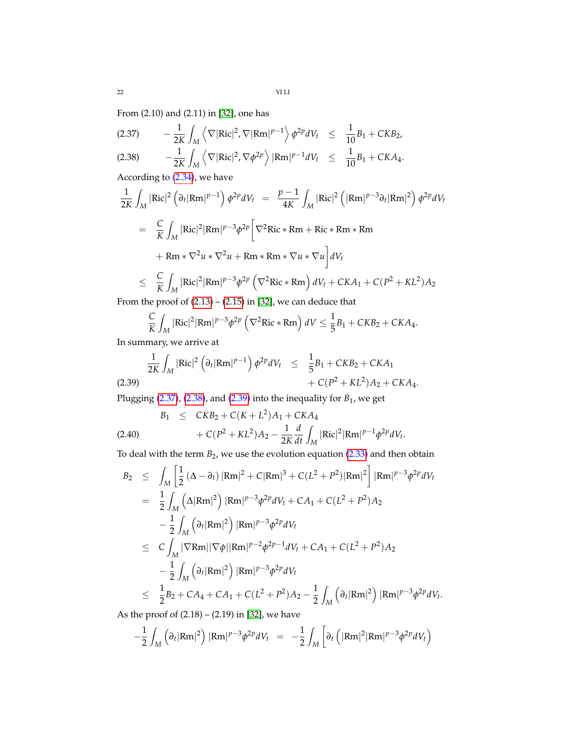From (2.10) and (2.11) in [32], one has

$$
-\frac{1}{2K}\int_M \left\langle \nabla|\mathrm{Ric}|^2, \nabla|\mathrm{Rm}|^{p-1}\right\rangle \phi^{2p} dV_t \;\leq\; \frac{1}{10}B_1 + CKB_2, \tag{2.37}
$$

$$
-\frac{1}{2K}\int_M \left\langle \nabla|\mathrm{Ric}|^2, \nabla\phi^{2p}\right\rangle |\mathrm{Rm}|^{p-1} dV_t \;\leq\; \frac{1}{10}B_1 + CKA_4. \tag{2.38}
$$

According to (2.34), we have

$$
\begin{aligned}
\frac{1}{2K}\int_M |\mathrm{Ric}|^2\left(\partial_t|\mathrm{Rm}|^{p-1}\right)\phi^{2p}dV_t &= \frac{p-1}{4K}\int_M |\mathrm{Ric}|^2\left(|\mathrm{Rm}|^{p-3}\partial_t|\mathrm{Rm}|^2\right)\phi^{2p}dV_t \\
&= \frac{C}{K}\int_M |\mathrm{Ric}|^2|\mathrm{Rm}|^{p-3}\phi^{2p}\Big[\nabla^2\mathrm{Ric}*\mathrm{Rm} + \mathrm{Ric}*\mathrm{Rm}*\mathrm{Rm} \\
&\quad + \mathrm{Rm}*\nabla^2 u*\nabla^2 u + \mathrm{Rm}*\mathrm{Rm}*\nabla u*\nabla u\Big]dV_t \\
&\leq \frac{C}{K}\int_M |\mathrm{Ric}|^2|\mathrm{Rm}|^{p-3}\phi^{2p}\left(\nabla^2\mathrm{Ric}*\mathrm{Rm}\right)dV_t + CKA_1 + C(P^2+KL^2)A_2
\end{aligned}
$$

From the proof of (2.13) – (2.15) in [32], we can deduce that

$$
\frac{C}{K}\int_M |\mathrm{Ric}|^2|\mathrm{Rm}|^{p-3}\phi^{2p}\left(\nabla^2\mathrm{Ric}*\mathrm{Rm}\right)dV \leq \frac{1}{5}B_1 + CKB_2 + CKA_4.
$$

In summary, we arrive at

$$
\begin{aligned}
\frac{1}{2K}\int_M |\mathrm{Ric}|^2\left(\partial_t|\mathrm{Rm}|^{p-1}\right)\phi^{2p}dV_t &\leq \frac{1}{5}B_1 + CKB_2 + CKA_1 \\
&\quad + C(P^2+KL^2)A_2 + CKA_4.
\end{aligned} \tag{2.39}
$$

Plugging (2.37), (2.38), and (2.39) into the inequality for $B_1$, we get

$$
\begin{aligned}
B_1 &\leq CKB_2 + C(K+L^2)A_1 + CKA_4 \\
&\quad + C(P^2+KL^2)A_2 - \frac{1}{2K}\frac{d}{dt}\int_M |\mathrm{Ric}|^2|\mathrm{Rm}|^{p-1}\phi^{2p}dV_t.
\end{aligned} \tag{2.40}
$$

To deal with the term $B_2$, we use the evolution equation (2.33) and then obtain

$$
\begin{aligned}
B_2 &\leq \int_M \left[\frac{1}{2}\left(\Delta-\partial_t\right)|\mathrm{Rm}|^2 + C|\mathrm{Rm}|^3 + C(L^2+P^2)|\mathrm{Rm}|^2\right]|\mathrm{Rm}|^{p-3}\phi^{2p}dV_t \\
&= \frac{1}{2}\int_M \left(\Delta|\mathrm{Rm}|^2\right)|\mathrm{Rm}|^{p-3}\phi^{2p}dV_t + CA_1 + C(L^2+P^2)A_2 \\
&\quad - \frac{1}{2}\int_M \left(\partial_t|\mathrm{Rm}|^2\right)|\mathrm{Rm}|^{p-3}\phi^{2p}dV_t \\
&\leq C\int_M |\nabla\mathrm{Rm}||\nabla\phi||\mathrm{Rm}|^{p-2}\phi^{2p-1}dV_t + CA_1 + C(L^2+P^2)A_2 \\
&\quad - \frac{1}{2}\int_M \left(\partial_t|\mathrm{Rm}|^2\right)|\mathrm{Rm}|^{p-3}\phi^{2p}dV_t \\
&\leq \frac{1}{2}B_2 + CA_4 + CA_1 + C(L^2+P^2)A_2 - \frac{1}{2}\int_M \left(\partial_t|\mathrm{Rm}|^2\right)|\mathrm{Rm}|^{p-3}\phi^{2p}dV_t.
\end{aligned}
$$

As the proof of (2.18) – (2.19) in [32], we have

$$
-\frac{1}{2}\int_M \left(\partial_t|\mathrm{Rm}|^2\right)|\mathrm{Rm}|^{p-3}\phi^{2p}dV_t \;=\; -\frac{1}{2}\int_M \left[\partial_t\left(|\mathrm{Rm}|^2|\mathrm{Rm}|^{p-3}\phi^{2p}dV_t\right)\right.
$$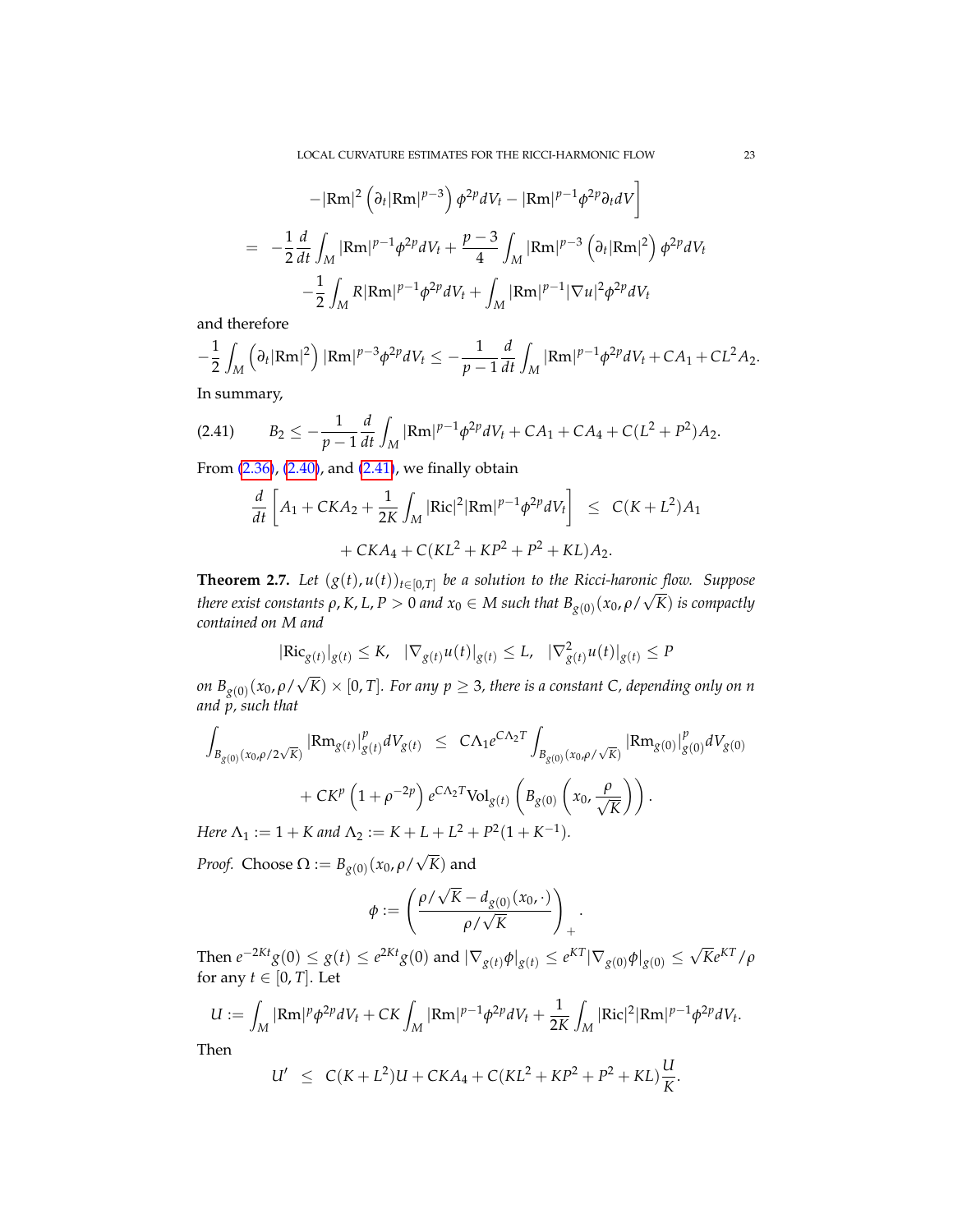$$
-|\mathrm{Rm}|^2\left(\partial_t|\mathrm{Rm}|^{p-3}\right)\phi^{2p}dV_t - |\mathrm{Rm}|^{p-1}\phi^{2p}\partial_t dV\Bigg]
$$

$$
\begin{aligned}
&= -\frac{1}{2}\frac{d}{dt}\int_M |\mathrm{Rm}|^{p-1}\phi^{2p}dV_t + \frac{p-3}{4}\int_M |\mathrm{Rm}|^{p-3}\left(\partial_t|\mathrm{Rm}|^2\right)\phi^{2p}dV_t \\
&\quad -\frac{1}{2}\int_M R|\mathrm{Rm}|^{p-1}\phi^{2p}dV_t + \int_M |\mathrm{Rm}|^{p-1}|\nabla u|^2\phi^{2p}dV_t
\end{aligned}
$$

and therefore

$$
-\frac{1}{2}\int_M\left(\partial_t|\mathrm{Rm}|^2\right)|\mathrm{Rm}|^{p-3}\phi^{2p}dV_t \le -\frac{1}{p-1}\frac{d}{dt}\int_M|\mathrm{Rm}|^{p-1}\phi^{2p}dV_t + CA_1 + CL^2A_2.
$$

In summary,

$$
B_2 \le -\frac{1}{p-1}\frac{d}{dt}\int_M |\mathrm{Rm}|^{p-1}\phi^{2p}dV_t + CA_1 + CA_4 + C(L^2+P^2)A_2. \tag{2.41}
$$

From (2.36), (2.40), and (2.41), we finally obtain

$$
\begin{aligned}
\frac{d}{dt}\left[A_1 + CKA_2 + \frac{1}{2K}\int_M |\mathrm{Ric}|^2|\mathrm{Rm}|^{p-1}\phi^{2p}dV_t\right] &\le C(K+L^2)A_1 \\
&\quad + CKA_4 + C(KL^2+KP^2+P^2+KL)A_2.
\end{aligned}
$$

**Theorem 2.7.** *Let $(g(t),u(t))_{t\in[0,T]}$ be a solution to the Ricci-haronic flow. Suppose there exist constants $\rho,K,L,P>0$ and $x_0\in M$ such that $B_{g(0)}(x_0,\rho/\sqrt{K})$ is compactly contained on $M$ and*

$$
|\mathrm{Ric}_{g(t)}|_{g(t)} \le K, \quad |\nabla_{g(t)}u(t)|_{g(t)} \le L, \quad |\nabla^2_{g(t)}u(t)|_{g(t)} \le P
$$

*on $B_{g(0)}(x_0,\rho/\sqrt{K})\times[0,T]$. For any $p\ge 3$, there is a constant $C$, depending only on $n$ and $p$, such that*

$$
\begin{aligned}
\int_{B_{g(0)}(x_0,\rho/2\sqrt{K})}|\mathrm{Rm}_{g(t)}|^p_{g(t)}dV_{g(t)} &\le C\Lambda_1 e^{C\Lambda_2 T}\int_{B_{g(0)}(x_0,\rho/\sqrt{K})}|\mathrm{Rm}_{g(0)}|^p_{g(0)}dV_{g(0)} \\
&\quad + CK^p\left(1+\rho^{-2p}\right)e^{C\Lambda_2 T}\mathrm{Vol}_{g(t)}\left(B_{g(0)}\left(x_0,\frac{\rho}{\sqrt{K}}\right)\right).
\end{aligned}
$$

*Here $\Lambda_1 := 1+K$ and $\Lambda_2 := K+L+L^2+P^2(1+K^{-1})$.*

*Proof.* Choose $\Omega := B_{g(0)}(x_0,\rho/\sqrt{K})$ and

$$
\phi := \left(\frac{\rho/\sqrt{K} - d_{g(0)}(x_0,\cdot)}{\rho/\sqrt{K}}\right)_+.
$$

Then $e^{-2Kt}g(0)\le g(t)\le e^{2Kt}g(0)$ and $|\nabla_{g(t)}\phi|_{g(t)} \le e^{KT}|\nabla_{g(0)}\phi|_{g(0)} \le \sqrt{K}e^{KT}/\rho$ for any $t\in[0,T]$. Let

$$
U := \int_M |\mathrm{Rm}|^p\phi^{2p}dV_t + CK\int_M |\mathrm{Rm}|^{p-1}\phi^{2p}dV_t + \frac{1}{2K}\int_M |\mathrm{Ric}|^2|\mathrm{Rm}|^{p-1}\phi^{2p}dV_t.
$$

Then

$$
U' \le C(K+L^2)U + CKA_4 + C(KL^2+KP^2+P^2+KL)\frac{U}{K}.
$$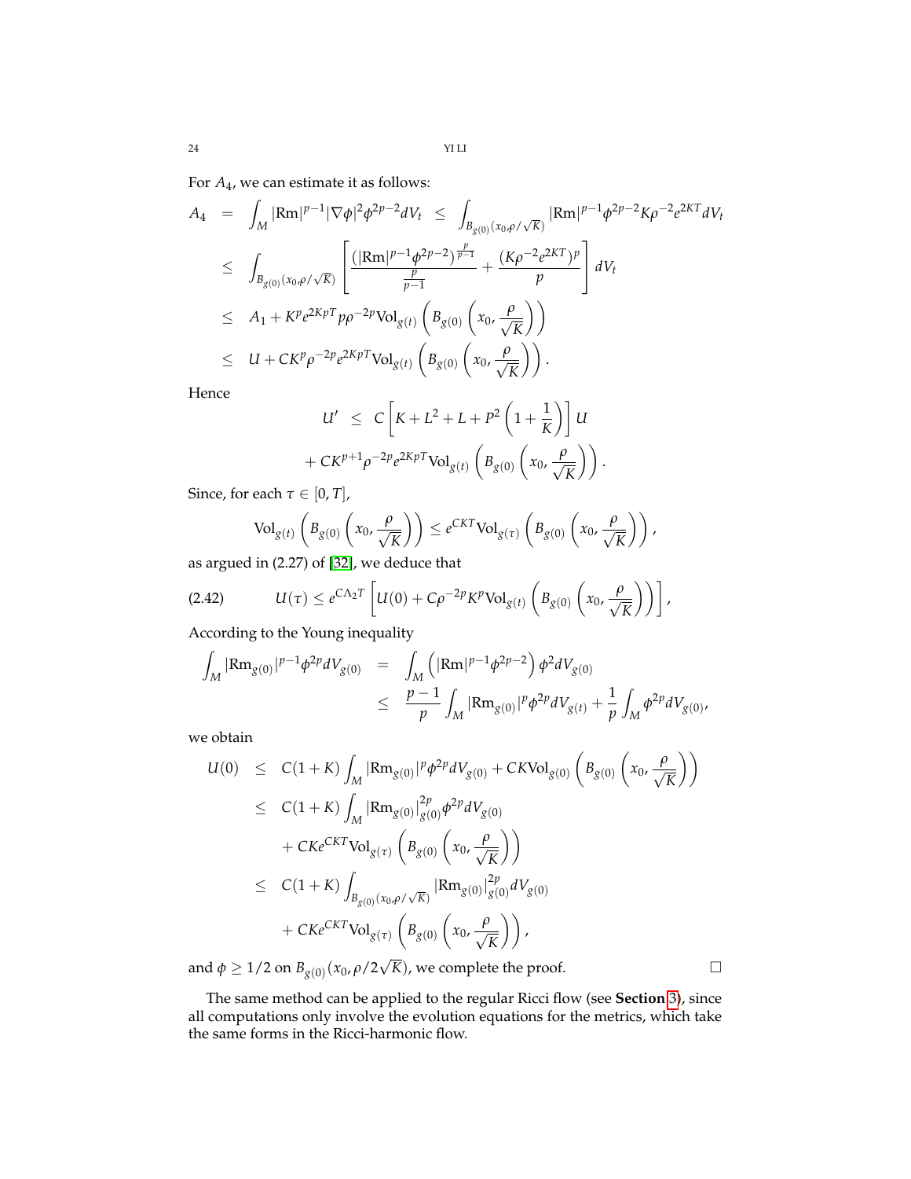For $A_4$, we can estimate it as follows:

$$
\begin{aligned}
A_4 &= \int_M |\mathrm{Rm}|^{p-1}|\nabla\phi|^2\phi^{2p-2}dV_t \ \leq \ \int_{B_{g(0)}(x_0,\rho/\sqrt{K})}|\mathrm{Rm}|^{p-1}\phi^{2p-2}K\rho^{-2}e^{2KT}dV_t \\
&\leq \int_{B_{g(0)}(x_0,\rho/\sqrt{K})}\left[\frac{\left(|\mathrm{Rm}|^{p-1}\phi^{2p-2}\right)^{\frac{p}{p-1}}}{\frac{p}{p-1}}+\frac{(K\rho^{-2}e^{2KT})^p}{p}\right]dV_t \\
&\leq A_1 + K^p e^{2KpT}p\rho^{-2p}\mathrm{Vol}_{g(t)}\left(B_{g(0)}\left(x_0,\frac{\rho}{\sqrt{K}}\right)\right) \\
&\leq U + CK^p\rho^{-2p}e^{2KpT}\mathrm{Vol}_{g(t)}\left(B_{g(0)}\left(x_0,\frac{\rho}{\sqrt{K}}\right)\right).
\end{aligned}
$$

Hence

$$
\begin{aligned}
U' &\leq C\left[K+L^2+L+P^2\left(1+\frac{1}{K}\right)\right]U \\
&+ CK^{p+1}\rho^{-2p}e^{2KpT}\mathrm{Vol}_{g(t)}\left(B_{g(0)}\left(x_0,\frac{\rho}{\sqrt{K}}\right)\right).
\end{aligned}
$$

Since, for each $\tau \in [0,T]$,

$$
\mathrm{Vol}_{g(t)}\left(B_{g(0)}\left(x_0,\frac{\rho}{\sqrt{K}}\right)\right) \leq e^{CKT}\mathrm{Vol}_{g(\tau)}\left(B_{g(0)}\left(x_0,\frac{\rho}{\sqrt{K}}\right)\right),
$$

as argued in (2.27) of [32], we deduce that

$$
U(\tau) \leq e^{C\Lambda_2 T}\left[U(0) + C\rho^{-2p}K^p\mathrm{Vol}_{g(t)}\left(B_{g(0)}\left(x_0,\frac{\rho}{\sqrt{K}}\right)\right)\right], \tag{2.42}
$$

According to the Young inequality

$$
\begin{aligned}
\int_M |\mathrm{Rm}_{g(0)}|^{p-1}\phi^{2p}dV_{g(0)} &= \int_M\left(|\mathrm{Rm}|^{p-1}\phi^{2p-2}\right)\phi^2 dV_{g(0)} \\
&\leq \frac{p-1}{p}\int_M |\mathrm{Rm}_{g(0)}|^p\phi^{2p}dV_{g(t)} + \frac{1}{p}\int_M \phi^{2p}dV_{g(0)},
\end{aligned}
$$

we obtain

$$
\begin{aligned}
U(0) &\leq C(1+K)\int_M |\mathrm{Rm}_{g(0)}|^p\phi^{2p}dV_{g(0)} + CK\mathrm{Vol}_{g(0)}\left(B_{g(0)}\left(x_0,\frac{\rho}{\sqrt{K}}\right)\right) \\
&\leq C(1+K)\int_M |\mathrm{Rm}_{g(0)}|^{2p}_{g(0)}\phi^{2p}dV_{g(0)} \\
&\quad + CKe^{CKT}\mathrm{Vol}_{g(\tau)}\left(B_{g(0)}\left(x_0,\frac{\rho}{\sqrt{K}}\right)\right) \\
&\leq C(1+K)\int_{B_{g(0)}(x_0,\rho/\sqrt{K})}|\mathrm{Rm}_{g(0)}|^{2p}_{g(0)}dV_{g(0)} \\
&\quad + CKe^{CKT}\mathrm{Vol}_{g(\tau)}\left(B_{g(0)}\left(x_0,\frac{\rho}{\sqrt{K}}\right)\right),
\end{aligned}
$$

and $\phi \geq 1/2$ on $B_{g(0)}(x_0,\rho/2\sqrt{K})$, we complete the proof. □

The same method can be applied to the regular Ricci flow (see **Section 3**), since all computations only involve the evolution equations for the metrics, which take the same forms in the Ricci-harmonic flow.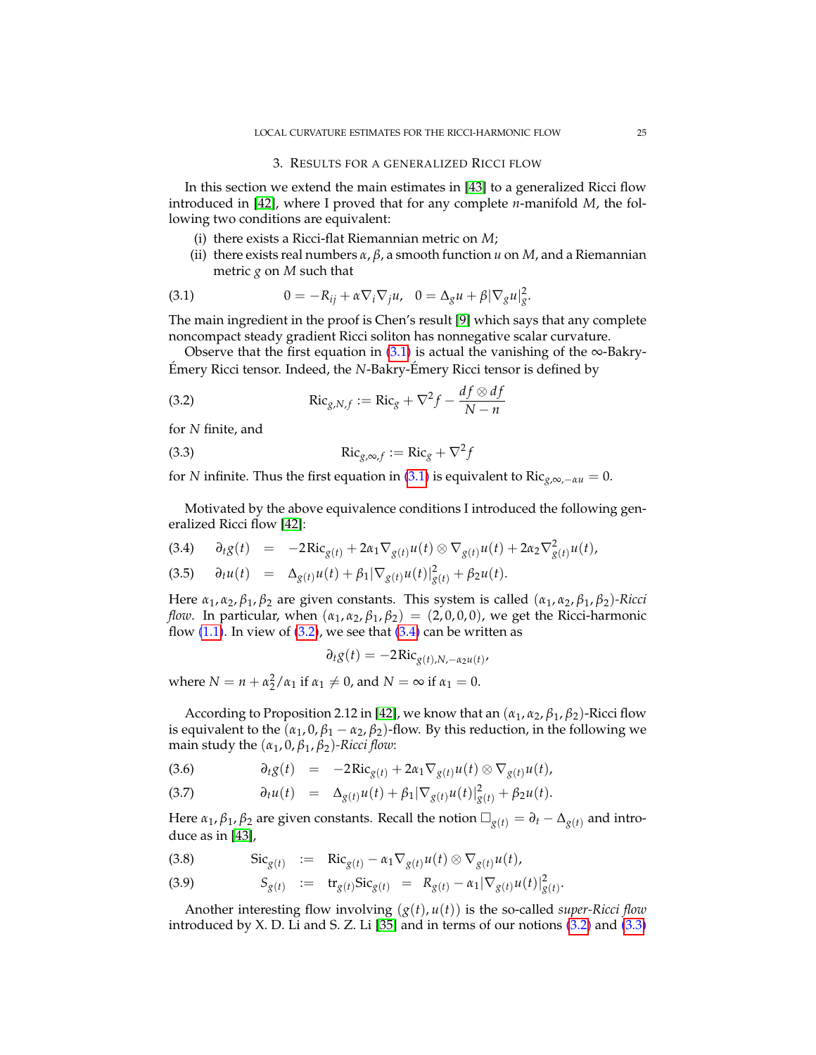## 3. Results for a generalized Ricci flow

In this section we extend the main estimates in [43] to a generalized Ricci flow introduced in [42], where I proved that for any complete $n$-manifold $M$, the following two conditions are equivalent:

(i) there exists a Ricci-flat Riemannian metric on $M$;

(ii) there exists real numbers $\alpha, \beta$, a smooth function $u$ on $M$, and a Riemannian metric $g$ on $M$ such that

$$0 = -R_{ij} + \alpha \nabla_i \nabla_j u, \quad 0 = \Delta_g u + \beta |\nabla_g u|^2_g. \tag{3.1}$$

The main ingredient in the proof is Chen's result [9] which says that any complete noncompact steady gradient Ricci soliton has nonnegative scalar curvature.

Observe that the first equation in (3.1) is actual the vanishing of the $\infty$-Bakry-Émery Ricci tensor. Indeed, the $N$-Bakry-Émery Ricci tensor is defined by

$$\mathrm{Ric}_{g,N,f} := \mathrm{Ric}_g + \nabla^2 f - \frac{df \otimes df}{N-n} \tag{3.2}$$

for $N$ finite, and

$$\mathrm{Ric}_{g,\infty,f} := \mathrm{Ric}_g + \nabla^2 f \tag{3.3}$$

for $N$ infinite. Thus the first equation in (3.1) is equivalent to $\mathrm{Ric}_{g,\infty,-\alpha u} = 0$.

Motivated by the above equivalence conditions I introduced the following generalized Ricci flow [42]:

$$\partial_t g(t) = -2\mathrm{Ric}_{g(t)} + 2\alpha_1 \nabla_{g(t)} u(t) \otimes \nabla_{g(t)} u(t) + 2\alpha_2 \nabla^2_{g(t)} u(t), \tag{3.4}$$

$$\partial_t u(t) = \Delta_{g(t)} u(t) + \beta_1 |\nabla_{g(t)} u(t)|^2_{g(t)} + \beta_2 u(t). \tag{3.5}$$

Here $\alpha_1, \alpha_2, \beta_1, \beta_2$ are given constants. This system is called $(\alpha_1, \alpha_2, \beta_1, \beta_2)$-*Ricci flow*. In particular, when $(\alpha_1, \alpha_2, \beta_1, \beta_2) = (2, 0, 0, 0)$, we get the Ricci-harmonic flow (1.1). In view of (3.2), we see that (3.4) can be written as

$$\partial_t g(t) = -2\mathrm{Ric}_{g(t), N, -\alpha_2 u(t)},$$

where $N = n + \alpha_2^2/\alpha_1$ if $\alpha_1 \neq 0$, and $N = \infty$ if $\alpha_1 = 0$.

According to Proposition 2.12 in [42], we know that an $(\alpha_1, \alpha_2, \beta_1, \beta_2)$-Ricci flow is equivalent to the $(\alpha_1, 0, \beta_1 - \alpha_2, \beta_2)$-flow. By this reduction, in the following we main study the $(\alpha_1, 0, \beta_1, \beta_2)$-*Ricci flow*:

$$\partial_t g(t) = -2\mathrm{Ric}_{g(t)} + 2\alpha_1 \nabla_{g(t)} u(t) \otimes \nabla_{g(t)} u(t), \tag{3.6}$$

$$\partial_t u(t) = \Delta_{g(t)} u(t) + \beta_1 |\nabla_{g(t)} u(t)|^2_{g(t)} + \beta_2 u(t). \tag{3.7}$$

Here $\alpha_1, \beta_1, \beta_2$ are given constants. Recall the notion $\Box_{g(t)} = \partial_t - \Delta_{g(t)}$ and introduce as in [43],

$$\mathrm{Sic}_{g(t)} := \mathrm{Ric}_{g(t)} - \alpha_1 \nabla_{g(t)} u(t) \otimes \nabla_{g(t)} u(t), \tag{3.8}$$

$$S_{g(t)} := \mathrm{tr}_{g(t)} \mathrm{Sic}_{g(t)} = R_{g(t)} - \alpha_1 |\nabla_{g(t)} u(t)|^2_{g(t)}. \tag{3.9}$$

Another interesting flow involving $(g(t), u(t))$ is the so-called *super-Ricci flow* introduced by X. D. Li and S. Z. Li [35] and in terms of our notions (3.2) and (3.3)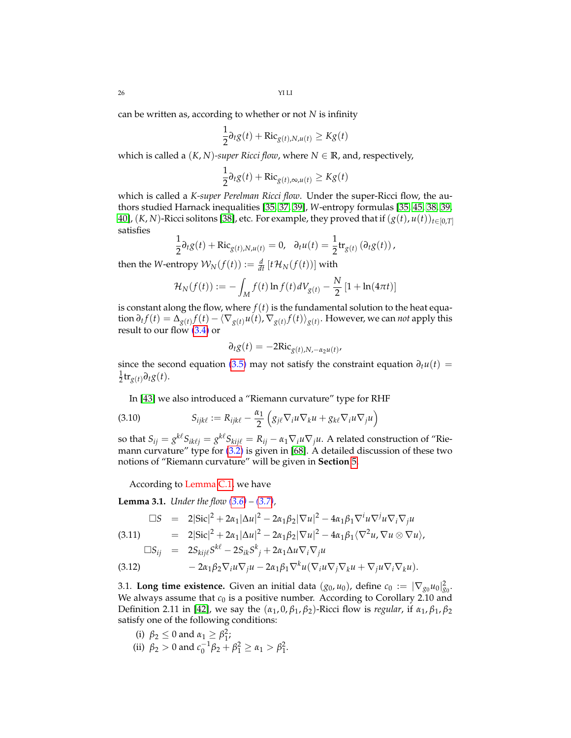can be written as, according to whether or not $N$ is infinity

$$\frac{1}{2}\partial_t g(t) + \mathrm{Ric}_{g(t),N,u(t)} \geq K g(t)$$

which is called a $(K,N)$-*super Ricci flow*, where $N \in \mathbb{R}$, and, respectively,

$$\frac{1}{2}\partial_t g(t) + \mathrm{Ric}_{g(t),\infty,u(t)} \geq K g(t)$$

which is called a $K$-*super Perelman Ricci flow*. Under the super-Ricci flow, the authors studied Harnack inequalities [35, 37, 39], $W$-entropy formulas [35, 45, 38, 39, 40], $(K,N)$-Ricci solitons [38], etc. For example, they proved that if $(g(t), u(t))_{t\in[0,T]}$ satisfies

$$\frac{1}{2}\partial_t g(t) + \mathrm{Ric}_{g(t),N,u(t)} = 0, \quad \partial_t u(t) = \frac{1}{2}\mathrm{tr}_{g(t)}\left(\partial_t g(t)\right),$$

then the $W$-entropy $\mathcal{W}_N(f(t)) := \frac{d}{dt}\left[t\mathcal{H}_N(f(t))\right]$ with

$$\mathcal{H}_N(f(t)) := -\int_M f(t)\ln f(t)\, dV_{g(t)} - \frac{N}{2}\left[1 + \ln(4\pi t)\right]$$

is constant along the flow, where $f(t)$ is the fundamental solution to the heat equation $\partial_t f(t) = \Delta_{g(t)} f(t) - \langle \nabla_{g(t)} u(t), \nabla_{g(t)} f(t)\rangle_{g(t)}$. However, we can *not* apply this result to our flow (3.4) or

$$\partial_t g(t) = -2\mathrm{Ric}_{g(t),N,-\alpha_2 u(t)},$$

since the second equation (3.5) may not satisfy the constraint equation $\partial_t u(t) = \frac{1}{2}\mathrm{tr}_{g(t)}\partial_t g(t)$.

In [43] we also introduced a "Riemann curvature" type for RHF

$$S_{ijk\ell} := R_{ijk\ell} - \frac{\alpha_1}{2}\left(g_{j\ell}\nabla_i u \nabla_k u + g_{k\ell}\nabla_i u \nabla_j u\right) \tag{3.10}$$

so that $S_{ij} = g^{k\ell}S_{ik\ell j} = g^{k\ell}S_{kij\ell} = R_{ij} - \alpha_1 \nabla_i u \nabla_j u$. A related construction of "Riemann curvature" type for (3.2) is given in [68]. A detailed discussion of these two notions of "Riemann curvature" will be given in **Section 5**.

According to Lemma C.1, we have

**Lemma 3.1.** *Under the flow (3.6) – (3.7),*

$$\begin{aligned}
\Box S &= 2|\mathrm{Sic}|^2 + 2\alpha_1|\Delta u|^2 - 2\alpha_1\beta_2|\nabla u|^2 - 4\alpha_1\beta_1\nabla^i u\nabla^j u\nabla_i\nabla_j u \\
&= 2|\mathrm{Sic}|^2 + 2\alpha_1|\Delta u|^2 - 2\alpha_1\beta_2|\nabla u|^2 - 4\alpha_1\beta_1\langle\nabla^2 u, \nabla u\otimes\nabla u\rangle, \qquad (3.11)\\
\Box S_{ij} &= 2S_{kij\ell}S^{k\ell} - 2S_{ik}S^k{}_j + 2\alpha_1\Delta u\nabla_i\nabla_j u \\
&\quad - 2\alpha_1\beta_2\nabla_i u\nabla_j u - 2\alpha_1\beta_1\nabla^k u(\nabla_i u\nabla_j\nabla_k u + \nabla_j u\nabla_i\nabla_k u). \qquad (3.12)
\end{aligned}$$

3.1. **Long time existence.** Given an initial data $(g_0, u_0)$, define $c_0 := |\nabla_{g_0}u_0|^2_{g_0}$. We always assume that $c_0$ is a positive number. According to Corollary 2.10 and Definition 2.11 in [42], we say the $(\alpha_1, 0, \beta_1, \beta_2)$-Ricci flow is *regular*, if $\alpha_1, \beta_1, \beta_2$ satisfy one of the following conditions:

(i) $\beta_2 \leq 0$ and $\alpha_1 \geq \beta_1^2$;
(ii) $\beta_2 > 0$ and $c_0^{-1}\beta_2 + \beta_1^2 \geq \alpha_1 > \beta_1^2$.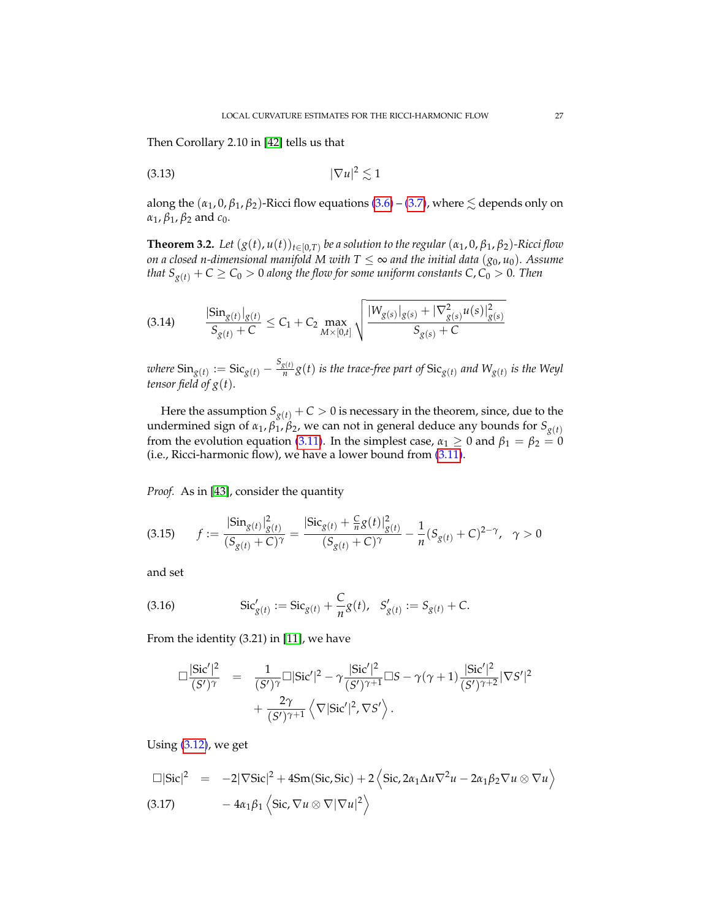Then Corollary 2.10 in [42] tells us that

$$|\nabla u|^2 \lesssim 1 \tag{3.13}$$

along the $(\alpha_1, 0, \beta_1, \beta_2)$-Ricci flow equations (3.6) – (3.7), where $\lesssim$ depends only on $\alpha_1, \beta_1, \beta_2$ and $c_0$.

**Theorem 3.2.** *Let $(g(t), u(t))_{t\in[0,T)}$ be a solution to the regular $(\alpha_1, 0, \beta_1, \beta_2)$-Ricci flow on a closed $n$-dimensional manifold $M$ with $T \leq \infty$ and the initial data $(g_0, u_0)$. Assume that $S_{g(t)} + C \geq C_0 > 0$ along the flow for some uniform constants $C, C_0 > 0$. Then*

$$\frac{|\mathrm{Sin}_{g(t)}|_{g(t)}}{S_{g(t)} + C} \leq C_1 + C_2 \max_{M\times[0,t]} \sqrt{\frac{|W_{g(s)}|_{g(s)} + |\nabla^2_{g(s)} u(s)|^2_{g(s)}}{S_{g(s)} + C}} \tag{3.14}$$

*where $\mathrm{Sin}_{g(t)} := \mathrm{Sic}_{g(t)} - \frac{S_{g(t)}}{n} g(t)$ is the trace-free part of $\mathrm{Sic}_{g(t)}$ and $W_{g(t)}$ is the Weyl tensor field of $g(t)$.*

Here the assumption $S_{g(t)} + C > 0$ is necessary in the theorem, since, due to the undermined sign of $\alpha_1, \beta_1, \beta_2$, we can not in general deduce any bounds for $S_{g(t)}$ from the evolution equation (3.11). In the simplest case, $\alpha_1 \geq 0$ and $\beta_1 = \beta_2 = 0$ (i.e., Ricci-harmonic flow), we have a lower bound from (3.11).

*Proof.* As in [43], consider the quantity

$$f := \frac{|\mathrm{Sin}_{g(t)}|^2_{g(t)}}{(S_{g(t)} + C)^\gamma} = \frac{|\mathrm{Sic}_{g(t)} + \frac{C}{n} g(t)|^2_{g(t)}}{(S_{g(t)} + C)^\gamma} - \frac{1}{n}(S_{g(t)} + C)^{2-\gamma}, \quad \gamma > 0 \tag{3.15}$$

and set

$$\mathrm{Sic}'_{g(t)} := \mathrm{Sic}_{g(t)} + \frac{C}{n} g(t), \quad S'_{g(t)} := S_{g(t)} + C. \tag{3.16}$$

From the identity (3.21) in [11], we have

$$\begin{aligned}
\Box \frac{|\mathrm{Sic}'|^2}{(S')^\gamma} &= \frac{1}{(S')^\gamma} \Box |\mathrm{Sic}'|^2 - \gamma \frac{|\mathrm{Sic}'|^2}{(S')^{\gamma+1}} \Box S - \gamma(\gamma+1) \frac{|\mathrm{Sic}'|^2}{(S')^{\gamma+2}} |\nabla S'|^2 \\
&\quad + \frac{2\gamma}{(S')^{\gamma+1}} \left\langle \nabla |\mathrm{Sic}'|^2, \nabla S' \right\rangle.
\end{aligned}$$

Using (3.12), we get

$$\begin{aligned}
\Box |\mathrm{Sic}|^2 &= -2|\nabla \mathrm{Sic}|^2 + 4\mathrm{Sm}(\mathrm{Sic}, \mathrm{Sic}) + 2\left\langle \mathrm{Sic}, 2\alpha_1 \Delta u \nabla^2 u - 2\alpha_1 \beta_2 \nabla u \otimes \nabla u \right\rangle \\
&\quad - 4\alpha_1 \beta_1 \left\langle \mathrm{Sic}, \nabla u \otimes \nabla |\nabla u|^2 \right\rangle
\end{aligned} \tag{3.17}$$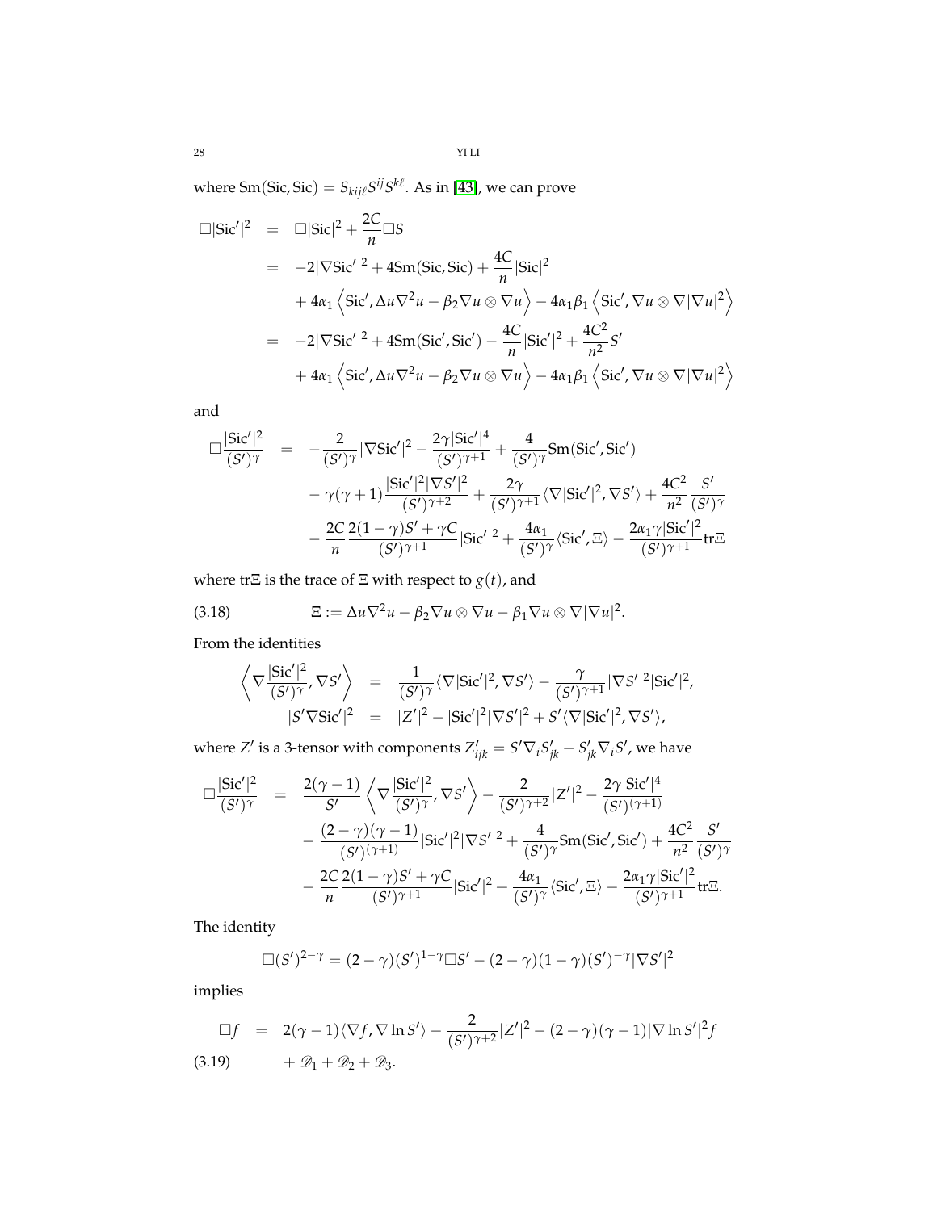where $\text{Sm}(\text{Sic}, \text{Sic}) = S_{kij\ell}S^{ij}S^{k\ell}$. As in [43], we can prove

$$
\begin{aligned}
\Box|\text{Sic}'|^2 &= \Box|\text{Sic}|^2 + \frac{2C}{n}\Box S \\
&= -2|\nabla \text{Sic}'|^2 + 4\text{Sm}(\text{Sic}, \text{Sic}) + \frac{4C}{n}|\text{Sic}|^2 \\
&\quad + 4\alpha_1 \left\langle \text{Sic}', \Delta u \nabla^2 u - \beta_2 \nabla u \otimes \nabla u \right\rangle - 4\alpha_1\beta_1 \left\langle \text{Sic}', \nabla u \otimes \nabla |\nabla u|^2 \right\rangle \\
&= -2|\nabla \text{Sic}'|^2 + 4\text{Sm}(\text{Sic}', \text{Sic}') - \frac{4C}{n}|\text{Sic}'|^2 + \frac{4C^2}{n^2}S' \\
&\quad + 4\alpha_1 \left\langle \text{Sic}', \Delta u \nabla^2 u - \beta_2 \nabla u \otimes \nabla u \right\rangle - 4\alpha_1\beta_1 \left\langle \text{Sic}', \nabla u \otimes \nabla |\nabla u|^2 \right\rangle
\end{aligned}
$$

and

$$
\begin{aligned}
\Box \frac{|\text{Sic}'|^2}{(S')^\gamma} &= -\frac{2}{(S')^\gamma}|\nabla \text{Sic}'|^2 - \frac{2\gamma|\text{Sic}'|^4}{(S')^{\gamma+1}} + \frac{4}{(S')^\gamma}\text{Sm}(\text{Sic}', \text{Sic}') \\
&\quad - \gamma(\gamma+1)\frac{|\text{Sic}'|^2|\nabla S'|^2}{(S')^{\gamma+2}} + \frac{2\gamma}{(S')^{\gamma+1}}\langle \nabla |\text{Sic}'|^2, \nabla S' \rangle + \frac{4C^2}{n^2}\frac{S'}{(S')^\gamma} \\
&\quad - \frac{2C}{n}\frac{2(1-\gamma)S' + \gamma C}{(S')^{\gamma+1}}|\text{Sic}'|^2 + \frac{4\alpha_1}{(S')^\gamma}\langle \text{Sic}', \Xi \rangle - \frac{2\alpha_1\gamma|\text{Sic}'|^2}{(S')^{\gamma+1}}\text{tr}\Xi
\end{aligned}
$$

where $\text{tr}\Xi$ is the trace of $\Xi$ with respect to $g(t)$, and

$$
\Xi := \Delta u \nabla^2 u - \beta_2 \nabla u \otimes \nabla u - \beta_1 \nabla u \otimes \nabla |\nabla u|^2. \tag{3.18}
$$

From the identities

$$
\begin{aligned}
\left\langle \nabla \frac{|\text{Sic}'|^2}{(S')^\gamma}, \nabla S' \right\rangle &= \frac{1}{(S')^\gamma}\langle \nabla |\text{Sic}'|^2, \nabla S' \rangle - \frac{\gamma}{(S')^{\gamma+1}}|\nabla S'|^2|\text{Sic}'|^2, \\
|S'\nabla \text{Sic}'|^2 &= |Z'|^2 - |\text{Sic}'|^2|\nabla S'|^2 + S'\langle \nabla |\text{Sic}'|^2, \nabla S' \rangle,
\end{aligned}
$$

where $Z'$ is a 3-tensor with components $Z'_{ijk} = S'\nabla_i S'_{jk} - S'_{jk}\nabla_i S'$, we have

$$
\begin{aligned}
\Box \frac{|\text{Sic}'|^2}{(S')^\gamma} &= \frac{2(\gamma-1)}{S'}\left\langle \nabla \frac{|\text{Sic}'|^2}{(S')^\gamma}, \nabla S' \right\rangle - \frac{2}{(S')^{\gamma+2}}|Z'|^2 - \frac{2\gamma|\text{Sic}'|^4}{(S')^{(\gamma+1)}} \\
&\quad - \frac{(2-\gamma)(\gamma-1)}{(S')^{(\gamma+1)}}|\text{Sic}'|^2|\nabla S'|^2 + \frac{4}{(S')^\gamma}\text{Sm}(\text{Sic}', \text{Sic}') + \frac{4C^2}{n^2}\frac{S'}{(S')^\gamma} \\
&\quad - \frac{2C}{n}\frac{2(1-\gamma)S' + \gamma C}{(S')^{\gamma+1}}|\text{Sic}'|^2 + \frac{4\alpha_1}{(S')^\gamma}\langle \text{Sic}', \Xi \rangle - \frac{2\alpha_1\gamma|\text{Sic}'|^2}{(S')^{\gamma+1}}\text{tr}\Xi.
\end{aligned}
$$

The identity

$$
\Box (S')^{2-\gamma} = (2-\gamma)(S')^{1-\gamma}\Box S' - (2-\gamma)(1-\gamma)(S')^{-\gamma}|\nabla S'|^2
$$

implies

$$
\begin{aligned}
\Box f &= 2(\gamma-1)\langle \nabla f, \nabla \ln S' \rangle - \frac{2}{(S')^{\gamma+2}}|Z'|^2 - (2-\gamma)(\gamma-1)|\nabla \ln S'|^2 f \\
&\quad + \mathscr{D}_1 + \mathscr{D}_2 + \mathscr{D}_3.
\end{aligned} \tag{3.19}
$$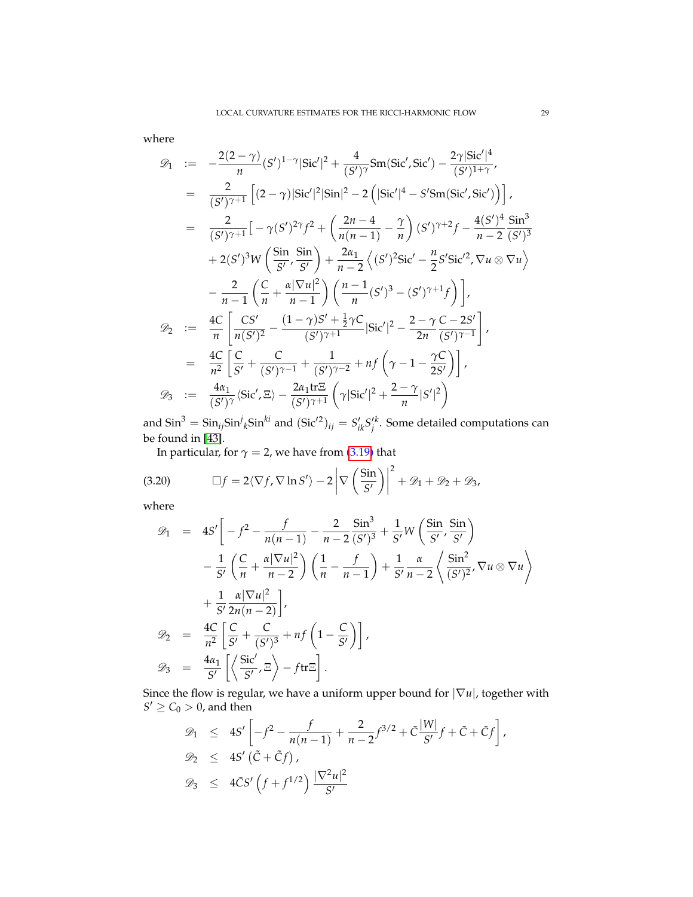where

$$
\begin{aligned}
\mathscr{D}_1 &:= -\frac{2(2-\gamma)}{n}(S')^{1-\gamma}|\mathrm{Sic}'|^2 + \frac{4}{(S')^\gamma}\mathrm{Sm}(\mathrm{Sic}',\mathrm{Sic}') - \frac{2\gamma|\mathrm{Sic}'|^4}{(S')^{1+\gamma}},\\
&= \frac{2}{(S')^{\gamma+1}}\left[(2-\gamma)|\mathrm{Sic}'|^2|\mathrm{Sin}|^2 - 2\left(|\mathrm{Sic}'|^4 - S'\mathrm{Sm}(\mathrm{Sic}',\mathrm{Sic}')\right)\right],\\
&= \frac{2}{(S')^{\gamma+1}}\Big[-\gamma(S')^{2\gamma}f^2 + \left(\frac{2n-4}{n(n-1)} - \frac{\gamma}{n}\right)(S')^{\gamma+2}f - \frac{4(S')^4}{n-2}\frac{\mathrm{Sin}^3}{(S')^3}\\
&\quad + 2(S')^3 W\left(\frac{\mathrm{Sin}}{S'},\frac{\mathrm{Sin}}{S'}\right) + \frac{2\alpha_1}{n-2}\left\langle (S')^2\mathrm{Sic}' - \frac{n}{2}S'\mathrm{Sic}'^2, \nabla u\otimes\nabla u\right\rangle\\
&\quad - \frac{2}{n-1}\left(\frac{C}{n} + \frac{\alpha|\nabla u|^2}{n-1}\right)\left(\frac{n-1}{n}(S')^3 - (S')^{\gamma+1}f\right)\Big],\\
\mathscr{D}_2 &:= \frac{4C}{n}\left[\frac{CS'}{n(S')^2} - \frac{(1-\gamma)S' + \frac{1}{2}\gamma C}{(S')^{\gamma+1}}|\mathrm{Sic}'|^2 - \frac{2-\gamma}{2n}\frac{C-2S'}{(S')^{\gamma-1}}\right],\\
&= \frac{4C}{n^2}\left[\frac{C}{S'} + \frac{C}{(S')^{\gamma-1}} + \frac{1}{(S')^{\gamma-2}} + nf\left(\gamma - 1 - \frac{\gamma C}{2S'}\right)\right],\\
\mathscr{D}_3 &:= \frac{4\alpha_1}{(S')^\gamma}\langle \mathrm{Sic}',\Xi\rangle - \frac{2\alpha_1\mathrm{tr}\Xi}{(S')^{\gamma+1}}\left(\gamma|\mathrm{Sic}'|^2 + \frac{2-\gamma}{n}|S'|^2\right)
\end{aligned}
$$

and $\mathrm{Sin}^3 = \mathrm{Sin}_{ij}\mathrm{Sin}^j{}_k\mathrm{Sin}^{ki}$ and $(\mathrm{Sic}'^2)_{ij} = S'_{ik}S'^k_j$. Some detailed computations can be found in [43].

In particular, for $\gamma = 2$, we have from (3.19) that

$$
\Box f = 2\langle\nabla f, \nabla\ln S'\rangle - 2\left|\nabla\left(\frac{\mathrm{Sin}}{S'}\right)\right|^2 + \mathscr{D}_1 + \mathscr{D}_2 + \mathscr{D}_3, \tag{3.20}
$$

where

$$
\begin{aligned}
\mathscr{D}_1 &= 4S'\Big[-f^2 - \frac{f}{n(n-1)} - \frac{2}{n-2}\frac{\mathrm{Sin}^3}{(S')^3} + \frac{1}{S'}W\left(\frac{\mathrm{Sin}}{S'},\frac{\mathrm{Sin}}{S'}\right)\\
&\quad - \frac{1}{S'}\left(\frac{C}{n} + \frac{\alpha|\nabla u|^2}{n-2}\right)\left(\frac{1}{n} - \frac{f}{n-1}\right) + \frac{1}{S'}\frac{\alpha}{n-2}\left\langle\frac{\mathrm{Sin}^2}{(S')^2}, \nabla u\otimes\nabla u\right\rangle\\
&\quad + \frac{1}{S'}\frac{\alpha|\nabla u|^2}{2n(n-2)}\Big],\\
\mathscr{D}_2 &= \frac{4C}{n^2}\left[\frac{C}{S'} + \frac{C}{(S')^3} + nf\left(1 - \frac{C}{S'}\right)\right],\\
\mathscr{D}_3 &= \frac{4\alpha_1}{S'}\left[\left\langle\frac{\mathrm{Sic}'}{S'},\Xi\right\rangle - f\,\mathrm{tr}\Xi\right].
\end{aligned}
$$

Since the flow is regular, we have a uniform upper bound for $|\nabla u|$, together with $S' \geq C_0 > 0$, and then

$$
\begin{aligned}
\mathscr{D}_1 &\leq 4S'\left[-f^2 - \frac{f}{n(n-1)} + \frac{2}{n-2}f^{3/2} + \tilde{C}\frac{|W|}{S'}f + \tilde{C} + \tilde{C}f\right],\\
\mathscr{D}_2 &\leq 4S'\left(\tilde{C} + \tilde{C}f\right),\\
\mathscr{D}_3 &\leq 4\tilde{C}S'\left(f + f^{1/2}\right)\frac{|\nabla^2 u|^2}{S'}
\end{aligned}
$$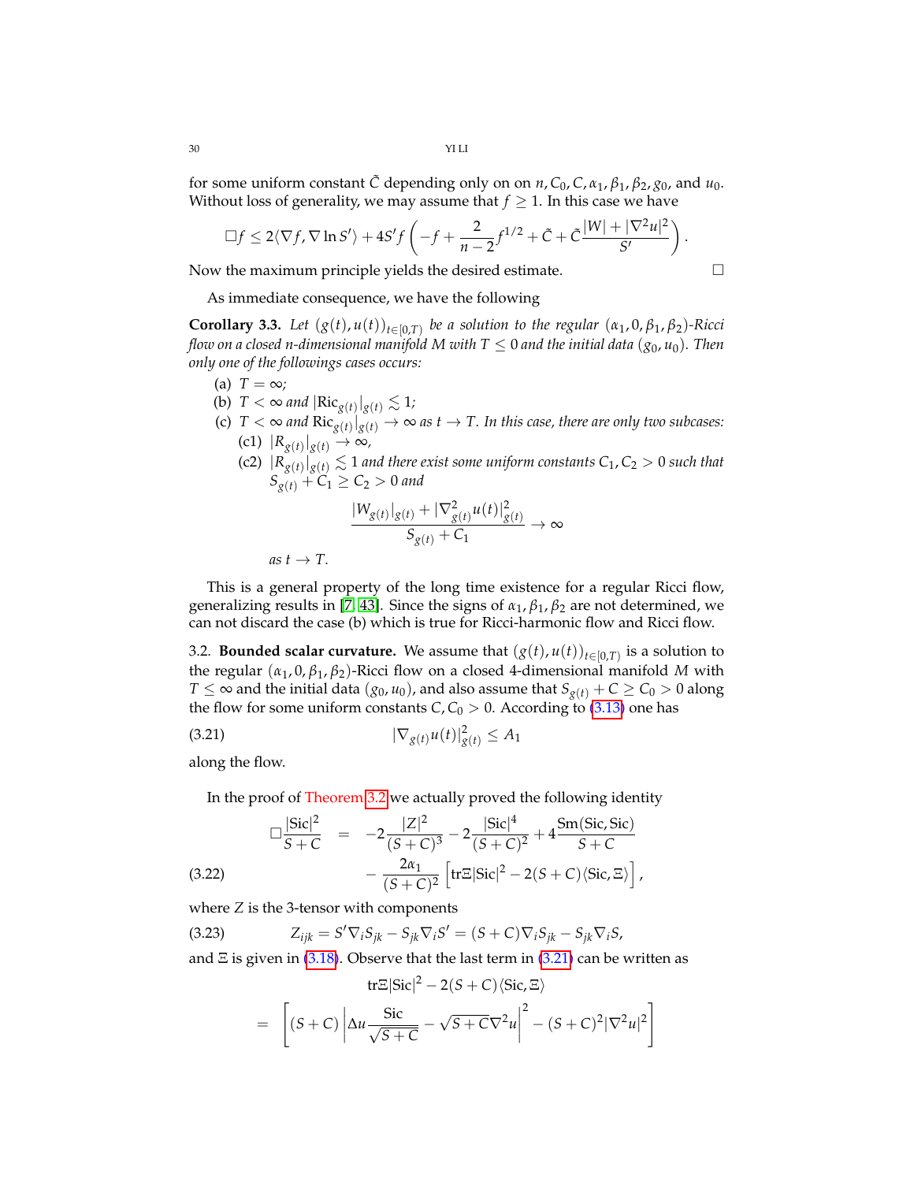for some uniform constant $\tilde{C}$ depending only on on $n, C_0, C, \alpha_1, \beta_1, \beta_2, g_0$, and $u_0$. Without loss of generality, we may assume that $f \geq 1$. In this case we have

$$\Box f \leq 2\langle \nabla f, \nabla \ln S' \rangle + 4S' f \left( -f + \frac{2}{n-2} f^{1/2} + \tilde{C} + \tilde{C} \frac{|W| + |\nabla^2 u|^2}{S'} \right).$$

Now the maximum principle yields the desired estimate. $\square$

As immediate consequence, we have the following

**Corollary 3.3.** *Let $(g(t), u(t))_{t \in [0,T)}$ be a solution to the regular $(\alpha_1, 0, \beta_1, \beta_2)$-Ricci flow on a closed $n$-dimensional manifold $M$ with $T \leq 0$ and the initial data $(g_0, u_0)$. Then only one of the followings cases occurs:*

(a) *$T = \infty$;*

(b) *$T < \infty$ and $|\mathrm{Ric}_{g(t)}|_{g(t)} \lesssim 1$;*

(c) *$T < \infty$ and $\mathrm{Ric}_{g(t)}|_{g(t)} \to \infty$ as $t \to T$. In this case, there are only two subcases:*

 (c1) *$|R_{g(t)}|_{g(t)} \to \infty$,*

 (c2) *$|R_{g(t)}|_{g(t)} \lesssim 1$ and there exist some uniform constants $C_1, C_2 > 0$ such that $S_{g(t)} + C_1 \geq C_2 > 0$ and*

$$\frac{|W_{g(t)}|_{g(t)} + |\nabla^2_{g(t)} u(t)|^2_{g(t)}}{S_{g(t)} + C_1} \to \infty$$

 *as $t \to T$.*

This is a general property of the long time existence for a regular Ricci flow, generalizing results in [7, 43]. Since the signs of $\alpha_1, \beta_1, \beta_2$ are not determined, we can not discard the case (b) which is true for Ricci-harmonic flow and Ricci flow.

3.2. **Bounded scalar curvature.** We assume that $(g(t), u(t))_{t \in [0,T)}$ is a solution to the regular $(\alpha_1, 0, \beta_1, \beta_2)$-Ricci flow on a closed 4-dimensional manifold $M$ with $T \leq \infty$ and the initial data $(g_0, u_0)$, and also assume that $S_{g(t)} + C \geq C_0 > 0$ along the flow for some uniform constants $C, C_0 > 0$. According to (3.13) one has

$$|\nabla_{g(t)} u(t)|^2_{g(t)} \leq A_1 \tag{3.21}$$

along the flow.

In the proof of Theorem 3.2 we actually proved the following identity

$$\begin{aligned} \Box \frac{|\mathrm{Sic}|^2}{S + C} &= -2\frac{|Z|^2}{(S+C)^3} - 2\frac{|\mathrm{Sic}|^4}{(S+C)^2} + 4\frac{\mathrm{Sm}(\mathrm{Sic}, \mathrm{Sic})}{S+C} \\ &\quad - \frac{2\alpha_1}{(S+C)^2}\left[\mathrm{tr}\Xi |\mathrm{Sic}|^2 - 2(S+C)\langle \mathrm{Sic}, \Xi \rangle\right], \end{aligned} \tag{3.22}$$

where $Z$ is the 3-tensor with components

$$Z_{ijk} = S' \nabla_i S_{jk} - S_{jk} \nabla_i S' = (S+C)\nabla_i S_{jk} - S_{jk} \nabla_i S, \tag{3.23}$$

and $\Xi$ is given in (3.18). Observe that the last term in (3.21) can be written as

$$\begin{aligned} &\mathrm{tr}\Xi |\mathrm{Sic}|^2 - 2(S+C)\langle \mathrm{Sic}, \Xi \rangle \\ = &\left[ (S+C) \left| \Delta u \frac{\mathrm{Sic}}{\sqrt{S+C}} - \sqrt{S+C} \nabla^2 u \right|^2 - (S+C)^2 |\nabla^2 u|^2 \right] \end{aligned}$$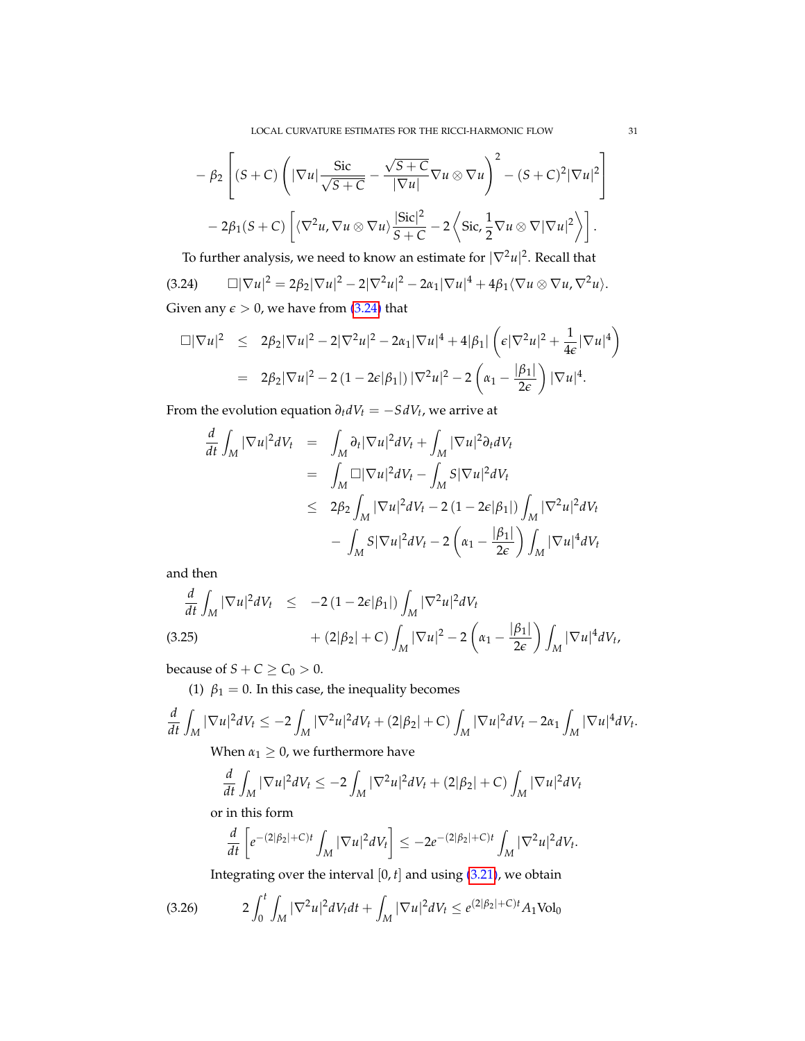$$
- \beta_2 \left[ (S+C) \left( |\nabla u| \frac{\mathrm{Sic}}{\sqrt{S+C}} - \frac{\sqrt{S+C}}{|\nabla u|} \nabla u \otimes \nabla u \right)^2 - (S+C)^2 |\nabla u|^2 \right]
$$

$$
- 2\beta_1 (S+C) \left[ \langle \nabla^2 u, \nabla u \otimes \nabla u \rangle \frac{|\mathrm{Sic}|^2}{S+C} - 2 \left\langle \mathrm{Sic}, \frac{1}{2} \nabla u \otimes \nabla |\nabla u|^2 \right\rangle \right].
$$

To further analysis, we need to know an estimate for $|\nabla^2 u|^2$. Recall that

$$
\Box |\nabla u|^2 = 2\beta_2 |\nabla u|^2 - 2|\nabla^2 u|^2 - 2\alpha_1 |\nabla u|^4 + 4\beta_1 \langle \nabla u \otimes \nabla u, \nabla^2 u \rangle. \tag{3.24}
$$

Given any $\epsilon > 0$, we have from (3.24) that

$$
\begin{aligned}
\Box |\nabla u|^2 &\leq 2\beta_2 |\nabla u|^2 - 2|\nabla^2 u|^2 - 2\alpha_1 |\nabla u|^4 + 4|\beta_1| \left( \epsilon |\nabla^2 u|^2 + \frac{1}{4\epsilon} |\nabla u|^4 \right) \\
&= 2\beta_2 |\nabla u|^2 - 2\left(1 - 2\epsilon|\beta_1|\right) |\nabla^2 u|^2 - 2\left( \alpha_1 - \frac{|\beta_1|}{2\epsilon} \right) |\nabla u|^4.
\end{aligned}
$$

From the evolution equation $\partial_t dV_t = -S\, dV_t$, we arrive at

$$
\begin{aligned}
\frac{d}{dt} \int_M |\nabla u|^2 dV_t &= \int_M \partial_t |\nabla u|^2 dV_t + \int_M |\nabla u|^2 \partial_t dV_t \\
&= \int_M \Box |\nabla u|^2 dV_t - \int_M S |\nabla u|^2 dV_t \\
&\leq 2\beta_2 \int_M |\nabla u|^2 dV_t - 2\left(1 - 2\epsilon|\beta_1|\right) \int_M |\nabla^2 u|^2 dV_t \\
&\quad - \int_M S |\nabla u|^2 dV_t - 2\left( \alpha_1 - \frac{|\beta_1|}{2\epsilon} \right) \int_M |\nabla u|^4 dV_t
\end{aligned}
$$

and then

$$
\begin{aligned}
\frac{d}{dt} \int_M |\nabla u|^2 dV_t &\leq -2\left(1 - 2\epsilon|\beta_1|\right) \int_M |\nabla^2 u|^2 dV_t \\
&\quad + \left(2|\beta_2| + C\right) \int_M |\nabla u|^2 - 2\left( \alpha_1 - \frac{|\beta_1|}{2\epsilon} \right) \int_M |\nabla u|^4 dV_t,
\end{aligned} \tag{3.25}
$$

because of $S + C \geq C_0 > 0$.

(1) $\beta_1 = 0$. In this case, the inequality becomes

$$
\frac{d}{dt} \int_M |\nabla u|^2 dV_t \leq -2 \int_M |\nabla^2 u|^2 dV_t + \left(2|\beta_2| + C\right) \int_M |\nabla u|^2 dV_t - 2\alpha_1 \int_M |\nabla u|^4 dV_t.
$$

When $\alpha_1 \geq 0$, we furthermore have

$$
\frac{d}{dt} \int_M |\nabla u|^2 dV_t \leq -2 \int_M |\nabla^2 u|^2 dV_t + \left(2|\beta_2| + C\right) \int_M |\nabla u|^2 dV_t
$$

or in this form

$$
\frac{d}{dt} \left[ e^{-(2|\beta_2| + C)t} \int_M |\nabla u|^2 dV_t \right] \leq -2 e^{-(2|\beta_2| + C)t} \int_M |\nabla^2 u|^2 dV_t.
$$

Integrating over the interval $[0, t]$ and using (3.21), we obtain

$$
2 \int_0^t \int_M |\nabla^2 u|^2 dV_t dt + \int_M |\nabla u|^2 dV_t \leq e^{(2|\beta_2| + C)t} A_1 \mathrm{Vol}_0 \tag{3.26}
$$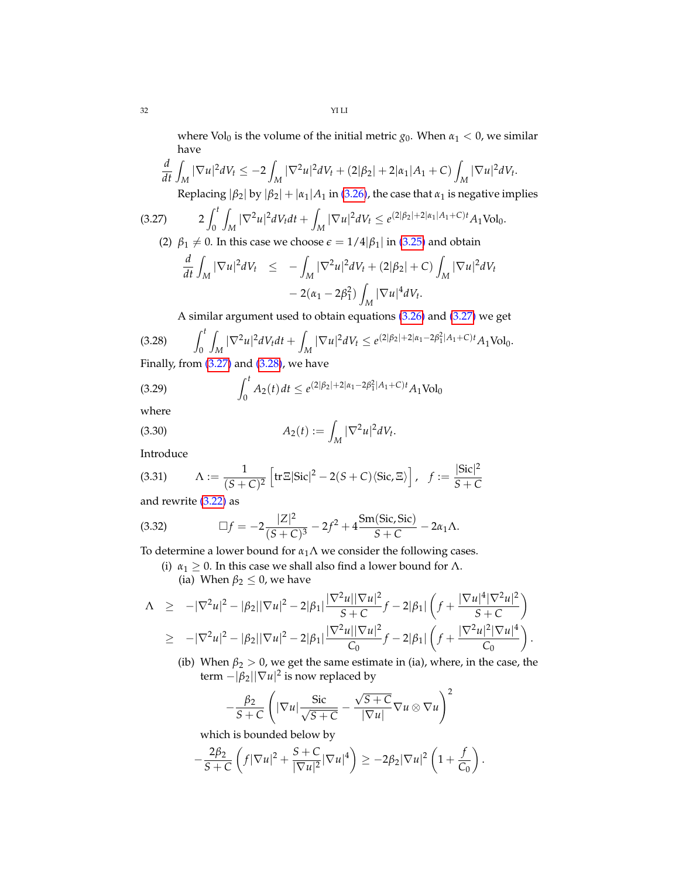where $\text{Vol}_0$ is the volume of the initial metric $g_0$. When $\alpha_1 < 0$, we similar have

$$\frac{d}{dt}\int_M |\nabla u|^2 dV_t \leq -2\int_M |\nabla^2 u|^2 dV_t + (2|\beta_2| + 2|\alpha_1|A_1 + C)\int_M |\nabla u|^2 dV_t.$$

Replacing $|\beta_2|$ by $|\beta_2| + |\alpha_1|A_1$ in (3.26), the case that $\alpha_1$ is negative implies

$$2\int_0^t \int_M |\nabla^2 u|^2 dV_t dt + \int_M |\nabla u|^2 dV_t \leq e^{(2|\beta_2| + 2|\alpha_1|A_1 + C)t} A_1 \text{Vol}_0. \tag{3.27}$$

(2) $\beta_1 \neq 0$. In this case we choose $\epsilon = 1/4|\beta_1|$ in (3.25) and obtain

$$\begin{aligned}\frac{d}{dt}\int_M |\nabla u|^2 dV_t &\leq -\int_M |\nabla^2 u|^2 dV_t + (2|\beta_2| + C)\int_M |\nabla u|^2 dV_t \\ &\quad - 2(\alpha_1 - 2\beta_1^2)\int_M |\nabla u|^4 dV_t.\end{aligned}$$

A similar argument used to obtain equations (3.26) and (3.27) we get

$$\int_0^t \int_M |\nabla^2 u|^2 dV_t dt + \int_M |\nabla u|^2 dV_t \leq e^{(2|\beta_2| + 2|\alpha_1 - 2\beta_1^2|A_1 + C)t} A_1 \text{Vol}_0. \tag{3.28}$$

Finally, from (3.27) and (3.28), we have

$$\int_0^t A_2(t)\, dt \leq e^{(2|\beta_2| + 2|\alpha_1 - 2\beta_1^2|A_1 + C)t} A_1 \text{Vol}_0 \tag{3.29}$$

where

$$A_2(t) := \int_M |\nabla^2 u|^2 dV_t. \tag{3.30}$$

Introduce

$$\Lambda := \frac{1}{(S+C)^2}\left[\text{tr}\Xi|\text{Sic}|^2 - 2(S+C)\langle \text{Sic}, \Xi\rangle\right], \quad f := \frac{|\text{Sic}|^2}{S+C} \tag{3.31}$$

and rewrite (3.22) as

$$\Box f = -2\frac{|Z|^2}{(S+C)^3} - 2f^2 + 4\frac{\text{Sm}(\text{Sic}, \text{Sic})}{S+C} - 2\alpha_1 \Lambda. \tag{3.32}$$

To determine a lower bound for $\alpha_1 \Lambda$ we consider the following cases.

(i) $\alpha_1 \geq 0$. In this case we shall also find a lower bound for $\Lambda$.

(ia) When $\beta_2 \leq 0$, we have

$$\begin{aligned}\Lambda &\geq -|\nabla^2 u|^2 - |\beta_2||\nabla u|^2 - 2|\beta_1|\frac{|\nabla^2 u||\nabla u|^2}{S+C} f - 2|\beta_1|\left(f + \frac{|\nabla u|^4 |\nabla^2 u|^2}{S+C}\right) \\ &\geq -|\nabla^2 u|^2 - |\beta_2||\nabla u|^2 - 2|\beta_1|\frac{|\nabla^2 u||\nabla u|^2}{C_0} f - 2|\beta_1|\left(f + \frac{|\nabla^2 u|^2 |\nabla u|^4}{C_0}\right).\end{aligned}$$

(ib) When $\beta_2 > 0$, we get the same estimate in (ia), where, in the case, the term $-|\beta_2||\nabla u|^2$ is now replaced by

$$-\frac{\beta_2}{S+C}\left(|\nabla u|\frac{\text{Sic}}{\sqrt{S+C}} - \frac{\sqrt{S+C}}{|\nabla u|}\nabla u \otimes \nabla u\right)^2$$

which is bounded below by

$$-\frac{2\beta_2}{S+C}\left(f|\nabla u|^2 + \frac{S+C}{|\nabla u|^2}|\nabla u|^4\right) \geq -2\beta_2|\nabla u|^2\left(1 + \frac{f}{C_0}\right).$$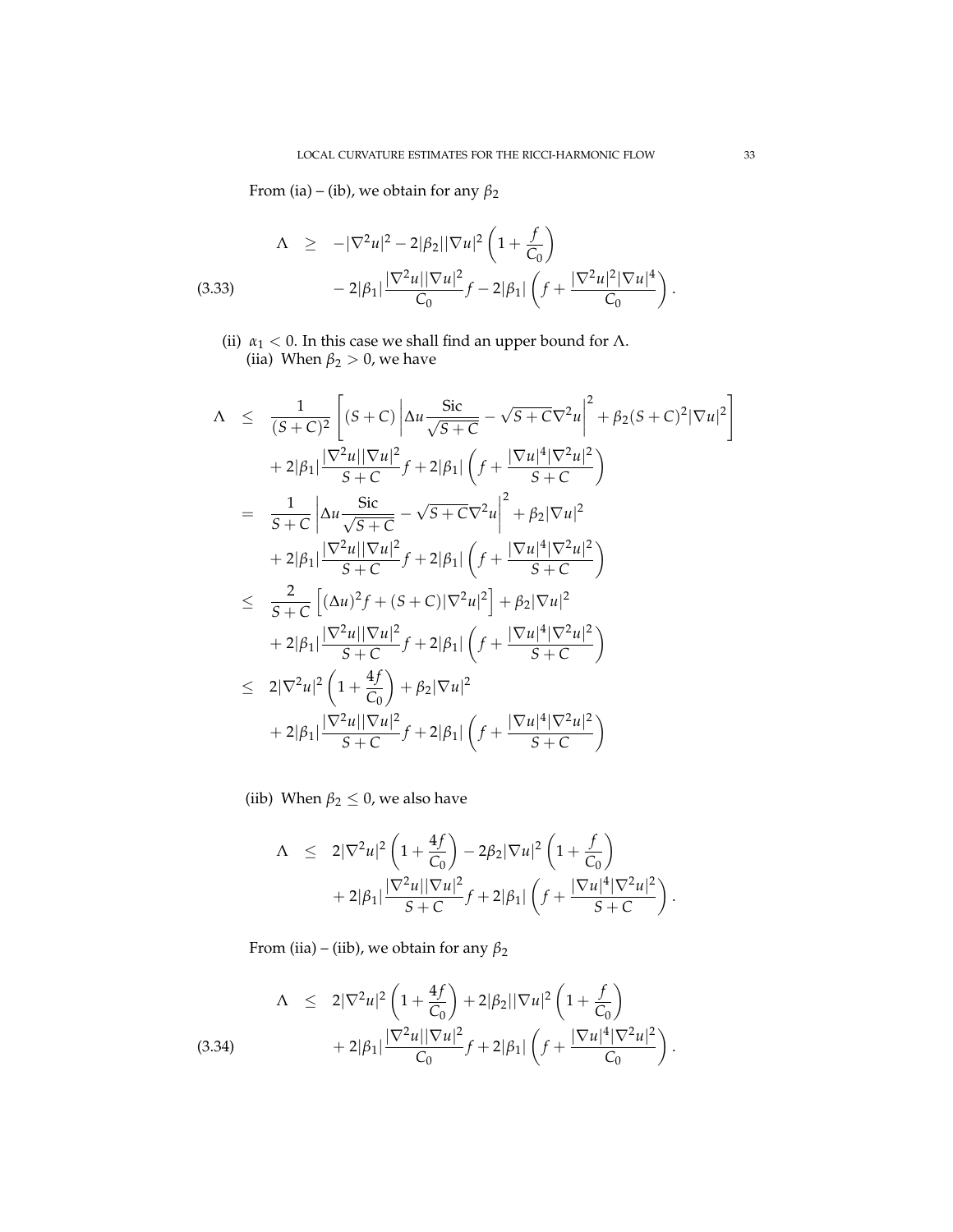From (ia) – (ib), we obtain for any $\beta_2$

$$
\begin{aligned}
\Lambda \quad &\geq \quad -|\nabla^2 u|^2 - 2|\beta_2||\nabla u|^2\left(1+\frac{f}{C_0}\right) \\
&\qquad - 2|\beta_1|\frac{|\nabla^2 u||\nabla u|^2}{C_0}f - 2|\beta_1|\left(f + \frac{|\nabla^2 u|^2|\nabla u|^4}{C_0}\right).
\end{aligned}
\tag{3.33}
$$

(ii) $\alpha_1 < 0$. In this case we shall find an upper bound for $\Lambda$.
(iia) When $\beta_2 > 0$, we have

$$
\begin{aligned}
\Lambda \quad &\leq \quad \frac{1}{(S+C)^2}\left[(S+C)\left|\Delta u\frac{\mathrm{Sic}}{\sqrt{S+C}} - \sqrt{S+C}\nabla^2 u\right|^2 + \beta_2(S+C)^2|\nabla u|^2\right] \\
&\qquad + 2|\beta_1|\frac{|\nabla^2 u||\nabla u|^2}{S+C}f + 2|\beta_1|\left(f + \frac{|\nabla u|^4|\nabla^2 u|^2}{S+C}\right) \\
&= \quad \frac{1}{S+C}\left|\Delta u\frac{\mathrm{Sic}}{\sqrt{S+C}} - \sqrt{S+C}\nabla^2 u\right|^2 + \beta_2|\nabla u|^2 \\
&\qquad + 2|\beta_1|\frac{|\nabla^2 u||\nabla u|^2}{S+C}f + 2|\beta_1|\left(f + \frac{|\nabla u|^4|\nabla^2 u|^2}{S+C}\right) \\
&\leq \quad \frac{2}{S+C}\left[(\Delta u)^2 f + (S+C)|\nabla^2 u|^2\right] + \beta_2|\nabla u|^2 \\
&\qquad + 2|\beta_1|\frac{|\nabla^2 u||\nabla u|^2}{S+C}f + 2|\beta_1|\left(f + \frac{|\nabla u|^4|\nabla^2 u|^2}{S+C}\right) \\
&\leq \quad 2|\nabla^2 u|^2\left(1+\frac{4f}{C_0}\right) + \beta_2|\nabla u|^2 \\
&\qquad + 2|\beta_1|\frac{|\nabla^2 u||\nabla u|^2}{S+C}f + 2|\beta_1|\left(f + \frac{|\nabla u|^4|\nabla^2 u|^2}{S+C}\right)
\end{aligned}
$$

(iib) When $\beta_2 \leq 0$, we also have

$$
\begin{aligned}
\Lambda \quad &\leq \quad 2|\nabla^2 u|^2\left(1+\frac{4f}{C_0}\right) - 2\beta_2|\nabla u|^2\left(1+\frac{f}{C_0}\right) \\
&\qquad + 2|\beta_1|\frac{|\nabla^2 u||\nabla u|^2}{S+C}f + 2|\beta_1|\left(f + \frac{|\nabla u|^4|\nabla^2 u|^2}{S+C}\right).
\end{aligned}
$$

From (iia) – (iib), we obtain for any $\beta_2$

$$
\begin{aligned}
\Lambda \quad &\leq \quad 2|\nabla^2 u|^2\left(1+\frac{4f}{C_0}\right) + 2|\beta_2||\nabla u|^2\left(1+\frac{f}{C_0}\right) \\
&\qquad + 2|\beta_1|\frac{|\nabla^2 u||\nabla u|^2}{C_0}f + 2|\beta_1|\left(f + \frac{|\nabla u|^4|\nabla^2 u|^2}{C_0}\right).
\end{aligned}
\tag{3.34}
$$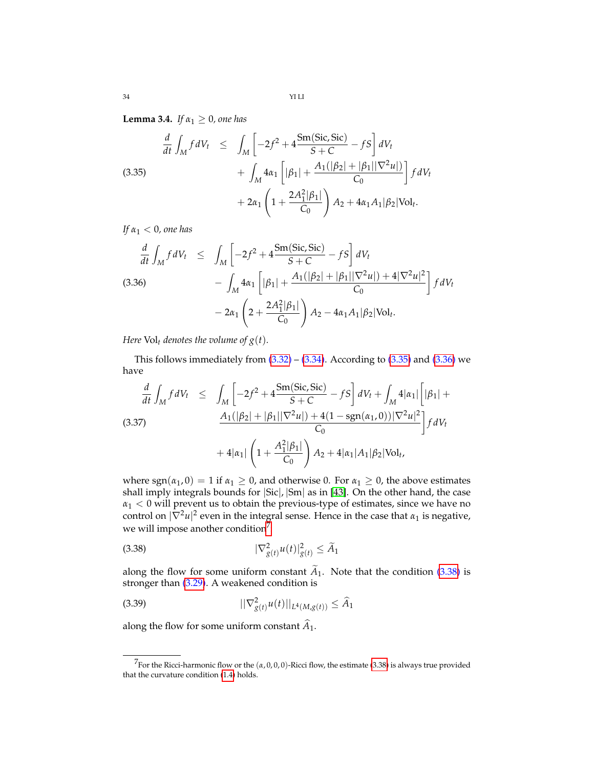**Lemma 3.4.** *If $\alpha_1 \geq 0$, one has*

$$
\begin{aligned}
\frac{d}{dt}\int_M f\,dV_t &\leq \int_M \left[-2f^2 + 4\frac{\mathrm{Sm}(\mathrm{Sic},\mathrm{Sic})}{S+C} - fS\right] dV_t \\
&\quad + \int_M 4\alpha_1\left[|\beta_1| + \frac{A_1(|\beta_2| + |\beta_1||\nabla^2 u|)}{C_0}\right] f\,dV_t \\
&\quad + 2\alpha_1\left(1 + \frac{2A_1^2|\beta_1|}{C_0}\right)A_2 + 4\alpha_1 A_1|\beta_2|\mathrm{Vol}_t.
\end{aligned}
\tag{3.35}
$$

*If $\alpha_1 < 0$, one has*

$$
\begin{aligned}
\frac{d}{dt}\int_M f\,dV_t &\leq \int_M \left[-2f^2 + 4\frac{\mathrm{Sm}(\mathrm{Sic},\mathrm{Sic})}{S+C} - fS\right] dV_t \\
&\quad - \int_M 4\alpha_1\left[|\beta_1| + \frac{A_1(|\beta_2| + |\beta_1||\nabla^2 u|) + 4|\nabla^2 u|^2}{C_0}\right] f\,dV_t \\
&\quad - 2\alpha_1\left(2 + \frac{2A_1^2|\beta_1|}{C_0}\right)A_2 - 4\alpha_1 A_1|\beta_2|\mathrm{Vol}_t.
\end{aligned}
\tag{3.36}
$$

*Here $\mathrm{Vol}_t$ denotes the volume of $g(t)$.*

This follows immediately from (3.32) – (3.34). According to (3.35) and (3.36) we have

$$
\begin{aligned}
\frac{d}{dt}\int_M f\,dV_t &\leq \int_M \left[-2f^2 + 4\frac{\mathrm{Sm}(\mathrm{Sic},\mathrm{Sic})}{S+C} - fS\right] dV_t + \int_M 4|\alpha_1|\Bigg[|\beta_1| + \\
&\quad \frac{A_1(|\beta_2| + |\beta_1||\nabla^2 u|) + 4(1-\mathrm{sgn}(\alpha_1,0))|\nabla^2 u|^2}{C_0}\Bigg] f\,dV_t \\
&\quad + 4|\alpha_1|\left(1 + \frac{A_1^2|\beta_1|}{C_0}\right)A_2 + 4|\alpha_1|A_1|\beta_2|\mathrm{Vol}_t,
\end{aligned}
\tag{3.37}
$$

where $\mathrm{sgn}(\alpha_1, 0) = 1$ if $\alpha_1 \geq 0$, and otherwise 0. For $\alpha_1 \geq 0$, the above estimates shall imply integrals bounds for $|\mathrm{Sic}|$, $|\mathrm{Sm}|$ as in [43]. On the other hand, the case $\alpha_1 < 0$ will prevent us to obtain the previous-type of estimates, since we have no control on $|\nabla^2 u|^2$ even in the integral sense. Hence in the case that $\alpha_1$ is negative, we will impose another condition[7]

$$
|\nabla^2_{g(t)} u(t)|^2_{g(t)} \leq \widetilde{A}_1 \tag{3.38}
$$

along the flow for some uniform constant $\widetilde{A}_1$. Note that the condition (3.38) is stronger than (3.29). A weakened condition is

$$
||\nabla^2_{g(t)} u(t)||_{L^4(M, g(t))} \leq \widehat{A}_1 \tag{3.39}
$$

along the flow for some uniform constant $\widehat{A}_1$.

[7] For the Ricci-harmonic flow or the $(\alpha, 0, 0, 0)$-Ricci flow, the estimate (3.38) is always true provided that the curvature condition (1.4) holds.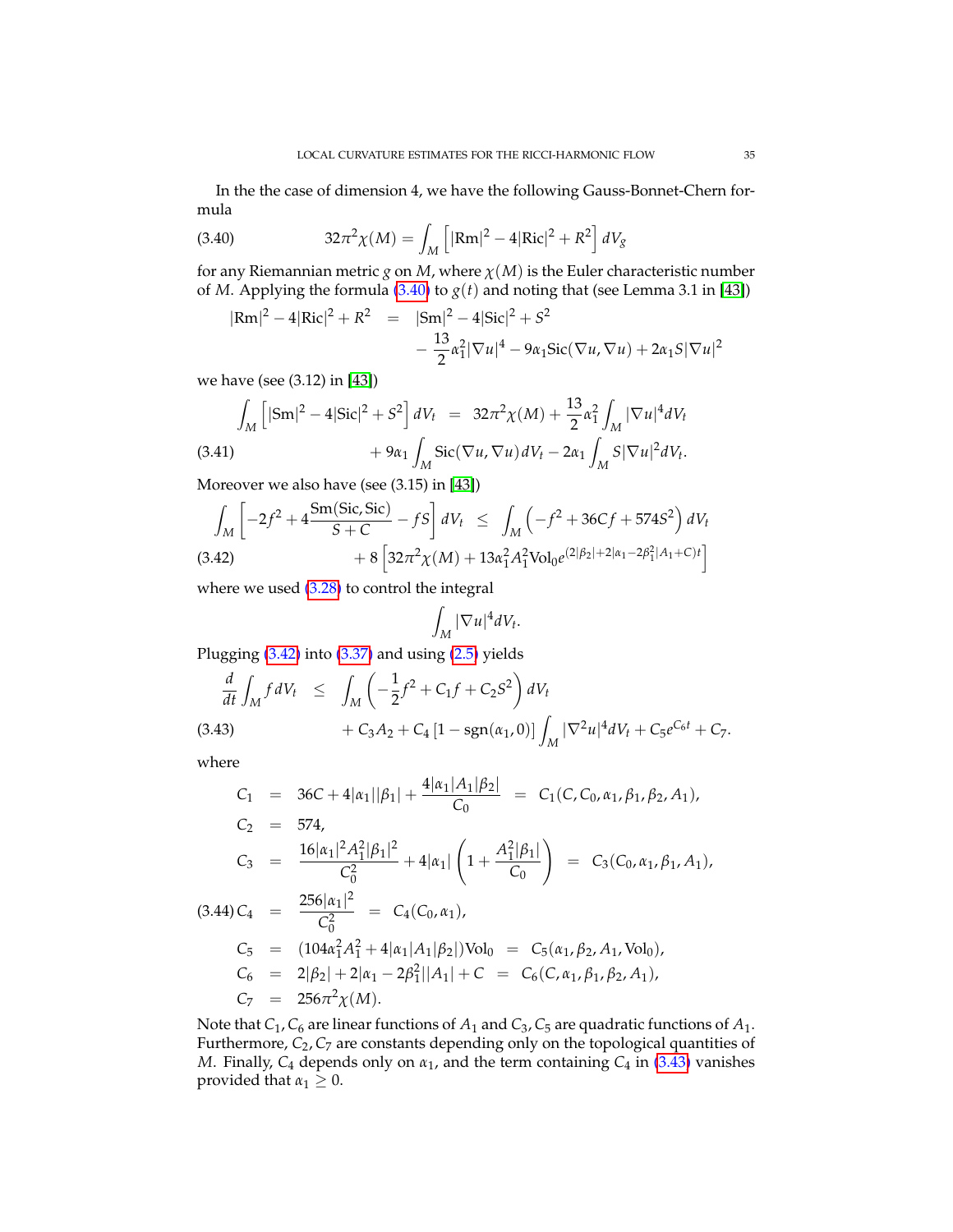In the the case of dimension 4, we have the following Gauss-Bonnet-Chern formula

$$32\pi^2\chi(M) = \int_M \left[|\mathrm{Rm}|^2 - 4|\mathrm{Ric}|^2 + R^2\right] dV_g \tag{3.40}$$

for any Riemannian metric $g$ on $M$, where $\chi(M)$ is the Euler characteristic number of $M$. Applying the formula (3.40) to $g(t)$ and noting that (see Lemma 3.1 in [43])

$$\begin{aligned} |\mathrm{Rm}|^2 - 4|\mathrm{Ric}|^2 + R^2 &= |\mathrm{Sm}|^2 - 4|\mathrm{Sic}|^2 + S^2 \\ &\quad - \frac{13}{2}\alpha_1^2|\nabla u|^4 - 9\alpha_1 \mathrm{Sic}(\nabla u, \nabla u) + 2\alpha_1 S|\nabla u|^2 \end{aligned}$$

we have (see (3.12) in [43])

$$\begin{aligned} \int_M \left[|\mathrm{Sm}|^2 - 4|\mathrm{Sic}|^2 + S^2\right] dV_t &= 32\pi^2\chi(M) + \frac{13}{2}\alpha_1^2 \int_M |\nabla u|^4 dV_t \\ &\quad + 9\alpha_1 \int_M \mathrm{Sic}(\nabla u, \nabla u)\, dV_t - 2\alpha_1 \int_M S|\nabla u|^2 dV_t. \end{aligned} \tag{3.41}$$

Moreover we also have (see (3.15) in [43])

$$\begin{aligned} \int_M \left[-2f^2 + 4\frac{\mathrm{Sm}(\mathrm{Sic}, \mathrm{Sic})}{S + C} - fS\right] dV_t &\le \int_M \left(-f^2 + 36Cf + 574S^2\right) dV_t \\ &\quad + 8\left[32\pi^2\chi(M) + 13\alpha_1^2 A_1^2 \mathrm{Vol}_0 e^{(2|\beta_2| + 2|\alpha_1 - 2\beta_1^2|A_1 + C)t}\right] \end{aligned} \tag{3.42}$$

where we used (3.28) to control the integral

$$\int_M |\nabla u|^4 dV_t.$$

Plugging (3.42) into (3.37) and using (2.5) yields

$$\begin{aligned} \frac{d}{dt}\int_M f\, dV_t &\le \int_M \left(-\frac{1}{2}f^2 + C_1 f + C_2 S^2\right) dV_t \\ &\quad + C_3 A_2 + C_4\left[1 - \mathrm{sgn}(\alpha_1, 0)\right] \int_M |\nabla^2 u|^4 dV_t + C_5 e^{C_6 t} + C_7. \end{aligned} \tag{3.43}$$

where

$$\begin{aligned} C_1 &= 36C + 4|\alpha_1||\beta_1| + \frac{4|\alpha_1|A_1|\beta_2|}{C_0} = C_1(C, C_0, \alpha_1, \beta_1, \beta_2, A_1), \\ C_2 &= 574, \\ C_3 &= \frac{16|\alpha_1|^2 A_1^2 |\beta_1|^2}{C_0^2} + 4|\alpha_1|\left(1 + \frac{A_1^2|\beta_1|}{C_0}\right) = C_3(C_0, \alpha_1, \beta_1, A_1), \\ C_4 &= \frac{256|\alpha_1|^2}{C_0^2} = C_4(C_0, \alpha_1), \\ C_5 &= (104\alpha_1^2 A_1^2 + 4|\alpha_1|A_1|\beta_2|)\mathrm{Vol}_0 = C_5(\alpha_1, \beta_2, A_1, \mathrm{Vol}_0), \\ C_6 &= 2|\beta_2| + 2|\alpha_1 - 2\beta_1^2||A_1| + C = C_6(C, \alpha_1, \beta_1, \beta_2, A_1), \\ C_7 &= 256\pi^2\chi(M). \end{aligned} \tag{3.44}$$

Note that $C_1, C_6$ are linear functions of $A_1$ and $C_3, C_5$ are quadratic functions of $A_1$. Furthermore, $C_2, C_7$ are constants depending only on the topological quantities of $M$. Finally, $C_4$ depends only on $\alpha_1$, and the term containing $C_4$ in (3.43) vanishes provided that $\alpha_1 \ge 0$.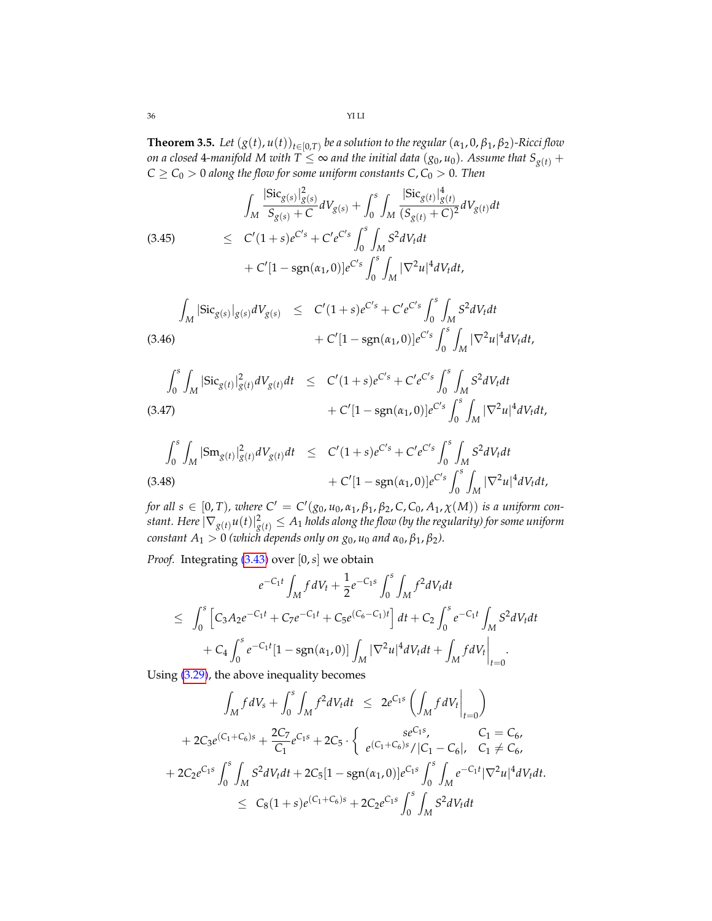**Theorem 3.5.** *Let $(g(t), u(t))_{t\in[0,T)}$ be a solution to the regular $(\alpha_1, 0, \beta_1, \beta_2)$-Ricci flow on a closed 4-manifold $M$ with $T \leq \infty$ and the initial data $(g_0, u_0)$. Assume that $S_{g(t)} + C \geq C_0 > 0$ along the flow for some uniform constants $C, C_0 > 0$. Then*

$$
\begin{aligned}
&\int_M \frac{|\mathrm{Sic}_{g(s)}|^2_{g(s)}}{S_{g(s)} + C} dV_{g(s)} + \int_0^s \int_M \frac{|\mathrm{Sic}_{g(t)}|^4_{g(t)}}{(S_{g(t)} + C)^2} dV_{g(t)} dt \\
\leq\;& C'(1+s)e^{C's} + C' e^{C's} \int_0^s \int_M S^2 dV_t dt \\
&+ C'[1 - \mathrm{sgn}(\alpha_1, 0)] e^{C's} \int_0^s \int_M |\nabla^2 u|^4 dV_t dt,
\end{aligned}
\tag{3.45}
$$

$$
\begin{aligned}
\int_M |\mathrm{Sic}_{g(s)}|_{g(s)} dV_{g(s)} \leq\;& C'(1+s)e^{C's} + C' e^{C's} \int_0^s \int_M S^2 dV_t dt \\
&+ C'[1 - \mathrm{sgn}(\alpha_1, 0)] e^{C's} \int_0^s \int_M |\nabla^2 u|^4 dV_t dt,
\end{aligned}
\tag{3.46}
$$

$$
\begin{aligned}
\int_0^s \int_M |\mathrm{Sic}_{g(t)}|^2_{g(t)} dV_{g(t)} dt \leq\;& C'(1+s)e^{C's} + C' e^{C's} \int_0^s \int_M S^2 dV_t dt \\
&+ C'[1 - \mathrm{sgn}(\alpha_1, 0)] e^{C's} \int_0^s \int_M |\nabla^2 u|^4 dV_t dt,
\end{aligned}
\tag{3.47}
$$

$$
\begin{aligned}
\int_0^s \int_M |\mathrm{Sm}_{g(t)}|^2_{g(t)} dV_{g(t)} dt \leq\;& C'(1+s)e^{C's} + C' e^{C's} \int_0^s \int_M S^2 dV_t dt \\
&+ C'[1 - \mathrm{sgn}(\alpha_1, 0)] e^{C's} \int_0^s \int_M |\nabla^2 u|^4 dV_t dt,
\end{aligned}
\tag{3.48}
$$

*for all $s \in [0, T)$, where $C' = C'(g_0, u_0, \alpha_1, \beta_1, \beta_2, C, C_0, A_1, \chi(M))$ is a uniform constant. Here $|\nabla_{g(t)} u(t)|^2_{g(t)} \leq A_1$ holds along the flow (by the regularity) for some uniform constant $A_1 > 0$ (which depends only on $g_0, u_0$ and $\alpha_0, \beta_1, \beta_2$).*

*Proof.* Integrating (3.43) over $[0, s]$ we obtain

$$
\begin{aligned}
& e^{-C_1 t} \int_M f dV_t + \frac{1}{2} e^{-C_1 s} \int_0^s \int_M f^2 dV_t dt \\
\leq\;& \int_0^s \left[ C_3 A_2 e^{-C_1 t} + C_7 e^{-C_1 t} + C_5 e^{(C_6 - C_1)t} \right] dt + C_2 \int_0^s e^{-C_1 t} \int_M S^2 dV_t dt \\
&+ C_4 \int_0^s e^{-C_1 t} [1 - \mathrm{sgn}(\alpha_1, 0)] \int_M |\nabla^2 u|^4 dV_t dt + \int_M f dV_t \bigg|_{t=0}.
\end{aligned}
$$

Using (3.29), the above inequality becomes

$$
\begin{aligned}
\int_M f dV_s + \int_0^s \int_M f^2 dV_t dt \;\leq\;& 2e^{C_1 s} \left( \int_M f dV_t \bigg|_{t=0} \right) \\
+ 2C_3 e^{(C_1 + C_6)s} + \frac{2C_7}{C_1} e^{C_1 s} + 2C_5 \cdot& \begin{cases} s e^{C_1 s}, & C_1 = C_6, \\ e^{(C_1 + C_6)s}/|C_1 - C_6|, & C_1 \neq C_6, \end{cases} \\
+ 2C_2 e^{C_1 s} \int_0^s \int_M S^2 dV_t dt + 2C_5&[1 - \mathrm{sgn}(\alpha_1, 0)] e^{C_1 s} \int_0^s \int_M e^{-C_1 t} |\nabla^2 u|^4 dV_t dt. \\
\leq\;& C_8 (1+s) e^{(C_1 + C_6)s} + 2C_2 e^{C_1 s} \int_0^s \int_M S^2 dV_t dt
\end{aligned}
$$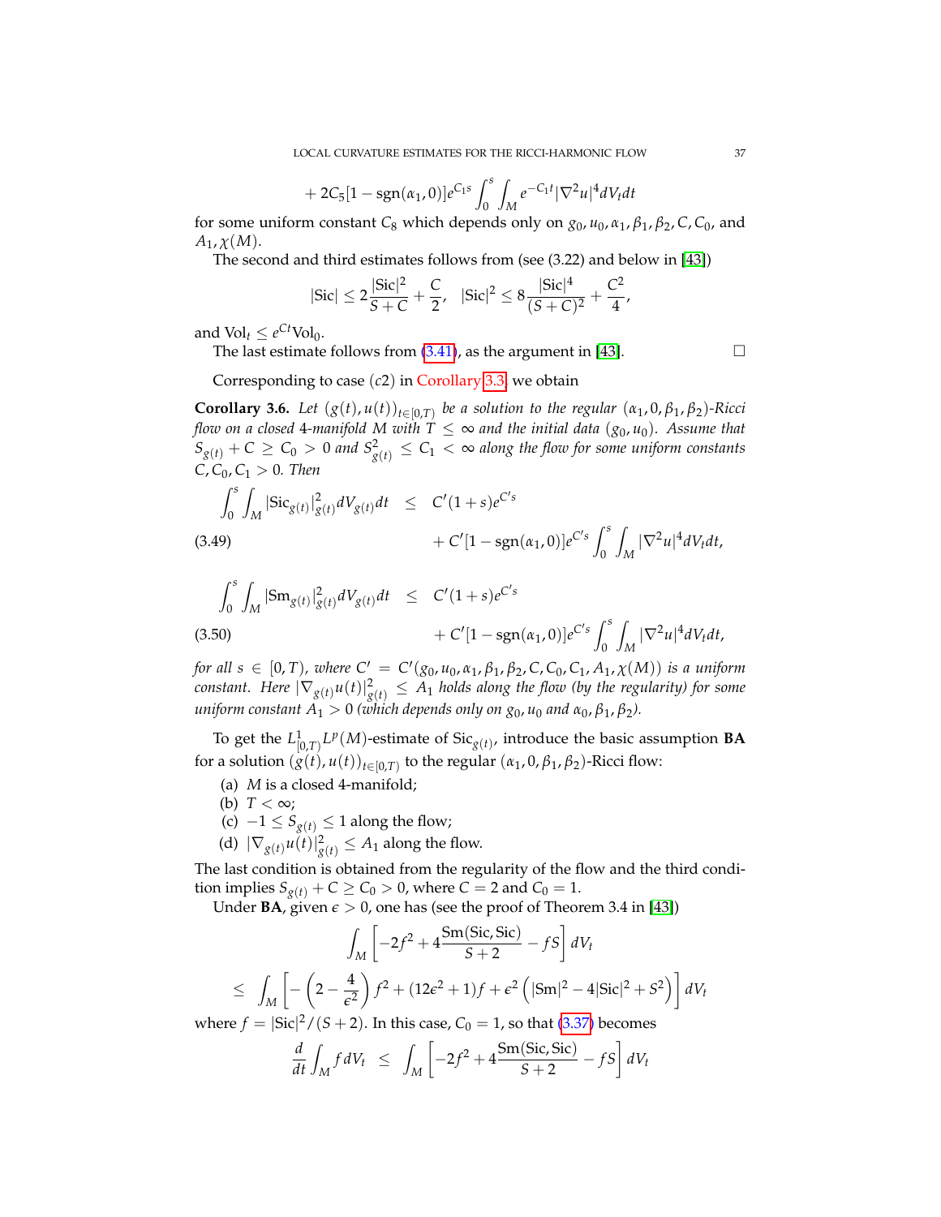$$+ 2C_5[1 - \operatorname{sgn}(\alpha_1, 0)]e^{C_1 s} \int_0^s \int_M e^{-C_1 t} |\nabla^2 u|^4 dV_t dt$$

for some uniform constant $C_8$ which depends only on $g_0, u_0, \alpha_1, \beta_1, \beta_2, C, C_0$, and $A_1, \chi(M)$.

The second and third estimates follows from (see (3.22) and below in [43])

$$|\mathrm{Sic}| \le 2\frac{|\mathrm{Sic}|^2}{S+C} + \frac{C}{2}, \quad |\mathrm{Sic}|^2 \le 8\frac{|\mathrm{Sic}|^4}{(S+C)^2} + \frac{C^2}{4},$$

and $\mathrm{Vol}_t \le e^{Ct}\mathrm{Vol}_0$.

The last estimate follows from (3.41), as the argument in [43]. □

Corresponding to case $(c2)$ in Corollary 3.3, we obtain

**Corollary 3.6.** *Let $(g(t), u(t))_{t\in[0,T)}$ be a solution to the regular $(\alpha_1, 0, \beta_1, \beta_2)$-Ricci flow on a closed 4-manifold $M$ with $T \le \infty$ and the initial data $(g_0, u_0)$. Assume that $S_{g(t)} + C \ge C_0 > 0$ and $S^2_{g(t)} \le C_1 < \infty$ along the flow for some uniform constants $C, C_0, C_1 > 0$. Then*

$$\int_0^s \int_M |\mathrm{Sic}_{g(t)}|^2_{g(t)} dV_{g(t)} dt \le C'(1+s)e^{C's} + C'[1 - \operatorname{sgn}(\alpha_1, 0)]e^{C's} \int_0^s \int_M |\nabla^2 u|^4 dV_t dt, \tag{3.49}$$

$$\int_0^s \int_M |\mathrm{Sm}_{g(t)}|^2_{g(t)} dV_{g(t)} dt \le C'(1+s)e^{C's} + C'[1 - \operatorname{sgn}(\alpha_1, 0)]e^{C's} \int_0^s \int_M |\nabla^2 u|^4 dV_t dt, \tag{3.50}$$

*for all $s \in [0, T)$, where $C' = C'(g_0, u_0, \alpha_1, \beta_1, \beta_2, C, C_0, C_1, A_1, \chi(M))$ is a uniform constant. Here $|\nabla_{g(t)} u(t)|^2_{g(t)} \le A_1$ holds along the flow (by the regularity) for some uniform constant $A_1 > 0$ (which depends only on $g_0, u_0$ and $\alpha_0, \beta_1, \beta_2$).*

To get the $L^1_{[0,T)}L^p(M)$-estimate of $\mathrm{Sic}_{g(t)}$, introduce the basic assumption **BA** for a solution $(g(t), u(t))_{t\in[0,T)}$ to the regular $(\alpha_1, 0, \beta_1, \beta_2)$-Ricci flow:

(a) $M$ is a closed 4-manifold;
(b) $T < \infty$;
(c) $-1 \le S_{g(t)} \le 1$ along the flow;
(d) $|\nabla_{g(t)} u(t)|^2_{g(t)} \le A_1$ along the flow.

The last condition is obtained from the regularity of the flow and the third condition implies $S_{g(t)} + C \ge C_0 > 0$, where $C = 2$ and $C_0 = 1$.

Under **BA**, given $\epsilon > 0$, one has (see the proof of Theorem 3.4 in [43])

$$\int_M \left[-2f^2 + 4\frac{\mathrm{Sm}(\mathrm{Sic}, \mathrm{Sic})}{S+2} - fS\right] dV_t$$

$$\le \int_M \left[-\left(2 - \frac{4}{\epsilon^2}\right)f^2 + (12\epsilon^2 + 1)f + \epsilon^2\left(|\mathrm{Sm}|^2 - 4|\mathrm{Sic}|^2 + S^2\right)\right] dV_t$$

where $f = |\mathrm{Sic}|^2/(S+2)$. In this case, $C_0 = 1$, so that (3.37) becomes

$$\frac{d}{dt}\int_M f\, dV_t \le \int_M \left[-2f^2 + 4\frac{\mathrm{Sm}(\mathrm{Sic}, \mathrm{Sic})}{S+2} - fS\right] dV_t$$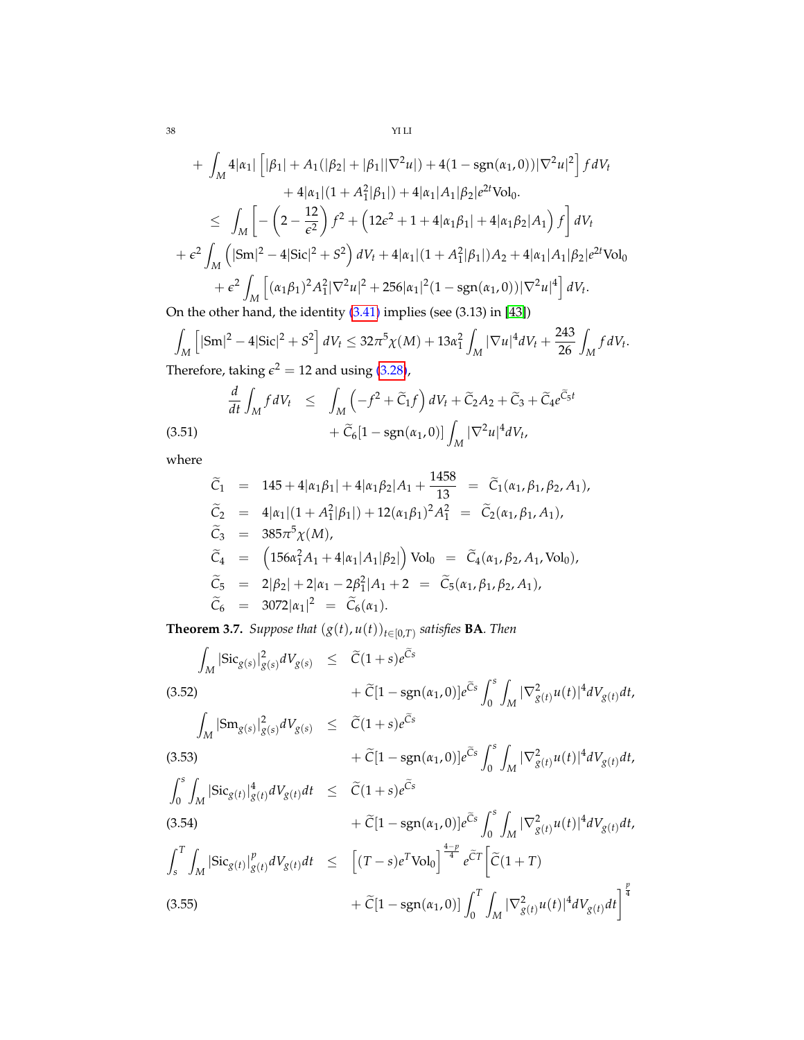$$
\begin{aligned}
&+ \int_M 4|\alpha_1| \left[ |\beta_1| + A_1(|\beta_2| + |\beta_1||\nabla^2 u|) + 4(1 - \mathrm{sgn}(\alpha_1, 0))|\nabla^2 u|^2 \right] f \, dV_t \\
&\qquad + 4|\alpha_1|(1 + A_1^2|\beta_1|) + 4|\alpha_1||A_1|\beta_2|e^{2t}\mathrm{Vol}_0. \\
&\leq \int_M \left[ -\left(2 - \frac{12}{\epsilon^2}\right) f^2 + \left(12\epsilon^2 + 1 + 4|\alpha_1\beta_1| + 4|\alpha_1\beta_2|A_1\right) f \right] dV_t \\
&+ \epsilon^2 \int_M \left( |\mathrm{Sm}|^2 - 4|\mathrm{Sic}|^2 + S^2 \right) dV_t + 4|\alpha_1|(1 + A_1^2|\beta_1|)A_2 + 4|\alpha_1|A_1|\beta_2|e^{2t}\mathrm{Vol}_0 \\
&\qquad + \epsilon^2 \int_M \left[ (\alpha_1\beta_1)^2 A_1^2 |\nabla^2 u|^2 + 256|\alpha_1|^2(1 - \mathrm{sgn}(\alpha_1, 0))|\nabla^2 u|^4 \right] dV_t.
\end{aligned}
$$

On the other hand, the identity (3.41) implies (see (3.13) in [43])

$$
\int_M \left[ |\mathrm{Sm}|^2 - 4|\mathrm{Sic}|^2 + S^2 \right] dV_t \leq 32\pi^5 \chi(M) + 13\alpha_1^2 \int_M |\nabla u|^4 dV_t + \frac{243}{26} \int_M f \, dV_t.
$$

Therefore, taking $\epsilon^2 = 12$ and using (3.28),

$$
\begin{aligned}
\frac{d}{dt} \int_M f \, dV_t &\leq \int_M \left( -f^2 + \widetilde{C}_1 f \right) dV_t + \widetilde{C}_2 A_2 + \widetilde{C}_3 + \widetilde{C}_4 e^{\widetilde{C}_5 t} \\
&\quad + \widetilde{C}_6 [1 - \mathrm{sgn}(\alpha_1, 0)] \int_M |\nabla^2 u|^4 dV_t, \qquad (3.51)
\end{aligned}
$$

where

$$
\begin{aligned}
\widetilde{C}_1 &= 145 + 4|\alpha_1\beta_1| + 4|\alpha_1\beta_2|A_1 + \frac{1458}{13} = \widetilde{C}_1(\alpha_1, \beta_1, \beta_2, A_1), \\
\widetilde{C}_2 &= 4|\alpha_1|(1 + A_1^2|\beta_1|) + 12(\alpha_1\beta_1)^2 A_1^2 = \widetilde{C}_2(\alpha_1, \beta_1, A_1), \\
\widetilde{C}_3 &= 385\pi^5 \chi(M), \\
\widetilde{C}_4 &= \left( 156\alpha_1^2 A_1 + 4|\alpha_1|A_1|\beta_2| \right) \mathrm{Vol}_0 = \widetilde{C}_4(\alpha_1, \beta_2, A_1, \mathrm{Vol}_0), \\
\widetilde{C}_5 &= 2|\beta_2| + 2|\alpha_1 - 2\beta_1^2|A_1 + 2 = \widetilde{C}_5(\alpha_1, \beta_1, \beta_2, A_1), \\
\widetilde{C}_6 &= 3072|\alpha_1|^2 = \widetilde{C}_6(\alpha_1).
\end{aligned}
$$

**Theorem 3.7.** *Suppose that $(g(t), u(t))_{t \in [0,T)}$ satisfies* **BA**. *Then*

$$
\begin{aligned}
\int_M |\mathrm{Sic}_{g(s)}|^2_{g(s)} dV_{g(s)} &\leq \widetilde{C}(1 + s)e^{\widetilde{C}s} \\
&\quad + \widetilde{C}[1 - \mathrm{sgn}(\alpha_1, 0)]e^{\widetilde{C}s} \int_0^s \int_M |\nabla^2_{g(t)} u(t)|^4 dV_{g(t)} dt, \qquad (3.52) \\
\int_M |\mathrm{Sm}_{g(s)}|^2_{g(s)} dV_{g(s)} &\leq \widetilde{C}(1 + s)e^{\widetilde{C}s} \\
&\quad + \widetilde{C}[1 - \mathrm{sgn}(\alpha_1, 0)]e^{\widetilde{C}s} \int_0^s \int_M |\nabla^2_{g(t)} u(t)|^4 dV_{g(t)} dt, \qquad (3.53) \\
\int_0^s \int_M |\mathrm{Sic}_{g(t)}|^4_{g(t)} dV_{g(t)} dt &\leq \widetilde{C}(1 + s)e^{\widetilde{C}s} \\
&\quad + \widetilde{C}[1 - \mathrm{sgn}(\alpha_1, 0)]e^{\widetilde{C}s} \int_0^s \int_M |\nabla^2_{g(t)} u(t)|^4 dV_{g(t)} dt, \qquad (3.54) \\
\int_s^T \int_M |\mathrm{Sic}_{g(t)}|^p_{g(t)} dV_{g(t)} dt &\leq \left[ (T - s)e^T \mathrm{Vol}_0 \right]^{\frac{4-p}{4}} e^{\widetilde{C}T} \Big[ \widetilde{C}(1 + T) \\
&\quad + \widetilde{C}[1 - \mathrm{sgn}(\alpha_1, 0)] \int_0^T \int_M |\nabla^2_{g(t)} u(t)|^4 dV_{g(t)} dt \Big]^{\frac{p}{4}} \qquad (3.55)
\end{aligned}
$$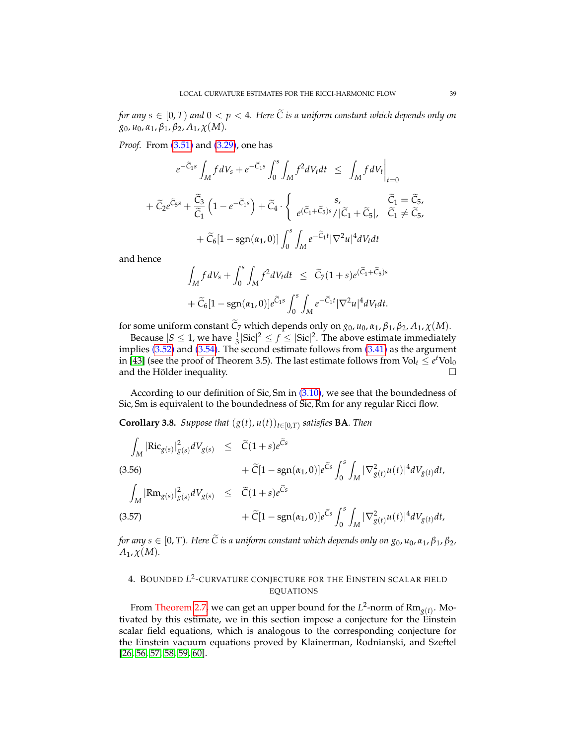*for any $s \in [0, T)$ and $0 < p < 4$. Here $\widetilde{C}$ is a uniform constant which depends only on $g_0, u_0, \alpha_1, \beta_1, \beta_2, A_1, \chi(M)$.*

*Proof.* From (3.51) and (3.29), one has

$$
\begin{aligned}
e^{-\widetilde{C}_1 s}\int_M f\,dV_s + e^{-\widetilde{C}_1 s}\int_0^s\int_M f^2 dV_t dt &\leq \int_M f\,dV_t\Big|_{t=0} \\
+ \widetilde{C}_2 e^{\widetilde{C}_5 s} + \frac{\widetilde{C}_3}{\widetilde{C}_1}\left(1 - e^{-\widetilde{C}_1 s}\right) &+ \widetilde{C}_4\cdot\begin{cases} s, & \widetilde{C}_1 = \widetilde{C}_5, \\ e^{(\widetilde{C}_1+\widetilde{C}_5)s}/|\widetilde{C}_1+\widetilde{C}_5|, & \widetilde{C}_1 \neq \widetilde{C}_5, \end{cases} \\
&+ \widetilde{C}_6[1 - \mathrm{sgn}(\alpha_1, 0)]\int_0^s\int_M e^{-\widetilde{C}_1 t}|\nabla^2 u|^4 dV_t dt
\end{aligned}
$$

and hence

$$
\begin{aligned}
\int_M f\,dV_s + \int_0^s\int_M f^2 dV_t dt &\leq \widetilde{C}_7(1+s)e^{(\widetilde{C}_1+\widetilde{C}_5)s} \\
&+ \widetilde{C}_6[1-\mathrm{sgn}(\alpha_1,0)]e^{\widetilde{C}_1 s}\int_0^s\int_M e^{-\widetilde{C}_1 t}|\nabla^2 u|^4 dV_t dt.
\end{aligned}
$$

for some uniform constant $\widetilde{C}_7$ which depends only on $g_0, u_0, \alpha_1, \beta_1, \beta_2, A_1, \chi(M)$.

Because $|S \leq 1$, we have $\frac{1}{3}|\mathrm{Sic}|^2 \leq f \leq |\mathrm{Sic}|^2$. The above estimate immediately implies (3.52) and (3.54). The second estimate follows from (3.41) as the argument in [43] (see the proof of Theorem 3.5). The last estimate follows from $\mathrm{Vol}_t \leq e^t \mathrm{Vol}_0$ and the Hölder inequality. $\square$

According to our definition of Sic, Sm in (3.10), we see that the boundedness of Sic, Sm is equivalent to the boundedness of Sic, Rm for any regular Ricci flow.

**Corollary 3.8.** *Suppose that $(g(t), u(t))_{t\in[0,T)}$ satisfies* **BA**. *Then*

$$
\begin{aligned}
\int_M |\mathrm{Ric}_{g(s)}|^2_{g(s)} dV_{g(s)} &\leq \widetilde{C}(1+s)e^{\widetilde{C}s} \\
&+ \widetilde{C}[1-\mathrm{sgn}(\alpha_1,0)]e^{\widetilde{C}s}\int_0^s\int_M |\nabla^2_{g(t)}u(t)|^4 dV_{g(t)}dt, \qquad (3.56)
\end{aligned}
$$

$$
\begin{aligned}
\int_M |\mathrm{Rm}_{g(s)}|^2_{g(s)} dV_{g(s)} &\leq \widetilde{C}(1+s)e^{\widetilde{C}s} \\
&+ \widetilde{C}[1-\mathrm{sgn}(\alpha_1,0)]e^{\widetilde{C}s}\int_0^s\int_M |\nabla^2_{g(t)}u(t)|^4 dV_{g(t)}dt, \qquad (3.57)
\end{aligned}
$$

*for any $s \in [0, T)$. Here $\widetilde{C}$ is a uniform constant which depends only on $g_0, u_0, \alpha_1, \beta_1, \beta_2, A_1, \chi(M)$.*

## 4. Bounded $L^2$-curvature conjecture for the Einstein scalar field equations

From Theorem 2.7, we can get an upper bound for the $L^2$-norm of $\mathrm{Rm}_{g(t)}$. Motivated by this estimate, we in this section impose a conjecture for the Einstein scalar field equations, which is analogous to the corresponding conjecture for the Einstein vacuum equations proved by Klainerman, Rodnianski, and Szeftel [26, 56, 57, 58, 59, 60].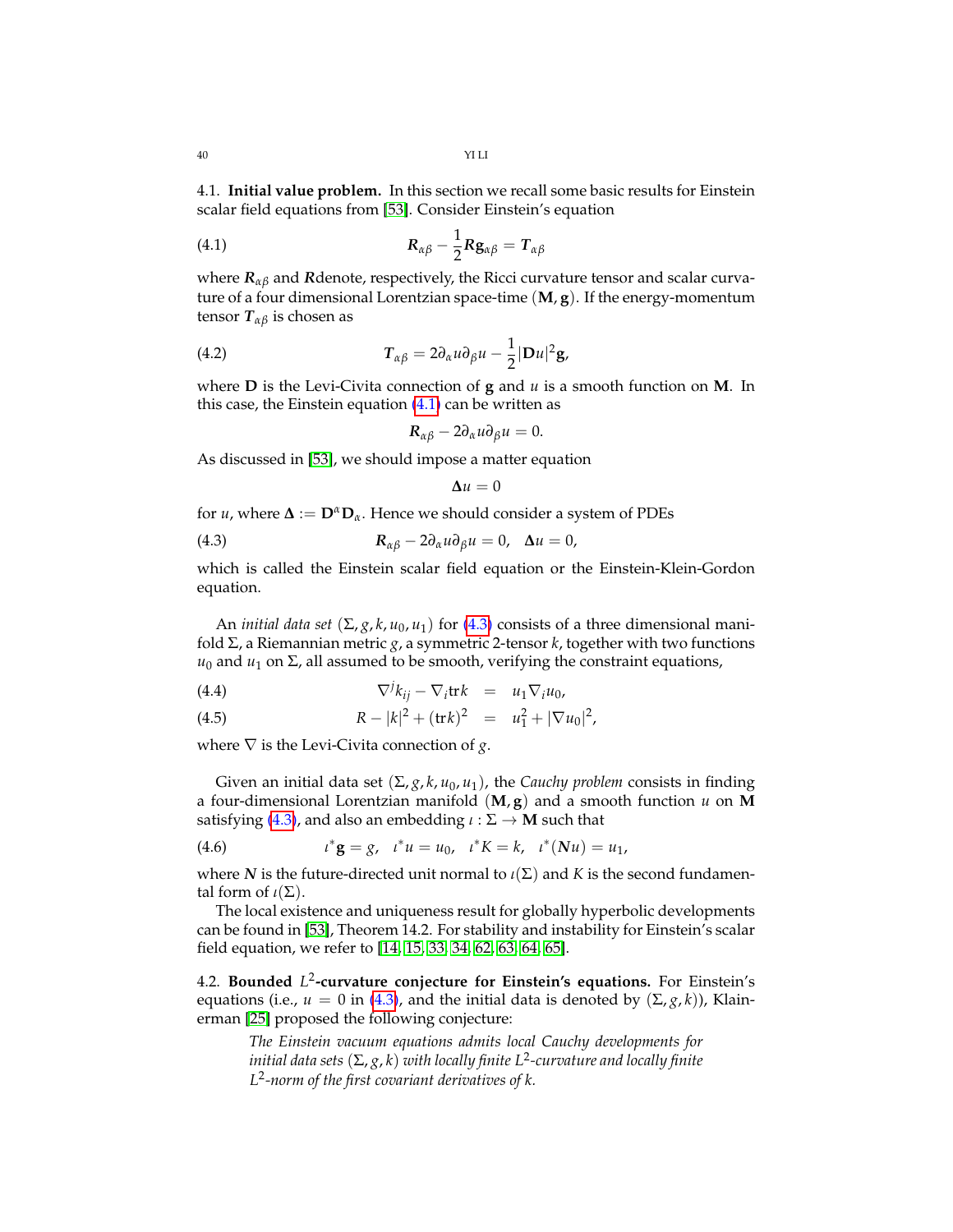4.1. **Initial value problem.** In this section we recall some basic results for Einstein scalar field equations from [53]. Consider Einstein's equation

$$\boldsymbol{R}_{\alpha\beta} - \frac{1}{2}\boldsymbol{R}\mathbf{g}_{\alpha\beta} = \boldsymbol{T}_{\alpha\beta} \tag{4.1}$$

where $\boldsymbol{R}_{\alpha\beta}$ and $\boldsymbol{R}$denote, respectively, the Ricci curvature tensor and scalar curvature of a four dimensional Lorentzian space-time $(\mathbf{M}, \mathbf{g})$. If the energy-momentum tensor $\boldsymbol{T}_{\alpha\beta}$ is chosen as

$$\boldsymbol{T}_{\alpha\beta} = 2\partial_\alpha u \partial_\beta u - \frac{1}{2}|\mathbf{D}u|^2\mathbf{g}, \tag{4.2}$$

where $\mathbf{D}$ is the Levi-Civita connection of $\mathbf{g}$ and $u$ is a smooth function on $\mathbf{M}$. In this case, the Einstein equation (4.1) can be written as

$$\boldsymbol{R}_{\alpha\beta} - 2\partial_\alpha u \partial_\beta u = 0.$$

As discussed in [53], we should impose a matter equation

$$\boldsymbol{\Delta} u = 0$$

for $u$, where $\boldsymbol{\Delta} := \mathbf{D}^\alpha \mathbf{D}_\alpha$. Hence we should consider a system of PDEs

$$\boldsymbol{R}_{\alpha\beta} - 2\partial_\alpha u \partial_\beta u = 0, \quad \boldsymbol{\Delta} u = 0, \tag{4.3}$$

which is called the Einstein scalar field equation or the Einstein-Klein-Gordon equation.

An *initial data set* $(\Sigma, g, k, u_0, u_1)$ for (4.3) consists of a three dimensional manifold $\Sigma$, a Riemannian metric $g$, a symmetric 2-tensor $k$, together with two functions $u_0$ and $u_1$ on $\Sigma$, all assumed to be smooth, verifying the constraint equations,

$$\nabla^j k_{ij} - \nabla_i \mathrm{tr} k = u_1 \nabla_i u_0, \tag{4.4}$$

$$R - |k|^2 + (\mathrm{tr} k)^2 = u_1^2 + |\nabla u_0|^2, \tag{4.5}$$

where $\nabla$ is the Levi-Civita connection of $g$.

Given an initial data set $(\Sigma, g, k, u_0, u_1)$, the *Cauchy problem* consists in finding a four-dimensional Lorentzian manifold $(\mathbf{M}, \mathbf{g})$ and a smooth function $u$ on $\mathbf{M}$ satisfying (4.3), and also an embedding $\iota : \Sigma \to \mathbf{M}$ such that

$$\iota^*\mathbf{g} = g, \quad \iota^* u = u_0, \quad \iota^* K = k, \quad \iota^*(\boldsymbol{N} u) = u_1, \tag{4.6}$$

where $\boldsymbol{N}$ is the future-directed unit normal to $\iota(\Sigma)$ and $K$ is the second fundamental form of $\iota(\Sigma)$.

The local existence and uniqueness result for globally hyperbolic developments can be found in [53], Theorem 14.2. For stability and instability for Einstein's scalar field equation, we refer to [14, 15, 33, 34, 62, 63, 64, 65].

4.2. **Bounded $L^2$-curvature conjecture for Einstein's equations.** For Einstein's equations (i.e., $u = 0$ in (4.3), and the initial data is denoted by $(\Sigma, g, k)$), Klainerman [25] proposed the following conjecture:

> *The Einstein vacuum equations admits local Cauchy developments for initial data sets $(\Sigma, g, k)$ with locally finite $L^2$-curvature and locally finite $L^2$-norm of the first covariant derivatives of $k$.*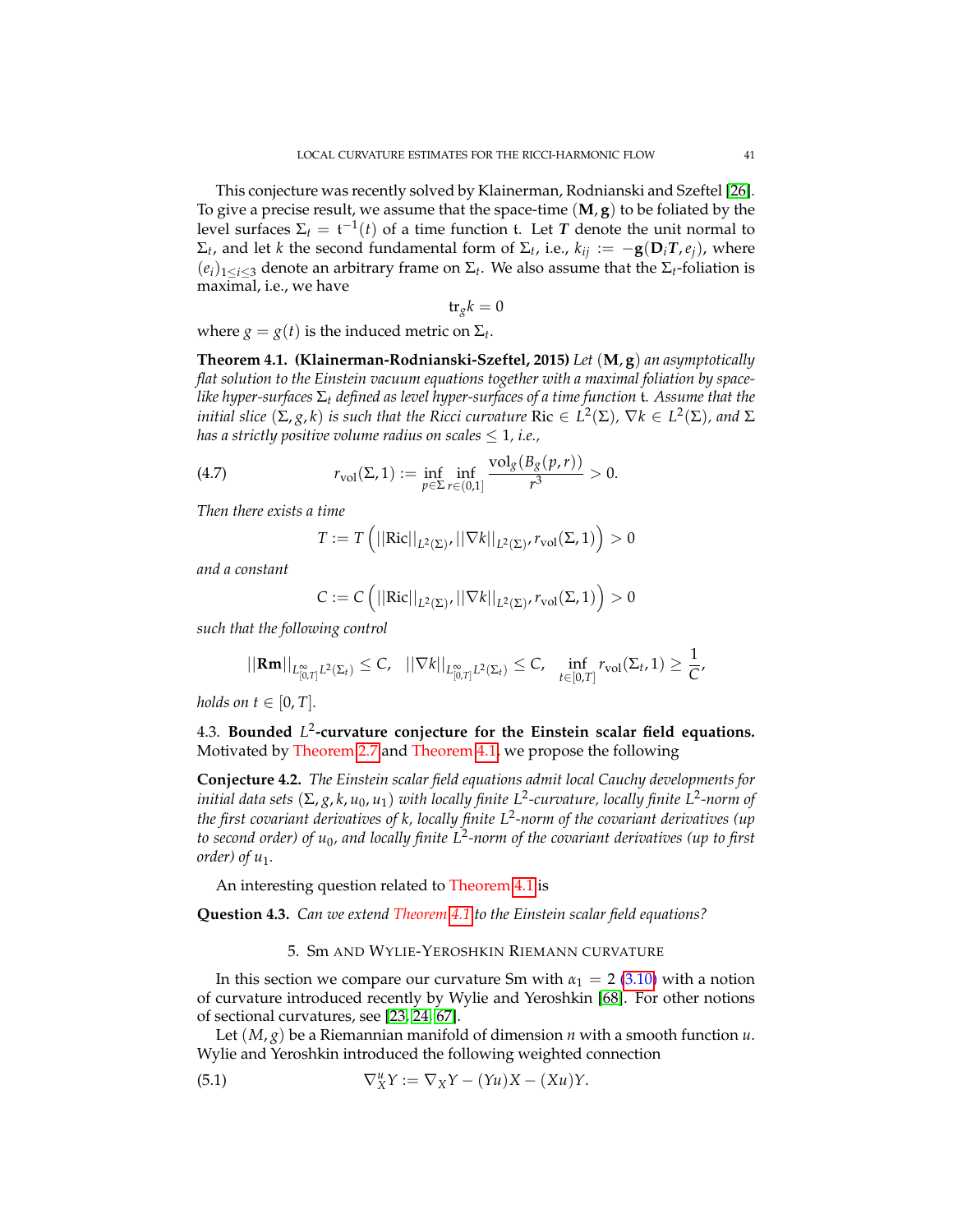This conjecture was recently solved by Klainerman, Rodnianski and Szeftel [26]. To give a precise result, we assume that the space-time $(\mathbf{M}, \mathbf{g})$ to be foliated by the level surfaces $\Sigma_t = \mathfrak{t}^{-1}(t)$ of a time function $\mathfrak{t}$. Let $\boldsymbol{T}$ denote the unit normal to $\Sigma_t$, and let $k$ the second fundamental form of $\Sigma_t$, i.e., $k_{ij} := -\mathbf{g}(\mathbf{D}_i \boldsymbol{T}, e_j)$, where $(e_i)_{1 \leq i \leq 3}$ denote an arbitrary frame on $\Sigma_t$. We also assume that the $\Sigma_t$-foliation is maximal, i.e., we have

$$\mathrm{tr}_g k = 0$$

where $g = g(t)$ is the induced metric on $\Sigma_t$.

**Theorem 4.1.** **(Klainerman-Rodnianski-Szeftel, 2015)** *Let $(\mathbf{M}, \mathbf{g})$ an asymptotically flat solution to the Einstein vacuum equations together with a maximal foliation by space-like hyper-surfaces $\Sigma_t$ defined as level hyper-surfaces of a time function $\mathfrak{t}$. Assume that the initial slice $(\Sigma, g, k)$ is such that the Ricci curvature $\mathrm{Ric} \in L^2(\Sigma)$, $\nabla k \in L^2(\Sigma)$, and $\Sigma$ has a strictly positive volume radius on scales $\leq 1$, i.e.,*

$$r_{\mathrm{vol}}(\Sigma, 1) := \inf_{p \in \Sigma} \inf_{r \in (0,1]} \frac{\mathrm{vol}_g(B_g(p,r))}{r^3} > 0. \tag{4.7}$$

*Then there exists a time*

$$T := T\left(||\mathrm{Ric}||_{L^2(\Sigma)}, ||\nabla k||_{L^2(\Sigma)}, r_{\mathrm{vol}}(\Sigma, 1)\right) > 0$$

*and a constant*

$$C := C\left(||\mathrm{Ric}||_{L^2(\Sigma)}, ||\nabla k||_{L^2(\Sigma)}, r_{\mathrm{vol}}(\Sigma, 1)\right) > 0$$

*such that the following control*

$$||\mathbf{Rm}||_{L^\infty_{[0,T]} L^2(\Sigma_t)} \leq C, \quad ||\nabla k||_{L^\infty_{[0,T]} L^2(\Sigma_t)} \leq C, \quad \inf_{t \in [0,T]} r_{\mathrm{vol}}(\Sigma_t, 1) \geq \frac{1}{C},$$

*holds on $t \in [0, T]$.*

4.3. **Bounded $L^2$-curvature conjecture for the Einstein scalar field equations.** Motivated by Theorem 2.7 and Theorem 4.1, we propose the following

**Conjecture 4.2.** *The Einstein scalar field equations admit local Cauchy developments for initial data sets $(\Sigma, g, k, u_0, u_1)$ with locally finite $L^2$-curvature, locally finite $L^2$-norm of the first covariant derivatives of $k$, locally finite $L^2$-norm of the covariant derivatives (up to second order) of $u_0$, and locally finite $L^2$-norm of the covariant derivatives (up to first order) of $u_1$.*

An interesting question related to Theorem 4.1 is

**Question 4.3.** *Can we extend Theorem 4.1 to the Einstein scalar field equations?*

## 5. Sm and Wylie-Yeroshkin Riemann curvature

In this section we compare our curvature Sm with $\alpha_1 = 2$ (3.10) with a notion of curvature introduced recently by Wylie and Yeroshkin [68]. For other notions of sectional curvatures, see [23, 24, 67].

Let $(M, g)$ be a Riemannian manifold of dimension $n$ with a smooth function $u$. Wylie and Yeroshkin introduced the following weighted connection

$$\nabla^u_X Y := \nabla_X Y - (Yu)X - (Xu)Y. \tag{5.1}$$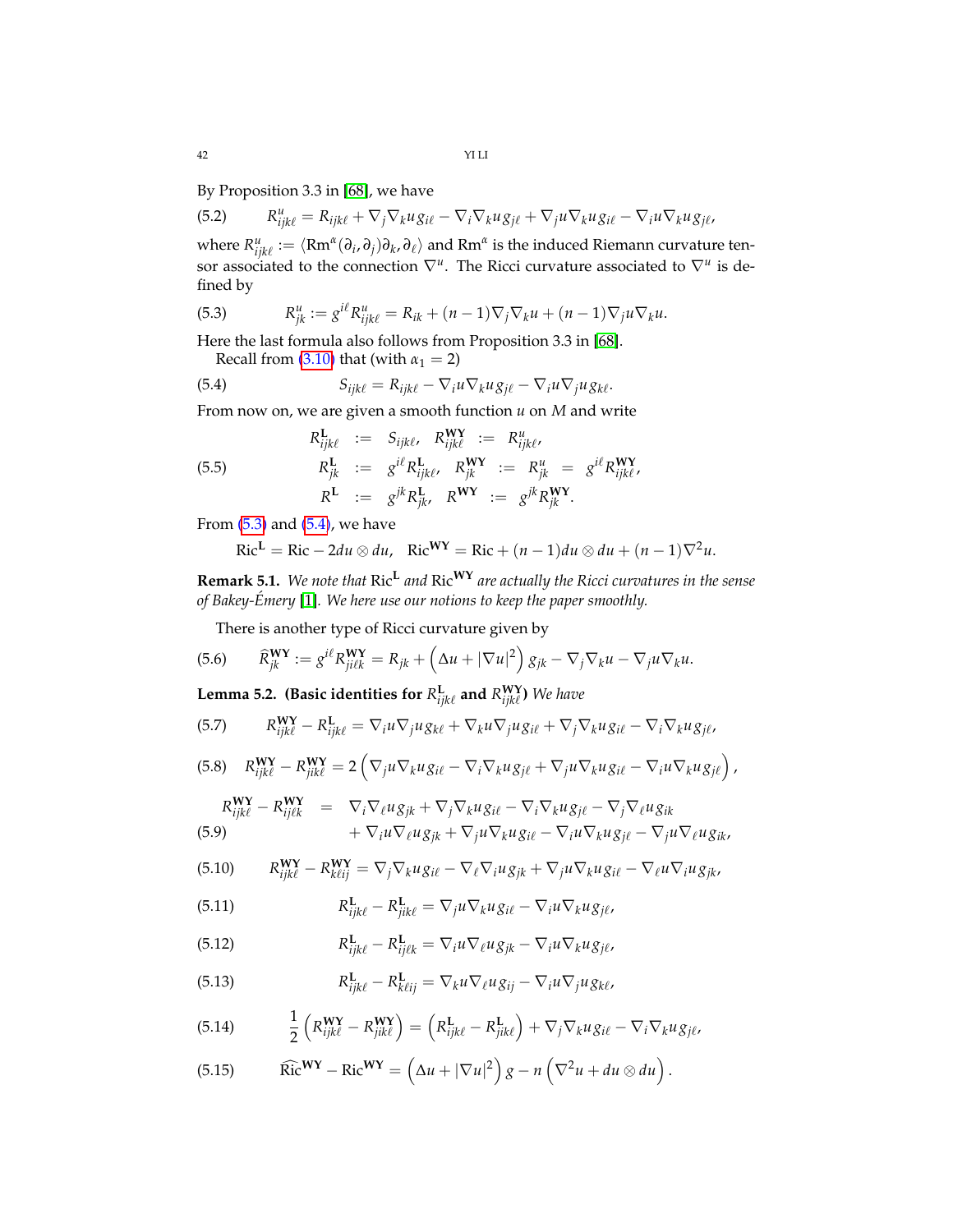By Proposition 3.3 in [68], we have

$$R^u_{ijk\ell} = R_{ijk\ell} + \nabla_j \nabla_k u g_{i\ell} - \nabla_i \nabla_k u g_{j\ell} + \nabla_j u \nabla_k u g_{i\ell} - \nabla_i u \nabla_k u g_{j\ell}, \tag{5.2}$$

where $R^u_{ijk\ell} := \langle \mathrm{Rm}^\alpha(\partial_i, \partial_j)\partial_k, \partial_\ell \rangle$ and $\mathrm{Rm}^\alpha$ is the induced Riemann curvature tensor associated to the connection $\nabla^u$. The Ricci curvature associated to $\nabla^u$ is defined by

$$R^u_{jk} := g^{i\ell} R^u_{ijk\ell} = R_{ik} + (n-1)\nabla_j \nabla_k u + (n-1)\nabla_j u \nabla_k u. \tag{5.3}$$

Here the last formula also follows from Proposition 3.3 in [68].

Recall from (3.10) that (with $\alpha_1 = 2$)

$$S_{ijk\ell} = R_{ijk\ell} - \nabla_i u \nabla_k u g_{j\ell} - \nabla_i u \nabla_j u g_{k\ell}. \tag{5.4}$$

From now on, we are given a smooth function $u$ on $M$ and write

$$\begin{aligned} R^{\mathbf{L}}_{ijk\ell} &:= S_{ijk\ell}, \quad R^{\mathbf{WY}}_{ijk\ell} := R^u_{ijk\ell}, \\ R^{\mathbf{L}}_{jk} &:= g^{i\ell} R^{\mathbf{L}}_{ijk\ell}, \quad R^{\mathbf{WY}}_{jk} := R^u_{jk} = g^{i\ell} R^{\mathbf{WY}}_{ijk\ell}, \\ R^{\mathbf{L}} &:= g^{jk} R^{\mathbf{L}}_{jk}, \quad R^{\mathbf{WY}} := g^{jk} R^{\mathbf{WY}}_{jk}. \end{aligned} \tag{5.5}$$

From (5.3) and (5.4), we have

$$\mathrm{Ric}^{\mathbf{L}} = \mathrm{Ric} - 2du \otimes du, \quad \mathrm{Ric}^{\mathbf{WY}} = \mathrm{Ric} + (n-1) du \otimes du + (n-1)\nabla^2 u.$$

**Remark 5.1.** *We note that $\mathrm{Ric}^{\mathbf{L}}$ and $\mathrm{Ric}^{\mathbf{WY}}$ are actually the Ricci curvatures in the sense of Bakey-Émery [1]. We here use our notions to keep the paper smoothly.*

There is another type of Ricci curvature given by

$$\widehat{R}^{\mathbf{WY}}_{jk} := g^{i\ell} R^{\mathbf{WY}}_{ji\ell k} = R_{jk} + \left(\Delta u + |\nabla u|^2\right) g_{jk} - \nabla_j \nabla_k u - \nabla_j u \nabla_k u. \tag{5.6}$$

**Lemma 5.2. (Basic identities for $R^{\mathbf{L}}_{ijk\ell}$ and $R^{\mathbf{WY}}_{ijk\ell}$)** *We have*

$$R^{\mathbf{WY}}_{ijk\ell} - R^{\mathbf{L}}_{ijk\ell} = \nabla_i u \nabla_j u g_{k\ell} + \nabla_k u \nabla_j u g_{i\ell} + \nabla_j \nabla_k u g_{i\ell} - \nabla_i \nabla_k u g_{j\ell}, \tag{5.7}$$

$$R^{\mathbf{WY}}_{ijk\ell} - R^{\mathbf{WY}}_{jik\ell} = 2\left(\nabla_j u \nabla_k u g_{i\ell} - \nabla_i \nabla_k u g_{j\ell} + \nabla_j u \nabla_k u g_{i\ell} - \nabla_i u \nabla_k u g_{j\ell}\right), \tag{5.8}$$

$$\begin{aligned} R^{\mathbf{WY}}_{ijk\ell} - R^{\mathbf{WY}}_{ij\ell k} &= \nabla_i \nabla_\ell u g_{jk} + \nabla_j \nabla_k u g_{i\ell} - \nabla_i \nabla_k u g_{j\ell} - \nabla_j \nabla_\ell u g_{ik} \\ &\quad + \nabla_i u \nabla_\ell u g_{jk} + \nabla_j u \nabla_k u g_{i\ell} - \nabla_i u \nabla_k u g_{j\ell} - \nabla_j u \nabla_\ell u g_{ik}, \end{aligned} \tag{5.9}$$

$$R^{\mathbf{WY}}_{ijk\ell} - R^{\mathbf{WY}}_{k\ell ij} = \nabla_j \nabla_k u g_{i\ell} - \nabla_\ell \nabla_i u g_{jk} + \nabla_j u \nabla_k u g_{i\ell} - \nabla_\ell u \nabla_i u g_{jk}, \tag{5.10}$$

$$R^{\mathbf{L}}_{ijk\ell} - R^{\mathbf{L}}_{jik\ell} = \nabla_j u \nabla_k u g_{i\ell} - \nabla_i u \nabla_k u g_{j\ell}, \tag{5.11}$$

$$R^{\mathbf{L}}_{ijk\ell} - R^{\mathbf{L}}_{ij\ell k} = \nabla_i u \nabla_\ell u g_{jk} - \nabla_i u \nabla_k u g_{j\ell}, \tag{5.12}$$

$$R^{\mathbf{L}}_{ijk\ell} - R^{\mathbf{L}}_{k\ell ij} = \nabla_k u \nabla_\ell u g_{ij} - \nabla_i u \nabla_j u g_{k\ell}, \tag{5.13}$$

$$\frac{1}{2}\left(R^{\mathbf{WY}}_{ijk\ell} - R^{\mathbf{WY}}_{jik\ell}\right) = \left(R^{\mathbf{L}}_{ijk\ell} - R^{\mathbf{L}}_{jik\ell}\right) + \nabla_j \nabla_k u g_{i\ell} - \nabla_i \nabla_k u g_{j\ell}, \tag{5.14}$$

$$\widehat{\mathrm{Ric}}^{\mathbf{WY}} - \mathrm{Ric}^{\mathbf{WY}} = \left(\Delta u + |\nabla u|^2\right) g - n\left(\nabla^2 u + du \otimes du\right). \tag{5.15}$$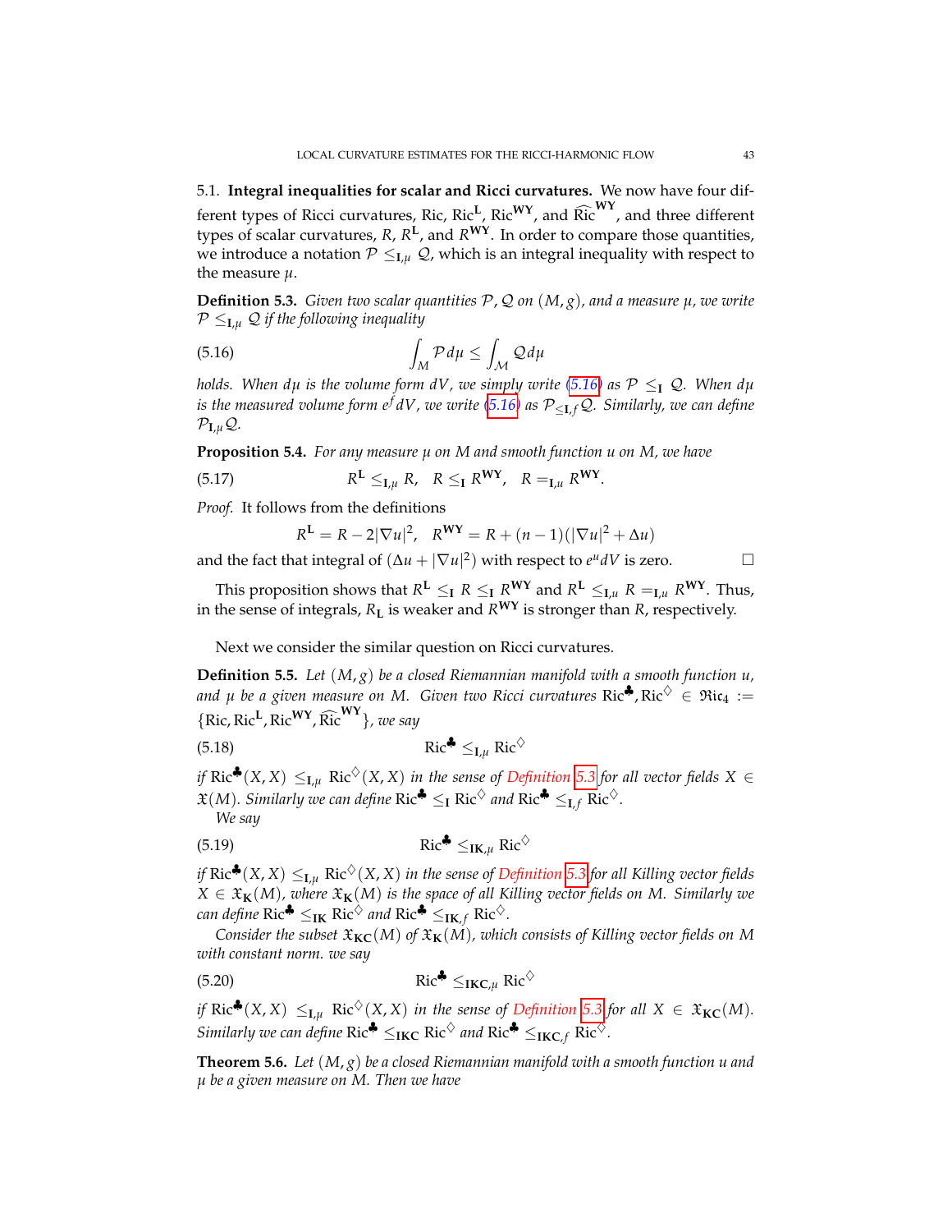5.1. **Integral inequalities for scalar and Ricci curvatures.** We now have four different types of Ricci curvatures, Ric, $\mathrm{Ric}^{\mathbf{L}}$, $\mathrm{Ric}^{\mathbf{WY}}$, and $\widehat{\mathrm{Ric}}^{\mathbf{WY}}$, and three different types of scalar curvatures, $R$, $R^{\mathbf{L}}$, and $R^{\mathbf{WY}}$. In order to compare those quantities, we introduce a notation $\mathcal{P} \leq_{\mathbf{I},\mu} \mathcal{Q}$, which is an integral inequality with respect to the measure $\mu$.

**Definition 5.3.** *Given two scalar quantities $\mathcal{P}, \mathcal{Q}$ on $(M, g)$, and a measure $\mu$, we write $\mathcal{P} \leq_{\mathbf{I},\mu} \mathcal{Q}$ if the following inequality*

$$\int_M \mathcal{P}\, d\mu \leq \int_{\mathcal{M}} \mathcal{Q}\, d\mu \tag{5.16}$$

*holds. When $d\mu$ is the volume form $dV$, we simply write (5.16) as $\mathcal{P} \leq_{\mathbf{I}} \mathcal{Q}$. When $d\mu$ is the measured volume form $e^f dV$, we write (5.16) as $\mathcal{P}_{\leq_{\mathbf{I},f}} \mathcal{Q}$. Similarly, we can define $\mathcal{P}_{\mathbf{I},\mu}\mathcal{Q}$.*

**Proposition 5.4.** *For any measure $\mu$ on $M$ and smooth function $u$ on $M$, we have*

$$R^{\mathbf{L}} \leq_{\mathbf{I},\mu} R, \quad R \leq_{\mathbf{I}} R^{\mathbf{WY}}, \quad R =_{\mathbf{I},u} R^{\mathbf{WY}}. \tag{5.17}$$

*Proof.* It follows from the definitions

$$R^{\mathbf{L}} = R - 2|\nabla u|^2, \quad R^{\mathbf{WY}} = R + (n-1)(|\nabla u|^2 + \Delta u)$$

and the fact that integral of $(\Delta u + |\nabla u|^2)$ with respect to $e^u dV$ is zero. $\square$

This proposition shows that $R^{\mathbf{L}} \leq_{\mathbf{I}} R \leq_{\mathbf{I}} R^{\mathbf{WY}}$ and $R^{\mathbf{L}} \leq_{\mathbf{I},u} R =_{\mathbf{I},u} R^{\mathbf{WY}}$. Thus, in the sense of integrals, $R_{\mathbf{L}}$ is weaker and $R^{\mathbf{WY}}$ is stronger than $R$, respectively.

Next we consider the similar question on Ricci curvatures.

**Definition 5.5.** *Let $(M, g)$ be a closed Riemannian manifold with a smooth function $u$, and $\mu$ be a given measure on $M$. Given two Ricci curvatures $\mathrm{Ric}^{\clubsuit}, \mathrm{Ric}^{\diamondsuit} \in \mathfrak{Ric}_4 := \{\mathrm{Ric}, \mathrm{Ric}^{\mathbf{L}}, \mathrm{Ric}^{\mathbf{WY}}, \widehat{\mathrm{Ric}}^{\mathbf{WY}}\}$, we say*

$$\mathrm{Ric}^{\clubsuit} \leq_{\mathbf{I},\mu} \mathrm{Ric}^{\diamondsuit} \tag{5.18}$$

*if $\mathrm{Ric}^{\clubsuit}(X, X) \leq_{\mathbf{I},\mu} \mathrm{Ric}^{\diamondsuit}(X, X)$ in the sense of Definition 5.3 for all vector fields $X \in \mathfrak{X}(M)$. Similarly we can define $\mathrm{Ric}^{\clubsuit} \leq_{\mathbf{I}} \mathrm{Ric}^{\diamondsuit}$ and $\mathrm{Ric}^{\clubsuit} \leq_{\mathbf{I},f} \mathrm{Ric}^{\diamondsuit}$.*

*We say*

$$\mathrm{Ric}^{\clubsuit} \leq_{\mathbf{IK},\mu} \mathrm{Ric}^{\diamondsuit} \tag{5.19}$$

*if $\mathrm{Ric}^{\clubsuit}(X, X) \leq_{\mathbf{I},\mu} \mathrm{Ric}^{\diamondsuit}(X, X)$ in the sense of Definition 5.3 for all Killing vector fields $X \in \mathfrak{X}_{\mathbf{K}}(M)$, where $\mathfrak{X}_{\mathbf{K}}(M)$ is the space of all Killing vector fields on $M$. Similarly we can define $\mathrm{Ric}^{\clubsuit} \leq_{\mathbf{IK}} \mathrm{Ric}^{\diamondsuit}$ and $\mathrm{Ric}^{\clubsuit} \leq_{\mathbf{IK},f} \mathrm{Ric}^{\diamondsuit}$.*

*Consider the subset $\mathfrak{X}_{\mathbf{KC}}(M)$ of $\mathfrak{X}_{\mathbf{K}}(M)$, which consists of Killing vector fields on $M$ with constant norm. we say*

$$\mathrm{Ric}^{\clubsuit} \leq_{\mathbf{IKC},\mu} \mathrm{Ric}^{\diamondsuit} \tag{5.20}$$

*if $\mathrm{Ric}^{\clubsuit}(X, X) \leq_{\mathbf{I},\mu} \mathrm{Ric}^{\diamondsuit}(X, X)$ in the sense of Definition 5.3 for all $X \in \mathfrak{X}_{\mathbf{KC}}(M)$. Similarly we can define $\mathrm{Ric}^{\clubsuit} \leq_{\mathbf{IKC}} \mathrm{Ric}^{\diamondsuit}$ and $\mathrm{Ric}^{\clubsuit} \leq_{\mathbf{IKC},f} \mathrm{Ric}^{\diamondsuit}$.*

**Theorem 5.6.** *Let $(M, g)$ be a closed Riemannian manifold with a smooth function $u$ and $\mu$ be a given measure on $M$. Then we have*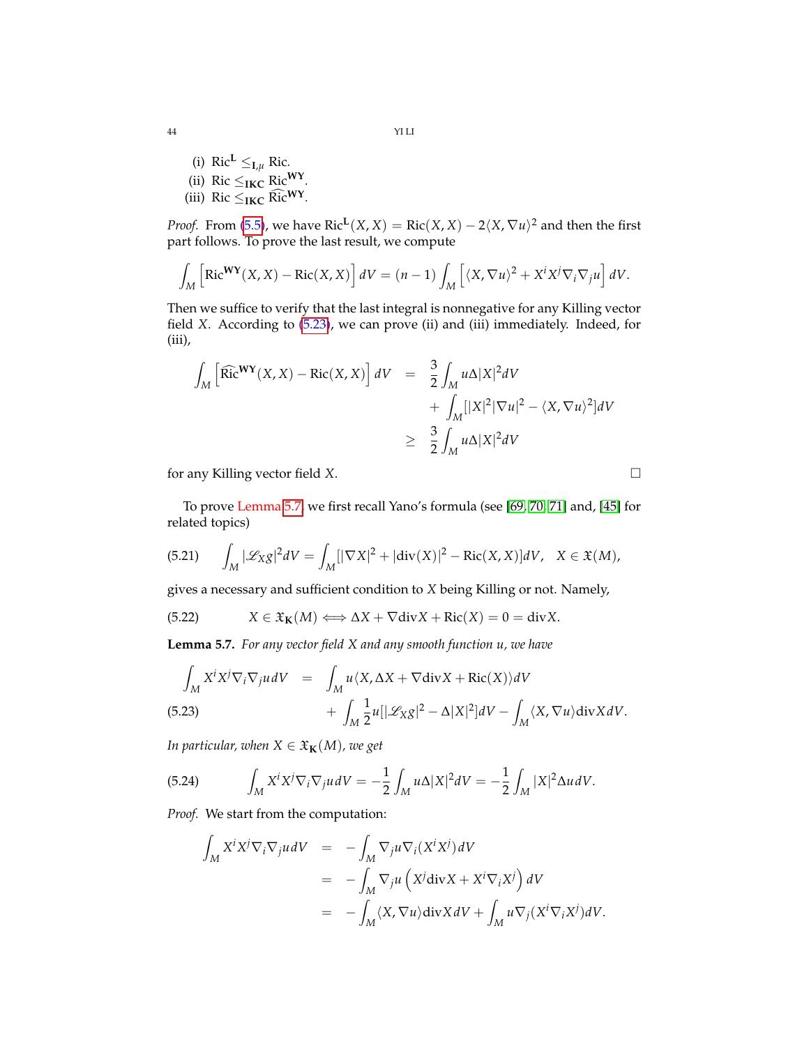(i) $\mathrm{Ric}^{\mathbf{L}} \leq_{\mathbf{I},\mu} \mathrm{Ric}$.

(ii) $\mathrm{Ric} \leq_{\mathbf{IKC}} \mathrm{Ric}^{\mathbf{WY}}$.

(iii) $\mathrm{Ric} \leq_{\mathbf{IKC}} \widehat{\mathrm{Ric}}^{\mathbf{WY}}$.

*Proof.* From (5.5), we have $\mathrm{Ric}^{\mathbf{L}}(X,X) = \mathrm{Ric}(X,X) - 2\langle X, \nabla u\rangle^2$ and then the first part follows. To prove the last result, we compute

$$\int_M \left[\mathrm{Ric}^{\mathbf{WY}}(X,X) - \mathrm{Ric}(X,X)\right] dV = (n-1)\int_M \left[\langle X, \nabla u\rangle^2 + X^i X^j \nabla_i \nabla_j u\right] dV.$$

Then we suffice to verify that the last integral is nonnegative for any Killing vector field $X$. According to (5.23), we can prove (ii) and (iii) immediately. Indeed, for (iii),

$$\begin{aligned}
\int_M \left[\widehat{\mathrm{Ric}}^{\mathbf{WY}}(X,X) - \mathrm{Ric}(X,X)\right] dV &= \frac{3}{2}\int_M u\Delta |X|^2 dV \\
&\quad + \int_M [|X|^2|\nabla u|^2 - \langle X, \nabla u\rangle^2] dV \\
&\geq \frac{3}{2}\int_M u\Delta|X|^2 dV
\end{aligned}$$

for any Killing vector field $X$. □

To prove Lemma 5.7 we first recall Yano's formula (see [69, 70, 71] and, [45] for related topics)

$$\int_M |\mathscr{L}_X g|^2 dV = \int_M [|\nabla X|^2 + |\mathrm{div}(X)|^2 - \mathrm{Ric}(X,X)] dV, \quad X \in \mathfrak{X}(M), \tag{5.21}$$

gives a necessary and sufficient condition to $X$ being Killing or not. Namely,

$$X \in \mathfrak{X}_{\mathbf{K}}(M) \Longleftrightarrow \Delta X + \nabla \mathrm{div} X + \mathrm{Ric}(X) = 0 = \mathrm{div} X. \tag{5.22}$$

**Lemma 5.7.** *For any vector field $X$ and any smooth function $u$, we have*

$$\begin{aligned}
\int_M X^i X^j \nabla_i \nabla_j u\, dV &= \int_M u\langle X, \Delta X + \nabla \mathrm{div} X + \mathrm{Ric}(X)\rangle dV \\
&\quad + \int_M \frac{1}{2} u[|\mathscr{L}_X g|^2 - \Delta|X|^2] dV - \int_M \langle X, \nabla u\rangle \mathrm{div} X\, dV.
\end{aligned} \tag{5.23}$$

*In particular, when $X \in \mathfrak{X}_{\mathbf{K}}(M)$, we get*

$$\int_M X^i X^j \nabla_i \nabla_j u\, dV = -\frac{1}{2}\int_M u\Delta|X|^2 dV = -\frac{1}{2}\int_M |X|^2 \Delta u\, dV. \tag{5.24}$$

*Proof.* We start from the computation:

$$\begin{aligned}
\int_M X^i X^j \nabla_i \nabla_j u\, dV &= -\int_M \nabla_j u \nabla_i (X^i X^j) dV \\
&= -\int_M \nabla_j u \left(X^j \mathrm{div} X + X^i \nabla_i X^j\right) dV \\
&= -\int_M \langle X, \nabla u\rangle \mathrm{div} X\, dV + \int_M u \nabla_j (X^i \nabla_i X^j) dV.
\end{aligned}$$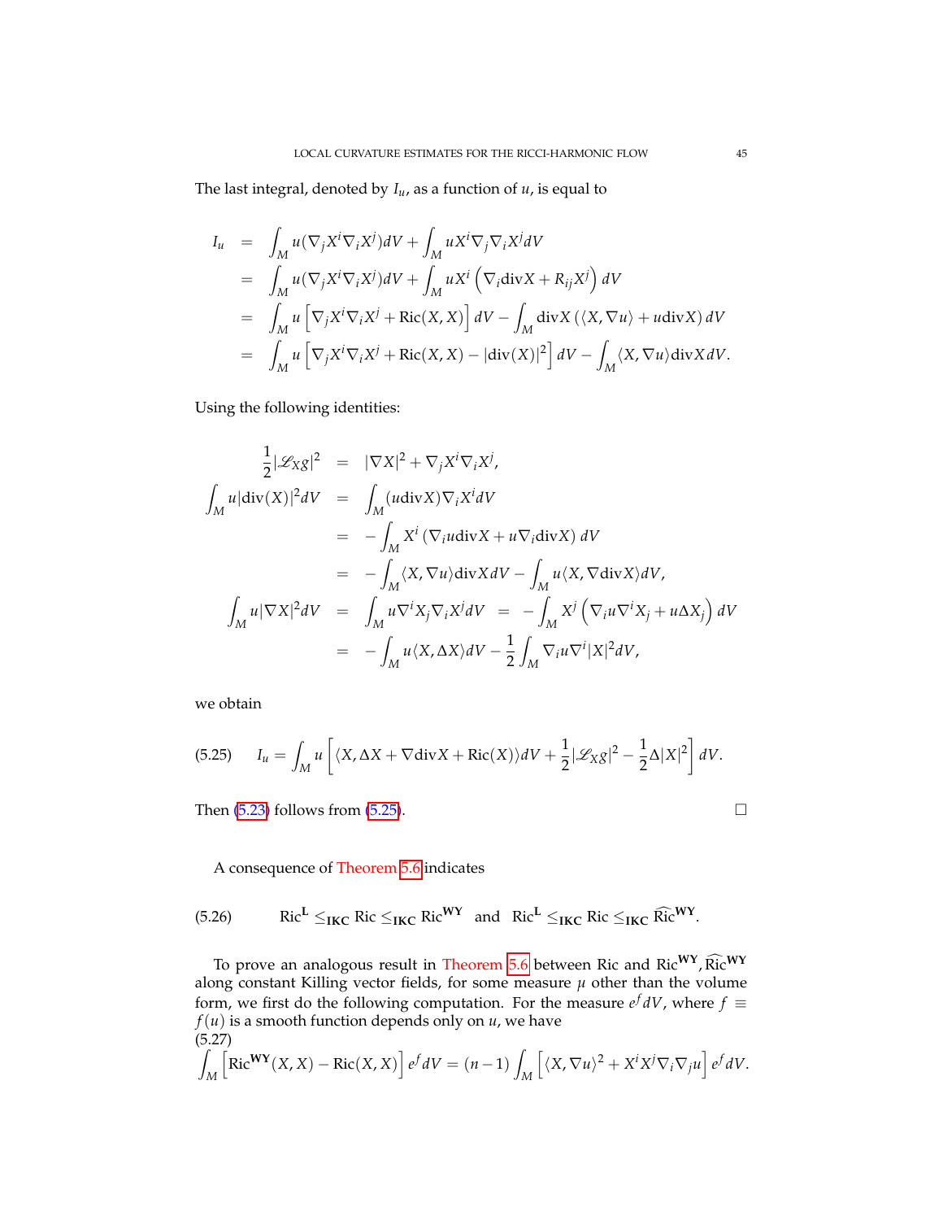The last integral, denoted by $I_u$, as a function of $u$, is equal to

$$
\begin{aligned}
I_u &= \int_M u(\nabla_j X^i \nabla_i X^j) dV + \int_M u X^i \nabla_j \nabla_i X^j dV \\
&= \int_M u(\nabla_j X^i \nabla_i X^j) dV + \int_M u X^i \left( \nabla_i \mathrm{div} X + R_{ij} X^j \right) dV \\
&= \int_M u \left[ \nabla_j X^i \nabla_i X^j + \mathrm{Ric}(X, X) \right] dV - \int_M \mathrm{div} X \left( \langle X, \nabla u \rangle + u \mathrm{div} X \right) dV \\
&= \int_M u \left[ \nabla_j X^i \nabla_i X^j + \mathrm{Ric}(X, X) - |\mathrm{div}(X)|^2 \right] dV - \int_M \langle X, \nabla u \rangle \mathrm{div} X \, dV.
\end{aligned}
$$

Using the following identities:

$$
\begin{aligned}
\frac{1}{2} |\mathscr{L}_X g|^2 &= |\nabla X|^2 + \nabla_j X^i \nabla_i X^j, \\
\int_M u |\mathrm{div}(X)|^2 dV &= \int_M (u \mathrm{div} X) \nabla_i X^i dV \\
&= -\int_M X^i \left( \nabla_i u \mathrm{div} X + u \nabla_i \mathrm{div} X \right) dV \\
&= -\int_M \langle X, \nabla u \rangle \mathrm{div} X dV - \int_M u \langle X, \nabla \mathrm{div} X \rangle dV, \\
\int_M u |\nabla X|^2 dV &= \int_M u \nabla^i X_j \nabla_i X^j dV \;=\; -\int_M X^j \left( \nabla_i u \nabla^i X_j + u \Delta X_j \right) dV \\
&= -\int_M u \langle X, \Delta X \rangle dV - \frac{1}{2} \int_M \nabla_i u \nabla^i |X|^2 dV,
\end{aligned}
$$

we obtain

$$
I_u = \int_M u \left[ \langle X, \Delta X + \nabla \mathrm{div} X + \mathrm{Ric}(X) \rangle dV + \frac{1}{2} |\mathscr{L}_X g|^2 - \frac{1}{2} \Delta |X|^2 \right] dV. \tag{5.25}
$$

Then (5.23) follows from (5.25). $\square$

A consequence of Theorem 5.6 indicates

$$
\mathrm{Ric}^{\mathbf{L}} \leq_{\mathbf{IKC}} \mathrm{Ric} \leq_{\mathbf{IKC}} \mathrm{Ric}^{\mathbf{WY}} \quad \text{and} \quad \mathrm{Ric}^{\mathbf{L}} \leq_{\mathbf{IKC}} \mathrm{Ric} \leq_{\mathbf{IKC}} \widehat{\mathrm{Ric}}^{\mathbf{WY}}. \tag{5.26}
$$

To prove an analogous result in Theorem 5.6 between Ric and $\mathrm{Ric}^{\mathbf{WY}}, \widehat{\mathrm{Ric}}^{\mathbf{WY}}$ along constant Killing vector fields, for some measure $\mu$ other than the volume form, we first do the following computation. For the measure $e^f dV$, where $f \equiv f(u)$ is a smooth function depends only on $u$, we have

$$
\int_M \left[ \mathrm{Ric}^{\mathbf{WY}}(X, X) - \mathrm{Ric}(X, X) \right] e^f dV = (n-1) \int_M \left[ \langle X, \nabla u \rangle^2 + X^i X^j \nabla_i \nabla_j u \right] e^f dV. \tag{5.27}
$$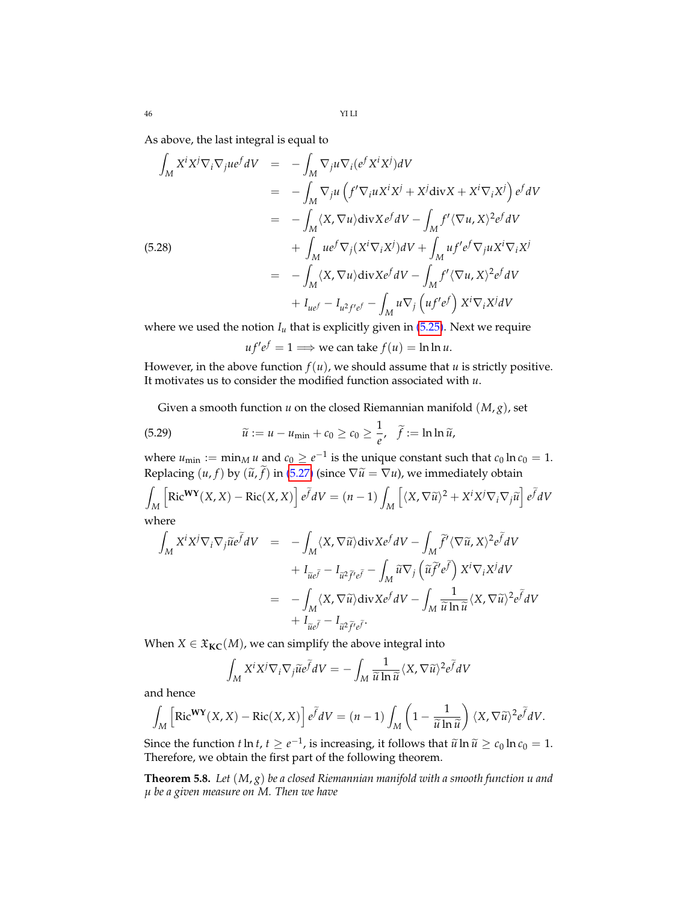As above, the last integral is equal to

$$
\begin{aligned}
\int_M X^i X^j \nabla_i \nabla_j u e^f dV &= -\int_M \nabla_j u \nabla_i (e^f X^i X^j) dV \\
&= -\int_M \nabla_j u \left( f' \nabla_i u X^i X^j + X^j \mathrm{div} X + X^i \nabla_i X^j \right) e^f dV \\
&= -\int_M \langle X, \nabla u \rangle \mathrm{div} X e^f dV - \int_M f' \langle \nabla u, X \rangle^2 e^f dV \\
&\quad + \int_M u e^f \nabla_j (X^i \nabla_i X^j) dV + \int_M u f' e^f \nabla_j u X^i \nabla_i X^j \\
&= -\int_M \langle X, \nabla u \rangle \mathrm{div} X e^f dV - \int_M f' \langle \nabla u, X \rangle^2 e^f dV \\
&\quad + I_{ue^f} - I_{u^2 f' e^f} - \int_M u \nabla_j \left( u f' e^f \right) X^i \nabla_i X^j dV
\end{aligned} \tag{5.28}
$$

where we used the notion $I_u$ that is explicitly given in (5.25). Next we require

$$
u f' e^f = 1 \Longrightarrow \text{we can take } f(u) = \ln \ln u.
$$

However, in the above function $f(u)$, we should assume that $u$ is strictly positive. It motivates us to consider the modified function associated with $u$.

Given a smooth function $u$ on the closed Riemannian manifold $(M, g)$, set

$$
\widetilde{u} := u - u_{\min} + c_0 \geq c_0 \geq \frac{1}{e}, \quad \widetilde{f} := \ln \ln \widetilde{u}, \tag{5.29}
$$

where $u_{\min} := \min_M u$ and $c_0 \geq e^{-1}$ is the unique constant such that $c_0 \ln c_0 = 1$. Replacing $(u, f)$ by $(\widetilde{u}, \widetilde{f})$ in (5.27) (since $\nabla \widetilde{u} = \nabla u$), we immediately obtain

$$
\int_M \left[ \mathrm{Ric}^{\mathbf{WY}}(X, X) - \mathrm{Ric}(X, X) \right] e^{\widetilde{f}} dV = (n-1) \int_M \left[ \langle X, \nabla \widetilde{u} \rangle^2 + X^i X^j \nabla_i \nabla_j \widetilde{u} \right] e^{\widetilde{f}} dV
$$

where

$$
\begin{aligned}
\int_M X^i X^j \nabla_i \nabla_j \widetilde{u} e^{\widetilde{f}} dV &= -\int_M \langle X, \nabla \widetilde{u} \rangle \mathrm{div} X e^f dV - \int_M \widetilde{f}' \langle \nabla \widetilde{u}, X \rangle^2 e^{\widetilde{f}} dV \\
&\quad + I_{\widetilde{u} e^{\widetilde{f}}} - I_{\widetilde{u}^2 \widetilde{f}' e^{\widetilde{f}}} - \int_M \widetilde{u} \nabla_j \left( \widetilde{u} \widetilde{f}' e^{\widetilde{f}} \right) X^i \nabla_i X^j dV \\
&= -\int_M \langle X, \nabla \widetilde{u} \rangle \mathrm{div} X e^f dV - \int_M \frac{1}{\widetilde{u} \ln \widetilde{u}} \langle X, \nabla \widetilde{u} \rangle^2 e^{\widetilde{f}} dV \\
&\quad + I_{\widetilde{u} e^{\widetilde{f}}} - I_{\widetilde{u}^2 \widetilde{f}' e^{\widetilde{f}}}.
\end{aligned}
$$

When $X \in \mathfrak{X}_{\mathbf{KC}}(M)$, we can simplify the above integral into

$$
\int_M X^i X^j \nabla_i \nabla_j \widetilde{u} e^{\widetilde{f}} dV = -\int_M \frac{1}{\widetilde{u} \ln \widetilde{u}} \langle X, \nabla \widetilde{u} \rangle^2 e^{\widetilde{f}} dV
$$

and hence

$$
\int_M \left[ \mathrm{Ric}^{\mathbf{WY}}(X, X) - \mathrm{Ric}(X, X) \right] e^{\widetilde{f}} dV = (n-1) \int_M \left( 1 - \frac{1}{\widetilde{u} \ln \widetilde{u}} \right) \langle X, \nabla \widetilde{u} \rangle^2 e^{\widetilde{f}} dV.
$$

Since the function $t \ln t$, $t \geq e^{-1}$, is increasing, it follows that $\widetilde{u} \ln \widetilde{u} \geq c_0 \ln c_0 = 1$. Therefore, we obtain the first part of the following theorem.

**Theorem 5.8.** *Let $(M, g)$ be a closed Riemannian manifold with a smooth function $u$ and $\mu$ be a given measure on $M$. Then we have*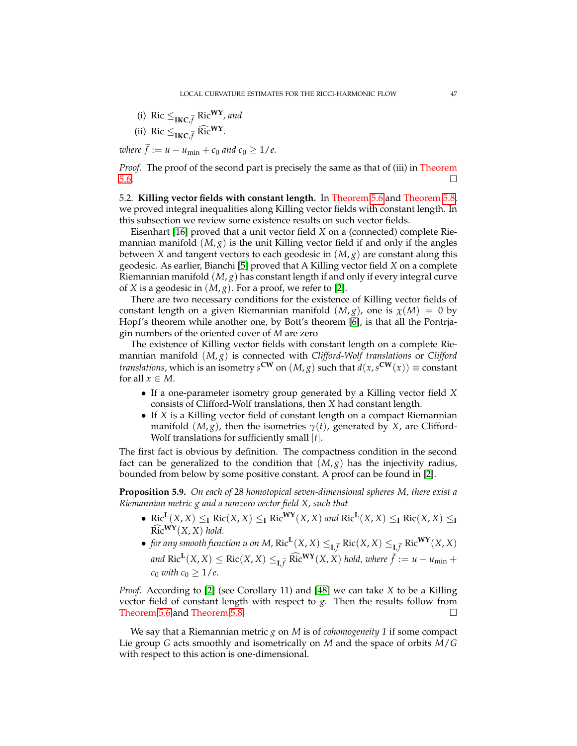(i) $\mathrm{Ric} \leq_{\mathbf{IKC},\widetilde{f}} \mathrm{Ric}^{\mathbf{WY}}$, *and*

(ii) $\mathrm{Ric} \leq_{\mathbf{IKC},\widetilde{f}} \widehat{\mathrm{Ric}}^{\mathbf{WY}}$.

*where* $\widetilde{f} := u - u_{\min} + c_0$ *and* $c_0 \geq 1/e$.

*Proof.* The proof of the second part is precisely the same as that of (iii) in Theorem 5.6. □

**5.2. Killing vector fields with constant length.** In Theorem 5.6 and Theorem 5.8, we proved integral inequalities along Killing vector fields with constant length. In this subsection we review some existence results on such vector fields.

Eisenhart [16] proved that a unit vector field $X$ on a (connected) complete Riemannian manifold $(M, g)$ is the unit Killing vector field if and only if the angles between $X$ and tangent vectors to each geodesic in $(M, g)$ are constant along this geodesic. As earlier, Bianchi [5] proved that A Killing vector field $X$ on a complete Riemannian manifold $(M, g)$ has constant length if and only if every integral curve of $X$ is a geodesic in $(M, g)$. For a proof, we refer to [2].

There are two necessary conditions for the existence of Killing vector fields of constant length on a given Riemannian manifold $(M, g)$, one is $\chi(M) = 0$ by Hopf's theorem while another one, by Bott's theorem [6], is that all the Pontrjagin numbers of the oriented cover of $M$ are zero

The existence of Killing vector fields with constant length on a complete Riemannian manifold $(M, g)$ is connected with *Clifford-Wolf translations* or *Clifford translations*, which is an isometry $s^{\mathbf{CW}}$ on $(M, g)$ such that $d(x, s^{\mathbf{CW}}(x)) \equiv$ constant for all $x \in M$.

- If a one-parameter isometry group generated by a Killing vector field $X$ consists of Clifford-Wolf translations, then $X$ had constant length.
- If $X$ is a Killing vector field of constant length on a compact Riemannian manifold $(M, g)$, then the isometries $\gamma(t)$, generated by $X$, are Clifford-Wolf translations for sufficiently small $|t|$.

The first fact is obvious by definition. The compactness condition in the second fact can be generalized to the condition that $(M, g)$ has the injectivity radius, bounded from below by some positive constant. A proof can be found in [2].

**Proposition 5.9.** *On each of* 28 *homotopical seven-dimensional spheres* $M$*, there exist a Riemannian metric* $g$ *and a nonzero vector field* $X$*, such that*

- $\mathrm{Ric}^{\mathbf{L}}(X, X) \leq_{\mathbf{I}} \mathrm{Ric}(X, X) \leq_{\mathbf{I}} \mathrm{Ric}^{\mathbf{WY}}(X, X)$ *and* $\mathrm{Ric}^{\mathbf{L}}(X, X) \leq_{\mathbf{I}} \mathrm{Ric}(X, X) \leq_{\mathbf{I}} \widehat{\mathrm{Ric}}^{\mathbf{WY}}(X, X)$ *hold.*
- *for any smooth function* $u$ *on* $M$, $\mathrm{Ric}^{\mathbf{L}}(X, X) \leq_{\mathbf{I},\widetilde{f}} \mathrm{Ric}(X, X) \leq_{\mathbf{I},\widetilde{f}} \mathrm{Ric}^{\mathbf{WY}}(X, X)$ *and* $\mathrm{Ric}^{\mathbf{L}}(X, X) \leq \mathrm{Ric}(X, X) \leq_{\mathbf{I},\widetilde{f}} \widehat{\mathrm{Ric}}^{\mathbf{WY}}(X, X)$ *hold, where* $\widetilde{f} := u - u_{\min} + c_0$ *with* $c_0 \geq 1/e$.

*Proof.* According to [2] (see Corollary 11) and [48] we can take $X$ to be a Killing vector field of constant length with respect to $g$. Then the results follow from Theorem 5.6 and Theorem 5.8. □

We say that a Riemannian metric $g$ on $M$ is of *cohomogeneity 1* if some compact Lie group $G$ acts smoothly and isometrically on $M$ and the space of orbits $M/G$ with respect to this action is one-dimensional.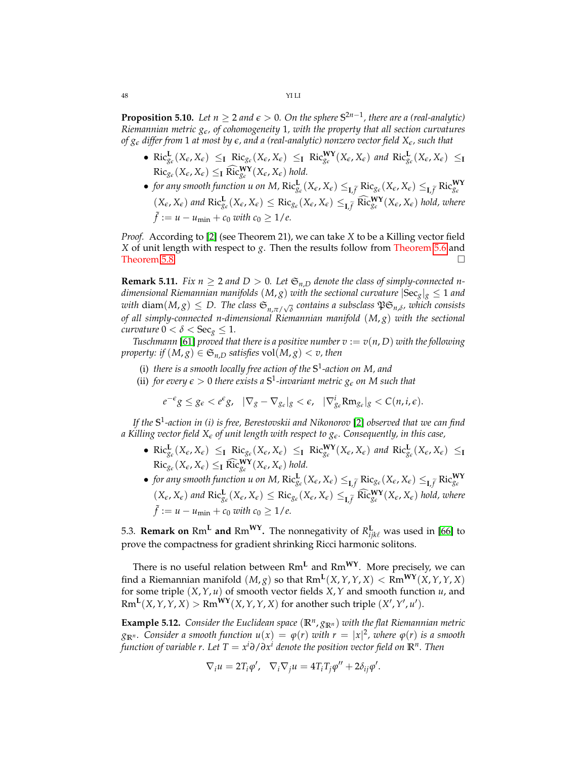**Proposition 5.10.** *Let $n \geq 2$ and $\epsilon > 0$. On the sphere $\mathbb{S}^{2n-1}$, there are a (real-analytic) Riemannian metric $g_\epsilon$, of cohomogeneity 1, with the property that all section curvatures of $g_\epsilon$ differ from 1 at most by $\epsilon$, and a (real-analytic) nonzero vector field $X_\epsilon$, such that*

- $\mathrm{Ric}^{\mathbf{L}}_{g_\epsilon}(X_\epsilon, X_\epsilon) \leq_{\mathbf{I}} \mathrm{Ric}_{g_\epsilon}(X_\epsilon, X_\epsilon) \leq_{\mathbf{I}} \mathrm{Ric}^{\mathbf{WY}}_{g_\epsilon}(X_\epsilon, X_\epsilon)$ *and* $\mathrm{Ric}^{\mathbf{L}}_{g_\epsilon}(X_\epsilon, X_\epsilon) \leq_{\mathbf{I}} \mathrm{Ric}_{g_\epsilon}(X_\epsilon, X_\epsilon) \leq_{\mathbf{I}} \widehat{\mathrm{Ric}}^{\mathbf{WY}}_{g_\epsilon}(X_\epsilon, X_\epsilon)$ *hold.*
- *for any smooth function $u$ on $M$,* $\mathrm{Ric}^{\mathbf{L}}_{g_\epsilon}(X_\epsilon, X_\epsilon) \leq_{\mathbf{I},\tilde{f}} \mathrm{Ric}_{g_\epsilon}(X_\epsilon, X_\epsilon) \leq_{\mathbf{I},\tilde{f}} \mathrm{Ric}^{\mathbf{WY}}_{g_\epsilon}(X_\epsilon, X_\epsilon)$ *and* $\mathrm{Ric}^{\mathbf{L}}_{g_\epsilon}(X_\epsilon, X_\epsilon) \leq \mathrm{Ric}_{g_\epsilon}(X_\epsilon, X_\epsilon) \leq_{\mathbf{I},\tilde{f}} \widehat{\mathrm{Ric}}^{\mathbf{WY}}_{g_\epsilon}(X_\epsilon, X_\epsilon)$ *hold, where* $\tilde{f} := u - u_{\min} + c_0$ *with* $c_0 \geq 1/e$.

*Proof.* According to [2] (see Theorem 21), we can take $X$ to be a Killing vector field $X$ of unit length with respect to $g$. Then the results follow from Theorem 5.6 and Theorem 5.8. □

**Remark 5.11.** *Fix $n \geq 2$ and $D > 0$. Let $\mathfrak{S}_{n,D}$ denote the class of simply-connected $n$-dimensional Riemannian manifolds $(M, g)$ with the sectional curvature $|\mathrm{Sec}_g|_g \leq 1$ and with $\mathrm{diam}(M, g) \leq D$. The class $\mathfrak{S}_{n,\pi/\sqrt{\delta}}$ contains a subsclass $\mathfrak{P}\mathfrak{S}_{n,\delta}$, which consists of all simply-connected $n$-dimensional Riemannian manifold $(M, g)$ with the sectional curvature $0 < \delta < \mathrm{Sec}_g \leq 1$.*

*Tuschmann [61] proved that there is a positive number $v := v(n, D)$ with the following property: if $(M, g) \in \mathfrak{S}_{n,D}$ satisfies $\mathrm{vol}(M, g) < v$, then*

(i) *there is a smooth locally free action of the $\mathbb{S}^1$-action on $M$, and*
(ii) *for every $\epsilon > 0$ there exists a $\mathbb{S}^1$-invariant metric $g_\epsilon$ on $M$ such that*

$$e^{-\epsilon} g \leq g_\epsilon < e^\epsilon g, \quad |\nabla_g - \nabla_{g_\epsilon}|_g < \epsilon, \quad |\nabla^i_{g_\epsilon} \mathrm{Rm}_{g_\epsilon}|_g < C(n, i, \epsilon).$$

*If the $\mathbb{S}^1$-action in (i) is free, Berestovskii and Nikonorov [2] observed that we can find a Killing vector field $X_\epsilon$ of unit length with respect to $g_\epsilon$. Consequently, in this case,*

- $\mathrm{Ric}^{\mathbf{L}}_{g_\epsilon}(X_\epsilon, X_\epsilon) \leq_{\mathbf{I}} \mathrm{Ric}_{g_\epsilon}(X_\epsilon, X_\epsilon) \leq_{\mathbf{I}} \mathrm{Ric}^{\mathbf{WY}}_{g_\epsilon}(X_\epsilon, X_\epsilon)$ *and* $\mathrm{Ric}^{\mathbf{L}}_{g_\epsilon}(X_\epsilon, X_\epsilon) \leq_{\mathbf{I}} \mathrm{Ric}_{g_\epsilon}(X_\epsilon, X_\epsilon) \leq_{\mathbf{I}} \widehat{\mathrm{Ric}}^{\mathbf{WY}}_{g_\epsilon}(X_\epsilon, X_\epsilon)$ *hold.*
- *for any smooth function $u$ on $M$,* $\mathrm{Ric}^{\mathbf{L}}_{g_\epsilon}(X_\epsilon, X_\epsilon) \leq_{\mathbf{I},\tilde{f}} \mathrm{Ric}_{g_\epsilon}(X_\epsilon, X_\epsilon) \leq_{\mathbf{I},\tilde{f}} \mathrm{Ric}^{\mathbf{WY}}_{g_\epsilon}(X_\epsilon, X_\epsilon)$ *and* $\mathrm{Ric}^{\mathbf{L}}_{g_\epsilon}(X_\epsilon, X_\epsilon) \leq \mathrm{Ric}_{g_\epsilon}(X_\epsilon, X_\epsilon) \leq_{\mathbf{I},\tilde{f}} \widehat{\mathrm{Ric}}^{\mathbf{WY}}_{g_\epsilon}(X_\epsilon, X_\epsilon)$ *hold, where* $\tilde{f} := u - u_{\min} + c_0$ *with* $c_0 \geq 1/e$.

5.3. **Remark on $\mathrm{Rm}^{\mathbf{L}}$ and $\mathrm{Rm}^{\mathbf{WY}}$.** The nonnegativity of $R^{\mathbf{L}}_{ijk\ell}$ was used in [66] to prove the compactness for gradient shrinking Ricci harmonic solitons.

There is no useful relation between $\mathrm{Rm}^{\mathbf{L}}$ and $\mathrm{Rm}^{\mathbf{WY}}$. More precisely, we can find a Riemannian manifold $(M, g)$ so that $\mathrm{Rm}^{\mathbf{L}}(X, Y, Y, X) < \mathrm{Rm}^{\mathbf{WY}}(X, Y, Y, X)$ for some triple $(X, Y, u)$ of smooth vector fields $X, Y$ and smooth function $u$, and $\mathrm{Rm}^{\mathbf{L}}(X, Y, Y, X) > \mathrm{Rm}^{\mathbf{WY}}(X, Y, Y, X)$ for another such triple $(X', Y', u')$.

**Example 5.12.** *Consider the Euclidean space $(\mathbb{R}^n, g_{\mathbb{R}^n})$ with the flat Riemannian metric $g_{\mathbb{R}^n}$. Consider a smooth function $u(x) = \varphi(r)$ with $r = |x|^2$, where $\varphi(r)$ is a smooth function of variable $r$. Let $T = x^i \partial/\partial x^i$ denote the position vector field on $\mathbb{R}^n$. Then*

$$\nabla_i u = 2T_i \varphi', \quad \nabla_i \nabla_j u = 4T_i T_j \varphi'' + 2\delta_{ij} \varphi'.$$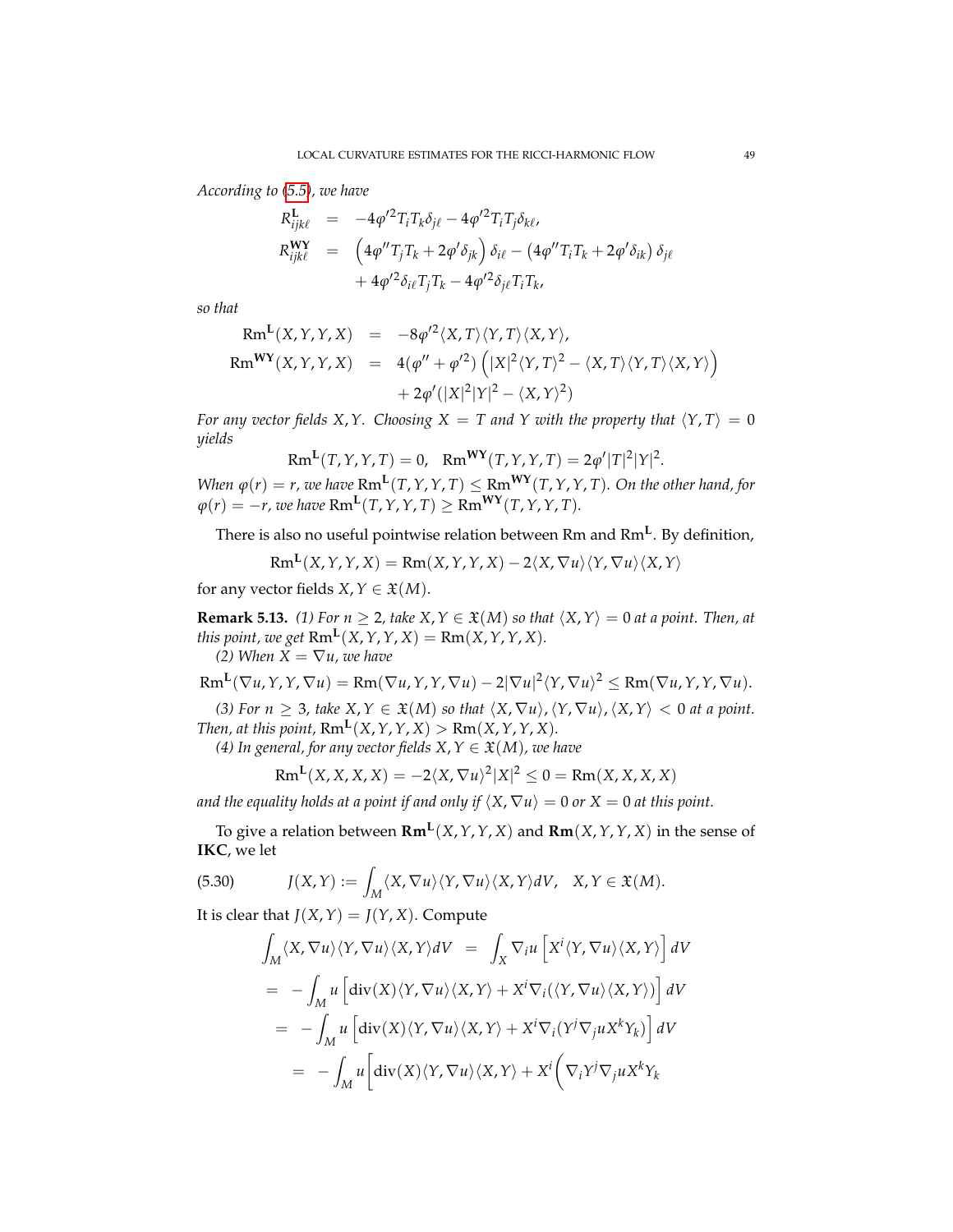*According to (5.5), we have*

$$
\begin{aligned}
R^{\mathbf{L}}_{ijk\ell} &= -4\varphi'^2 T_i T_k \delta_{j\ell} - 4\varphi'^2 T_i T_j \delta_{k\ell}, \\
R^{\mathbf{WY}}_{ijk\ell} &= \left(4\varphi'' T_j T_k + 2\varphi' \delta_{jk}\right)\delta_{i\ell} - \left(4\varphi'' T_i T_k + 2\varphi' \delta_{ik}\right)\delta_{j\ell} \\
&\quad + 4\varphi'^2 \delta_{i\ell} T_j T_k - 4\varphi'^2 \delta_{j\ell} T_i T_k,
\end{aligned}
$$

*so that*

$$
\begin{aligned}
\mathrm{Rm}^{\mathbf{L}}(X, Y, Y, X) &= -8\varphi'^2 \langle X, T\rangle \langle Y, T\rangle \langle X, Y\rangle, \\
\mathrm{Rm}^{\mathbf{WY}}(X, Y, Y, X) &= 4(\varphi'' + \varphi'^2)\left(|X|^2 \langle Y, T\rangle^2 - \langle X, T\rangle \langle Y, T\rangle \langle X, Y\rangle\right) \\
&\quad + 2\varphi'(|X|^2|Y|^2 - \langle X, Y\rangle^2)
\end{aligned}
$$

*For any vector fields $X, Y$. Choosing $X = T$ and $Y$ with the property that $\langle Y, T\rangle = 0$ yields*

$$
\mathrm{Rm}^{\mathbf{L}}(T, Y, Y, T) = 0, \quad \mathrm{Rm}^{\mathbf{WY}}(T, Y, Y, T) = 2\varphi' |T|^2 |Y|^2.
$$

*When $\varphi(r) = r$, we have $\mathrm{Rm}^{\mathbf{L}}(T, Y, Y, T) \leq \mathrm{Rm}^{\mathbf{WY}}(T, Y, Y, T)$. On the other hand, for $\varphi(r) = -r$, we have $\mathrm{Rm}^{\mathbf{L}}(T, Y, Y, T) \geq \mathrm{Rm}^{\mathbf{WY}}(T, Y, Y, T)$.*

There is also no useful pointwise relation between $\mathrm{Rm}$ and $\mathrm{Rm}^{\mathbf{L}}$. By definition,

$$
\mathrm{Rm}^{\mathbf{L}}(X, Y, Y, X) = \mathrm{Rm}(X, Y, Y, X) - 2\langle X, \nabla u\rangle \langle Y, \nabla u\rangle \langle X, Y\rangle
$$

for any vector fields $X, Y \in \mathfrak{X}(M)$.

**Remark 5.13.** *(1) For $n \geq 2$, take $X, Y \in \mathfrak{X}(M)$ so that $\langle X, Y\rangle = 0$ at a point. Then, at this point, we get $\mathrm{Rm}^{\mathbf{L}}(X, Y, Y, X) = \mathrm{Rm}(X, Y, Y, X)$.*

*(2) When $X = \nabla u$, we have*

$$
\mathrm{Rm}^{\mathbf{L}}(\nabla u, Y, Y, \nabla u) = \mathrm{Rm}(\nabla u, Y, Y, \nabla u) - 2|\nabla u|^2 \langle Y, \nabla u\rangle^2 \leq \mathrm{Rm}(\nabla u, Y, Y, \nabla u).
$$

*(3) For $n \geq 3$, take $X, Y \in \mathfrak{X}(M)$ so that $\langle X, \nabla u\rangle, \langle Y, \nabla u\rangle, \langle X, Y\rangle < 0$ at a point. Then, at this point, $\mathrm{Rm}^{\mathbf{L}}(X, Y, Y, X) > \mathrm{Rm}(X, Y, Y, X)$.*

*(4) In general, for any vector fields $X, Y \in \mathfrak{X}(M)$, we have*

$$
\mathrm{Rm}^{\mathbf{L}}(X, X, X, X) = -2\langle X, \nabla u\rangle^2 |X|^2 \leq 0 = \mathrm{Rm}(X, X, X, X)
$$

*and the equality holds at a point if and only if $\langle X, \nabla u\rangle = 0$ or $X = 0$ at this point.*

To give a relation between $\mathbf{Rm}^{\mathbf{L}}(X, Y, Y, X)$ and $\mathbf{Rm}(X, Y, Y, X)$ in the sense of **IKC**, we let

$$
J(X, Y) := \int_M \langle X, \nabla u\rangle \langle Y, \nabla u\rangle \langle X, Y\rangle dV, \quad X, Y \in \mathfrak{X}(M). \tag{5.30}
$$

It is clear that $J(X, Y) = J(Y, X)$. Compute

$$
\begin{aligned}
\int_M \langle X, \nabla u\rangle \langle Y, \nabla u\rangle \langle X, Y\rangle dV &= \int_X \nabla_i u \left[X^i \langle Y, \nabla u\rangle \langle X, Y\rangle\right] dV \\
&= -\int_M u\left[\mathrm{div}(X)\langle Y, \nabla u\rangle \langle X, Y\rangle + X^i \nabla_i(\langle Y, \nabla u\rangle \langle X, Y\rangle)\right] dV \\
&= -\int_M u\left[\mathrm{div}(X)\langle Y, \nabla u\rangle \langle X, Y\rangle + X^i \nabla_i(Y^j \nabla_j u X^k Y_k)\right] dV \\
&= -\int_M u\Big[\mathrm{div}(X)\langle Y, \nabla u\rangle \langle X, Y\rangle + X^i\Big(\nabla_i Y^j \nabla_j u X^k Y_k
\end{aligned}
$$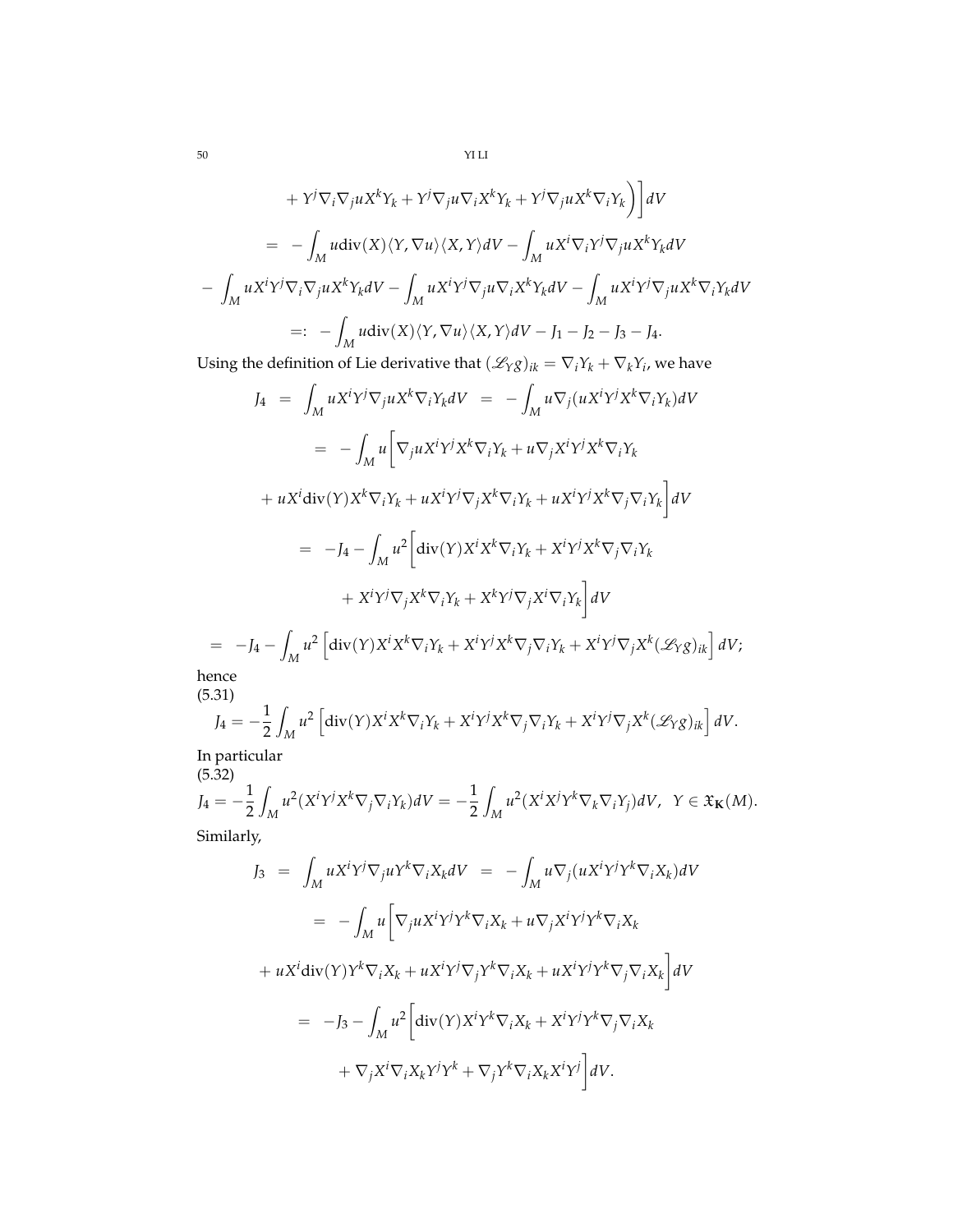$$+ Y^j\nabla_i\nabla_j u X^k Y_k + Y^j\nabla_j u\nabla_i X^k Y_k + Y^j\nabla_j u X^k\nabla_i Y_k\Big)\Big] dV$$

$$= -\int_M u\,\mathrm{div}(X)\langle Y,\nabla u\rangle\langle X,Y\rangle dV - \int_M uX^i\nabla_i Y^j\nabla_j uX^kY_k dV$$

$$- \int_M uX^iY^j\nabla_i\nabla_j uX^kY_k dV - \int_M uX^iY^j\nabla_j u\nabla_i X^kY_k dV - \int_M uX^iY^j\nabla_j uX^k\nabla_i Y_k dV$$

$$=: -\int_M u\,\mathrm{div}(X)\langle Y,\nabla u\rangle\langle X,Y\rangle dV - J_1 - J_2 - J_3 - J_4.$$

Using the definition of Lie derivative that $(\mathscr{L}_Y g)_{ik} = \nabla_i Y_k + \nabla_k Y_i$, we have

$$J_4 = \int_M uX^iY^j\nabla_j uX^k\nabla_i Y_k dV = -\int_M u\nabla_j(uX^iY^jX^k\nabla_i Y_k)dV$$

$$= -\int_M u\Big[\nabla_j uX^iY^jX^k\nabla_i Y_k + u\nabla_j X^iY^jX^k\nabla_i Y_k$$

$$+ uX^i\mathrm{div}(Y)X^k\nabla_i Y_k + uX^iY^j\nabla_j X^k\nabla_i Y_k + uX^iY^jX^k\nabla_j\nabla_i Y_k\Big]dV$$

$$= -J_4 - \int_M u^2\Big[\mathrm{div}(Y)X^iX^k\nabla_i Y_k + X^iY^jX^k\nabla_j\nabla_i Y_k$$

$$+ X^iY^j\nabla_j X^k\nabla_i Y_k + X^kY^j\nabla_j X^i\nabla_i Y_k\Big]dV$$

$$= -J_4 - \int_M u^2\left[\mathrm{div}(Y)X^iX^k\nabla_i Y_k + X^iY^jX^k\nabla_j\nabla_i Y_k + X^iY^j\nabla_j X^k(\mathscr{L}_Y g)_{ik}\right]dV;$$

hence

(5.31)
$$J_4 = -\frac{1}{2}\int_M u^2\left[\mathrm{div}(Y)X^iX^k\nabla_i Y_k + X^iY^jX^k\nabla_j\nabla_i Y_k + X^iY^j\nabla_j X^k(\mathscr{L}_Y g)_{ik}\right]dV.$$

In particular

(5.32)
$$J_4 = -\frac{1}{2}\int_M u^2(X^iY^jX^k\nabla_j\nabla_i Y_k)dV = -\frac{1}{2}\int_M u^2(X^iX^jY^k\nabla_k\nabla_i Y_j)dV, \quad Y\in\mathfrak{X}_{\mathbf{K}}(M).$$

Similarly,

$$J_3 = \int_M uX^iY^j\nabla_j uY^k\nabla_i X_k dV = -\int_M u\nabla_j(uX^iY^jY^k\nabla_i X_k)dV$$

$$= -\int_M u\Big[\nabla_j uX^iY^jY^k\nabla_i X_k + u\nabla_j X^iY^jY^k\nabla_i X_k$$

$$+ uX^i\mathrm{div}(Y)Y^k\nabla_i X_k + uX^iY^j\nabla_j Y^k\nabla_i X_k + uX^iY^jY^k\nabla_j\nabla_i X_k\Big]dV$$

$$= -J_3 - \int_M u^2\Big[\mathrm{div}(Y)X^iY^k\nabla_i X_k + X^iY^jY^k\nabla_j\nabla_i X_k$$

$$+ \nabla_j X^i\nabla_i X_kY^jY^k + \nabla_j Y^k\nabla_i X_kX^iY^j\Big]dV.$$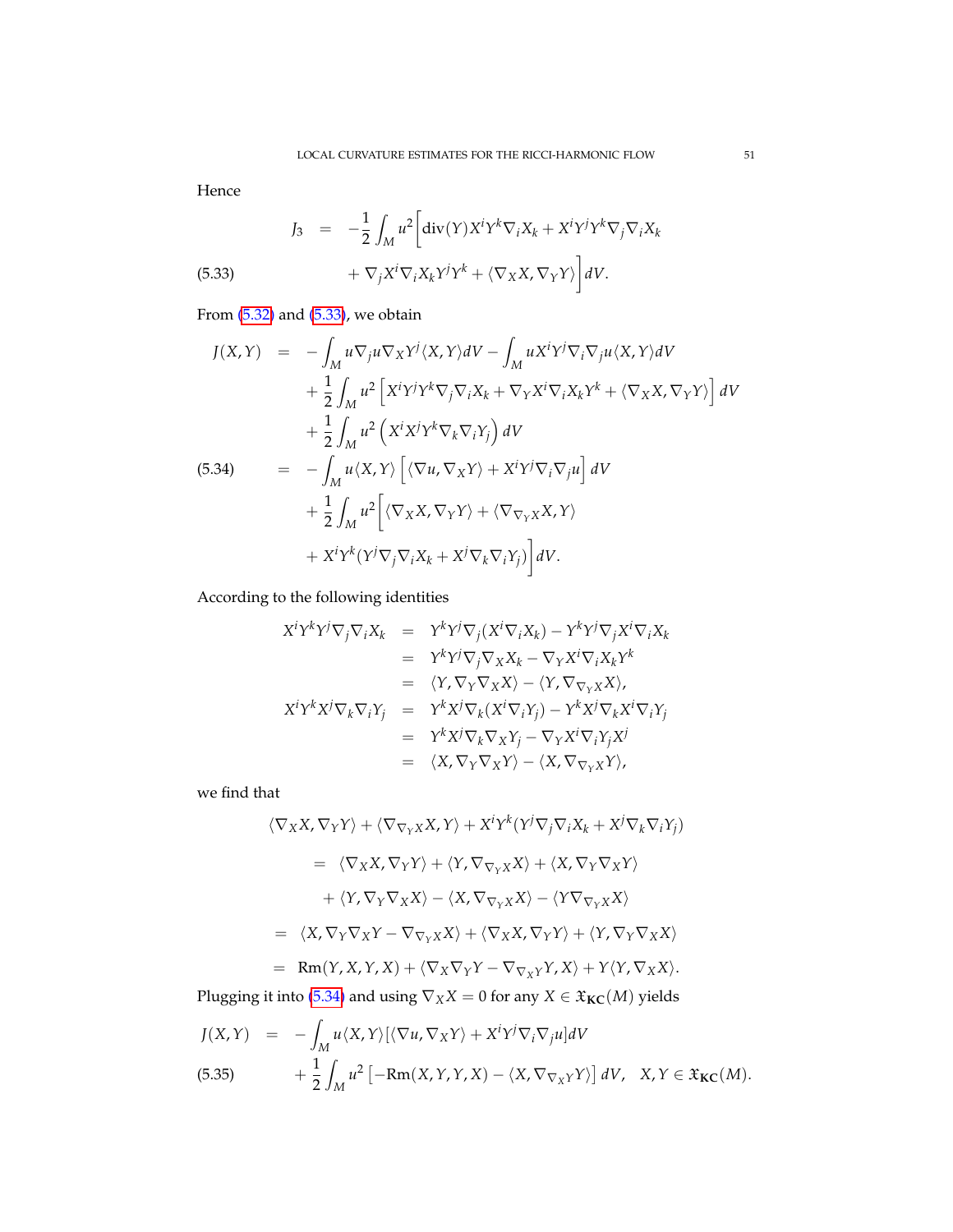Hence

$$
\begin{aligned}
J_3 &= -\frac{1}{2}\int_M u^2\Big[\operatorname{div}(Y)X^iY^k\nabla_i X_k + X^iY^jY^k\nabla_j\nabla_i X_k \\
&\quad + \nabla_j X^i\nabla_i X_k Y^jY^k + \langle\nabla_X X, \nabla_Y Y\rangle\Big]dV. \qquad (5.33)
\end{aligned}
$$

From (5.32) and (5.33), we obtain

$$
\begin{aligned}
J(X,Y) &= -\int_M u\nabla_j u\nabla_X Y^j\langle X,Y\rangle dV - \int_M uX^iY^j\nabla_i\nabla_j u\langle X,Y\rangle dV \\
&\quad + \frac{1}{2}\int_M u^2\left[X^iY^jY^k\nabla_j\nabla_i X_k + \nabla_Y X^i\nabla_i X_k Y^k + \langle\nabla_X X,\nabla_Y Y\rangle\right]dV \\
&\quad + \frac{1}{2}\int_M u^2\left(X^iX^jY^k\nabla_k\nabla_i Y_j\right)dV \\
&= -\int_M u\langle X,Y\rangle\left[\langle\nabla u,\nabla_X Y\rangle + X^iY^j\nabla_i\nabla_j u\right]dV \qquad (5.34)\\
&\quad + \frac{1}{2}\int_M u^2\Big[\langle\nabla_X X,\nabla_Y Y\rangle + \langle\nabla_{\nabla_Y X}X, Y\rangle \\
&\quad + X^iY^k(Y^j\nabla_j\nabla_i X_k + X^j\nabla_k\nabla_i Y_j)\Big]dV.
\end{aligned}
$$

According to the following identities

$$
\begin{aligned}
X^iY^kY^j\nabla_j\nabla_i X_k &= Y^kY^j\nabla_j(X^i\nabla_i X_k) - Y^kY^j\nabla_j X^i\nabla_i X_k \\
&= Y^kY^j\nabla_j\nabla_X X_k - \nabla_Y X^i\nabla_i X_k Y^k \\
&= \langle Y,\nabla_Y\nabla_X X\rangle - \langle Y,\nabla_{\nabla_Y X}X\rangle, \\
X^iY^kX^j\nabla_k\nabla_i Y_j &= Y^kX^j\nabla_k(X^i\nabla_i Y_j) - Y^kX^j\nabla_k X^i\nabla_i Y_j \\
&= Y^kX^j\nabla_k\nabla_X Y_j - \nabla_Y X^i\nabla_i Y_j X^j \\
&= \langle X,\nabla_Y\nabla_X Y\rangle - \langle X,\nabla_{\nabla_Y X}Y\rangle,
\end{aligned}
$$

we find that

$$
\begin{aligned}
&\langle\nabla_X X,\nabla_Y Y\rangle + \langle\nabla_{\nabla_Y X}X, Y\rangle + X^iY^k(Y^j\nabla_j\nabla_i X_k + X^j\nabla_k\nabla_i Y_j) \\
&= \langle\nabla_X X,\nabla_Y Y\rangle + \langle Y,\nabla_{\nabla_Y X}X\rangle + \langle X,\nabla_Y\nabla_X Y\rangle \\
&\quad + \langle Y,\nabla_Y\nabla_X X\rangle - \langle X,\nabla_{\nabla_Y X}X\rangle - \langle Y\nabla_{\nabla_Y X}X\rangle \\
&= \langle X,\nabla_Y\nabla_X Y - \nabla_{\nabla_Y X}X\rangle + \langle\nabla_X X,\nabla_Y Y\rangle + \langle Y,\nabla_Y\nabla_X X\rangle \\
&= \mathrm{Rm}(Y,X,Y,X) + \langle\nabla_X\nabla_Y Y - \nabla_{\nabla_X Y}Y, X\rangle + Y\langle Y,\nabla_X X\rangle.
\end{aligned}
$$

Plugging it into (5.34) and using $\nabla_X X = 0$ for any $X \in \mathfrak{X}_{\mathbf{KC}}(M)$ yields

$$
\begin{aligned}
J(X,Y) &= -\int_M u\langle X,Y\rangle[\langle\nabla u,\nabla_X Y\rangle + X^iY^j\nabla_i\nabla_j u]dV \\
&\quad + \frac{1}{2}\int_M u^2\left[-\mathrm{Rm}(X,Y,Y,X) - \langle X,\nabla_{\nabla_X Y}Y\rangle\right]dV, \quad X,Y \in \mathfrak{X}_{\mathbf{KC}}(M). \qquad (5.35)
\end{aligned}
$$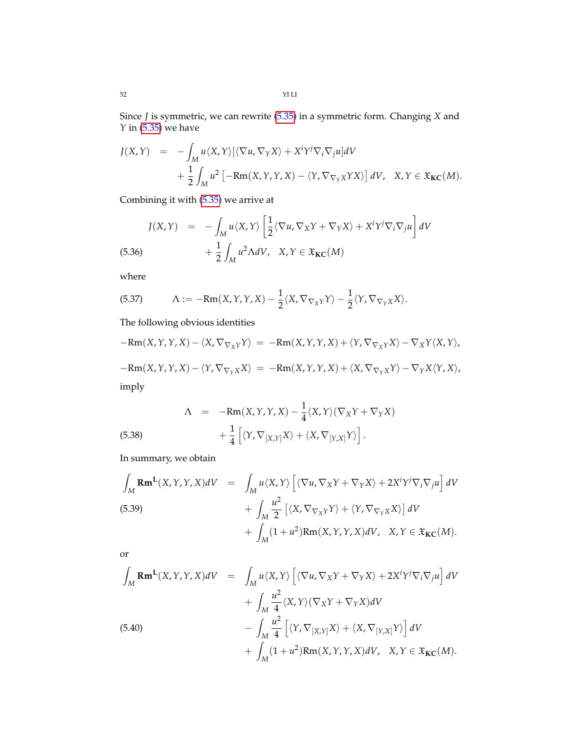Since $J$ is symmetric, we can rewrite (5.35) in a symmetric form. Changing $X$ and $Y$ in (5.35) we have

$$
\begin{aligned}
J(X,Y) &= -\int_M u\langle X,Y\rangle[\langle \nabla u, \nabla_Y X\rangle + X^i Y^j \nabla_i\nabla_j u]dV \\
&\quad + \frac{1}{2}\int_M u^2\left[-\mathrm{Rm}(X,Y,Y,X) - \langle Y, \nabla_{\nabla_Y X} Y X\rangle\right]dV, \quad X,Y\in\mathfrak{X}_{\mathbf{KC}}(M).
\end{aligned}
$$

Combining it with (5.35) we arrive at

$$
\begin{aligned}
J(X,Y) &= -\int_M u\langle X,Y\rangle\left[\frac{1}{2}\langle\nabla u, \nabla_X Y + \nabla_Y X\rangle + X^i Y^j \nabla_i\nabla_j u\right]dV \\
&\quad + \frac{1}{2}\int_M u^2 \Lambda dV, \quad X,Y\in\mathfrak{X}_{\mathbf{KC}}(M)
\end{aligned}
\tag{5.36}
$$

where

$$
\Lambda := -\mathrm{Rm}(X,Y,Y,X) - \frac{1}{2}\langle X, \nabla_{\nabla_X Y} Y\rangle - \frac{1}{2}\langle Y, \nabla_{\nabla_Y X} X\rangle. \tag{5.37}
$$

The following obvious identities

$$
\begin{aligned}
-\mathrm{Rm}(X,Y,Y,X) - \langle X, \nabla_{\nabla_X Y} Y\rangle &= -\mathrm{Rm}(X,Y,Y,X) + \langle Y, \nabla_{\nabla_X Y} X\rangle - \nabla_X Y\langle X,Y\rangle, \\
-\mathrm{Rm}(X,Y,Y,X) - \langle Y, \nabla_{\nabla_Y X} X\rangle &= -\mathrm{Rm}(X,Y,Y,X) + \langle X, \nabla_{\nabla_Y X} Y\rangle - \nabla_Y X\langle Y,X\rangle,
\end{aligned}
$$

imply

$$
\begin{aligned}
\Lambda &= -\mathrm{Rm}(X,Y,Y,X) - \frac{1}{4}\langle X,Y\rangle(\nabla_X Y + \nabla_Y X) \\
&\quad + \frac{1}{4}\left[\langle Y, \nabla_{[X,Y]}X\rangle + \langle X, \nabla_{[Y,X]}Y\rangle\right].
\end{aligned}
\tag{5.38}
$$

In summary, we obtain

$$
\begin{aligned}
\int_M \mathbf{Rm}^{\mathbf{L}}(X,Y,Y,X)dV &= \int_M u\langle X,Y\rangle\left[\langle\nabla u, \nabla_X Y + \nabla_Y X\rangle + 2X^iY^j\nabla_i\nabla_j u\right]dV \\
&\quad + \int_M \frac{u^2}{2}\left[\langle X, \nabla_{\nabla_X Y} Y\rangle + \langle Y, \nabla_{\nabla_Y X} X\rangle\right]dV \\
&\quad + \int_M (1+u^2)\mathrm{Rm}(X,Y,Y,X)dV, \quad X,Y\in\mathfrak{X}_{\mathbf{KC}}(M).
\end{aligned}
\tag{5.39}
$$

or

$$
\begin{aligned}
\int_M \mathbf{Rm}^{\mathbf{L}}(X,Y,Y,X)dV &= \int_M u\langle X,Y\rangle\left[\langle\nabla u, \nabla_X Y + \nabla_Y X\rangle + 2X^iY^j\nabla_i\nabla_j u\right]dV \\
&\quad + \int_M \frac{u^2}{4}\langle X,Y\rangle(\nabla_X Y + \nabla_Y X)dV \\
&\quad - \int_M \frac{u^2}{4}\left[\langle Y, \nabla_{[X,Y]}X\rangle + \langle X, \nabla_{[Y,X]}Y\rangle\right]dV \\
&\quad + \int_M (1+u^2)\mathrm{Rm}(X,Y,Y,X)dV, \quad X,Y\in\mathfrak{X}_{\mathbf{KC}}(M).
\end{aligned}
\tag{5.40}
$$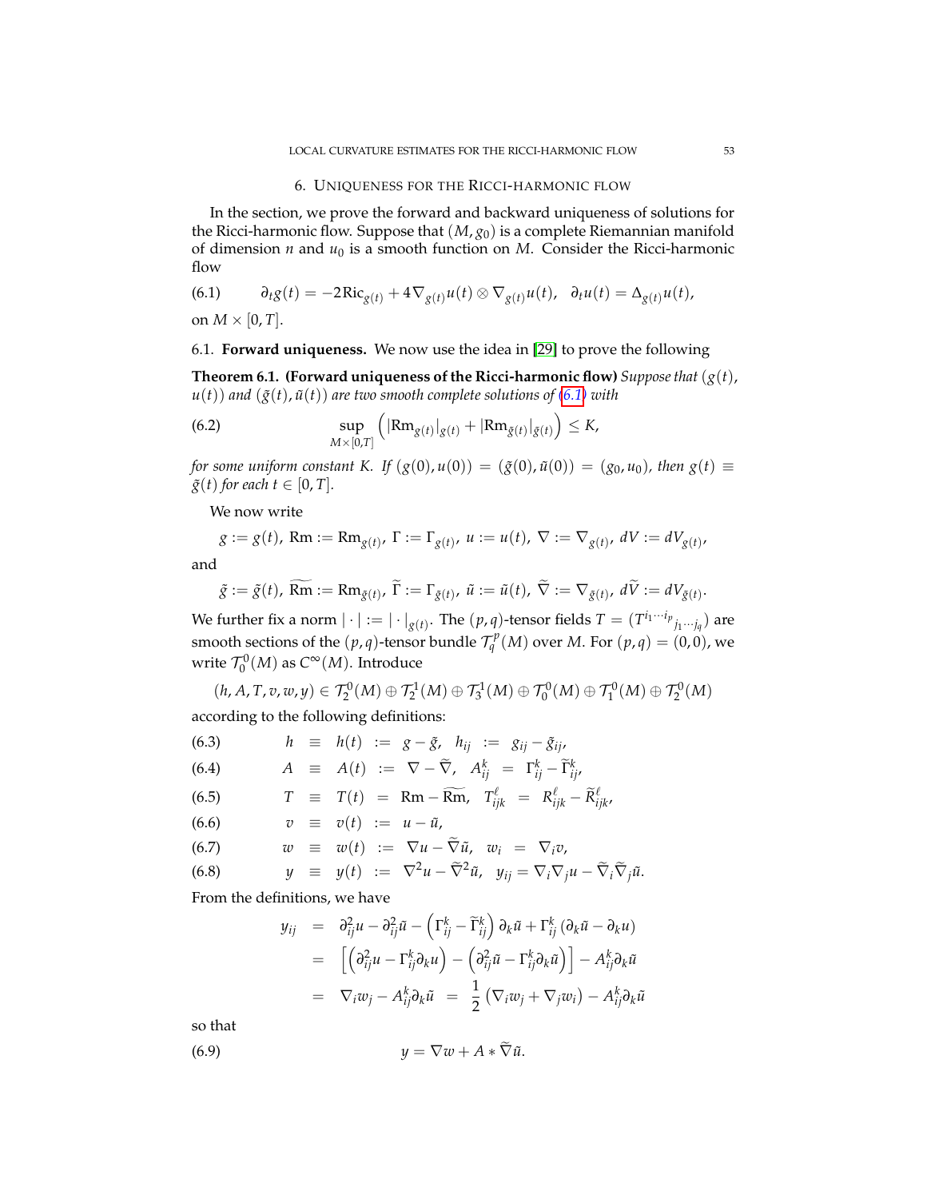## 6. Uniqueness for the Ricci-harmonic flow

In the section, we prove the forward and backward uniqueness of solutions for the Ricci-harmonic flow. Suppose that $(M, g_0)$ is a complete Riemannian manifold of dimension $n$ and $u_0$ is a smooth function on $M$. Consider the Ricci-harmonic flow

$$\partial_t g(t) = -2\mathrm{Ric}_{g(t)} + 4\nabla_{g(t)} u(t) \otimes \nabla_{g(t)} u(t), \quad \partial_t u(t) = \Delta_{g(t)} u(t), \tag{6.1}$$

on $M \times [0, T]$.

### 6.1. Forward uniqueness.

We now use the idea in [29] to prove the following

**Theorem 6.1. (Forward uniqueness of the Ricci-harmonic flow)** *Suppose that $(g(t), u(t))$ and $(\tilde{g}(t), \tilde{u}(t))$ are two smooth complete solutions of (6.1) with*

$$\sup_{M\times[0,T]} \left( |\mathrm{Rm}_{g(t)}|_{g(t)} + |\mathrm{Rm}_{\tilde{g}(t)}|_{\tilde{g}(t)} \right) \le K, \tag{6.2}$$

*for some uniform constant $K$. If $(g(0), u(0)) = (\tilde{g}(0), \tilde{u}(0)) = (g_0, u_0)$, then $g(t) \equiv \tilde{g}(t)$ for each $t \in [0, T]$.*

We now write

$$g := g(t),\ \mathrm{Rm} := \mathrm{Rm}_{g(t)},\ \Gamma := \Gamma_{g(t)},\ u := u(t),\ \nabla := \nabla_{g(t)},\ dV := dV_{g(t)},$$

and

$$\tilde{g} := \tilde{g}(t),\ \widetilde{\mathrm{Rm}} := \mathrm{Rm}_{\tilde{g}(t)},\ \widetilde{\Gamma} := \Gamma_{\tilde{g}(t)},\ \tilde{u} := \tilde{u}(t),\ \widetilde{\nabla} := \nabla_{\tilde{g}(t)},\ d\widetilde{V} := dV_{\tilde{g}(t)}.$$

We further fix a norm $|\cdot| := |\cdot|_{g(t)}$. The $(p,q)$-tensor fields $T = (T^{i_1\cdots i_p}{}_{j_1\cdots j_q})$ are smooth sections of the $(p,q)$-tensor bundle $\mathcal{T}^p_q(M)$ over $M$. For $(p,q) = (0,0)$, we write $\mathcal{T}^0_0(M)$ as $C^\infty(M)$. Introduce

$$(h, A, T, v, w, y) \in \mathcal{T}^0_2(M) \oplus \mathcal{T}^1_2(M) \oplus \mathcal{T}^1_3(M) \oplus \mathcal{T}^0_0(M) \oplus \mathcal{T}^0_1(M) \oplus \mathcal{T}^0_2(M)$$

according to the following definitions:

$$h \equiv h(t) := g - \tilde{g}, \quad h_{ij} := g_{ij} - \tilde{g}_{ij}, \tag{6.3}$$

$$A \equiv A(t) := \nabla - \widetilde{\nabla}, \quad A^k_{ij} = \Gamma^k_{ij} - \widetilde{\Gamma}^k_{ij}, \tag{6.4}$$

$$T \equiv T(t) = \mathrm{Rm} - \widetilde{\mathrm{Rm}}, \quad T^\ell_{ijk} = R^\ell_{ijk} - \widetilde{R}^\ell_{ijk}, \tag{6.5}$$

$$v \equiv v(t) := u - \tilde{u}, \tag{6.6}$$

$$w \equiv w(t) := \nabla u - \widetilde{\nabla}\tilde{u}, \quad w_i = \nabla_i v, \tag{6.7}$$

$$y \equiv y(t) := \nabla^2 u - \widetilde{\nabla}^2 \tilde{u}, \quad y_{ij} = \nabla_i \nabla_j u - \widetilde{\nabla}_i \widetilde{\nabla}_j \tilde{u}. \tag{6.8}$$

From the definitions, we have

$$\begin{aligned}
y_{ij} &= \partial^2_{ij} u - \partial^2_{ij}\tilde{u} - \left(\Gamma^k_{ij} - \widetilde{\Gamma}^k_{ij}\right)\partial_k \tilde{u} + \Gamma^k_{ij}\left(\partial_k \tilde{u} - \partial_k u\right) \\
&= \left[\left(\partial^2_{ij} u - \Gamma^k_{ij}\partial_k u\right) - \left(\partial^2_{ij}\tilde{u} - \Gamma^k_{ij}\partial_k \tilde{u}\right)\right] - A^k_{ij}\partial_k \tilde{u} \\
&= \nabla_i w_j - A^k_{ij}\partial_k \tilde{u} \ = \ \frac{1}{2}\left(\nabla_i w_j + \nabla_j w_i\right) - A^k_{ij}\partial_k \tilde{u}
\end{aligned}$$

so that

$$y = \nabla w + A * \widetilde{\nabla}\tilde{u}. \tag{6.9}$$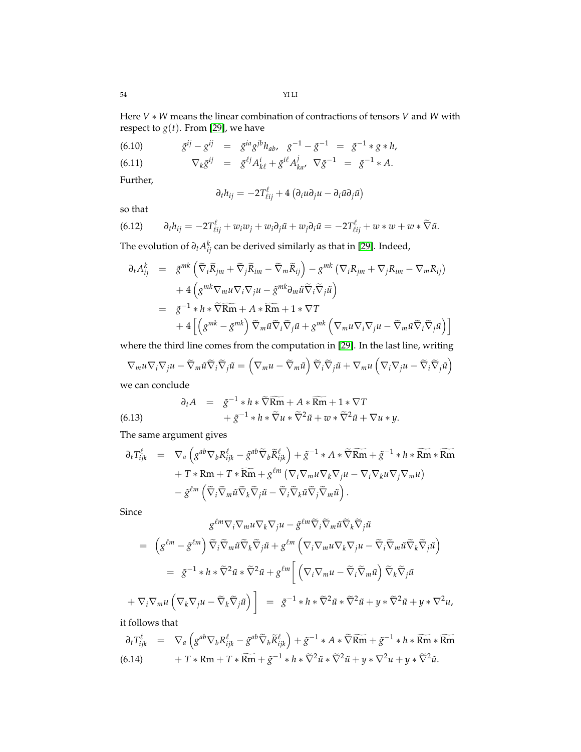Here $V * W$ means the linear combination of contractions of tensors $V$ and $W$ with respect to $g(t)$. From [29], we have

$$\tilde{g}^{ij} - g^{ij} = \tilde{g}^{ia} g^{jb} h_{ab}, \quad g^{-1} - \tilde{g}^{-1} = \tilde{g}^{-1} * g * h, \tag{6.10}$$

$$\nabla_k \tilde{g}^{ij} = \tilde{g}^{\ell j} A^i_{k\ell} + \tilde{g}^{i\ell} A^j_{ka}, \quad \nabla \tilde{g}^{-1} = \tilde{g}^{-1} * A. \tag{6.11}$$

Further,

$$\partial_t h_{ij} = -2T^\ell_{\ell ij} + 4\left(\partial_i u \partial_j u - \partial_i \tilde{u} \partial_j \tilde{u}\right)$$

so that

$$\partial_t h_{ij} = -2T^\ell_{\ell ij} + w_i w_j + w_i \partial_j \tilde{u} + w_j \partial_i \tilde{u} = -2T^\ell_{\ell ij} + w * w + w * \widetilde{\nabla} \tilde{u}. \tag{6.12}$$

The evolution of $\partial_t A^k_{ij}$ can be derived similarly as that in [29]. Indeed,

$$\begin{aligned}
\partial_t A^k_{ij} &= \tilde{g}^{mk}\left(\widetilde{\nabla}_i \widetilde{R}_{jm} + \widetilde{\nabla}_j \widetilde{R}_{im} - \widetilde{\nabla}_m \widetilde{R}_{ij}\right) - g^{mk}\left(\nabla_i R_{jm} + \nabla_j R_{im} - \nabla_m R_{ij}\right) \\
&\quad + 4\left(g^{mk}\nabla_m u \nabla_i \nabla_j u - \tilde{g}^{mk}\partial_m \tilde{u} \widetilde{\nabla}_i \widetilde{\nabla}_j \tilde{u}\right) \\
&= \tilde{g}^{-1} * h * \widetilde{\nabla}\widetilde{\mathrm{Rm}} + A * \widetilde{\mathrm{Rm}} + 1 * \nabla T \\
&\quad + 4\left[\left(g^{mk} - \tilde{g}^{mk}\right)\widetilde{\nabla}_m \tilde{u} \widetilde{\nabla}_i \widetilde{\nabla}_j \tilde{u} + g^{mk}\left(\nabla_m u \nabla_i \nabla_j u - \widetilde{\nabla}_m \tilde{u} \widetilde{\nabla}_i \widetilde{\nabla}_j \tilde{u}\right)\right]
\end{aligned}$$

where the third line comes from the computation in [29]. In the last line, writing

$$\nabla_m u \nabla_i \nabla_j u - \widetilde{\nabla}_m \tilde{u} \widetilde{\nabla}_i \widetilde{\nabla}_j \tilde{u} = \left(\nabla_m u - \widetilde{\nabla}_m \tilde{u}\right)\widetilde{\nabla}_i \widetilde{\nabla}_j \tilde{u} + \nabla_m u\left(\nabla_i \nabla_j u - \widetilde{\nabla}_i \widetilde{\nabla}_j \tilde{u}\right)$$

we can conclude

$$\begin{aligned}
\partial_t A &= \tilde{g}^{-1} * h * \widetilde{\nabla}\widetilde{\mathrm{Rm}} + A * \widetilde{\mathrm{Rm}} + 1 * \nabla T \\
&\quad + \tilde{g}^{-1} * h * \widetilde{\nabla} u * \widetilde{\nabla}^2 \tilde{u} + w * \widetilde{\nabla}^2 \tilde{u} + \nabla u * y.
\end{aligned} \tag{6.13}$$

The same argument gives

$$\begin{aligned}
\partial_t T^\ell_{ijk} &= \nabla_a\left(g^{ab}\nabla_b R^\ell_{ijk} - \tilde{g}^{ab}\widetilde{\nabla}_b \widetilde{R}^\ell_{ijk}\right) + \tilde{g}^{-1} * A * \widetilde{\nabla}\widetilde{\mathrm{Rm}} + \tilde{g}^{-1} * h * \widetilde{\mathrm{Rm}} * \widetilde{\mathrm{Rm}} \\
&\quad + T * \mathrm{Rm} + T * \widetilde{\mathrm{Rm}} + g^{\ell m}\left(\nabla_i \nabla_m u \nabla_k \nabla_j u - \nabla_i \nabla_k u \nabla_j \nabla_m u\right) \\
&\quad - \tilde{g}^{\ell m}\left(\widetilde{\nabla}_i \widetilde{\nabla}_m \tilde{u} \widetilde{\nabla}_k \widetilde{\nabla}_j \tilde{u} - \widetilde{\nabla}_i \widetilde{\nabla}_k \tilde{u} \widetilde{\nabla}_j \widetilde{\nabla}_m \tilde{u}\right).
\end{aligned}$$

Since

$$\begin{aligned}
& g^{\ell m}\nabla_i \nabla_m u \nabla_k \nabla_j u - \tilde{g}^{\ell m}\widetilde{\nabla}_i \widetilde{\nabla}_m \tilde{u} \widetilde{\nabla}_k \widetilde{\nabla}_j \tilde{u} \\
&= \left(g^{\ell m} - \tilde{g}^{\ell m}\right)\widetilde{\nabla}_i \widetilde{\nabla}_m \tilde{u} \widetilde{\nabla}_k \widetilde{\nabla}_j \tilde{u} + g^{\ell m}\left(\nabla_i \nabla_m u \nabla_k \nabla_j u - \widetilde{\nabla}_i \widetilde{\nabla}_m \tilde{u} \widetilde{\nabla}_k \widetilde{\nabla}_j \tilde{u}\right) \\
&= \tilde{g}^{-1} * h * \widetilde{\nabla}^2 \tilde{u} * \widetilde{\nabla}^2 \tilde{u} + g^{\ell m}\Bigg[\left(\nabla_i \nabla_m u - \widetilde{\nabla}_i \widetilde{\nabla}_m \tilde{u}\right)\widetilde{\nabla}_k \widetilde{\nabla}_j \tilde{u} \\
&\quad + \nabla_i \nabla_m u\left(\nabla_k \nabla_j u - \widetilde{\nabla}_k \widetilde{\nabla}_j \tilde{u}\right)\Bigg] = \tilde{g}^{-1} * h * \widetilde{\nabla}^2 \tilde{u} * \widetilde{\nabla}^2 \tilde{u} + y * \widetilde{\nabla}^2 \tilde{u} + y * \nabla^2 u,
\end{aligned}$$

it follows that

$$\begin{aligned}
\partial_t T^\ell_{ijk} &= \nabla_a\left(g^{ab}\nabla_b R^\ell_{ijk} - \tilde{g}^{ab}\widetilde{\nabla}_b \widetilde{R}^\ell_{ijk}\right) + \tilde{g}^{-1} * A * \widetilde{\nabla}\widetilde{\mathrm{Rm}} + \tilde{g}^{-1} * h * \widetilde{\mathrm{Rm}} * \widetilde{\mathrm{Rm}} \\
&\quad + T * \mathrm{Rm} + T * \widetilde{\mathrm{Rm}} + \tilde{g}^{-1} * h * \widetilde{\nabla}^2 \tilde{u} * \widetilde{\nabla}^2 \tilde{u} + y * \nabla^2 u + y * \widetilde{\nabla}^2 \tilde{u}.
\end{aligned} \tag{6.14}$$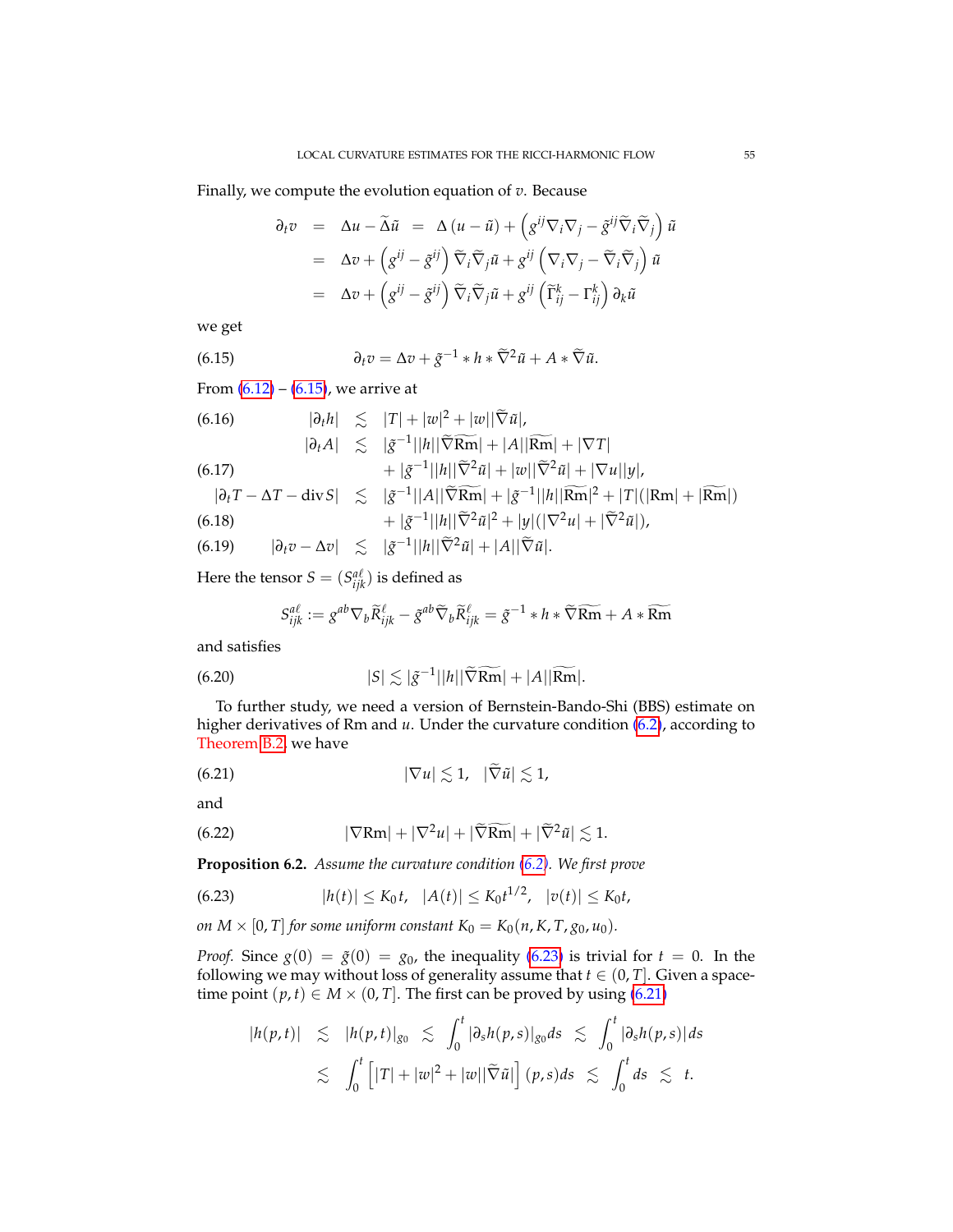Finally, we compute the evolution equation of $v$. Because

$$
\begin{aligned}
\partial_t v &= \Delta u - \widetilde{\Delta}\tilde{u} = \Delta(u - \tilde{u}) + \left(g^{ij}\nabla_i\nabla_j - \tilde{g}^{ij}\widetilde{\nabla}_i\widetilde{\nabla}_j\right)\tilde{u} \\
&= \Delta v + \left(g^{ij} - \tilde{g}^{ij}\right)\widetilde{\nabla}_i\widetilde{\nabla}_j\tilde{u} + g^{ij}\left(\nabla_i\nabla_j - \widetilde{\nabla}_i\widetilde{\nabla}_j\right)\tilde{u} \\
&= \Delta v + \left(g^{ij} - \tilde{g}^{ij}\right)\widetilde{\nabla}_i\widetilde{\nabla}_j\tilde{u} + g^{ij}\left(\widetilde{\Gamma}^k_{ij} - \Gamma^k_{ij}\right)\partial_k\tilde{u}
\end{aligned}
$$

we get

$$
\partial_t v = \Delta v + \tilde{g}^{-1} * h * \widetilde{\nabla}^2\tilde{u} + A * \widetilde{\nabla}\tilde{u}. \tag{6.15}
$$

From (6.12) – (6.15), we arrive at

$$
|\partial_t h| \lesssim |T| + |w|^2 + |w||\widetilde{\nabla}\tilde{u}|, \tag{6.16}
$$

$$
\begin{aligned}
|\partial_t A| &\lesssim |\tilde{g}^{-1}||h||\widetilde{\nabla}\widetilde{\mathrm{Rm}}| + |A||\widetilde{\mathrm{Rm}}| + |\nabla T| \\
&\quad + |\tilde{g}^{-1}||h||\widetilde{\nabla}^2\tilde{u}| + |w||\widetilde{\nabla}^2\tilde{u}| + |\nabla u||y|,
\end{aligned} \tag{6.17}
$$

$$
\begin{aligned}
|\partial_t T - \Delta T - \operatorname{div} S| &\lesssim |\tilde{g}^{-1}||A||\widetilde{\nabla}\widetilde{\mathrm{Rm}}| + |\tilde{g}^{-1}||h||\widetilde{\mathrm{Rm}}|^2 + |T|(|\mathrm{Rm}| + |\widetilde{\mathrm{Rm}}|) \\
&\quad + |\tilde{g}^{-1}||h||\widetilde{\nabla}^2\tilde{u}|^2 + |y|(|\nabla^2 u| + |\widetilde{\nabla}^2\tilde{u}|),
\end{aligned} \tag{6.18}
$$

$$
|\partial_t v - \Delta v| \lesssim |\tilde{g}^{-1}||h||\widetilde{\nabla}^2\tilde{u}| + |A||\widetilde{\nabla}\tilde{u}|. \tag{6.19}
$$

Here the tensor $S = (S^{a\ell}_{ijk})$ is defined as

$$
S^{a\ell}_{ijk} := g^{ab}\nabla_b R^\ell_{ijk} - \tilde{g}^{ab}\widetilde{\nabla}_b \widetilde{R}^\ell_{ijk} = \tilde{g}^{-1} * h * \widetilde{\nabla}\widetilde{\mathrm{Rm}} + A * \widetilde{\mathrm{Rm}}
$$

and satisfies

$$
|S| \lesssim |\tilde{g}^{-1}||h||\widetilde{\nabla}\widetilde{\mathrm{Rm}}| + |A||\widetilde{\mathrm{Rm}}|. \tag{6.20}
$$

To further study, we need a version of Bernstein-Bando-Shi (BBS) estimate on higher derivatives of Rm and $u$. Under the curvature condition (6.2), according to Theorem B.2, we have

$$
|\nabla u| \lesssim 1, \quad |\widetilde{\nabla}\tilde{u}| \lesssim 1, \tag{6.21}
$$

and

$$
|\nabla \mathrm{Rm}| + |\nabla^2 u| + |\widetilde{\nabla}\widetilde{\mathrm{Rm}}| + |\widetilde{\nabla}^2\tilde{u}| \lesssim 1. \tag{6.22}
$$

**Proposition 6.2.** *Assume the curvature condition (6.2). We first prove*

$$
|h(t)| \le K_0 t, \quad |A(t)| \le K_0 t^{1/2}, \quad |v(t)| \le K_0 t, \tag{6.23}
$$

*on $M \times [0, T]$ for some uniform constant $K_0 = K_0(n, K, T, g_0, u_0)$.*

*Proof.* Since $g(0) = \tilde{g}(0) = g_0$, the inequality (6.23) is trivial for $t = 0$. In the following we may without loss of generality assume that $t \in (0, T]$. Given a space-time point $(p, t) \in M \times (0, T]$. The first can be proved by using (6.21)

$$
\begin{aligned}
|h(p,t)| &\lesssim |h(p,t)|_{g_0} \lesssim \int_0^t |\partial_s h(p,s)|_{g_0} ds \lesssim \int_0^t |\partial_s h(p,s)| ds \\
&\lesssim \int_0^t \left[|T| + |w|^2 + |w||\widetilde{\nabla}\tilde{u}|\right](p,s) ds \lesssim \int_0^t ds \lesssim t.
\end{aligned}
$$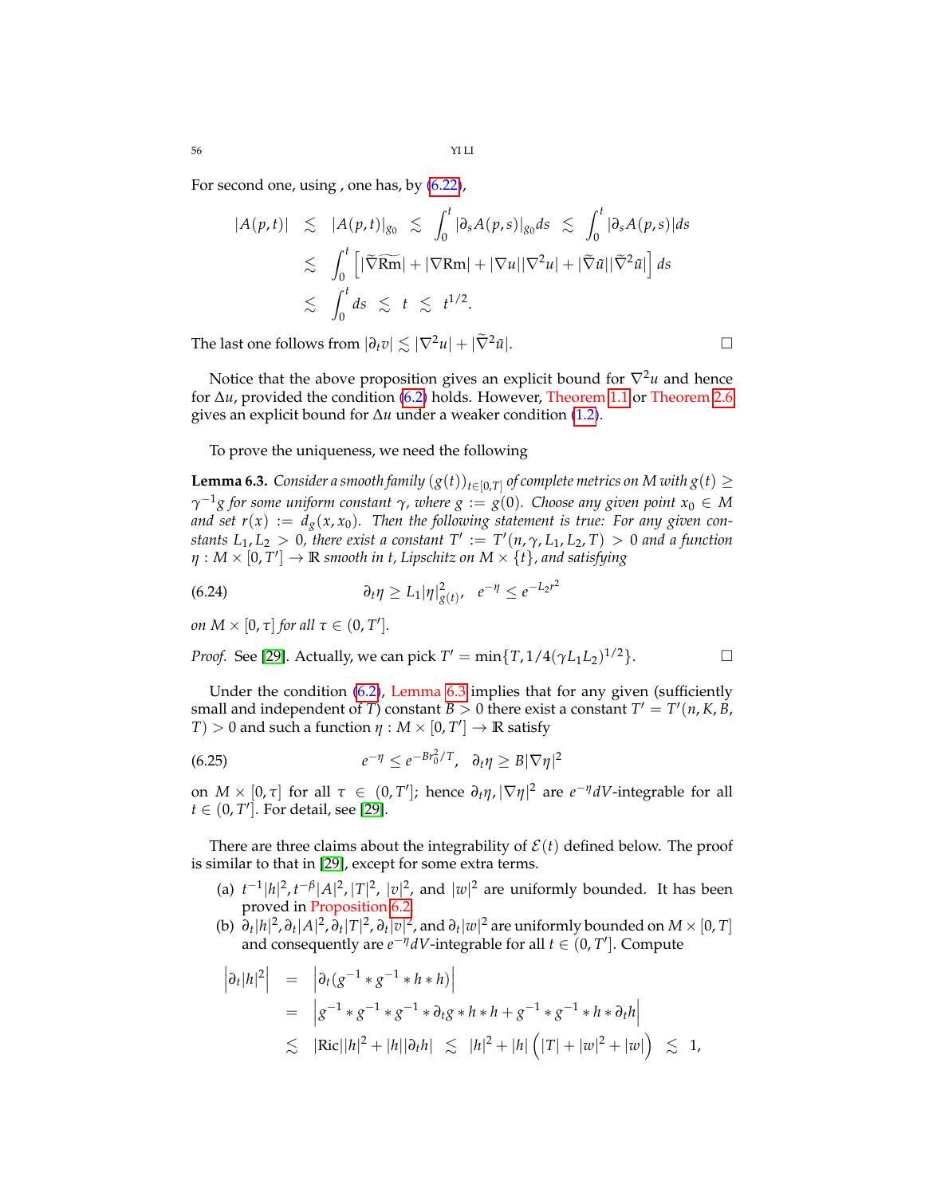For second one, using , one has, by (6.22),

$$
\begin{aligned}
|A(p,t)| &\lesssim |A(p,t)|_{g_0} \lesssim \int_0^t |\partial_s A(p,s)|_{g_0} ds \lesssim \int_0^t |\partial_s A(p,s)| ds \\
&\lesssim \int_0^t \left[ |\widetilde{\nabla}\widetilde{\mathrm{Rm}}| + |\nabla \mathrm{Rm}| + |\nabla u||\nabla^2 u| + |\widetilde{\nabla}\tilde{u}||\widetilde{\nabla}^2 \tilde{u}| \right] ds \\
&\lesssim \int_0^t ds \lesssim t \lesssim t^{1/2}.
\end{aligned}
$$

The last one follows from $|\partial_t v| \lesssim |\nabla^2 u| + |\widetilde{\nabla}^2 \tilde{u}|$. □

Notice that the above proposition gives an explicit bound for $\nabla^2 u$ and hence for $\Delta u$, provided the condition (6.2) holds. However, Theorem 1.1 or Theorem 2.6 gives an explicit bound for $\Delta u$ under a weaker condition (1.2).

To prove the uniqueness, we need the following

**Lemma 6.3.** *Consider a smooth family $(g(t))_{t\in[0,T]}$ of complete metrics on $M$ with $g(t) \geq \gamma^{-1} g$ for some uniform constant $\gamma$, where $g := g(0)$. Choose any given point $x_0 \in M$ and set $r(x) := d_g(x, x_0)$. Then the following statement is true: For any given constants $L_1, L_2 > 0$, there exist a constant $T' := T'(n, \gamma, L_1, L_2, T) > 0$ and a function $\eta : M \times [0, T'] \to \mathbb{R}$ smooth in $t$, Lipschitz on $M \times \{t\}$, and satisfying*

$$
\partial_t \eta \geq L_1 |\eta|^2_{g(t)}, \quad e^{-\eta} \leq e^{-L_2 r^2} \tag{6.24}
$$

*on $M \times [0, \tau]$ for all $\tau \in (0, T']$.*

*Proof.* See [29]. Actually, we can pick $T' = \min\{T, 1/4(\gamma L_1 L_2)^{1/2}\}$. □

Under the condition (6.2), Lemma 6.3 implies that for any given (sufficiently small and independent of $T$) constant $B > 0$ there exist a constant $T' = T'(n, K, B, T) > 0$ and such a function $\eta : M \times [0, T'] \to \mathbb{R}$ satisfy

$$
e^{-\eta} \leq e^{-B r_0^2 / T}, \quad \partial_t \eta \geq B |\nabla \eta|^2 \tag{6.25}
$$

on $M \times [0, \tau]$ for all $\tau \in (0, T']$; hence $\partial_t \eta, |\nabla \eta|^2$ are $e^{-\eta} dV$-integrable for all $t \in (0, T']$. For detail, see [29].

There are three claims about the integrability of $\mathcal{E}(t)$ defined below. The proof is similar to that in [29], except for some extra terms.

(a) $t^{-1}|h|^2, t^{-\beta}|A|^2, |T|^2, |v|^2$, and $|w|^2$ are uniformly bounded. It has been proved in Proposition 6.2.

(b) $\partial_t |h|^2, \partial_t |A|^2, \partial_t |T|^2, \partial_t |v|^2$, and $\partial_t |w|^2$ are uniformly bounded on $M \times [0, T]$ and consequently are $e^{-\eta} dV$-integrable for all $t \in (0, T']$. Compute

$$
\begin{aligned}
\left| \partial_t |h|^2 \right| &= \left| \partial_t (g^{-1} * g^{-1} * h * h) \right| \\
&= \left| g^{-1} * g^{-1} * g^{-1} * \partial_t g * h * h + g^{-1} * g^{-1} * h * \partial_t h \right| \\
&\lesssim |\mathrm{Ric}||h|^2 + |h||\partial_t h| \lesssim |h|^2 + |h| \Big( |T| + |w|^2 + |w| \Big) \lesssim 1,
\end{aligned}
$$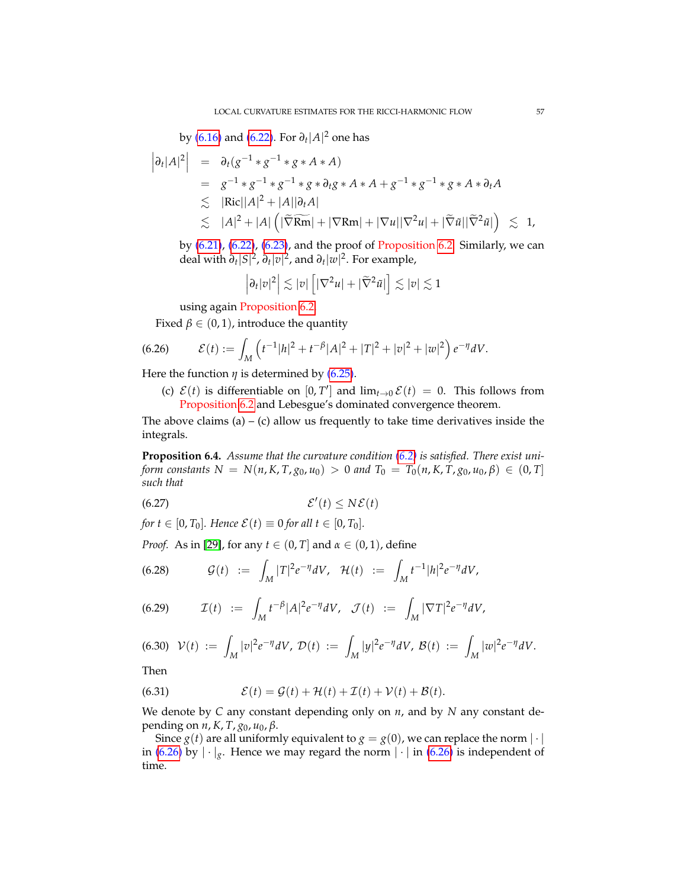by (6.16) and (6.22). For $\partial_t |A|^2$ one has

$$
\begin{aligned}
\left|\partial_t |A|^2\right| &= \partial_t (g^{-1} * g^{-1} * g * A * A) \\
&= g^{-1} * g^{-1} * g^{-1} * g * \partial_t g * A * A + g^{-1} * g^{-1} * g * A * \partial_t A \\
&\lesssim |\mathrm{Ric}||A|^2 + |A||\partial_t A| \\
&\lesssim |A|^2 + |A|\left(|\widetilde{\nabla}\widetilde{\mathrm{Rm}}| + |\nabla \mathrm{Rm}| + |\nabla u||\nabla^2 u| + |\widetilde{\nabla}\tilde{u}||\widetilde{\nabla}^2 \tilde{u}|\right) \lesssim 1,
\end{aligned}
$$

by (6.21), (6.22), (6.23), and the proof of Proposition 6.2. Similarly, we can deal with $\partial_t |S|^2$, $\partial_t |v|^2$, and $\partial_t |w|^2$. For example,

$$
\left|\partial_t |v|^2\right| \lesssim |v| \left[ |\nabla^2 u| + |\widetilde{\nabla}^2 \tilde{u}| \right] \lesssim |v| \lesssim 1
$$

using again Proposition 6.2.

Fixed $\beta \in (0,1)$, introduce the quantity

$$
\mathcal{E}(t) := \int_M \left( t^{-1}|h|^2 + t^{-\beta}|A|^2 + |T|^2 + |v|^2 + |w|^2 \right) e^{-\eta} dV. \tag{6.26}
$$

Here the function $\eta$ is determined by (6.25).

(c) $\mathcal{E}(t)$ is differentiable on $[0, T']$ and $\lim_{t\to 0} \mathcal{E}(t) = 0$. This follows from Proposition 6.2 and Lebesgue's dominated convergence theorem.

The above claims (a) – (c) allow us frequently to take time derivatives inside the integrals.

**Proposition 6.4.** *Assume that the curvature condition (6.2) is satisfied. There exist uniform constants $N = N(n, K, T, g_0, u_0) > 0$ and $T_0 = T_0(n, K, T, g_0, u_0, \beta) \in (0, T]$ such that*

$$
\mathcal{E}'(t) \leq N \mathcal{E}(t) \tag{6.27}
$$

*for $t \in [0, T_0]$. Hence $\mathcal{E}(t) \equiv 0$ for all $t \in [0, T_0]$.*

*Proof.* As in [29], for any $t \in (0, T]$ and $\alpha \in (0,1)$, define

$$
\mathcal{G}(t) := \int_M |T|^2 e^{-\eta} dV, \quad \mathcal{H}(t) := \int_M t^{-1}|h|^2 e^{-\eta} dV, \tag{6.28}
$$

$$
\mathcal{I}(t) := \int_M t^{-\beta}|A|^2 e^{-\eta} dV, \quad \mathcal{J}(t) := \int_M |\nabla T|^2 e^{-\eta} dV, \tag{6.29}
$$

$$
\mathcal{V}(t) := \int_M |v|^2 e^{-\eta} dV, \ \mathcal{D}(t) := \int_M |y|^2 e^{-\eta} dV, \ \mathcal{B}(t) := \int_M |w|^2 e^{-\eta} dV. \tag{6.30}
$$

Then

$$
\mathcal{E}(t) = \mathcal{G}(t) + \mathcal{H}(t) + \mathcal{I}(t) + \mathcal{V}(t) + \mathcal{B}(t). \tag{6.31}
$$

We denote by $C$ any constant depending only on $n$, and by $N$ any constant depending on $n, K, T, g_0, u_0, \beta$.

Since $g(t)$ are all uniformly equivalent to $g = g(0)$, we can replace the norm $|\cdot|$ in (6.26) by $|\cdot|_g$. Hence we may regard the norm $|\cdot|$ in (6.26) is independent of time.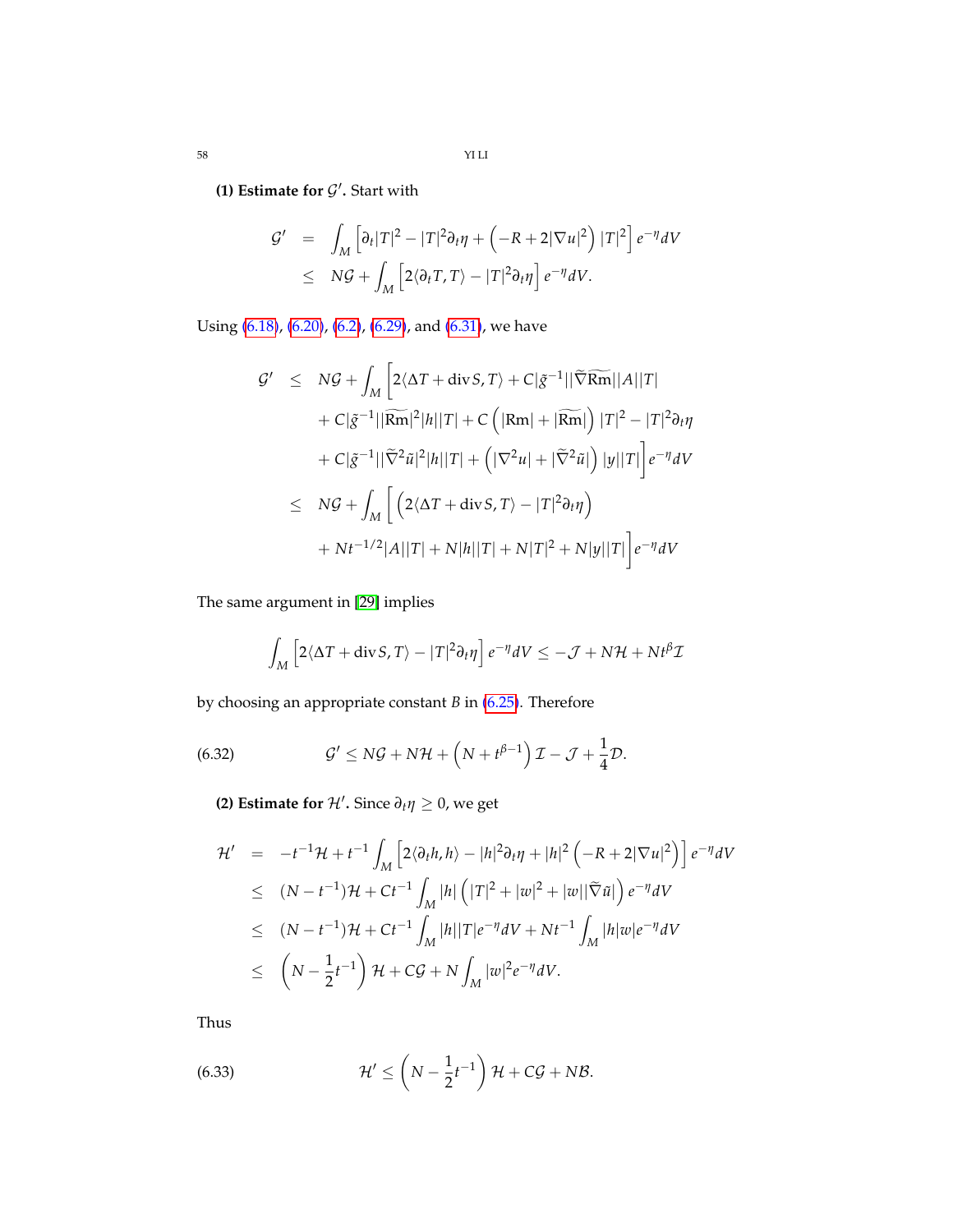**(1) Estimate for $\mathcal{G}'$.** Start with

$$
\begin{aligned}
\mathcal{G}' &= \int_M \left[\partial_t |T|^2 - |T|^2 \partial_t \eta + \left(-R + 2|\nabla u|^2\right)|T|^2\right] e^{-\eta} dV \\
&\leq N\mathcal{G} + \int_M \left[2\langle \partial_t T, T\rangle - |T|^2 \partial_t \eta\right] e^{-\eta} dV.
\end{aligned}
$$

Using (6.18), (6.20), (6.2), (6.29), and (6.31), we have

$$
\begin{aligned}
\mathcal{G}' &\leq N\mathcal{G} + \int_M \Big[2\langle \Delta T + \operatorname{div} S, T\rangle + C|\tilde{g}^{-1}||\widetilde{\nabla}\widetilde{\mathrm{Rm}}||A||T| \\
&\quad + C|\tilde{g}^{-1}||\widetilde{\mathrm{Rm}}|^2|h||T| + C\left(|\mathrm{Rm}| + |\widetilde{\mathrm{Rm}}|\right)|T|^2 - |T|^2\partial_t \eta \\
&\quad + C|\tilde{g}^{-1}||\widetilde{\nabla}^2 \tilde{u}|^2|h||T| + \left(|\nabla^2 u| + |\widetilde{\nabla}^2 \tilde{u}|\right)|y||T|\Big] e^{-\eta} dV \\
&\leq N\mathcal{G} + \int_M \Big[\left(2\langle \Delta T + \operatorname{div} S, T\rangle - |T|^2 \partial_t \eta\right) \\
&\quad + Nt^{-1/2}|A||T| + N|h||T| + N|T|^2 + N|y||T|\Big] e^{-\eta} dV
\end{aligned}
$$

The same argument in [29] implies

$$
\int_M \left[2\langle \Delta T + \operatorname{div} S, T\rangle - |T|^2 \partial_t \eta\right] e^{-\eta} dV \leq -\mathcal{J} + N\mathcal{H} + Nt^{\beta}\mathcal{I}
$$

by choosing an appropriate constant $B$ in (6.25). Therefore

$$
\mathcal{G}' \leq N\mathcal{G} + N\mathcal{H} + \left(N + t^{\beta - 1}\right)\mathcal{I} - \mathcal{J} + \frac{1}{4}\mathcal{D}. \tag{6.32}
$$

**(2) Estimate for $\mathcal{H}'$.** Since $\partial_t \eta \geq 0$, we get

$$
\begin{aligned}
\mathcal{H}' &= -t^{-1}\mathcal{H} + t^{-1}\int_M \left[2\langle \partial_t h, h\rangle - |h|^2 \partial_t \eta + |h|^2\left(-R + 2|\nabla u|^2\right)\right] e^{-\eta} dV \\
&\leq (N - t^{-1})\mathcal{H} + Ct^{-1}\int_M |h|\left(|T|^2 + |w|^2 + |w||\widetilde{\nabla}\tilde{u}|\right) e^{-\eta} dV \\
&\leq (N - t^{-1})\mathcal{H} + Ct^{-1}\int_M |h||T| e^{-\eta} dV + Nt^{-1}\int_M |h||w| e^{-\eta} dV \\
&\leq \left(N - \frac{1}{2}t^{-1}\right)\mathcal{H} + C\mathcal{G} + N\int_M |w|^2 e^{-\eta} dV.
\end{aligned}
$$

Thus

$$
\mathcal{H}' \leq \left(N - \frac{1}{2}t^{-1}\right)\mathcal{H} + C\mathcal{G} + N\mathcal{B}. \tag{6.33}
$$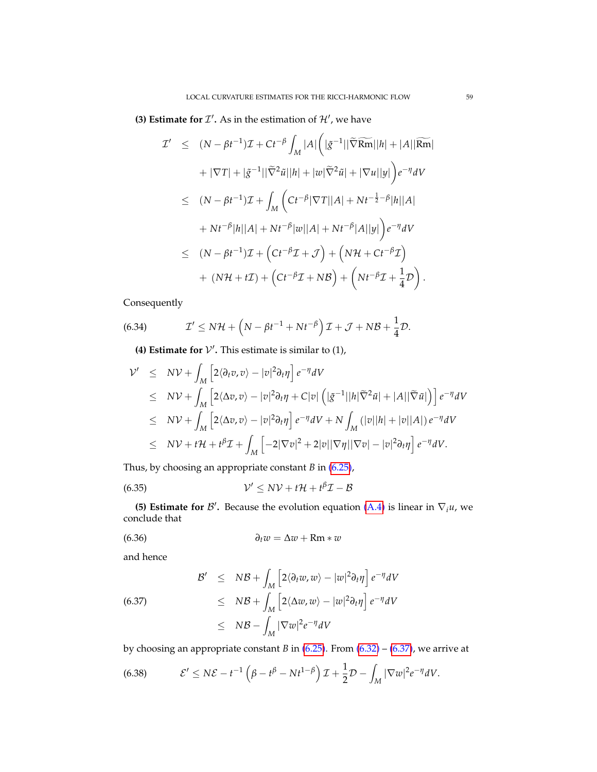**(3) Estimate for $\mathcal{I}'$.** As in the estimation of $\mathcal{H}'$, we have

$$
\begin{aligned}
\mathcal{I}' &\leq (N-\beta t^{-1})\mathcal{I} + Ct^{-\beta}\int_M |A|\Big(|\tilde{g}^{-1}||\widetilde{\nabla}\widetilde{\mathrm{Rm}}||h| + |A||\widetilde{\mathrm{Rm}}| \\
&\quad + |\nabla T| + |\tilde{g}^{-1}||\widetilde{\nabla}^2\tilde{u}||h| + |w||\widetilde{\nabla}^2\tilde{u}| + |\nabla u||y|\Big)e^{-\eta}dV \\
&\leq (N-\beta t^{-1})\mathcal{I} + \int_M \Big(Ct^{-\beta}|\nabla T||A| + Nt^{-\frac{1}{2}-\beta}|h||A| \\
&\quad + Nt^{-\beta}|h||A| + Nt^{-\beta}|w||A| + Nt^{-\beta}|A||y|\Big)e^{-\eta}dV \\
&\leq (N-\beta t^{-1})\mathcal{I} + \Big(Ct^{-\beta}\mathcal{I} + \mathcal{J}\Big) + \Big(N\mathcal{H} + Ct^{-\beta}\mathcal{I}\Big) \\
&\quad + (N\mathcal{H} + t\mathcal{I}) + \Big(Ct^{-\beta}\mathcal{I} + N\mathcal{B}\Big) + \Big(Nt^{-\beta}\mathcal{I} + \frac{1}{4}\mathcal{D}\Big).
\end{aligned}
$$

Consequently

$$
\mathcal{I}' \leq N\mathcal{H} + \Big(N - \beta t^{-1} + Nt^{-\beta}\Big)\mathcal{I} + \mathcal{J} + N\mathcal{B} + \frac{1}{4}\mathcal{D}. \tag{6.34}
$$

**(4) Estimate for $\mathcal{V}'$.** This estimate is similar to (1),

$$
\begin{aligned}
\mathcal{V}' &\leq N\mathcal{V} + \int_M \Big[2\langle\partial_t v, v\rangle - |v|^2\partial_t\eta\Big]e^{-\eta}dV \\
&\leq N\mathcal{V} + \int_M \Big[2\langle\Delta v, v\rangle - |v|^2\partial_t\eta + C|v|\Big(|\tilde{g}^{-1}||h|\widetilde{\nabla}^2\tilde{u}| + |A||\widetilde{\nabla}\tilde{u}|\Big)\Big]e^{-\eta}dV \\
&\leq N\mathcal{V} + \int_M \Big[2\langle\Delta v, v\rangle - |v|^2\partial_t\eta\Big]e^{-\eta}dV + N\int_M (|v||h| + |v||A|)\,e^{-\eta}dV \\
&\leq N\mathcal{V} + t\mathcal{H} + t^\beta\mathcal{I} + \int_M \Big[-2|\nabla v|^2 + 2|v||\nabla\eta||\nabla v| - |v|^2\partial_t\eta\Big]e^{-\eta}dV.
\end{aligned}
$$

Thus, by choosing an appropriate constant $B$ in (6.25),

$$
\mathcal{V}' \leq N\mathcal{V} + t\mathcal{H} + t^\beta\mathcal{I} - \mathcal{B} \tag{6.35}
$$

**(5) Estimate for $\mathcal{B}'$.** Because the evolution equation (A.4) is linear in $\nabla_i u$, we conclude that

$$
\partial_t w = \Delta w + \mathrm{Rm} * w \tag{6.36}
$$

and hence

$$
\begin{aligned}
\mathcal{B}' &\leq N\mathcal{B} + \int_M \Big[2\langle\partial_t w, w\rangle - |w|^2\partial_t\eta\Big]e^{-\eta}dV \\
&\leq N\mathcal{B} + \int_M \Big[2\langle\Delta w, w\rangle - |w|^2\partial_t\eta\Big]e^{-\eta}dV \\
&\leq N\mathcal{B} - \int_M |\nabla w|^2 e^{-\eta}dV
\end{aligned}
\tag{6.37}
$$

by choosing an appropriate constant $B$ in (6.25). From (6.32) – (6.37), we arrive at

$$
\mathcal{E}' \leq N\mathcal{E} - t^{-1}\Big(\beta - t^\beta - Nt^{1-\beta}\Big)\mathcal{I} + \frac{1}{2}\mathcal{D} - \int_M |\nabla w|^2 e^{-\eta}dV. \tag{6.38}
$$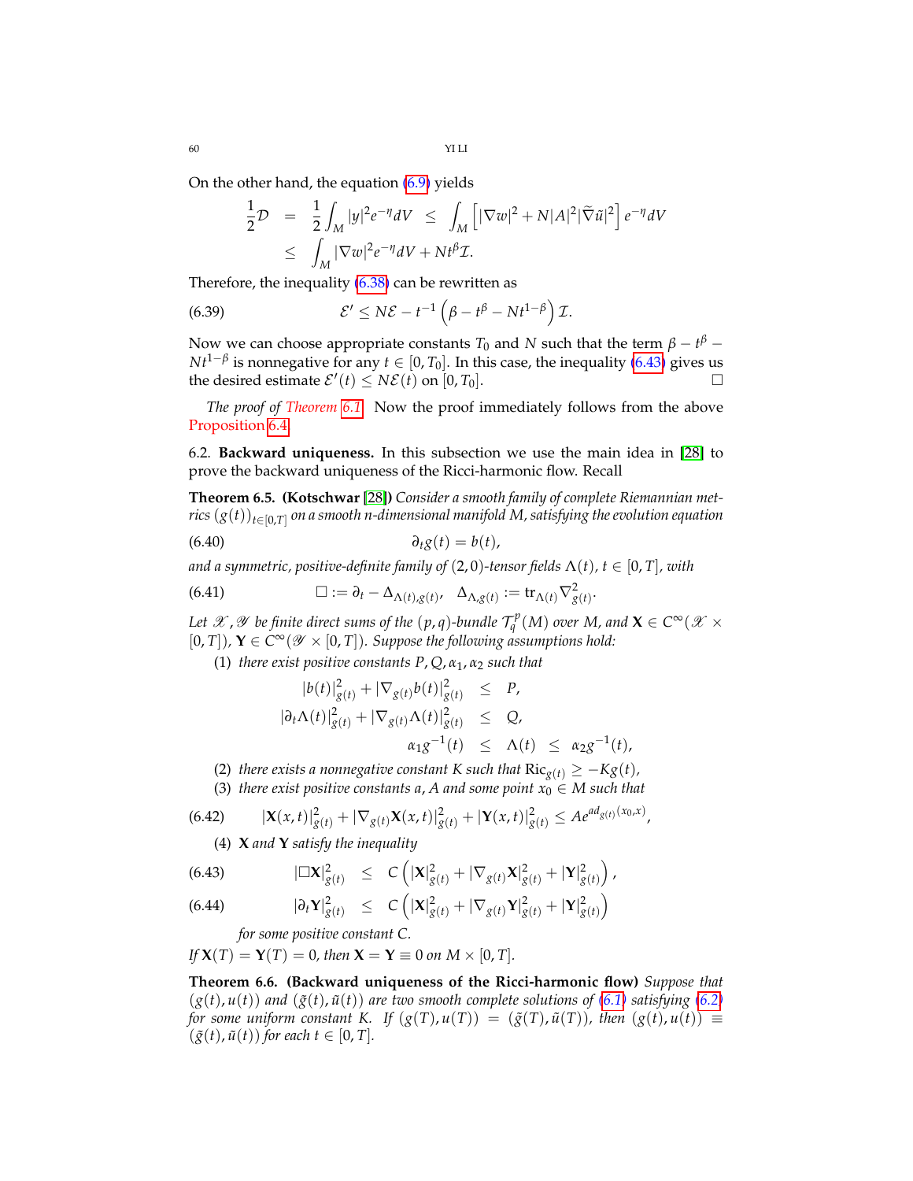On the other hand, the equation (6.9) yields

$$
\begin{aligned}
\frac{1}{2}\mathcal{D} &= \frac{1}{2}\int_M |y|^2 e^{-\eta} dV \leq \int_M \left[|\nabla w|^2 + N|A|^2|\widetilde{\nabla}\tilde{u}|^2\right] e^{-\eta} dV \\
&\leq \int_M |\nabla w|^2 e^{-\eta} dV + Nt^{\beta}\mathcal{I}.
\end{aligned}
$$

Therefore, the inequality (6.38) can be rewritten as

$$
\mathcal{E}' \leq N\mathcal{E} - t^{-1}\left(\beta - t^{\beta} - Nt^{1-\beta}\right)\mathcal{I}. \tag{6.39}
$$

Now we can choose appropriate constants $T_0$ and $N$ such that the term $\beta - t^{\beta} - Nt^{1-\beta}$ is nonnegative for any $t \in [0, T_0]$. In this case, the inequality (6.43) gives us the desired estimate $\mathcal{E}'(t) \leq N\mathcal{E}(t)$ on $[0, T_0]$. □

*The proof of Theorem 6.1.* Now the proof immediately follows from the above Proposition 6.4.

6.2. **Backward uniqueness.** In this subsection we use the main idea in [28] to prove the backward uniqueness of the Ricci-harmonic flow. Recall

**Theorem 6.5. (Kotschwar [28])** *Consider a smooth family of complete Riemannian metrics $(g(t))_{t\in[0,T]}$ on a smooth $n$-dimensional manifold $M$, satisfying the evolution equation*

$$
\partial_t g(t) = b(t), \tag{6.40}
$$

*and a symmetric, positive-definite family of $(2,0)$-tensor fields $\Lambda(t)$, $t \in [0, T]$, with*

$$
\square := \partial_t - \Delta_{\Lambda(t), g(t)}, \quad \Delta_{\Lambda, g(t)} := \mathrm{tr}_{\Lambda(t)} \nabla^2_{g(t)}. \tag{6.41}
$$

*Let $\mathscr{X}, \mathscr{Y}$ be finite direct sums of the $(p,q)$-bundle $\mathcal{T}^p_q(M)$ over $M$, and $\mathbf{X} \in C^\infty(\mathscr{X} \times [0,T])$, $\mathbf{Y} \in C^\infty(\mathscr{Y} \times [0,T])$. Suppose the following assumptions hold:*

1. *there exist positive constants $P, Q, \alpha_1, \alpha_2$ such that*
$$
\begin{aligned}
|b(t)|^2_{g(t)} + |\nabla_{g(t)} b(t)|^2_{g(t)} &\leq P, \\
|\partial_t \Lambda(t)|^2_{g(t)} + |\nabla_{g(t)}\Lambda(t)|^2_{g(t)} &\leq Q, \\
\alpha_1 g^{-1}(t) \leq \Lambda(t) &\leq \alpha_2 g^{-1}(t),
\end{aligned}
$$
2. *there exists a nonnegative constant $K$ such that $\mathrm{Ric}_{g(t)} \geq -Kg(t)$,*
3. *there exist positive constants $a, A$ and some point $x_0 \in M$ such that*
$$
|\mathbf{X}(x,t)|^2_{g(t)} + |\nabla_{g(t)}\mathbf{X}(x,t)|^2_{g(t)} + |\mathbf{Y}(x,t)|^2_{g(t)} \leq Ae^{ad_{g(t)}(x_0,x)}, \tag{6.42}
$$
4. *$\mathbf{X}$ and $\mathbf{Y}$ satisfy the inequality*
$$
|\square \mathbf{X}|^2_{g(t)} \leq C\left(|\mathbf{X}|^2_{g(t)} + |\nabla_{g(t)}\mathbf{X}|^2_{g(t)} + |\mathbf{Y}|^2_{g(t)}\right), \tag{6.43}
$$
$$
|\partial_t \mathbf{Y}|^2_{g(t)} \leq C\left(|\mathbf{X}|^2_{g(t)} + |\nabla_{g(t)}\mathbf{Y}|^2_{g(t)} + |\mathbf{Y}|^2_{g(t)}\right) \tag{6.44}
$$
*for some positive constant $C$.*

*If $\mathbf{X}(T) = \mathbf{Y}(T) = 0$, then $\mathbf{X} = \mathbf{Y} \equiv 0$ on $M \times [0,T]$.*

**Theorem 6.6. (Backward uniqueness of the Ricci-harmonic flow)** *Suppose that $(g(t), u(t))$ and $(\tilde{g}(t), \tilde{u}(t))$ are two smooth complete solutions of (6.1) satisfying (6.2) for some uniform constant $K$. If $(g(T), u(T)) = (\tilde{g}(T), \tilde{u}(T))$, then $(g(t), u(t)) \equiv (\tilde{g}(t), \tilde{u}(t))$ for each $t \in [0, T]$.*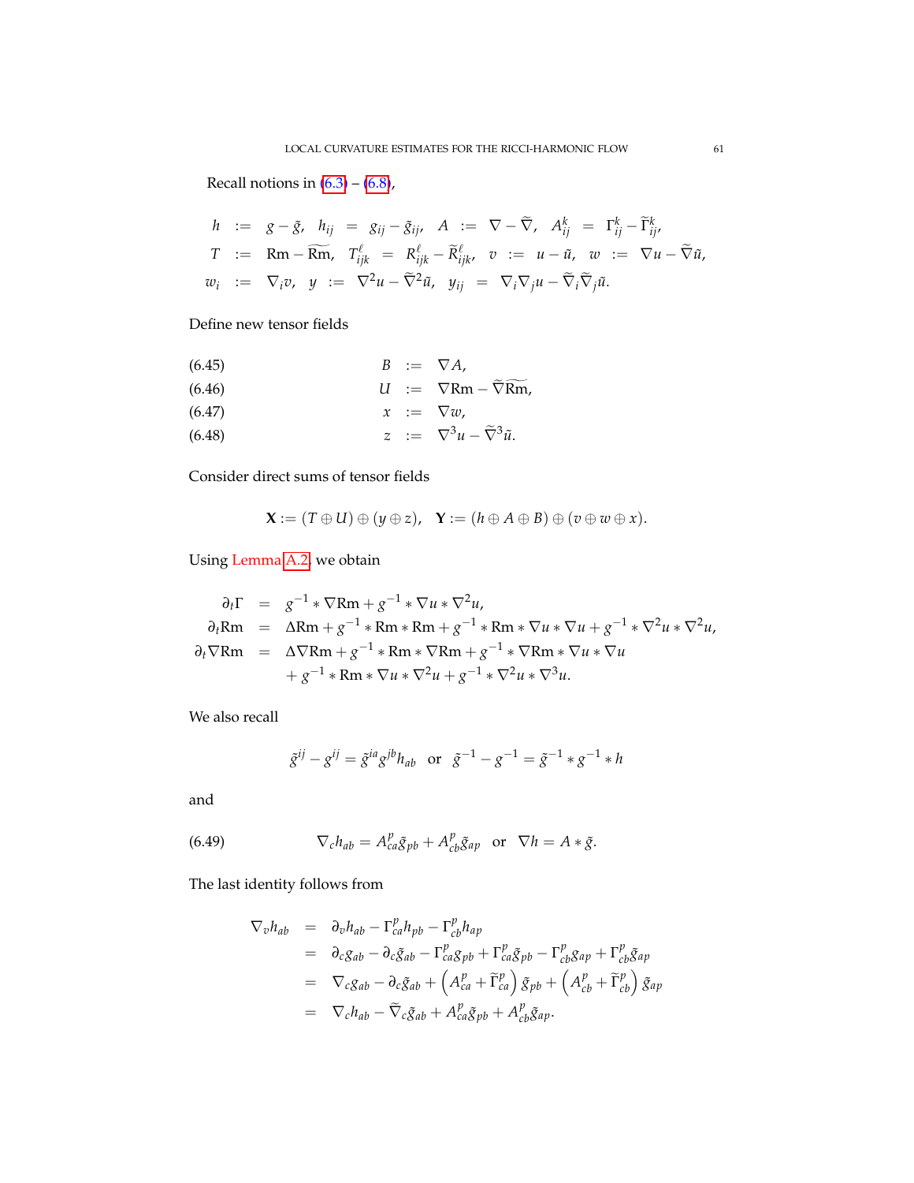Recall notions in (6.3) – (6.8),

$$
\begin{aligned}
h &:= g-\tilde{g}, \quad h_{ij} = g_{ij}-\tilde{g}_{ij}, \quad A := \nabla - \widetilde{\nabla}, \quad A^k_{ij} = \Gamma^k_{ij} - \widetilde{\Gamma}^k_{ij},\\
T &:= \mathrm{Rm} - \widetilde{\mathrm{Rm}}, \quad T^\ell_{ijk} = R^\ell_{ijk} - \widetilde{R}^\ell_{ijk}, \quad v := u - \tilde{u}, \quad w := \nabla u - \widetilde{\nabla}\tilde{u},\\
w_i &:= \nabla_i v, \quad y := \nabla^2 u - \widetilde{\nabla}^2 \tilde{u}, \quad y_{ij} = \nabla_i\nabla_j u - \widetilde{\nabla}_i\widetilde{\nabla}_j \tilde{u}.
\end{aligned}
$$

Define new tensor fields

$$
B := \nabla A, \tag{6.45}
$$

$$
U := \nabla \mathrm{Rm} - \widetilde{\nabla}\widetilde{\mathrm{Rm}}, \tag{6.46}
$$

$$
x := \nabla w, \tag{6.47}
$$

$$
z := \nabla^3 u - \widetilde{\nabla}^3 \tilde{u}. \tag{6.48}
$$

Consider direct sums of tensor fields

$$
\mathbf{X} := (T \oplus U) \oplus (y \oplus z), \quad \mathbf{Y} := (h \oplus A \oplus B) \oplus (v \oplus w \oplus x).
$$

Using Lemma A.2, we obtain

$$
\begin{aligned}
\partial_t \Gamma &= g^{-1} * \nabla \mathrm{Rm} + g^{-1} * \nabla u * \nabla^2 u,\\
\partial_t \mathrm{Rm} &= \Delta \mathrm{Rm} + g^{-1} * \mathrm{Rm} * \mathrm{Rm} + g^{-1} * \mathrm{Rm} * \nabla u * \nabla u + g^{-1} * \nabla^2 u * \nabla^2 u,\\
\partial_t \nabla \mathrm{Rm} &= \Delta \nabla \mathrm{Rm} + g^{-1} * \mathrm{Rm} * \nabla \mathrm{Rm} + g^{-1} * \nabla \mathrm{Rm} * \nabla u * \nabla u\\
&\quad + g^{-1} * \mathrm{Rm} * \nabla u * \nabla^2 u + g^{-1} * \nabla^2 u * \nabla^3 u.
\end{aligned}
$$

We also recall

$$
\tilde{g}^{ij} - g^{ij} = \tilde{g}^{ia} g^{jb} h_{ab} \quad \text{or} \quad \tilde{g}^{-1} - g^{-1} = \tilde{g}^{-1} * g^{-1} * h
$$

and

$$
\nabla_c h_{ab} = A^p_{ca}\tilde{g}_{pb} + A^p_{cb}\tilde{g}_{ap} \quad \text{or} \quad \nabla h = A * \tilde{g}. \tag{6.49}
$$

The last identity follows from

$$
\begin{aligned}
\nabla_v h_{ab} &= \partial_v h_{ab} - \Gamma^p_{ca} h_{pb} - \Gamma^p_{cb} h_{ap}\\
&= \partial_c g_{ab} - \partial_c \tilde{g}_{ab} - \Gamma^p_{ca} g_{pb} + \Gamma^p_{ca}\tilde{g}_{pb} - \Gamma^p_{cb} g_{ap} + \Gamma^p_{cb}\tilde{g}_{ap}\\
&= \nabla_c g_{ab} - \partial_c \tilde{g}_{ab} + \left(A^p_{ca} + \widetilde{\Gamma}^p_{ca}\right)\tilde{g}_{pb} + \left(A^p_{cb} + \widetilde{\Gamma}^p_{cb}\right)\tilde{g}_{ap}\\
&= \nabla_c h_{ab} - \widetilde{\nabla}_c \tilde{g}_{ab} + A^p_{ca}\tilde{g}_{pb} + A^p_{cb}\tilde{g}_{ap}.
\end{aligned}
$$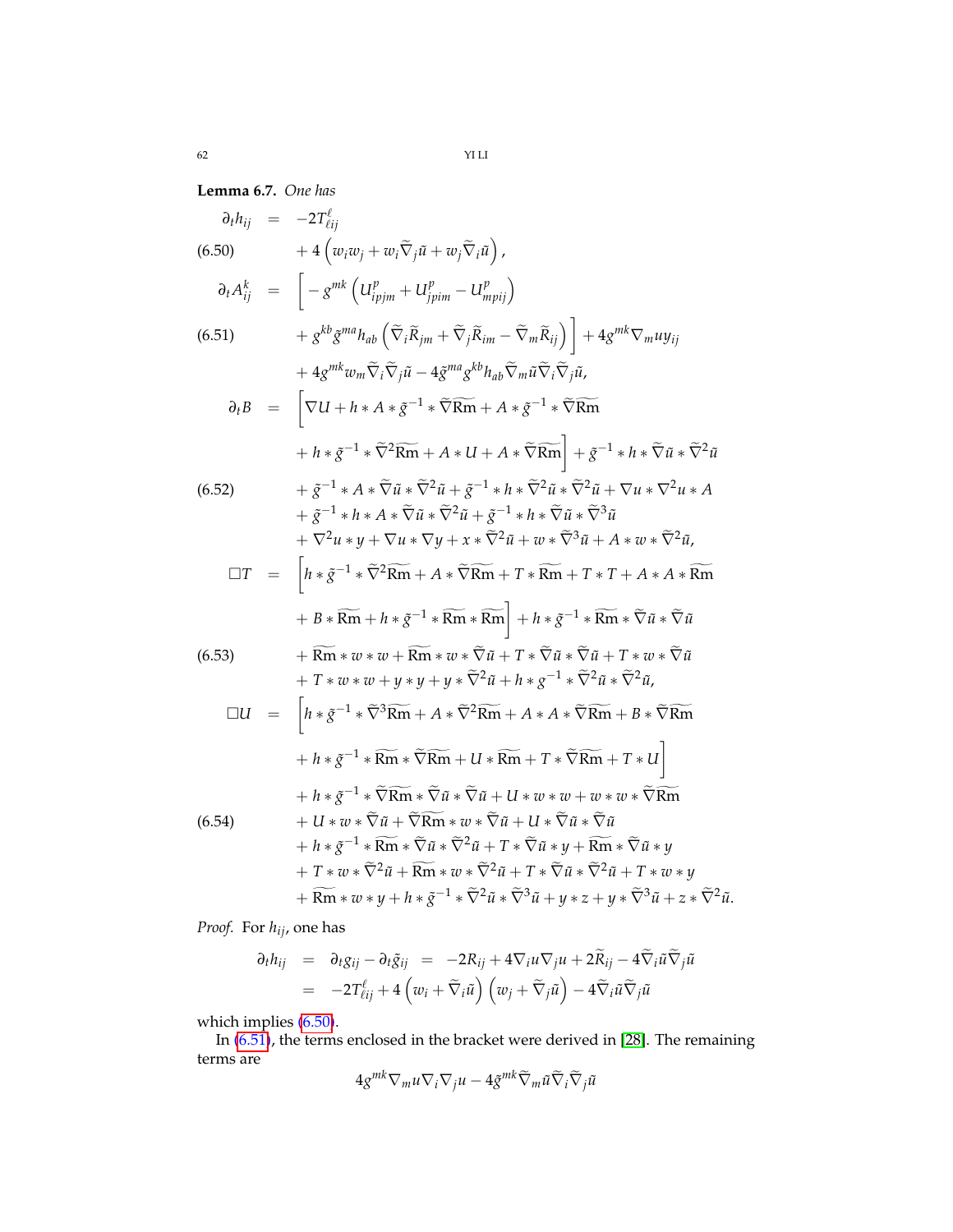**Lemma 6.7.** *One has*

$$
\begin{aligned}
\partial_t h_{ij} &= -2T^{\ell}_{\ell ij} \\
&\quad + 4\left(w_i w_j + w_i \widetilde{\nabla}_j \tilde{u} + w_j \widetilde{\nabla}_i \tilde{u}\right), \qquad (6.50)
\end{aligned}
$$

$$
\begin{aligned}
\partial_t A^k_{ij} &= \Big[ -g^{mk}\left(U^p_{ipjm} + U^p_{jpim} - U^p_{mpij}\right) \\
&\quad + g^{kb}\tilde{g}^{ma}h_{ab}\left(\widetilde{\nabla}_i \widetilde{R}_{jm} + \widetilde{\nabla}_j \widetilde{R}_{im} - \widetilde{\nabla}_m \widetilde{R}_{ij}\right)\Big] + 4g^{mk}\nabla_m u y_{ij} \qquad (6.51)\\
&\quad + 4g^{mk} w_m \widetilde{\nabla}_i \widetilde{\nabla}_j \tilde{u} - 4\tilde{g}^{ma}g^{kb}h_{ab}\widetilde{\nabla}_m \tilde{u}\widetilde{\nabla}_i\widetilde{\nabla}_j \tilde{u},
\end{aligned}
$$

$$
\begin{aligned}
\partial_t B &= \Big[\nabla U + h * A * \tilde{g}^{-1} * \widetilde{\nabla}\widetilde{\mathrm{Rm}} + A * \tilde{g}^{-1} * \widetilde{\nabla}\widetilde{\mathrm{Rm}} \\
&\quad + h * \tilde{g}^{-1} * \widetilde{\nabla}^2\widetilde{\mathrm{Rm}} + A * U + A * \widetilde{\nabla}\widetilde{\mathrm{Rm}}\Big] + \tilde{g}^{-1} * h * \widetilde{\nabla}\tilde{u} * \widetilde{\nabla}^2\tilde{u} \\
&\quad + \tilde{g}^{-1} * A * \widetilde{\nabla}\tilde{u} * \widetilde{\nabla}^2\tilde{u} + \tilde{g}^{-1} * h * \widetilde{\nabla}^2\tilde{u} * \widetilde{\nabla}^2\tilde{u} + \nabla u * \nabla^2 u * A \qquad (6.52)\\
&\quad + \tilde{g}^{-1} * h * A * \widetilde{\nabla}\tilde{u} * \widetilde{\nabla}^2\tilde{u} + \tilde{g}^{-1} * h * \widetilde{\nabla}\tilde{u} * \widetilde{\nabla}^3\tilde{u} \\
&\quad + \nabla^2 u * y + \nabla u * \nabla y + x * \widetilde{\nabla}^2\tilde{u} + w * \widetilde{\nabla}^3\tilde{u} + A * w * \widetilde{\nabla}^2\tilde{u},
\end{aligned}
$$

$$
\begin{aligned}
\Box T &= \Big[h * \tilde{g}^{-1} * \widetilde{\nabla}^2\widetilde{\mathrm{Rm}} + A * \widetilde{\nabla}\widetilde{\mathrm{Rm}} + T * \widetilde{\mathrm{Rm}} + T * T + A * A * \widetilde{\mathrm{Rm}} \\
&\quad + B * \widetilde{\mathrm{Rm}} + h * \tilde{g}^{-1} * \widetilde{\mathrm{Rm}} * \widetilde{\mathrm{Rm}}\Big] + h * \tilde{g}^{-1} * \widetilde{\mathrm{Rm}} * \widetilde{\nabla}\tilde{u} * \widetilde{\nabla}\tilde{u} \\
&\quad + \widetilde{\mathrm{Rm}} * w * w + \widetilde{\mathrm{Rm}} * w * \widetilde{\nabla}\tilde{u} + T * \widetilde{\nabla}\tilde{u} * \widetilde{\nabla}\tilde{u} + T * w * \widetilde{\nabla}\tilde{u} \qquad (6.53)\\
&\quad + T * w * w + y * y + y * \widetilde{\nabla}^2\tilde{u} + h * g^{-1} * \widetilde{\nabla}^2\tilde{u} * \widetilde{\nabla}^2\tilde{u},
\end{aligned}
$$

$$
\begin{aligned}
\Box U &= \Big[h * \tilde{g}^{-1} * \widetilde{\nabla}^3\widetilde{\mathrm{Rm}} + A * \widetilde{\nabla}^2\widetilde{\mathrm{Rm}} + A * A * \widetilde{\nabla}\widetilde{\mathrm{Rm}} + B * \widetilde{\nabla}\widetilde{\mathrm{Rm}} \\
&\quad + h * \tilde{g}^{-1} * \widetilde{\mathrm{Rm}} * \widetilde{\nabla}\widetilde{\mathrm{Rm}} + U * \widetilde{\mathrm{Rm}} + T * \widetilde{\nabla}\widetilde{\mathrm{Rm}} + T * U\Big] \\
&\quad + h * \tilde{g}^{-1} * \widetilde{\nabla}\widetilde{\mathrm{Rm}} * \widetilde{\nabla}\tilde{u} * \widetilde{\nabla}\tilde{u} + U * w * w + w * w * \widetilde{\nabla}\widetilde{\mathrm{Rm}} \\
&\quad + U * w * \widetilde{\nabla}\tilde{u} + \widetilde{\nabla}\widetilde{\mathrm{Rm}} * w * \widetilde{\nabla}\tilde{u} + U * \widetilde{\nabla}\tilde{u} * \widetilde{\nabla}\tilde{u} \qquad (6.54)\\
&\quad + h * \tilde{g}^{-1} * \widetilde{\mathrm{Rm}} * \widetilde{\nabla}\tilde{u} * \widetilde{\nabla}^2\tilde{u} + T * \widetilde{\nabla}\tilde{u} * y + \widetilde{\mathrm{Rm}} * \widetilde{\nabla}\tilde{u} * y \\
&\quad + T * w * \widetilde{\nabla}^2\tilde{u} + \widetilde{\mathrm{Rm}} * w * \widetilde{\nabla}^2\tilde{u} + T * \widetilde{\nabla}\tilde{u} * \widetilde{\nabla}^2\tilde{u} + T * w * y \\
&\quad + \widetilde{\mathrm{Rm}} * w * y + h * \tilde{g}^{-1} * \widetilde{\nabla}^2\tilde{u} * \widetilde{\nabla}^3\tilde{u} + y * z + y * \widetilde{\nabla}^3\tilde{u} + z * \widetilde{\nabla}^2\tilde{u}.
\end{aligned}
$$

*Proof.* For $h_{ij}$, one has

$$
\begin{aligned}
\partial_t h_{ij} &= \partial_t g_{ij} - \partial_t \tilde{g}_{ij} = -2R_{ij} + 4\nabla_i u \nabla_j u + 2\widetilde{R}_{ij} - 4\widetilde{\nabla}_i \tilde{u}\widetilde{\nabla}_j \tilde{u} \\
&= -2T^{\ell}_{\ell ij} + 4\left(w_i + \widetilde{\nabla}_i \tilde{u}\right)\left(w_j + \widetilde{\nabla}_j \tilde{u}\right) - 4\widetilde{\nabla}_i \tilde{u}\widetilde{\nabla}_j \tilde{u}
\end{aligned}
$$

which implies (6.50).

In (6.51), the terms enclosed in the bracket were derived in [28]. The remaining terms are

$$
4g^{mk}\nabla_m u \nabla_i \nabla_j u - 4\tilde{g}^{mk}\widetilde{\nabla}_m \tilde{u}\widetilde{\nabla}_i \widetilde{\nabla}_j \tilde{u}
$$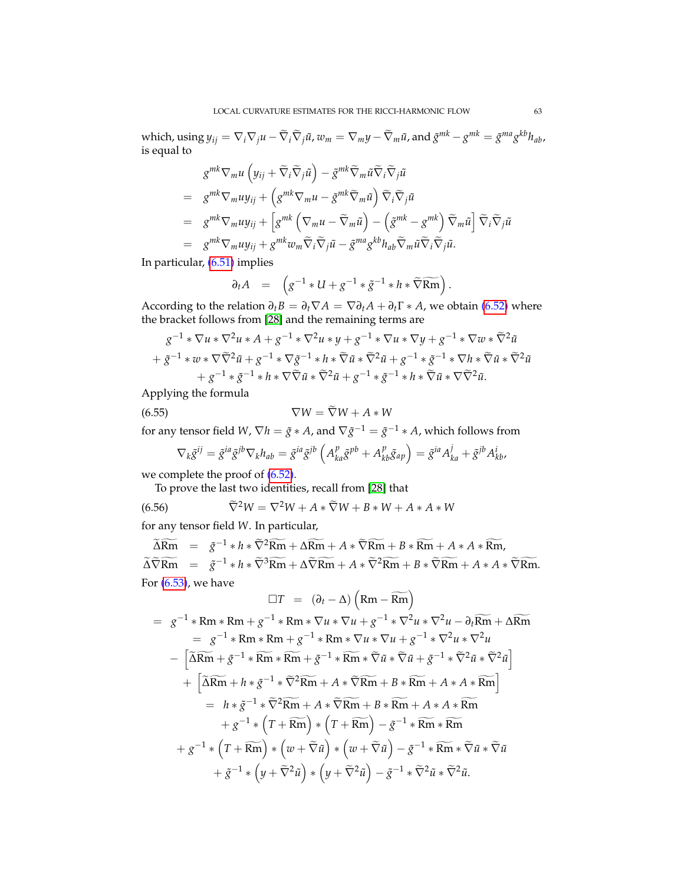which, using $y_{ij} = \nabla_i \nabla_j u - \widetilde{\nabla}_i \widetilde{\nabla}_j \tilde{u}$, $w_m = \nabla_m y - \widetilde{\nabla}_m \tilde{u}$, and $\tilde{g}^{mk} - g^{mk} = \tilde{g}^{ma} g^{kb} h_{ab}$, is equal to

$$
\begin{aligned}
& g^{mk} \nabla_m u \left( y_{ij} + \widetilde{\nabla}_i \widetilde{\nabla}_j \tilde{u} \right) - \tilde{g}^{mk} \widetilde{\nabla}_m \tilde{u} \widetilde{\nabla}_i \widetilde{\nabla}_j \tilde{u} \\
= \quad & g^{mk} \nabla_m u y_{ij} + \left( g^{mk} \nabla_m u - \tilde{g}^{mk} \widetilde{\nabla}_m \tilde{u} \right) \widetilde{\nabla}_i \widetilde{\nabla}_j \tilde{u} \\
= \quad & g^{mk} \nabla_m u y_{ij} + \left[ g^{mk} \left( \nabla_m u - \widetilde{\nabla}_m \tilde{u} \right) - \left( \tilde{g}^{mk} - g^{mk} \right) \widetilde{\nabla}_m \tilde{u} \right] \widetilde{\nabla}_i \widetilde{\nabla}_j \tilde{u} \\
= \quad & g^{mk} \nabla_m u y_{ij} + g^{mk} w_m \widetilde{\nabla}_i \widetilde{\nabla}_j \tilde{u} - \tilde{g}^{ma} g^{kb} h_{ab} \widetilde{\nabla}_m \tilde{u} \widetilde{\nabla}_i \widetilde{\nabla}_j \tilde{u}.
\end{aligned}
$$

In particular, (6.51) implies

$$
\partial_t A \quad = \quad \left( g^{-1} * U + g^{-1} * \tilde{g}^{-1} * h * \widetilde{\nabla} \widetilde{\mathrm{Rm}} \right).
$$

According to the relation $\partial_t B = \partial_t \nabla A = \nabla \partial_t A + \partial_t \Gamma * A$, we obtain (6.52) where the bracket follows from [28] and the remaining terms are

$$
\begin{aligned}
& g^{-1} * \nabla u * \nabla^2 u * A + g^{-1} * \nabla^2 u * y + g^{-1} * \nabla u * \nabla y + g^{-1} * \nabla w * \widetilde{\nabla}^2 \tilde{u} \\
+ \; & \tilde{g}^{-1} * w * \nabla \widetilde{\nabla}^2 \tilde{u} + g^{-1} * \nabla \tilde{g}^{-1} * h * \widetilde{\nabla} \tilde{u} * \widetilde{\nabla}^2 \tilde{u} + g^{-1} * \tilde{g}^{-1} * \nabla h * \widetilde{\nabla} \tilde{u} * \widetilde{\nabla}^2 \tilde{u} \\
& + g^{-1} * \tilde{g}^{-1} * h * \nabla \widetilde{\nabla} \tilde{u} * \widetilde{\nabla}^2 \tilde{u} + g^{-1} * \tilde{g}^{-1} * h * \widetilde{\nabla} \tilde{u} * \nabla \widetilde{\nabla}^2 \tilde{u}.
\end{aligned}
$$

Applying the formula

$$
\nabla W = \widetilde{\nabla} W + A * W \tag{6.55}
$$

for any tensor field $W$, $\nabla h = \tilde{g} * A$, and $\nabla \tilde{g}^{-1} = \tilde{g}^{-1} * A$, which follows from

$$
\nabla_k \tilde{g}^{ij} = \tilde{g}^{ia} \tilde{g}^{jb} \nabla_k h_{ab} = \tilde{g}^{ia} \tilde{g}^{jb} \left( A^p_{ka} \tilde{g}^{pb} + A^p_{kb} \tilde{g}_{ap} \right) = \tilde{g}^{ia} A^j_{ka} + \tilde{g}^{jb} A^i_{kb},
$$

we complete the proof of (6.52).

To prove the last two identities, recall from [28] that

$$
\widetilde{\nabla}^2 W = \nabla^2 W + A * \widetilde{\nabla} W + B * W + A * A * W \tag{6.56}
$$

for any tensor field $W$. In particular,

$$
\begin{aligned}
\widetilde{\Delta} \widetilde{\mathrm{Rm}} \quad &= \quad \tilde{g}^{-1} * h * \widetilde{\nabla}^2 \widetilde{\mathrm{Rm}} + \Delta \widetilde{\mathrm{Rm}} + A * \widetilde{\nabla} \widetilde{\mathrm{Rm}} + B * \widetilde{\mathrm{Rm}} + A * A * \widetilde{\mathrm{Rm}}, \\
\widetilde{\Delta} \widetilde{\nabla} \widetilde{\mathrm{Rm}} \quad &= \quad \tilde{g}^{-1} * h * \widetilde{\nabla}^3 \widetilde{\mathrm{Rm}} + \Delta \widetilde{\nabla} \widetilde{\mathrm{Rm}} + A * \widetilde{\nabla}^2 \widetilde{\mathrm{Rm}} + B * \widetilde{\nabla} \widetilde{\mathrm{Rm}} + A * A * \widetilde{\nabla} \widetilde{\mathrm{Rm}}.
\end{aligned}
$$

For (6.53), we have

$$
\begin{aligned}
\square T \quad &= \quad (\partial_t - \Delta) \left( \mathrm{Rm} - \widetilde{\mathrm{Rm}} \right) \\
= \quad & g^{-1} * \mathrm{Rm} * \mathrm{Rm} + g^{-1} * \mathrm{Rm} * \nabla u * \nabla u + g^{-1} * \nabla^2 u * \nabla^2 u - \partial_t \widetilde{\mathrm{Rm}} + \Delta \widetilde{\mathrm{Rm}} \\
= \quad & g^{-1} * \mathrm{Rm} * \mathrm{Rm} + g^{-1} * \mathrm{Rm} * \nabla u * \nabla u + g^{-1} * \nabla^2 u * \nabla^2 u \\
& - \left[ \widetilde{\Delta} \widetilde{\mathrm{Rm}} + \tilde{g}^{-1} * \widetilde{\mathrm{Rm}} * \widetilde{\mathrm{Rm}} + \tilde{g}^{-1} * \widetilde{\mathrm{Rm}} * \widetilde{\nabla} \tilde{u} * \widetilde{\nabla} \tilde{u} + \tilde{g}^{-1} * \widetilde{\nabla}^2 \tilde{u} * \widetilde{\nabla}^2 \tilde{u} \right] \\
& + \left[ \widetilde{\Delta} \widetilde{\mathrm{Rm}} + h * \tilde{g}^{-1} * \widetilde{\nabla}^2 \widetilde{\mathrm{Rm}} + A * \widetilde{\nabla} \widetilde{\mathrm{Rm}} + B * \widetilde{\mathrm{Rm}} + A * A * \widetilde{\mathrm{Rm}} \right] \\
= \quad & h * \tilde{g}^{-1} * \widetilde{\nabla}^2 \widetilde{\mathrm{Rm}} + A * \widetilde{\nabla} \widetilde{\mathrm{Rm}} + B * \widetilde{\mathrm{Rm}} + A * A * \widetilde{\mathrm{Rm}} \\
& + g^{-1} * \left( T + \widetilde{\mathrm{Rm}} \right) * \left( T + \widetilde{\mathrm{Rm}} \right) - \tilde{g}^{-1} * \widetilde{\mathrm{Rm}} * \widetilde{\mathrm{Rm}} \\
& + g^{-1} * \left( T + \widetilde{\mathrm{Rm}} \right) * \left( w + \widetilde{\nabla} \tilde{u} \right) * \left( w + \widetilde{\nabla} \tilde{u} \right) - \tilde{g}^{-1} * \widetilde{\mathrm{Rm}} * \widetilde{\nabla} \tilde{u} * \widetilde{\nabla} \tilde{u} \\
& + \tilde{g}^{-1} * \left( y + \widetilde{\nabla}^2 \tilde{u} \right) * \left( y + \widetilde{\nabla}^2 \tilde{u} \right) - \tilde{g}^{-1} * \widetilde{\nabla}^2 \tilde{u} * \widetilde{\nabla}^2 \tilde{u}.
\end{aligned}
$$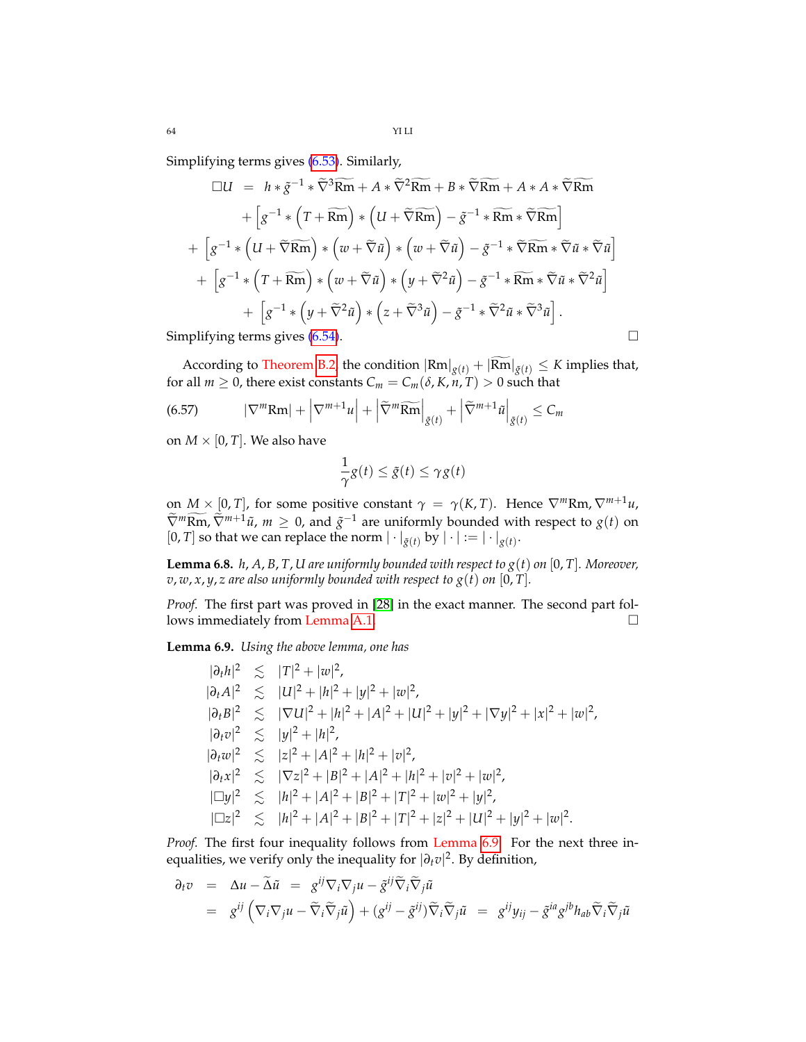Simplifying terms gives (6.53). Similarly,

$$
\begin{aligned}
\square U &= h * \tilde{g}^{-1} * \widetilde{\nabla}^3\widetilde{\mathrm{Rm}} + A * \widetilde{\nabla}^2\widetilde{\mathrm{Rm}} + B * \widetilde{\nabla}\widetilde{\mathrm{Rm}} + A * A * \widetilde{\nabla}\widetilde{\mathrm{Rm}} \\
&\quad + \left[g^{-1} * \left(T + \widetilde{\mathrm{Rm}}\right) * \left(U + \widetilde{\nabla}\widetilde{\mathrm{Rm}}\right) - \tilde{g}^{-1} * \widetilde{\mathrm{Rm}} * \widetilde{\nabla}\widetilde{\mathrm{Rm}}\right] \\
&\quad + \left[g^{-1} * \left(U + \widetilde{\nabla}\widetilde{\mathrm{Rm}}\right) * \left(w + \widetilde{\nabla}\tilde{u}\right) * \left(w + \widetilde{\nabla}\tilde{u}\right) - \tilde{g}^{-1} * \widetilde{\nabla}\widetilde{\mathrm{Rm}} * \widetilde{\nabla}\tilde{u} * \widetilde{\nabla}\tilde{u}\right] \\
&\quad + \left[g^{-1} * \left(T + \widetilde{\mathrm{Rm}}\right) * \left(w + \widetilde{\nabla}\tilde{u}\right) * \left(y + \widetilde{\nabla}^2\tilde{u}\right) - \tilde{g}^{-1} * \widetilde{\mathrm{Rm}} * \widetilde{\nabla}\tilde{u} * \widetilde{\nabla}^2\tilde{u}\right] \\
&\quad + \left[g^{-1} * \left(y + \widetilde{\nabla}^2\tilde{u}\right) * \left(z + \widetilde{\nabla}^3\tilde{u}\right) - \tilde{g}^{-1} * \widetilde{\nabla}^2\tilde{u} * \widetilde{\nabla}^3\tilde{u}\right].
\end{aligned}
$$

Simplifying terms gives (6.54). □

According to Theorem B.2, the condition $|\mathrm{Rm}|_{g(t)} + |\widetilde{\mathrm{Rm}}|_{\tilde{g}(t)} \leq K$ implies that, for all $m \geq 0$, there exist constants $C_m = C_m(\delta, K, n, T) > 0$ such that

$$
|\nabla^m \mathrm{Rm}| + \left|\nabla^{m+1}u\right| + \left|\widetilde{\nabla}^m\widetilde{\mathrm{Rm}}\right|_{\tilde{g}(t)} + \left|\widetilde{\nabla}^{m+1}\tilde{u}\right|_{\tilde{g}(t)} \leq C_m \tag{6.57}
$$

on $M \times [0, T]$. We also have

$$
\frac{1}{\gamma}g(t) \leq \tilde{g}(t) \leq \gamma g(t)
$$

on $M \times [0, T]$, for some positive constant $\gamma = \gamma(K, T)$. Hence $\nabla^m\mathrm{Rm}, \nabla^{m+1}u$, $\widetilde{\nabla}^m\widetilde{\mathrm{Rm}}, \widetilde{\nabla}^{m+1}\tilde{u}$, $m \geq 0$, and $\tilde{g}^{-1}$ are uniformly bounded with respect to $g(t)$ on $[0, T]$ so that we can replace the norm $|\cdot|_{\tilde{g}(t)}$ by $|\cdot| := |\cdot|_{g(t)}$.

**Lemma 6.8.** *$h, A, B, T, U$ are uniformly bounded with respect to $g(t)$ on $[0, T]$. Moreover, $v, w, x, y, z$ are also uniformly bounded with respect to $g(t)$ on $[0, T]$.*

*Proof.* The first part was proved in [28] in the exact manner. The second part follows immediately from Lemma A.1. □

**Lemma 6.9.** *Using the above lemma, one has*

$$
\begin{aligned}
|\partial_t h|^2 &\lesssim |T|^2 + |w|^2, \\
|\partial_t A|^2 &\lesssim |U|^2 + |h|^2 + |y|^2 + |w|^2, \\
|\partial_t B|^2 &\lesssim |\nabla U|^2 + |h|^2 + |A|^2 + |U|^2 + |y|^2 + |\nabla y|^2 + |x|^2 + |w|^2, \\
|\partial_t v|^2 &\lesssim |y|^2 + |h|^2, \\
|\partial_t w|^2 &\lesssim |z|^2 + |A|^2 + |h|^2 + |v|^2, \\
|\partial_t x|^2 &\lesssim |\nabla z|^2 + |B|^2 + |A|^2 + |h|^2 + |v|^2 + |w|^2, \\
|\square y|^2 &\lesssim |h|^2 + |A|^2 + |B|^2 + |T|^2 + |w|^2 + |y|^2, \\
|\square z|^2 &\lesssim |h|^2 + |A|^2 + |B|^2 + |T|^2 + |z|^2 + |U|^2 + |y|^2 + |w|^2.
\end{aligned}
$$

*Proof.* The first four inequality follows from Lemma 6.9. For the next three inequalities, we verify only the inequality for $|\partial_t v|^2$. By definition,

$$
\begin{aligned}
\partial_t v &= \Delta u - \widetilde{\Delta}\tilde{u} = g^{ij}\nabla_i\nabla_j u - \tilde{g}^{ij}\widetilde{\nabla}_i\widetilde{\nabla}_j\tilde{u} \\
&= g^{ij}\left(\nabla_i\nabla_j u - \widetilde{\nabla}_i\widetilde{\nabla}_j\tilde{u}\right) + (g^{ij} - \tilde{g}^{ij})\widetilde{\nabla}_i\widetilde{\nabla}_j\tilde{u} = g^{ij}y_{ij} - \tilde{g}^{ia}g^{jb}h_{ab}\widetilde{\nabla}_i\widetilde{\nabla}_j\tilde{u}
\end{aligned}
$$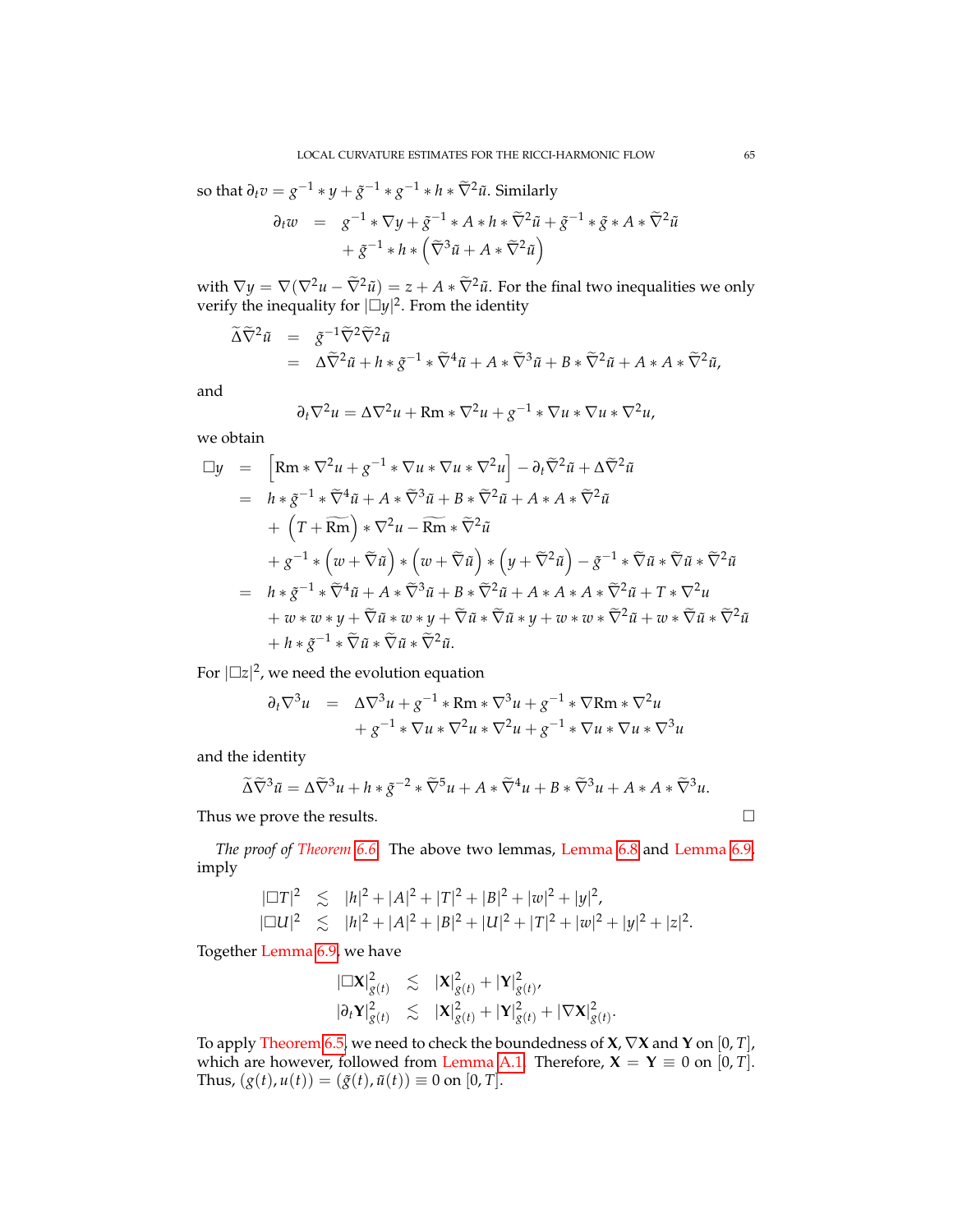so that $\partial_t v = g^{-1} * y + \tilde{g}^{-1} * g^{-1} * h * \widetilde{\nabla}^2 \tilde{u}$. Similarly

$$
\begin{aligned}
\partial_t w &= g^{-1} * \nabla y + \tilde{g}^{-1} * A * h * \widetilde{\nabla}^2 \tilde{u} + \tilde{g}^{-1} * \tilde{g} * A * \widetilde{\nabla}^2 \tilde{u} \\
&\quad + \tilde{g}^{-1} * h * \left( \widetilde{\nabla}^3 \tilde{u} + A * \widetilde{\nabla}^2 \tilde{u} \right)
\end{aligned}
$$

with $\nabla y = \nabla(\nabla^2 u - \widetilde{\nabla}^2 \tilde{u}) = z + A * \widetilde{\nabla}^2 \tilde{u}$. For the final two inequalities we only verify the inequality for $|\Box y|^2$. From the identity

$$
\begin{aligned}
\widetilde{\Delta} \widetilde{\nabla}^2 \tilde{u} &= \tilde{g}^{-1} \widetilde{\nabla}^2 \widetilde{\nabla}^2 \tilde{u} \\
&= \Delta \widetilde{\nabla}^2 \tilde{u} + h * \tilde{g}^{-1} * \widetilde{\nabla}^4 \tilde{u} + A * \widetilde{\nabla}^3 \tilde{u} + B * \widetilde{\nabla}^2 \tilde{u} + A * A * \widetilde{\nabla}^2 \tilde{u},
\end{aligned}
$$

and

$$
\partial_t \nabla^2 u = \Delta \nabla^2 u + \mathrm{Rm} * \nabla^2 u + g^{-1} * \nabla u * \nabla u * \nabla^2 u,
$$

we obtain

$$
\begin{aligned}
\Box y &= \left[ \mathrm{Rm} * \nabla^2 u + g^{-1} * \nabla u * \nabla u * \nabla^2 u \right] - \partial_t \widetilde{\nabla}^2 \tilde{u} + \Delta \widetilde{\nabla}^2 \tilde{u} \\
&= h * \tilde{g}^{-1} * \widetilde{\nabla}^4 \tilde{u} + A * \widetilde{\nabla}^3 \tilde{u} + B * \widetilde{\nabla}^2 \tilde{u} + A * A * \widetilde{\nabla}^2 \tilde{u} \\
&\quad + \left( T + \widetilde{\mathrm{Rm}} \right) * \nabla^2 u - \widetilde{\mathrm{Rm}} * \widetilde{\nabla}^2 \tilde{u} \\
&\quad + g^{-1} * \left( w + \widetilde{\nabla} \tilde{u} \right) * \left( w + \widetilde{\nabla} \tilde{u} \right) * \left( y + \widetilde{\nabla}^2 \tilde{u} \right) - \tilde{g}^{-1} * \widetilde{\nabla} \tilde{u} * \widetilde{\nabla} \tilde{u} * \widetilde{\nabla}^2 \tilde{u} \\
&= h * \tilde{g}^{-1} * \widetilde{\nabla}^4 \tilde{u} + A * \widetilde{\nabla}^3 \tilde{u} + B * \widetilde{\nabla}^2 \tilde{u} + A * A * A * \widetilde{\nabla}^2 \tilde{u} + T * \nabla^2 u \\
&\quad + w * w * y + \widetilde{\nabla} \tilde{u} * w * y + \widetilde{\nabla} \tilde{u} * \widetilde{\nabla} \tilde{u} * y + w * w * \widetilde{\nabla}^2 \tilde{u} + w * \widetilde{\nabla} \tilde{u} * \widetilde{\nabla}^2 \tilde{u} \\
&\quad + h * \tilde{g}^{-1} * \widetilde{\nabla} \tilde{u} * \widetilde{\nabla} \tilde{u} * \widetilde{\nabla}^2 \tilde{u}.
\end{aligned}
$$

For $|\Box z|^2$, we need the evolution equation

$$
\begin{aligned}
\partial_t \nabla^3 u &= \Delta \nabla^3 u + g^{-1} * \mathrm{Rm} * \nabla^3 u + g^{-1} * \nabla \mathrm{Rm} * \nabla^2 u \\
&\quad + g^{-1} * \nabla u * \nabla^2 u * \nabla^2 u + g^{-1} * \nabla u * \nabla u * \nabla^3 u
\end{aligned}
$$

and the identity

$$
\widetilde{\Delta} \widetilde{\nabla}^3 \tilde{u} = \Delta \widetilde{\nabla}^3 u + h * \tilde{g}^{-2} * \widetilde{\nabla}^5 u + A * \widetilde{\nabla}^4 u + B * \widetilde{\nabla}^3 u + A * A * \widetilde{\nabla}^3 u.
$$

Thus we prove the results. $\Box$

*The proof of Theorem 6.6.* The above two lemmas, Lemma 6.8 and Lemma 6.9, imply

$$
\begin{aligned}
|\Box T|^2 &\lesssim |h|^2 + |A|^2 + |T|^2 + |B|^2 + |w|^2 + |y|^2, \\
|\Box U|^2 &\lesssim |h|^2 + |A|^2 + |B|^2 + |U|^2 + |T|^2 + |w|^2 + |y|^2 + |z|^2.
\end{aligned}
$$

Together Lemma 6.9, we have

$$
\begin{aligned}
|\Box \mathbf{X}|^2_{g(t)} &\lesssim |\mathbf{X}|^2_{g(t)} + |\mathbf{Y}|^2_{g(t)}, \\
|\partial_t \mathbf{Y}|^2_{g(t)} &\lesssim |\mathbf{X}|^2_{g(t)} + |\mathbf{Y}|^2_{g(t)} + |\nabla \mathbf{X}|^2_{g(t)}.
\end{aligned}
$$

To apply Theorem 6.5, we need to check the boundedness of $\mathbf{X}$, $\nabla \mathbf{X}$ and $\mathbf{Y}$ on $[0, T]$, which are however, followed from Lemma A.1. Therefore, $\mathbf{X} = \mathbf{Y} \equiv 0$ on $[0, T]$. Thus, $(g(t), u(t)) = (\tilde{g}(t), \tilde{u}(t)) \equiv 0$ on $[0, T]$.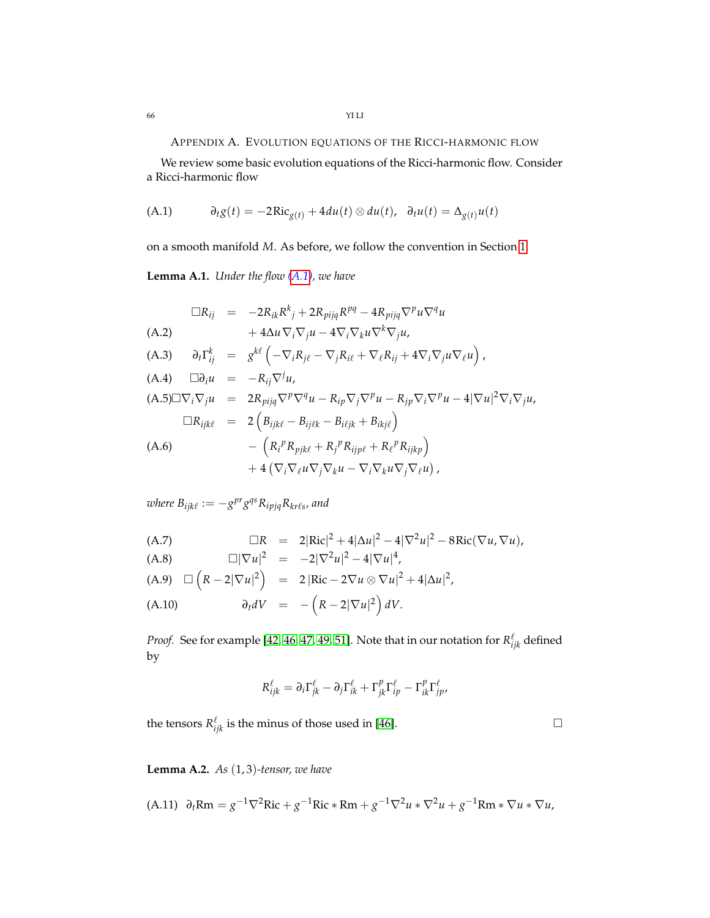## Appendix A. Evolution equations of the Ricci-harmonic flow

We review some basic evolution equations of the Ricci-harmonic flow. Consider a Ricci-harmonic flow

$$\partial_t g(t) = -2\mathrm{Ric}_{g(t)} + 4du(t)\otimes du(t), \quad \partial_t u(t) = \Delta_{g(t)}u(t) \tag{A.1}$$

on a smooth manifold $M$. As before, we follow the convention in Section 1.

**Lemma A.1.** *Under the flow (A.1), we have*

$$\begin{aligned}
\Box R_{ij} &= -2R_{ik}R^k{}_j + 2R_{pijq}R^{pq} - 4R_{pijq}\nabla^p u\nabla^q u \\
&\quad + 4\Delta u\nabla_i\nabla_j u - 4\nabla_i\nabla_k u\nabla^k\nabla_j u, && \text{(A.2)}\\
\partial_t\Gamma^k_{ij} &= g^{k\ell}\left(-\nabla_i R_{j\ell} - \nabla_j R_{i\ell} + \nabla_\ell R_{ij} + 4\nabla_i\nabla_j u\nabla_\ell u\right), && \text{(A.3)}\\
\Box\partial_i u &= -R_{ij}\nabla^j u, && \text{(A.4)}\\
\Box\nabla_i\nabla_j u &= 2R_{pijq}\nabla^p\nabla^q u - R_{ip}\nabla_j\nabla^p u - R_{jp}\nabla_i\nabla^p u - 4|\nabla u|^2\nabla_i\nabla_j u, && \text{(A.5)}\\
\Box R_{ijk\ell} &= 2\left(B_{ijk\ell} - B_{ij\ell k} - B_{i\ell jk} + B_{ikj\ell}\right) \\
&\quad - \left(R_i{}^p R_{pjk\ell} + R_j{}^p R_{ijp\ell} + R_\ell{}^p R_{ijkp}\right) && \text{(A.6)}\\
&\quad + 4\left(\nabla_i\nabla_\ell u\nabla_j\nabla_k u - \nabla_i\nabla_k u\nabla_j\nabla_\ell u\right),
\end{aligned}$$

*where* $B_{ijk\ell} := -g^{pr}g^{qs}R_{ipjq}R_{kr\ell s}$, *and*

$$\begin{aligned}
\Box R &= 2|\mathrm{Ric}|^2 + 4|\Delta u|^2 - 4|\nabla^2 u|^2 - 8\mathrm{Ric}(\nabla u,\nabla u), && \text{(A.7)}\\
\Box|\nabla u|^2 &= -2|\nabla^2 u|^2 - 4|\nabla u|^4, && \text{(A.8)}\\
\Box\left(R - 2|\nabla u|^2\right) &= 2\left|\mathrm{Ric} - 2\nabla u\otimes\nabla u\right|^2 + 4|\Delta u|^2, && \text{(A.9)}\\
\partial_t dV &= -\left(R - 2|\nabla u|^2\right)dV. && \text{(A.10)}
\end{aligned}$$

*Proof.* See for example [42, 46, 47, 49, 51]. Note that in our notation for $R^\ell_{ijk}$ defined by

$$R^\ell_{ijk} = \partial_i\Gamma^\ell_{jk} - \partial_j\Gamma^\ell_{ik} + \Gamma^p_{jk}\Gamma^\ell_{ip} - \Gamma^p_{ik}\Gamma^\ell_{jp},$$

the tensors $R^\ell_{ijk}$ is the minus of those used in [46]. $\square$

**Lemma A.2.** *As* $(1,3)$*-tensor, we have*

$$\partial_t\mathrm{Rm} = g^{-1}\nabla^2\mathrm{Ric} + g^{-1}\mathrm{Ric}*\mathrm{Rm} + g^{-1}\nabla^2 u*\nabla^2 u + g^{-1}\mathrm{Rm}*\nabla u*\nabla u, \tag{A.11}$$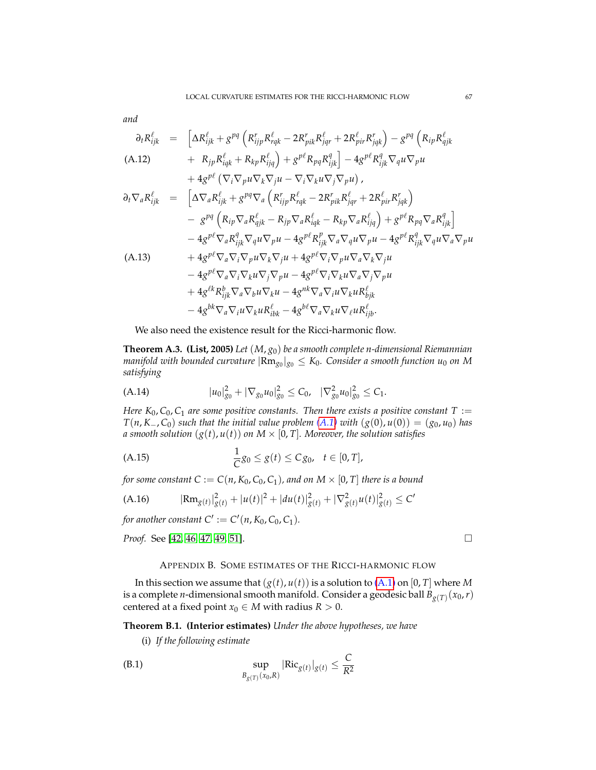*and*

$$
\begin{aligned}
\partial_t R_{ijk}^{\ell} &= \Big[\Delta R_{ijk}^{\ell} + g^{pq}\left(R_{ijp}^{r} R_{rqk}^{\ell} - 2R_{pik}^{r} R_{jqr}^{\ell} + 2R_{pir}^{\ell} R_{jqk}^{r}\right) - g^{pq}\left(R_{ip} R_{qjk}^{\ell}\right. \\
&\quad + \left. R_{jp} R_{iqk}^{\ell} + R_{kp} R_{ijq}^{\ell}\right) + g^{p\ell} R_{pq} R_{ijk}^{q}\Big] - 4g^{p\ell} R_{ijk}^{q} \nabla_q u \nabla_p u \qquad \text{(A.12)} \\
&\quad + 4g^{p\ell}\left(\nabla_i \nabla_p u \nabla_k \nabla_j u - \nabla_i \nabla_k u \nabla_j \nabla_p u\right),
\end{aligned}
$$

$$
\begin{aligned}
\partial_t \nabla_a R_{ijk}^{\ell} &= \Big[\Delta \nabla_a R_{ijk}^{\ell} + g^{pq} \nabla_a \left(R_{ijp}^{r} R_{rqk}^{\ell} - 2R_{pik}^{r} R_{jqr}^{\ell} + 2R_{pir}^{\ell} R_{jqk}^{r}\right) \\
&\quad - g^{pq}\left(R_{ip} \nabla_a R_{qjk}^{\ell} - R_{jp} \nabla_a R_{iqk}^{\ell} - R_{kp} \nabla_a R_{ijq}^{\ell}\right) + g^{p\ell} R_{pq} \nabla_a R_{ijk}^{q}\Big] \\
&\quad - 4g^{p\ell} \nabla_a R_{ijk}^{q} \nabla_q u \nabla_p u - 4g^{p\ell} R_{ijk}^{p} \nabla_a \nabla_q u \nabla_p u - 4g^{p\ell} R_{ijk}^{q} \nabla_q u \nabla_a \nabla_p u \\
&\quad + 4g^{p\ell} \nabla_a \nabla_i \nabla_p u \nabla_k \nabla_j u + 4g^{p\ell} \nabla_i \nabla_p u \nabla_a \nabla_k \nabla_j u \qquad \text{(A.13)} \\
&\quad - 4g^{p\ell} \nabla_a \nabla_i \nabla_k u \nabla_j \nabla_p u - 4g^{p\ell} \nabla_i \nabla_k u \nabla_a \nabla_j \nabla_p u \\
&\quad + 4g^{\ell k} R_{ijk}^{b} \nabla_a \nabla_b u \nabla_k u - 4g^{nk} \nabla_a \nabla_i u \nabla_k u R_{bjk}^{\ell} \\
&\quad - 4g^{bk} \nabla_a \nabla_i u \nabla_k u R_{ibk}^{\ell} - 4g^{b\ell} \nabla_a \nabla_k u \nabla_\ell u R_{ijb}^{\ell}.
\end{aligned}
$$

We also need the existence result for the Ricci-harmonic flow.

**Theorem A.3. (List, 2005)** *Let $(M, g_0)$ be a smooth complete $n$-dimensional Riemannian manifold with bounded curvature $|\mathrm{Rm}_{g_0}|_{g_0} \le K_0$. Consider a smooth function $u_0$ on $M$ satisfying*

$$
|u_0|_{g_0}^2 + |\nabla_{g_0} u_0|_{g_0}^2 \le C_0, \quad |\nabla_{g_0}^2 u_0|_{g_0}^2 \le C_1. \qquad \text{(A.14)}
$$

*Here $K_0, C_0, C_1$ are some positive constants. Then there exists a positive constant $T := T(n, K_-, C_0)$ such that the initial value problem (A.1) with $(g(0), u(0)) = (g_0, u_0)$ has a smooth solution $(g(t), u(t))$ on $M \times [0, T]$. Moreover, the solution satisfies*

$$
\frac{1}{C} g_0 \le g(t) \le C g_0, \quad t \in [0, T], \qquad \text{(A.15)}
$$

*for some constant $C := C(n, K_0, C_0, C_1)$, and on $M \times [0, T]$ there is a bound*

$$
|\mathrm{Rm}_{g(t)}|_{g(t)}^2 + |u(t)|^2 + |du(t)|_{g(t)}^2 + |\nabla_{g(t)}^2 u(t)|_{g(t)}^2 \le C' \qquad \text{(A.16)}
$$

*for another constant $C' := C'(n, K_0, C_0, C_1)$.*

*Proof.* See [42, 46, 47, 49, 51]. □

## Appendix B. Some estimates of the Ricci-harmonic flow

In this section we assume that $(g(t), u(t))$ is a solution to (A.1) on $[0, T]$ where $M$ is a complete $n$-dimensional smooth manifold. Consider a geodesic ball $B_{g(T)}(x_0, r)$ centered at a fixed point $x_0 \in M$ with radius $R > 0$.

**Theorem B.1. (Interior estimates)** *Under the above hypotheses, we have*

(i) *If the following estimate*

$$
\sup_{B_{g(T)}(x_0, R)} |\mathrm{Ric}_{g(t)}|_{g(t)} \le \frac{C}{R^2} \qquad \text{(B.1)}
$$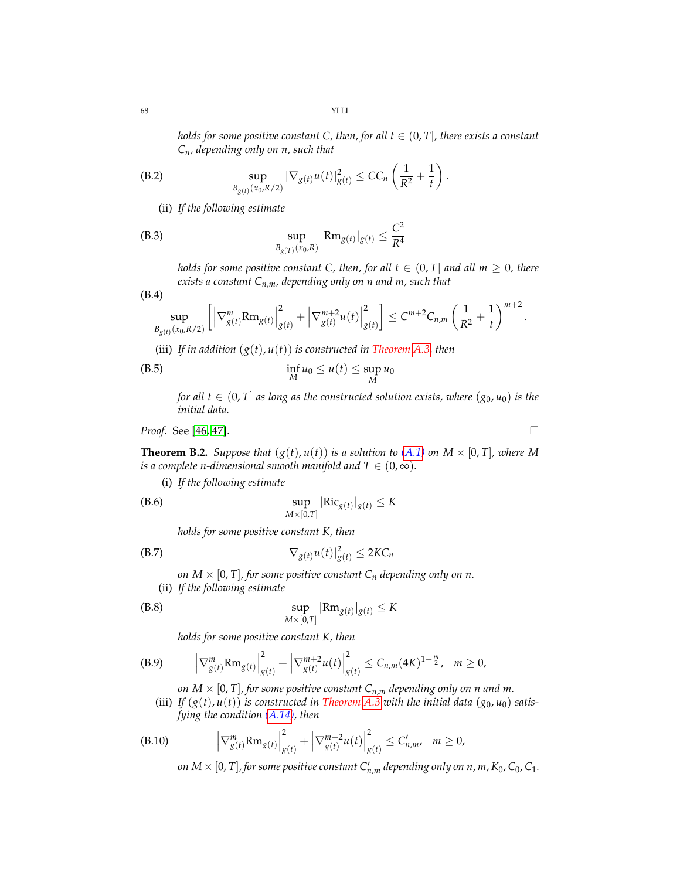*holds for some positive constant $C$, then, for all $t \in (0, T]$, there exists a constant $C_n$, depending only on $n$, such that*

$$\sup_{B_{g(t)}(x_0, R/2)} |\nabla_{g(t)} u(t)|^2_{g(t)} \leq C C_n \left( \frac{1}{R^2} + \frac{1}{t} \right). \tag{B.2}$$

(ii) *If the following estimate*

$$\sup_{B_{g(T)}(x_0, R)} |\mathrm{Rm}_{g(t)}|_{g(t)} \leq \frac{C^2}{R^4} \tag{B.3}$$

*holds for some positive constant $C$, then, for all $t \in (0, T]$ and all $m \geq 0$, there exists a constant $C_{n,m}$, depending only on $n$ and $m$, such that*

$$\sup_{B_{g(t)}(x_0, R/2)} \left[ \left| \nabla^m_{g(t)} \mathrm{Rm}_{g(t)} \right|^2_{g(t)} + \left| \nabla^{m+2}_{g(t)} u(t) \right|^2_{g(t)} \right] \leq C^{m+2} C_{n,m} \left( \frac{1}{R^2} + \frac{1}{t} \right)^{m+2}. \tag{B.4}$$

(iii) *If in addition $(g(t), u(t))$ is constructed in Theorem A.3, then*

$$\inf_M u_0 \leq u(t) \leq \sup_M u_0 \tag{B.5}$$

*for all $t \in (0, T]$ as long as the constructed solution exists, where $(g_0, u_0)$ is the initial data.*

*Proof.* See [46, 47]. □

**Theorem B.2.** *Suppose that $(g(t), u(t))$ is a solution to (A.1) on $M \times [0, T]$, where $M$ is a complete $n$-dimensional smooth manifold and $T \in (0, \infty)$.*

(i) *If the following estimate*

$$\sup_{M \times [0,T]} |\mathrm{Ric}_{g(t)}|_{g(t)} \leq K \tag{B.6}$$

*holds for some positive constant $K$, then*

$$|\nabla_{g(t)} u(t)|^2_{g(t)} \leq 2 K C_n \tag{B.7}$$

*on $M \times [0, T]$, for some positive constant $C_n$ depending only on $n$.*

(ii) *If the following estimate*

$$\sup_{M \times [0,T]} |\mathrm{Rm}_{g(t)}|_{g(t)} \leq K \tag{B.8}$$

*holds for some positive constant $K$, then*

$$\left| \nabla^m_{g(t)} \mathrm{Rm}_{g(t)} \right|^2_{g(t)} + \left| \nabla^{m+2}_{g(t)} u(t) \right|^2_{g(t)} \leq C_{n,m} (4K)^{1 + \frac{m}{2}}, \quad m \geq 0, \tag{B.9}$$

*on $M \times [0, T]$, for some positive constant $C_{n,m}$ depending only on $n$ and $m$.*

(iii) *If $(g(t), u(t))$ is constructed in Theorem A.3 with the initial data $(g_0, u_0)$ satisfying the condition (A.14), then*

$$\left| \nabla^m_{g(t)} \mathrm{Rm}_{g(t)} \right|^2_{g(t)} + \left| \nabla^{m+2}_{g(t)} u(t) \right|^2_{g(t)} \leq C'_{n,m}, \quad m \geq 0, \tag{B.10}$$

*on $M \times [0, T]$, for some positive constant $C'_{n,m}$ depending only on $n, m, K_0, C_0, C_1$.*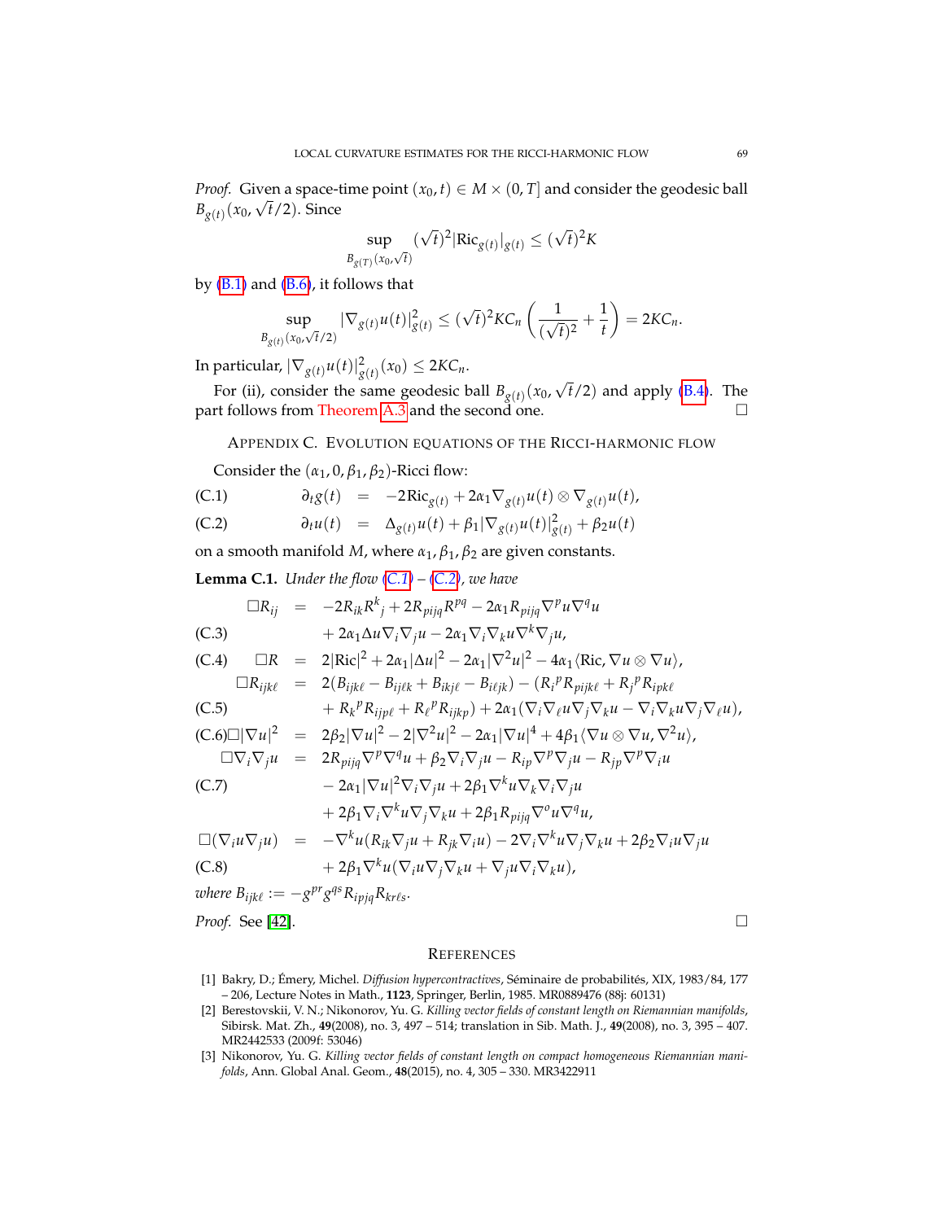*Proof.* Given a space-time point $(x_0, t) \in M \times (0, T]$ and consider the geodesic ball $B_{g(t)}(x_0, \sqrt{t}/2)$. Since

$$\sup_{B_{g(T)}(x_0, \sqrt{t})} (\sqrt{t})^2 |\mathrm{Ric}_{g(t)}|_{g(t)} \leq (\sqrt{t})^2 K$$

by (B.1) and (B.6), it follows that

$$\sup_{B_{g(t)}(x_0, \sqrt{t}/2)} |\nabla_{g(t)} u(t)|^2_{g(t)} \leq (\sqrt{t})^2 K C_n \left( \frac{1}{(\sqrt{t})^2} + \frac{1}{t} \right) = 2KC_n.$$

In particular, $|\nabla_{g(t)} u(t)|^2_{g(t)}(x_0) \leq 2KC_n$.

For (ii), consider the same geodesic ball $B_{g(t)}(x_0, \sqrt{t}/2)$ and apply (B.4). The part follows from Theorem A.3 and the second one. □

## Appendix C. Evolution equations of the Ricci-harmonic flow

Consider the $(\alpha_1, 0, \beta_1, \beta_2)$-Ricci flow:

$$\partial_t g(t) = -2\mathrm{Ric}_{g(t)} + 2\alpha_1 \nabla_{g(t)} u(t) \otimes \nabla_{g(t)} u(t), \tag{C.1}$$

$$\partial_t u(t) = \Delta_{g(t)} u(t) + \beta_1 |\nabla_{g(t)} u(t)|^2_{g(t)} + \beta_2 u(t) \tag{C.2}$$

on a smooth manifold $M$, where $\alpha_1, \beta_1, \beta_2$ are given constants.

**Lemma C.1.** *Under the flow (C.1) – (C.2), we have*

$$\begin{aligned} \Box R_{ij} &= -2R_{ik}R^k{}_j + 2R_{pijq}R^{pq} - 2\alpha_1 R_{pijq}\nabla^p u \nabla^q u \\ &\quad + 2\alpha_1 \Delta u \nabla_i \nabla_j u - 2\alpha_1 \nabla_i \nabla_k u \nabla^k \nabla_j u, \end{aligned} \tag{C.3}$$

$$\Box R = 2|\mathrm{Ric}|^2 + 2\alpha_1 |\Delta u|^2 - 2\alpha_1 |\nabla^2 u|^2 - 4\alpha_1 \langle \mathrm{Ric}, \nabla u \otimes \nabla u \rangle, \tag{C.4}$$

$$\begin{aligned} \Box R_{ijk\ell} &= 2(B_{ijk\ell} - B_{ij\ell k} + B_{ikj\ell} - B_{i\ell jk}) - (R_i{}^p R_{pjk\ell} + R_j{}^p R_{ipk\ell} \\ &\quad + R_k{}^p R_{ijp\ell} + R_\ell{}^p R_{ijkp}) + 2\alpha_1(\nabla_i \nabla_\ell u \nabla_j \nabla_k u - \nabla_i \nabla_k u \nabla_j \nabla_\ell u), \end{aligned} \tag{C.5}$$

$$\Box |\nabla u|^2 = 2\beta_2 |\nabla u|^2 - 2|\nabla^2 u|^2 - 2\alpha_1 |\nabla u|^4 + 4\beta_1 \langle \nabla u \otimes \nabla u, \nabla^2 u \rangle, \tag{C.6}$$

$$\begin{aligned} \Box \nabla_i \nabla_j u &= 2R_{pijq}\nabla^p \nabla^q u + \beta_2 \nabla_i \nabla_j u - R_{ip}\nabla^p \nabla_j u - R_{jp}\nabla^p \nabla_i u \\ &\quad - 2\alpha_1 |\nabla u|^2 \nabla_i \nabla_j u + 2\beta_1 \nabla^k u \nabla_k \nabla_i \nabla_j u \\ &\quad + 2\beta_1 \nabla_i \nabla^k u \nabla_j \nabla_k u + 2\beta_1 R_{pijq}\nabla^o u \nabla^q u, \end{aligned} \tag{C.7}$$

$$\begin{aligned} \Box(\nabla_i u \nabla_j u) &= -\nabla^k u (R_{ik}\nabla_j u + R_{jk}\nabla_i u) - 2\nabla_i \nabla^k u \nabla_j \nabla_k u + 2\beta_2 \nabla_i u \nabla_j u \\ &\quad + 2\beta_1 \nabla^k u (\nabla_i u \nabla_j \nabla_k u + \nabla_j u \nabla_i \nabla_k u), \end{aligned} \tag{C.8}$$

*where* $B_{ijk\ell} := -g^{pr}g^{qs}R_{ipjq}R_{kr\ell s}$.

*Proof.* See [42]. □

## References

[1] Bakry, D.; Émery, Michel. *Diffusion hypercontractives*, Séminaire de probabilités, XIX, 1983/84, 177 – 206, Lecture Notes in Math., **1123**, Springer, Berlin, 1985. MR0889476 (88j: 60131)

[2] Berestovskii, V. N.; Nikonorov, Yu. G. *Killing vector fields of constant length on Riemannian manifolds*, Sibirsk. Mat. Zh., **49**(2008), no. 3, 497 – 514; translation in Sib. Math. J., **49**(2008), no. 3, 395 – 407. MR2442533 (2009f: 53046)

[3] Nikonorov, Yu. G. *Killing vector fields of constant length on compact homogeneous Riemannian manifolds*, Ann. Global Anal. Geom., **48**(2015), no. 4, 305 – 330. MR3422911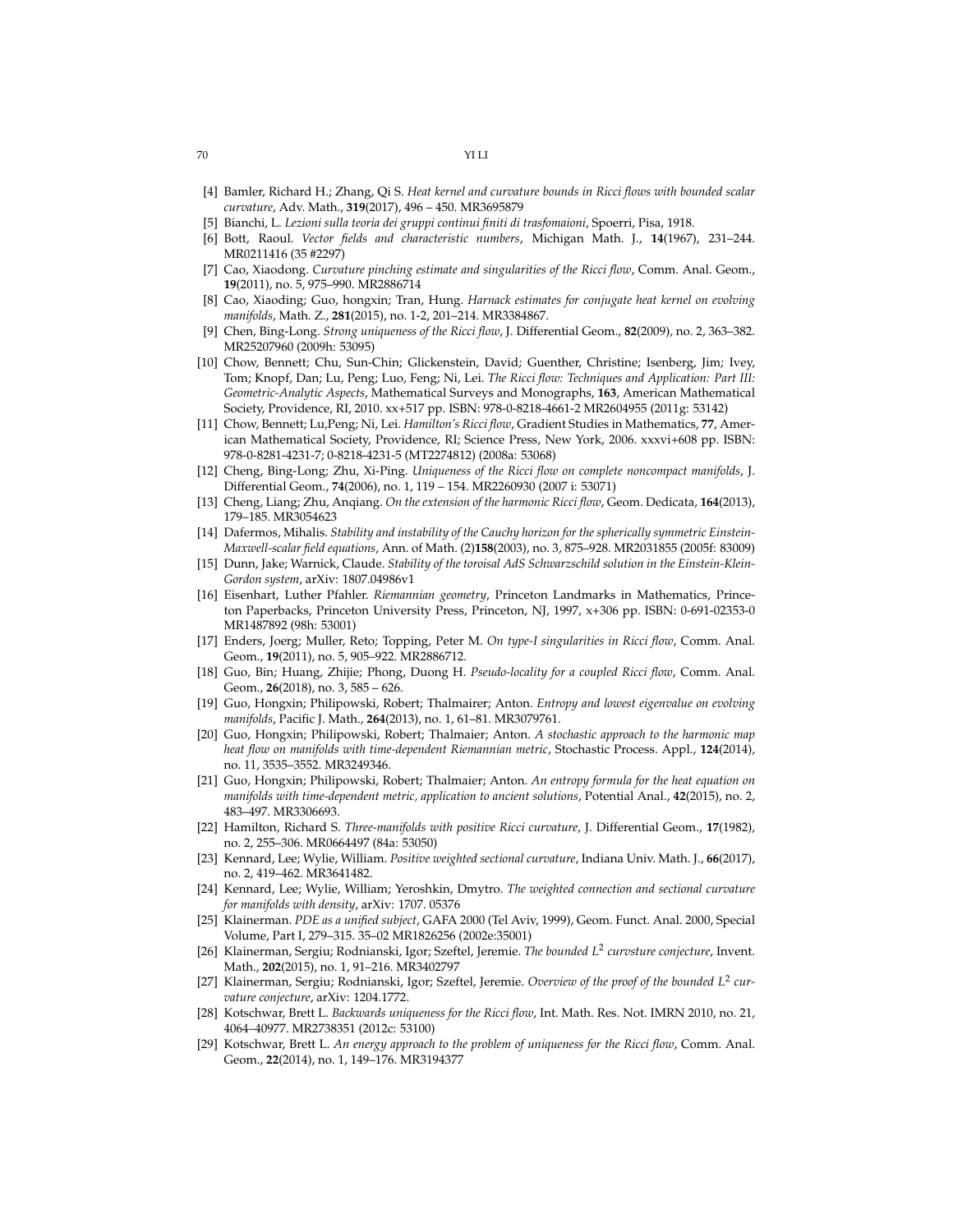- [4] Bamler, Richard H.; Zhang, Qi S. *Heat kernel and curvature bounds in Ricci flows with bounded scalar curvature*, Adv. Math., **319**(2017), 496 – 450. MR3695879
- [5] Bianchi, L. *Lezioni sulla teoria dei gruppi continui finiti di trasfomaioni*, Spoerri, Pisa, 1918.
- [6] Bott, Raoul. *Vector fields and characteristic numbers*, Michigan Math. J., **14**(1967), 231–244. MR0211416 (35 #2297)
- [7] Cao, Xiaodong. *Curvature pinching estimate and singularities of the Ricci flow*, Comm. Anal. Geom., **19**(2011), no. 5, 975–990. MR2886714
- [8] Cao, Xiaoding; Guo, hongxin; Tran, Hung. *Harnack estimates for conjugate heat kernel on evolving manifolds*, Math. Z., **281**(2015), no. 1-2, 201–214. MR3384867.
- [9] Chen, Bing-Long. *Strong uniqueness of the Ricci flow*, J. Differential Geom., **82**(2009), no. 2, 363–382. MR25207960 (2009h: 53095)
- [10] Chow, Bennett; Chu, Sun-Chin; Glickenstein, David; Guenther, Christine; Isenberg, Jim; Ivey, Tom; Knopf, Dan; Lu, Peng; Luo, Feng; Ni, Lei. *The Ricci flow: Techniques and Application: Part III: Geometric-Analytic Aspects*, Mathematical Surveys and Monographs, **163**, American Mathematical Society, Providence, RI, 2010. xx+517 pp. ISBN: 978-0-8218-4661-2 MR2604955 (2011g: 53142)
- [11] Chow, Bennett; Lu,Peng; Ni, Lei. *Hamilton's Ricci flow*, Gradient Studies in Mathematics, **77**, American Mathematical Society, Providence, RI; Science Press, New York, 2006. xxxvi+608 pp. ISBN: 978-0-8281-4231-7; 0-8218-4231-5 (MT2274812) (2008a: 53068)
- [12] Cheng, Bing-Long; Zhu, Xi-Ping. *Uniqueness of the Ricci flow on complete noncompact manifolds*, J. Differential Geom., **74**(2006), no. 1, 119 – 154. MR2260930 (2007 i: 53071)
- [13] Cheng, Liang; Zhu, Anqiang. *On the extension of the harmonic Ricci flow*, Geom. Dedicata, **164**(2013), 179–185. MR3054623
- [14] Dafermos, Mihalis. *Stability and instability of the Cauchy horizon for the spherically symmetric Einstein-Maxwell-scalar field equations*, Ann. of Math. (2)**158**(2003), no. 3, 875–928. MR2031855 (2005f: 83009)
- [15] Dunn, Jake; Warnick, Claude. *Stability of the toroisal AdS Schwarzschild solution in the Einstein-Klein-Gordon system*, arXiv: 1807.04986v1
- [16] Eisenhart, Luther Pfahler. *Riemannian geometry*, Princeton Landmarks in Mathematics, Princeton Paperbacks, Princeton University Press, Princeton, NJ, 1997, x+306 pp. ISBN: 0-691-02353-0 MR1487892 (98h: 53001)
- [17] Enders, Joerg; Muller, Reto; Topping, Peter M. *On type-I singularities in Ricci flow*, Comm. Anal. Geom., **19**(2011), no. 5, 905–922. MR2886712.
- [18] Guo, Bin; Huang, Zhijie; Phong, Duong H. *Pseudo-locality for a coupled Ricci flow*, Comm. Anal. Geom., **26**(2018), no. 3, 585 – 626.
- [19] Guo, Hongxin; Philipowski, Robert; Thalmairer; Anton. *Entropy and lowest eigenvalue on evolving manifolds*, Pacific J. Math., **264**(2013), no. 1, 61–81. MR3079761.
- [20] Guo, Hongxin; Philipowski, Robert; Thalmaier; Anton. *A stochastic approach to the harmonic map heat flow on manifolds with time-dependent Riemannian metric*, Stochastic Process. Appl., **124**(2014), no. 11, 3535–3552. MR3249346.
- [21] Guo, Hongxin; Philipowski, Robert; Thalmaier; Anton. *An entropy formula for the heat equation on manifolds with time-dependent metric, application to ancient solutions*, Potential Anal., **42**(2015), no. 2, 483–497. MR3306693.
- [22] Hamilton, Richard S. *Three-manifolds with positive Ricci curvature*, J. Differential Geom., **17**(1982), no. 2, 255–306. MR0664497 (84a: 53050)
- [23] Kennard, Lee; Wylie, William. *Positive weighted sectional curvature*, Indiana Univ. Math. J., **66**(2017), no. 2, 419–462. MR3641482.
- [24] Kennard, Lee; Wylie, William; Yeroshkin, Dmytro. *The weighted connection and sectional curvature for manifolds with density*, arXiv: 1707. 05376
- [25] Klainerman. *PDE as a unified subject*, GAFA 2000 (Tel Aviv, 1999), Geom. Funct. Anal. 2000, Special Volume, Part I, 279–315. 35–02 MR1826256 (2002e:35001)
- [26] Klainerman, Sergiu; Rodnianski, Igor; Szeftel, Jeremie. *The bounded $L^2$ curvsture conjecture*, Invent. Math., **202**(2015), no. 1, 91–216. MR3402797
- [27] Klainerman, Sergiu; Rodnianski, Igor; Szeftel, Jeremie. *Overview of the proof of the bounded $L^2$ curvature conjecture*, arXiv: 1204.1772.
- [28] Kotschwar, Brett L. *Backwards uniqueness for the Ricci flow*, Int. Math. Res. Not. IMRN 2010, no. 21, 4064–40977. MR2738351 (2012c: 53100)
- [29] Kotschwar, Brett L. *An energy approach to the problem of uniqueness for the Ricci flow*, Comm. Anal. Geom., **22**(2014), no. 1, 149–176. MR3194377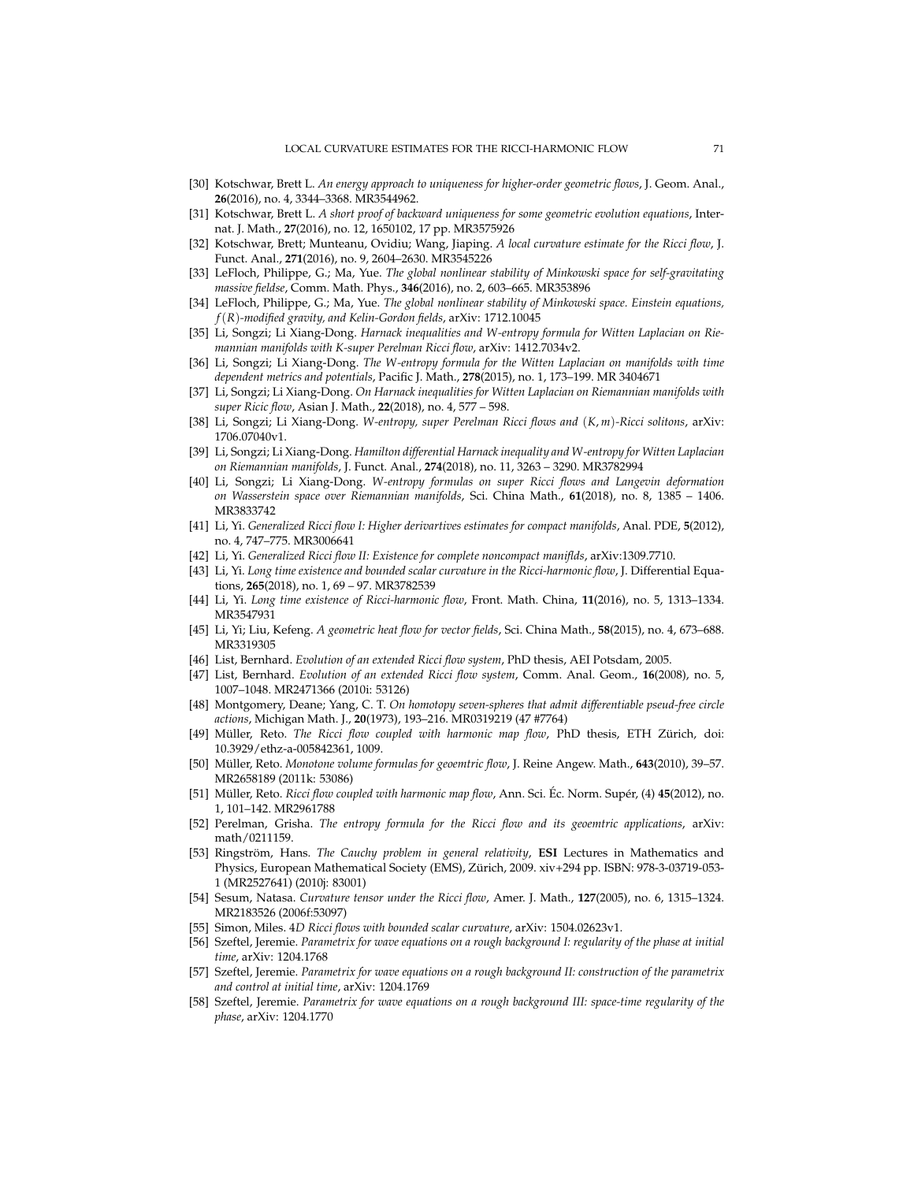- [30] Kotschwar, Brett L. *An energy approach to uniqueness for higher-order geometric flows*, J. Geom. Anal., **26**(2016), no. 4, 3344–3368. MR3544962.
- [31] Kotschwar, Brett L. *A short proof of backward uniqueness for some geometric evolution equations*, Internat. J. Math., **27**(2016), no. 12, 1650102, 17 pp. MR3575926
- [32] Kotschwar, Brett; Munteanu, Ovidiu; Wang, Jiaping. *A local curvature estimate for the Ricci flow*, J. Funct. Anal., **271**(2016), no. 9, 2604–2630. MR3545226
- [33] LeFloch, Philippe, G.; Ma, Yue. *The global nonlinear stability of Minkowski space for self-gravitating massive fieldse*, Comm. Math. Phys., **346**(2016), no. 2, 603–665. MR353896
- [34] LeFloch, Philippe, G.; Ma, Yue. *The global nonlinear stability of Minkowski space. Einstein equations, $f(R)$-modified gravity, and Kelin-Gordon fields*, arXiv: 1712.10045
- [35] Li, Songzi; Li Xiang-Dong. *Harnack inequalities and W-entropy formula for Witten Laplacian on Riemannian manifolds with K-super Perelman Ricci flow*, arXiv: 1412.7034v2.
- [36] Li, Songzi; Li Xiang-Dong. *The W-entropy formula for the Witten Laplacian on manifolds with time dependent metrics and potentials*, Pacific J. Math., **278**(2015), no. 1, 173–199. MR 3404671
- [37] Li, Songzi; Li Xiang-Dong. *On Harnack inequalities for Witten Laplacian on Riemannian manifolds with super Ricic flow*, Asian J. Math., **22**(2018), no. 4, 577 – 598.
- [38] Li, Songzi; Li Xiang-Dong. *W-entropy, super Perelman Ricci flows and $(K, m)$-Ricci solitons*, arXiv: 1706.07040v1.
- [39] Li, Songzi; Li Xiang-Dong. *Hamilton differential Harnack inequality and W-entropy for Witten Laplacian on Riemannian manifolds*, J. Funct. Anal., **274**(2018), no. 11, 3263 – 3290. MR3782994
- [40] Li, Songzi; Li Xiang-Dong. *W-entropy formulas on super Ricci flows and Langevin deformation on Wasserstein space over Riemannian manifolds*, Sci. China Math., **61**(2018), no. 8, 1385 – 1406. MR3833742
- [41] Li, Yi. *Generalized Ricci flow I: Higher derivartives estimates for compact manifolds*, Anal. PDE, **5**(2012), no. 4, 747–775. MR3006641
- [42] Li, Yi. *Generalized Ricci flow II: Existence for complete noncompact maniflds*, arXiv:1309.7710.
- [43] Li, Yi. *Long time existence and bounded scalar curvature in the Ricci-harmonic flow*, J. Differential Equations, **265**(2018), no. 1, 69 – 97. MR3782539
- [44] Li, Yi. *Long time existence of Ricci-harmonic flow*, Front. Math. China, **11**(2016), no. 5, 1313–1334. MR3547931
- [45] Li, Yi; Liu, Kefeng. *A geometric heat flow for vector fields*, Sci. China Math., **58**(2015), no. 4, 673–688. MR3319305
- [46] List, Bernhard. *Evolution of an extended Ricci flow system*, PhD thesis, AEI Potsdam, 2005.
- [47] List, Bernhard. *Evolution of an extended Ricci flow system*, Comm. Anal. Geom., **16**(2008), no. 5, 1007–1048. MR2471366 (2010i: 53126)
- [48] Montgomery, Deane; Yang, C. T. *On homotopy seven-spheres that admit differentiable pseud-free circle actions*, Michigan Math. J., **20**(1973), 193–216. MR0319219 (47 #7764)
- [49] Müller, Reto. *The Ricci flow coupled with harmonic map flow*, PhD thesis, ETH Zürich, doi: 10.3929/ethz-a-005842361, 1009.
- [50] Müller, Reto. *Monotone volume formulas for geoemtric flow*, J. Reine Angew. Math., **643**(2010), 39–57. MR2658189 (2011k: 53086)
- [51] Müller, Reto. *Ricci flow coupled with harmonic map flow*, Ann. Sci. Éc. Norm. Supér, (4) **45**(2012), no. 1, 101–142. MR2961788
- [52] Perelman, Grisha. *The entropy formula for the Ricci flow and its geoemtric applications*, arXiv: math/0211159.
- [53] Ringström, Hans. *The Cauchy problem in general relativity*, **ESI** Lectures in Mathematics and Physics, European Mathematical Society (EMS), Zürich, 2009. xiv+294 pp. ISBN: 978-3-03719-053-1 (MR2527641) (2010j: 83001)
- [54] Sesum, Natasa. *Curvature tensor under the Ricci flow*, Amer. J. Math., **127**(2005), no. 6, 1315–1324. MR2183526 (2006f:53097)
- [55] Simon, Miles. *4D Ricci flows with bounded scalar curvature*, arXiv: 1504.02623v1.
- [56] Szeftel, Jeremie. *Parametrix for wave equations on a rough background I: regularity of the phase at initial time*, arXiv: 1204.1768
- [57] Szeftel, Jeremie. *Parametrix for wave equations on a rough background II: construction of the parametrix and control at initial time*, arXiv: 1204.1769
- [58] Szeftel, Jeremie. *Parametrix for wave equations on a rough background III: space-time regularity of the phase*, arXiv: 1204.1770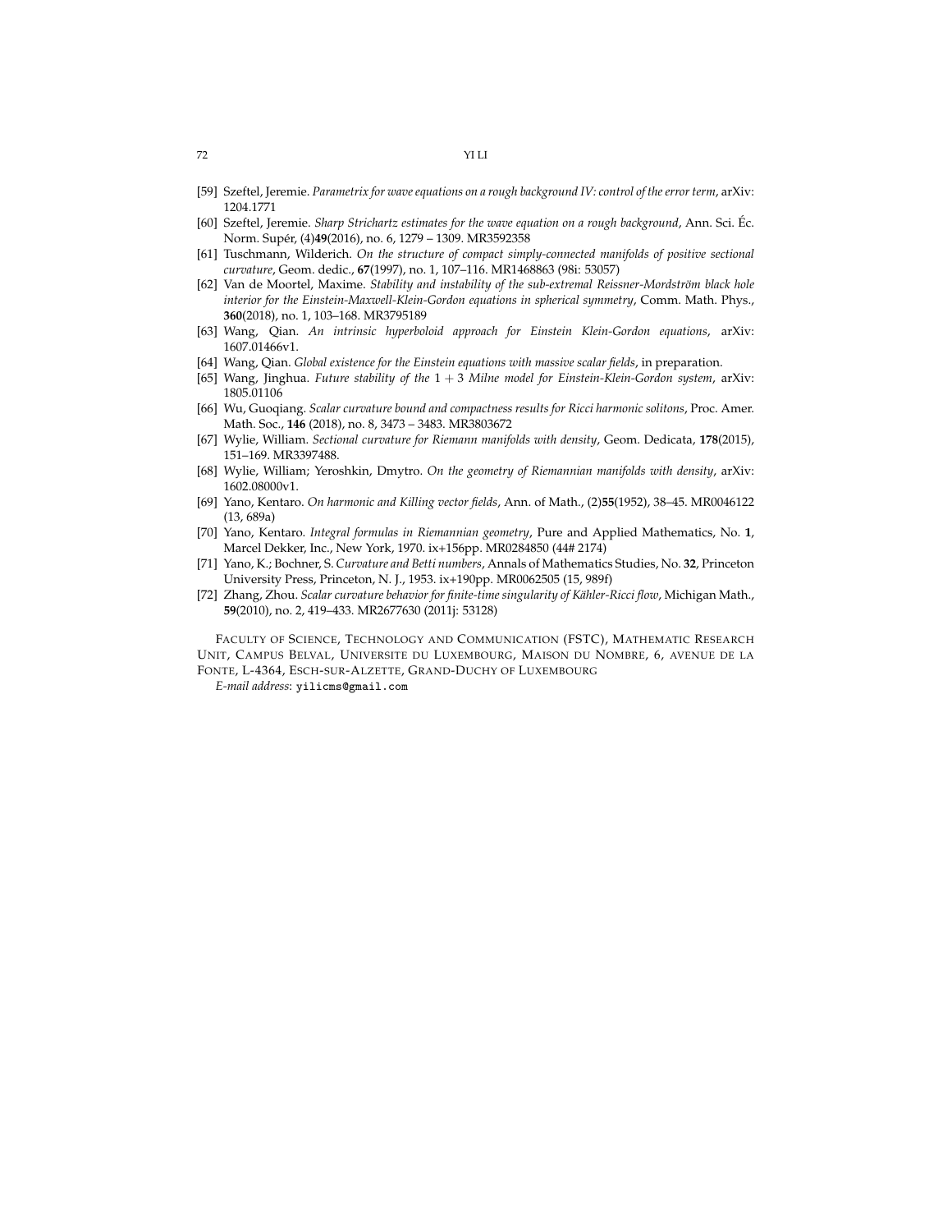[59] Szeftel, Jeremie. *Parametrix for wave equations on a rough background IV: control of the error term*, arXiv: 1204.1771

[60] Szeftel, Jeremie. *Sharp Strichartz estimates for the wave equation on a rough background*, Ann. Sci. Éc. Norm. Supér, (4)**49**(2016), no. 6, 1279 – 1309. MR3592358

[61] Tuschmann, Wilderich. *On the structure of compact simply-connected manifolds of positive sectional curvature*, Geom. dedic., **67**(1997), no. 1, 107–116. MR1468863 (98i: 53057)

[62] Van de Moortel, Maxime. *Stability and instability of the sub-extremal Reissner-Mordström black hole interior for the Einstein-Maxwell-Klein-Gordon equations in spherical symmetry*, Comm. Math. Phys., **360**(2018), no. 1, 103–168. MR3795189

[63] Wang, Qian. *An intrinsic hyperboloid approach for Einstein Klein-Gordon equations*, arXiv: 1607.01466v1.

[64] Wang, Qian. *Global existence for the Einstein equations with massive scalar fields*, in preparation.

[65] Wang, Jinghua. *Future stability of the $1+3$ Milne model for Einstein-Klein-Gordon system*, arXiv: 1805.01106

[66] Wu, Guoqiang. *Scalar curvature bound and compactness results for Ricci harmonic solitons*, Proc. Amer. Math. Soc., **146** (2018), no. 8, 3473 – 3483. MR3803672

[67] Wylie, William. *Sectional curvature for Riemann manifolds with density*, Geom. Dedicata, **178**(2015), 151–169. MR3397488.

[68] Wylie, William; Yeroshkin, Dmytro. *On the geometry of Riemannian manifolds with density*, arXiv: 1602.08000v1.

[69] Yano, Kentaro. *On harmonic and Killing vector fields*, Ann. of Math., (2)**55**(1952), 38–45. MR0046122 (13, 689a)

[70] Yano, Kentaro. *Integral formulas in Riemannian geometry*, Pure and Applied Mathematics, No. **1**, Marcel Dekker, Inc., New York, 1970. ix+156pp. MR0284850 (44# 2174)

[71] Yano, K.; Bochner, S. *Curvature and Betti numbers*, Annals of Mathematics Studies, No. **32**, Princeton University Press, Princeton, N. J., 1953. ix+190pp. MR0062505 (15, 989f)

[72] Zhang, Zhou. *Scalar curvature behavior for finite-time singularity of Kähler-Ricci flow*, Michigan Math., **59**(2010), no. 2, 419–433. MR2677630 (2011j: 53128)

Faculty of Science, Technology and Communication (FSTC), Mathematic Research Unit, Campus Belval, Universite du Luxembourg, Maison du Nombre, 6, avenue de la Fonte, L-4364, Esch-sur-Alzette, Grand-Duchy of Luxembourg

*E-mail address*: yilicms@gmail.com